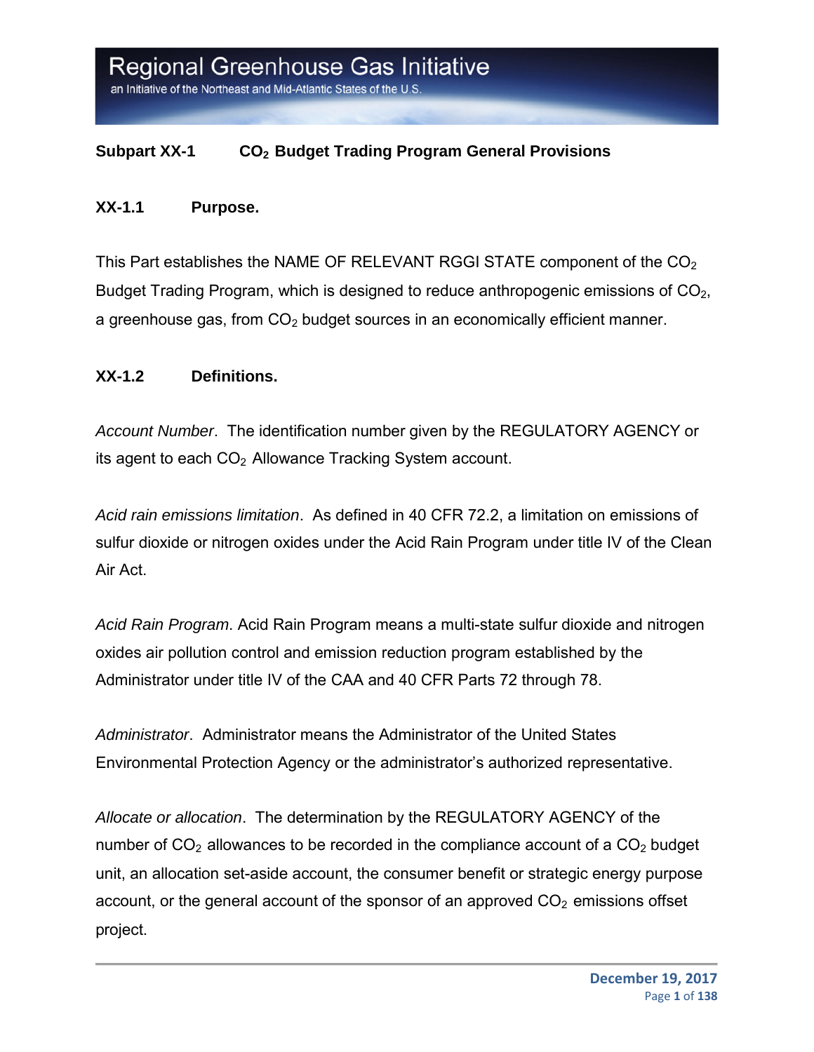## Subpart XX-1 $CO_2$ Budget Trading Program General Provisions

### XX-1.1 Purpose.

This Part establishes the NAME OF RELEVANT RGGI STATE component of the $CO_2$ Budget Trading Program, which is designed to reduce anthropogenic emissions of $CO_2$, a greenhouse gas, from $CO_2$ budget sources in an economically efficient manner.

### XX-1.2 Definitions.

*Account Number*. The identification number given by the REGULATORY AGENCY or its agent to each $CO_2$ Allowance Tracking System account.

*Acid rain emissions limitation*. As defined in 40 CFR 72.2, a limitation on emissions of sulfur dioxide or nitrogen oxides under the Acid Rain Program under title IV of the Clean Air Act.

*Acid Rain Program*. Acid Rain Program means a multi-state sulfur dioxide and nitrogen oxides air pollution control and emission reduction program established by the Administrator under title IV of the CAA and 40 CFR Parts 72 through 78.

*Administrator*. Administrator means the Administrator of the United States Environmental Protection Agency or the administrator's authorized representative.

*Allocate or allocation*. The determination by the REGULATORY AGENCY of the number of $CO_2$ allowances to be recorded in the compliance account of a $CO_2$ budget unit, an allocation set-aside account, the consumer benefit or strategic energy purpose account, or the general account of the sponsor of an approved $CO_2$ emissions offset project.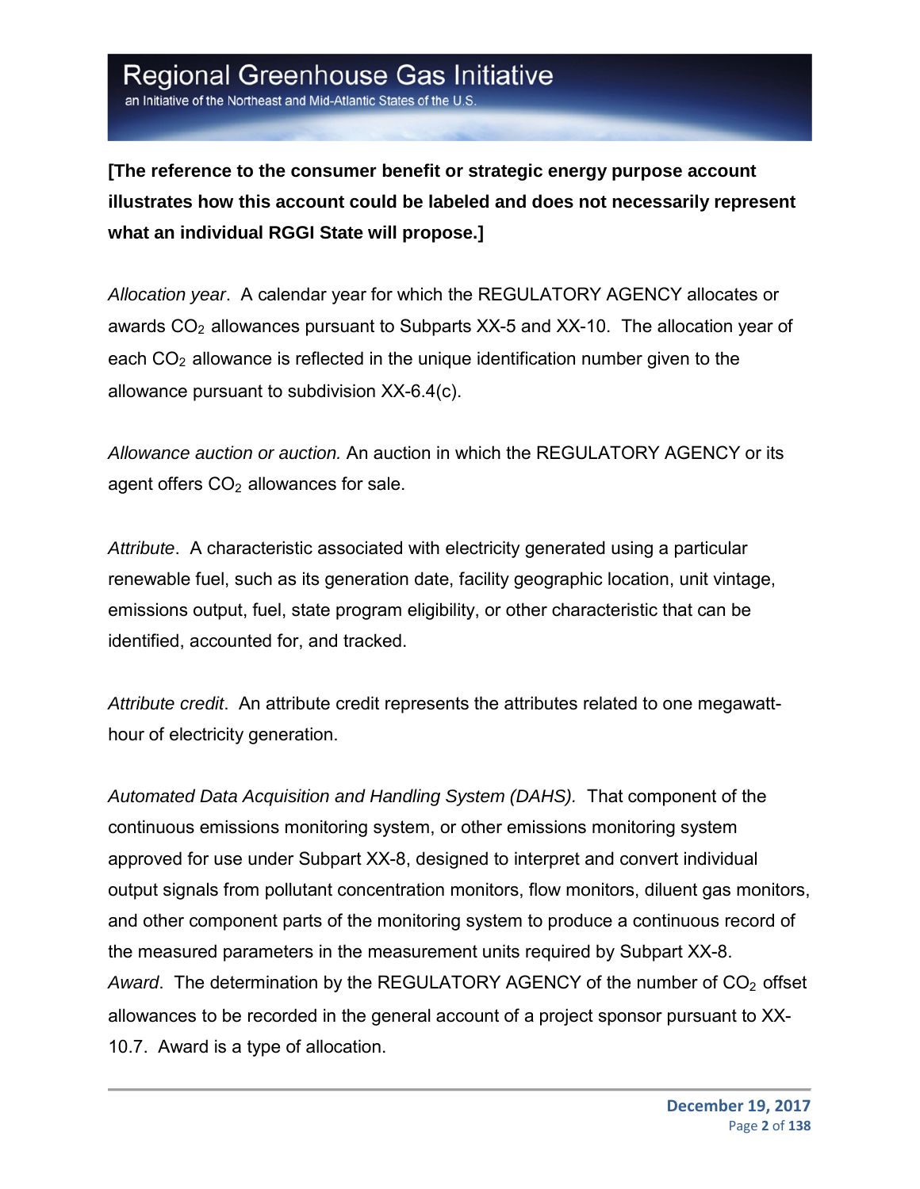**[The reference to the consumer benefit or strategic energy purpose account illustrates how this account could be labeled and does not necessarily represent what an individual RGGI State will propose.]**

*Allocation year*. A calendar year for which the REGULATORY AGENCY allocates or awards $CO_2$ allowances pursuant to Subparts XX-5 and XX-10. The allocation year of each $CO_2$ allowance is reflected in the unique identification number given to the allowance pursuant to subdivision XX-6.4(c).

*Allowance auction or auction.* An auction in which the REGULATORY AGENCY or its agent offers $CO_2$ allowances for sale.

*Attribute*. A characteristic associated with electricity generated using a particular renewable fuel, such as its generation date, facility geographic location, unit vintage, emissions output, fuel, state program eligibility, or other characteristic that can be identified, accounted for, and tracked.

*Attribute credit*. An attribute credit represents the attributes related to one megawatt-hour of electricity generation.

*Automated Data Acquisition and Handling System (DAHS).* That component of the continuous emissions monitoring system, or other emissions monitoring system approved for use under Subpart XX-8, designed to interpret and convert individual output signals from pollutant concentration monitors, flow monitors, diluent gas monitors, and other component parts of the monitoring system to produce a continuous record of the measured parameters in the measurement units required by Subpart XX-8.

*Award*. The determination by the REGULATORY AGENCY of the number of $CO_2$ offset allowances to be recorded in the general account of a project sponsor pursuant to XX-10.7. Award is a type of allocation.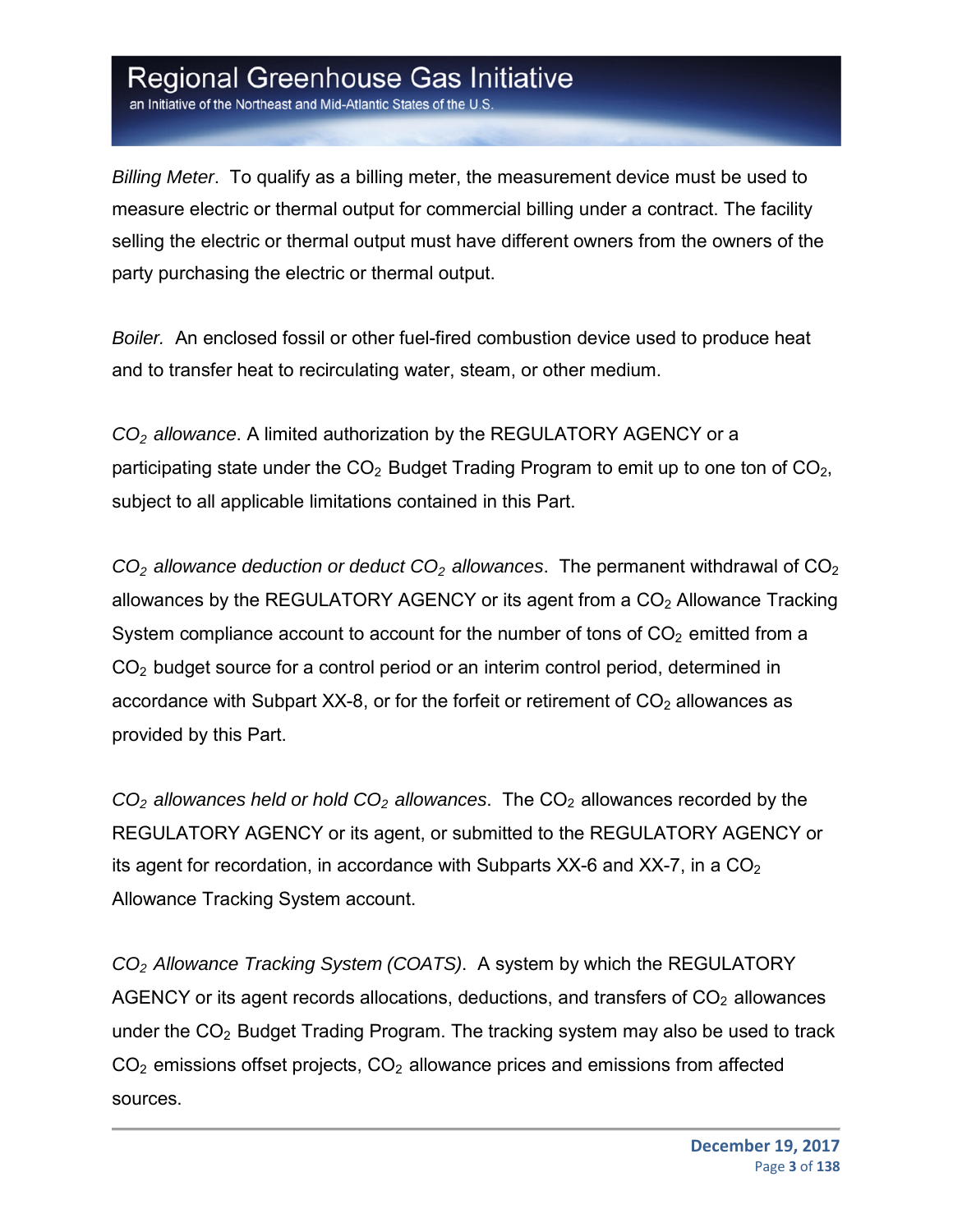*Billing Meter*. To qualify as a billing meter, the measurement device must be used to measure electric or thermal output for commercial billing under a contract. The facility selling the electric or thermal output must have different owners from the owners of the party purchasing the electric or thermal output.

*Boiler.* An enclosed fossil or other fuel-fired combustion device used to produce heat and to transfer heat to recirculating water, steam, or other medium.

*$CO_2$ allowance*. A limited authorization by the REGULATORY AGENCY or a participating state under the $CO_2$ Budget Trading Program to emit up to one ton of $CO_2$, subject to all applicable limitations contained in this Part.

*$CO_2$ allowance deduction or deduct $CO_2$ allowances*. The permanent withdrawal of $CO_2$ allowances by the REGULATORY AGENCY or its agent from a $CO_2$ Allowance Tracking System compliance account to account for the number of tons of $CO_2$ emitted from a $CO_2$ budget source for a control period or an interim control period, determined in accordance with Subpart XX-8, or for the forfeit or retirement of $CO_2$ allowances as provided by this Part.

*$CO_2$ allowances held or hold $CO_2$ allowances*. The $CO_2$ allowances recorded by the REGULATORY AGENCY or its agent, or submitted to the REGULATORY AGENCY or its agent for recordation, in accordance with Subparts XX-6 and XX-7, in a $CO_2$ Allowance Tracking System account.

*$CO_2$ Allowance Tracking System (COATS)*. A system by which the REGULATORY AGENCY or its agent records allocations, deductions, and transfers of $CO_2$ allowances under the $CO_2$ Budget Trading Program. The tracking system may also be used to track $CO_2$ emissions offset projects, $CO_2$ allowance prices and emissions from affected sources.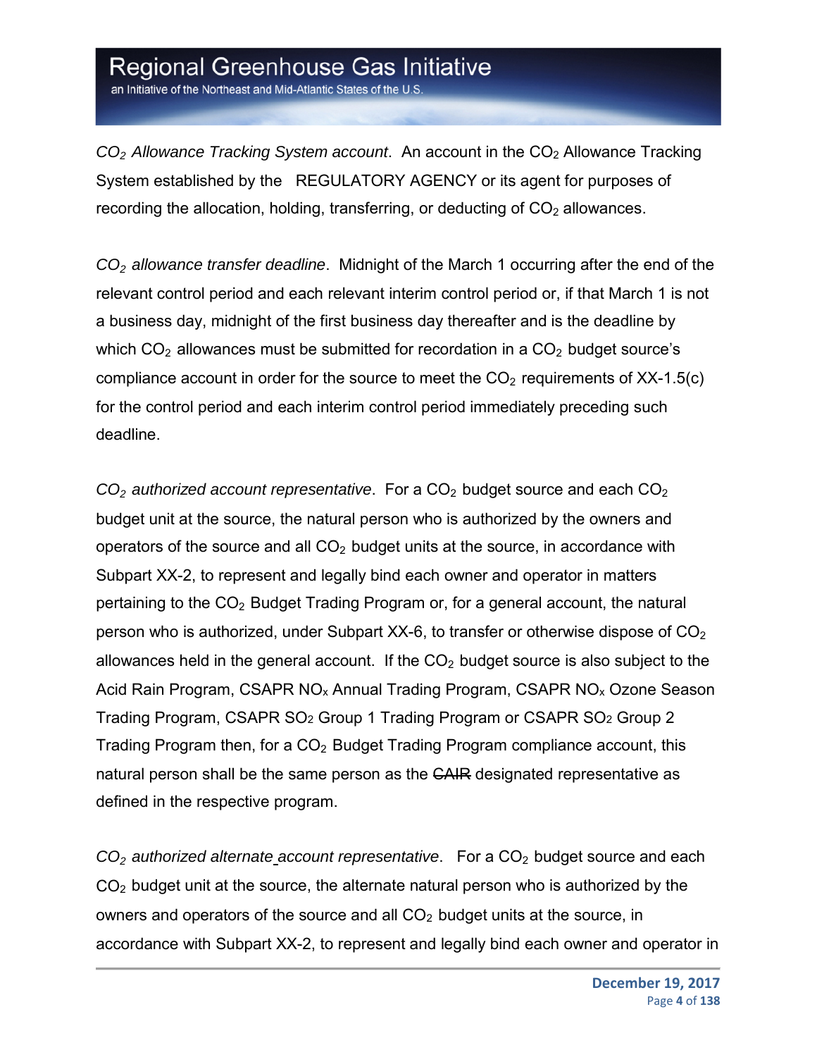*$CO_2$ Allowance Tracking System account*. An account in the $CO_2$ Allowance Tracking System established by the REGULATORY AGENCY or its agent for purposes of recording the allocation, holding, transferring, or deducting of $CO_2$ allowances.

*$CO_2$ allowance transfer deadline*. Midnight of the March 1 occurring after the end of the relevant control period and each relevant interim control period or, if that March 1 is not a business day, midnight of the first business day thereafter and is the deadline by which $CO_2$ allowances must be submitted for recordation in a $CO_2$ budget source's compliance account in order for the source to meet the $CO_2$ requirements of XX-1.5(c) for the control period and each interim control period immediately preceding such deadline.

*$CO_2$ authorized account representative*. For a $CO_2$ budget source and each $CO_2$ budget unit at the source, the natural person who is authorized by the owners and operators of the source and all $CO_2$ budget units at the source, in accordance with Subpart XX-2, to represent and legally bind each owner and operator in matters pertaining to the $CO_2$ Budget Trading Program or, for a general account, the natural person who is authorized, under Subpart XX-6, to transfer or otherwise dispose of $CO_2$ allowances held in the general account. If the $CO_2$ budget source is also subject to the Acid Rain Program, CSAPR $NO_x$ Annual Trading Program, CSAPR $NO_x$ Ozone Season Trading Program, CSAPR $SO_2$ Group 1 Trading Program or CSAPR $SO_2$ Group 2 Trading Program then, for a $CO_2$ Budget Trading Program compliance account, this natural person shall be the same person as the ~~CAIR~~ designated representative as defined in the respective program.

*$CO_2$ authorized alternate account representative*. For a $CO_2$ budget source and each $CO_2$ budget unit at the source, the alternate natural person who is authorized by the owners and operators of the source and all $CO_2$ budget units at the source, in accordance with Subpart XX-2, to represent and legally bind each owner and operator in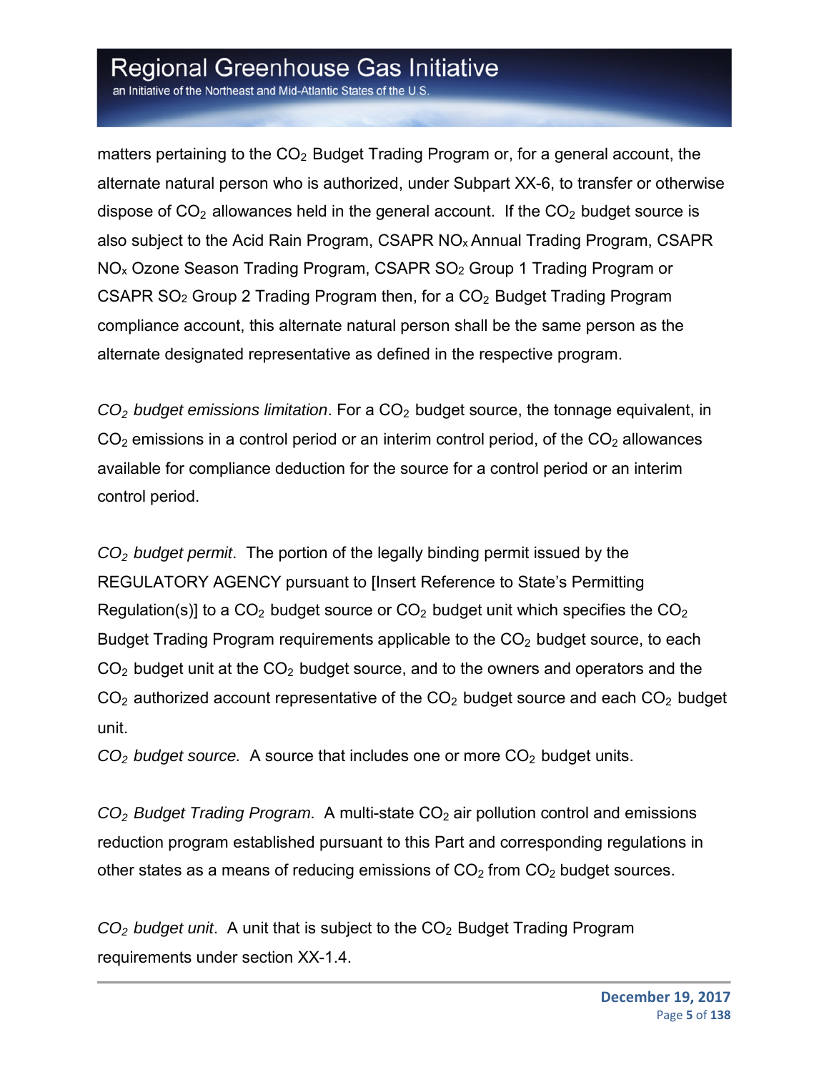matters pertaining to the $CO_2$ Budget Trading Program or, for a general account, the alternate natural person who is authorized, under Subpart XX-6, to transfer or otherwise dispose of $CO_2$ allowances held in the general account. If the $CO_2$ budget source is also subject to the Acid Rain Program, CSAPR $NO_x$ Annual Trading Program, CSAPR $NO_x$ Ozone Season Trading Program, CSAPR $SO_2$ Group 1 Trading Program or CSAPR $SO_2$ Group 2 Trading Program then, for a $CO_2$ Budget Trading Program compliance account, this alternate natural person shall be the same person as the alternate designated representative as defined in the respective program.

*$CO_2$ budget emissions limitation*. For a $CO_2$ budget source, the tonnage equivalent, in $CO_2$ emissions in a control period or an interim control period, of the $CO_2$ allowances available for compliance deduction for the source for a control period or an interim control period.

*$CO_2$ budget permit*. The portion of the legally binding permit issued by the REGULATORY AGENCY pursuant to [Insert Reference to State's Permitting Regulation(s)] to a $CO_2$ budget source or $CO_2$ budget unit which specifies the $CO_2$ Budget Trading Program requirements applicable to the $CO_2$ budget source, to each $CO_2$ budget unit at the $CO_2$ budget source, and to the owners and operators and the $CO_2$ authorized account representative of the $CO_2$ budget source and each $CO_2$ budget unit.

*$CO_2$ budget source*. A source that includes one or more $CO_2$ budget units.

*$CO_2$ Budget Trading Program*. A multi-state $CO_2$ air pollution control and emissions reduction program established pursuant to this Part and corresponding regulations in other states as a means of reducing emissions of $CO_2$ from $CO_2$ budget sources.

*$CO_2$ budget unit*. A unit that is subject to the $CO_2$ Budget Trading Program requirements under section XX-1.4.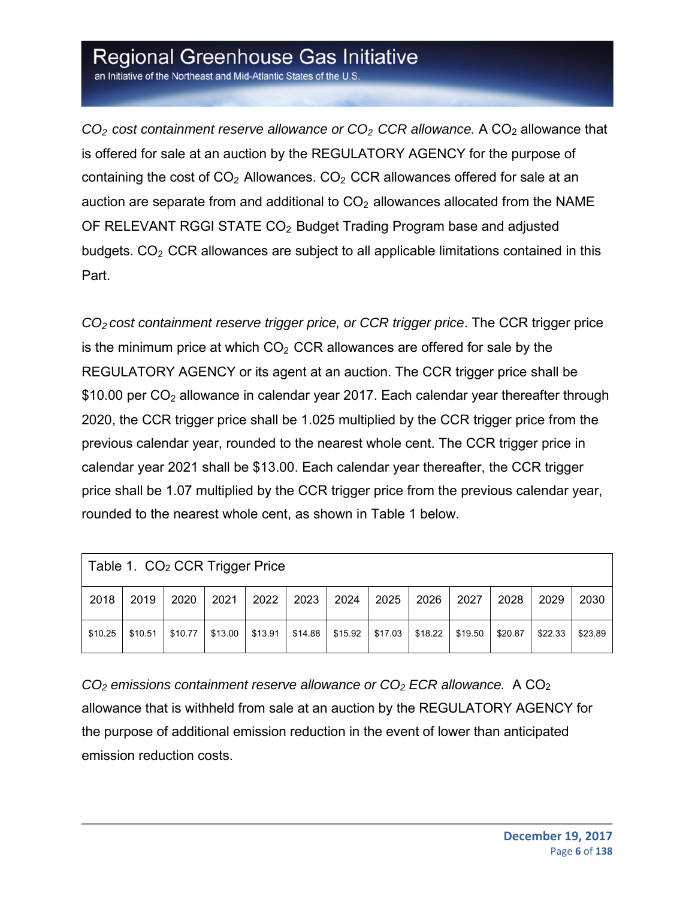*$CO_2$ cost containment reserve allowance or $CO_2$ CCR allowance.* A $CO_2$ allowance that is offered for sale at an auction by the REGULATORY AGENCY for the purpose of containing the cost of $CO_2$ Allowances. $CO_2$ CCR allowances offered for sale at an auction are separate from and additional to $CO_2$ allowances allocated from the NAME OF RELEVANT RGGI STATE $CO_2$ Budget Trading Program base and adjusted budgets. $CO_2$ CCR allowances are subject to all applicable limitations contained in this Part.

*$CO_2$ cost containment reserve trigger price, or CCR trigger price*. The CCR trigger price is the minimum price at which $CO_2$ CCR allowances are offered for sale by the REGULATORY AGENCY or its agent at an auction. The CCR trigger price shall be $10.00 per $CO_2$ allowance in calendar year 2017. Each calendar year thereafter through 2020, the CCR trigger price shall be 1.025 multiplied by the CCR trigger price from the previous calendar year, rounded to the nearest whole cent. The CCR trigger price in calendar year 2021 shall be $13.00. Each calendar year thereafter, the CCR trigger price shall be 1.07 multiplied by the CCR trigger price from the previous calendar year, rounded to the nearest whole cent, as shown in Table 1 below.

Table 1. $CO_2$ CCR Trigger Price

| 2018 | 2019 | 2020 | 2021 | 2022 | 2023 | 2024 | 2025 | 2026 | 2027 | 2028 | 2029 | 2030 |
|---|---|---|---|---|---|---|---|---|---|---|---|---|
| $10.25 | $10.51 | $10.77 | $13.00 | $13.91 | $14.88 | $15.92 | $17.03 | $18.22 | $19.50 | $20.87 | $22.33 | $23.89 |

*$CO_2$ emissions containment reserve allowance or $CO_2$ ECR allowance.* A $CO_2$ allowance that is withheld from sale at an auction by the REGULATORY AGENCY for the purpose of additional emission reduction in the event of lower than anticipated emission reduction costs.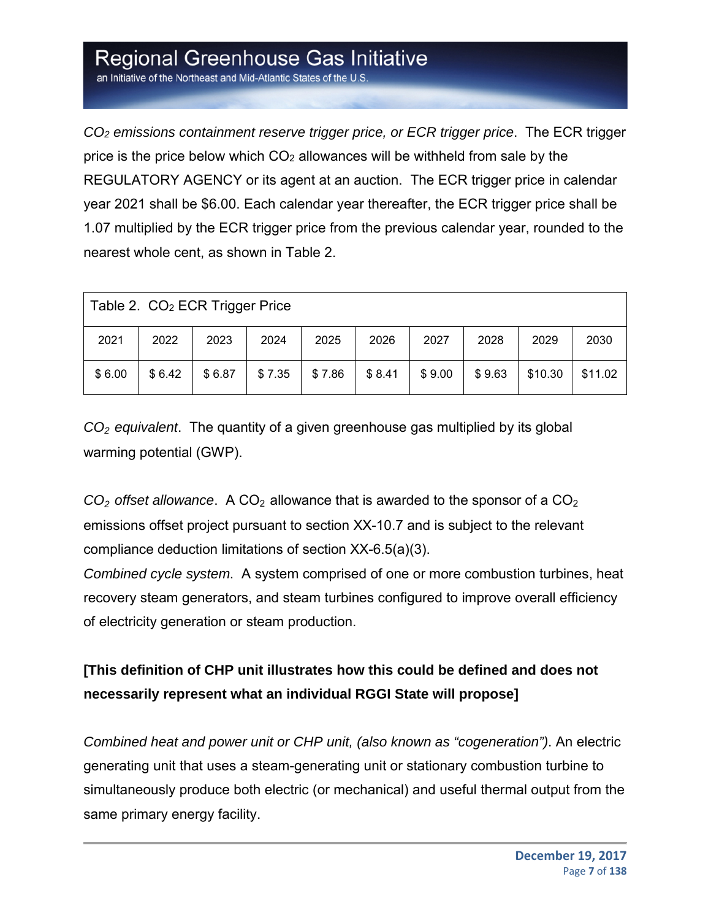*$CO_2$ emissions containment reserve trigger price, or ECR trigger price*. The ECR trigger price is the price below which $CO_2$ allowances will be withheld from sale by the REGULATORY AGENCY or its agent at an auction. The ECR trigger price in calendar year 2021 shall be $6.00. Each calendar year thereafter, the ECR trigger price shall be 1.07 multiplied by the ECR trigger price from the previous calendar year, rounded to the nearest whole cent, as shown in Table 2.

Table 2. $CO_2$ ECR Trigger Price

| 2021 | 2022 | 2023 | 2024 | 2025 | 2026 | 2027 | 2028 | 2029 | 2030 |
|---|---|---|---|---|---|---|---|---|---|
| $ 6.00 | $ 6.42 | $ 6.87 | $ 7.35 | $ 7.86 | $ 8.41 | $ 9.00 | $ 9.63 | $10.30 | $11.02 |

*$CO_2$ equivalent*. The quantity of a given greenhouse gas multiplied by its global warming potential (GWP).

*$CO_2$ offset allowance*. A $CO_2$ allowance that is awarded to the sponsor of a $CO_2$ emissions offset project pursuant to section XX-10.7 and is subject to the relevant compliance deduction limitations of section XX-6.5(a)(3).

*Combined cycle system*. A system comprised of one or more combustion turbines, heat recovery steam generators, and steam turbines configured to improve overall efficiency of electricity generation or steam production.

**[This definition of CHP unit illustrates how this could be defined and does not necessarily represent what an individual RGGI State will propose]**

*Combined heat and power unit or CHP unit, (also known as "cogeneration")*. An electric generating unit that uses a steam-generating unit or stationary combustion turbine to simultaneously produce both electric (or mechanical) and useful thermal output from the same primary energy facility.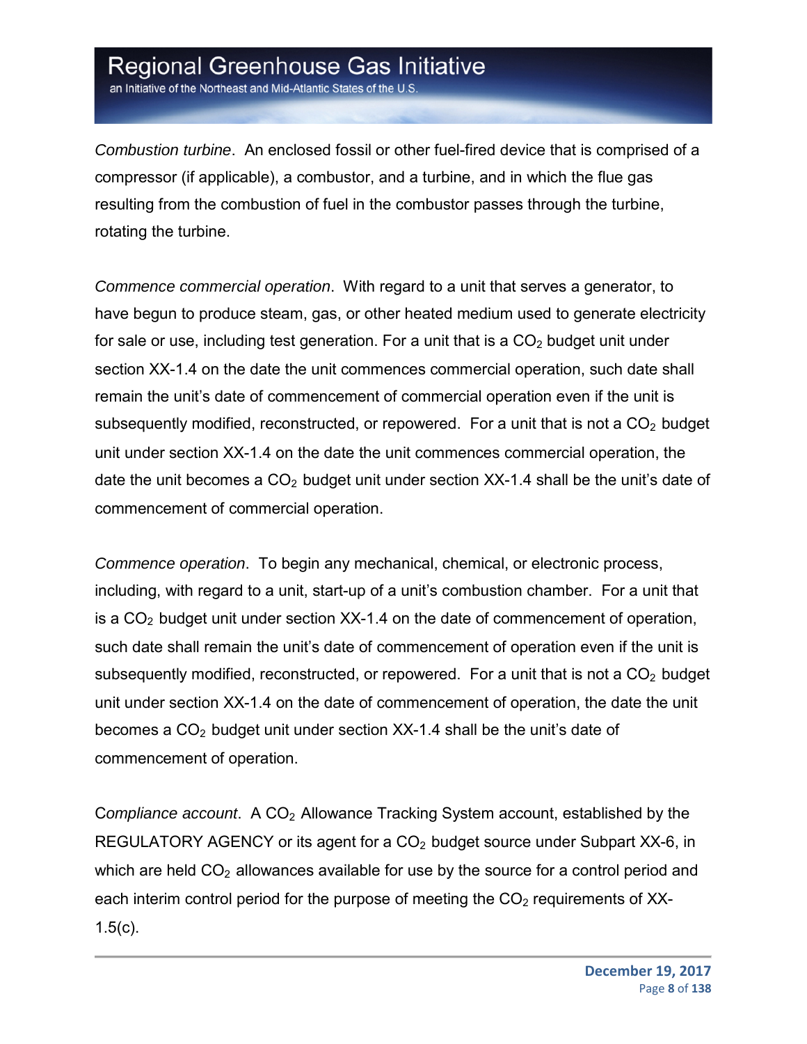*Combustion turbine*. An enclosed fossil or other fuel-fired device that is comprised of a compressor (if applicable), a combustor, and a turbine, and in which the flue gas resulting from the combustion of fuel in the combustor passes through the turbine, rotating the turbine.

*Commence commercial operation*. With regard to a unit that serves a generator, to have begun to produce steam, gas, or other heated medium used to generate electricity for sale or use, including test generation. For a unit that is a $CO_2$ budget unit under section XX-1.4 on the date the unit commences commercial operation, such date shall remain the unit's date of commencement of commercial operation even if the unit is subsequently modified, reconstructed, or repowered. For a unit that is not a $CO_2$ budget unit under section XX-1.4 on the date the unit commences commercial operation, the date the unit becomes a $CO_2$ budget unit under section XX-1.4 shall be the unit's date of commencement of commercial operation.

*Commence operation*. To begin any mechanical, chemical, or electronic process, including, with regard to a unit, start-up of a unit's combustion chamber. For a unit that is a $CO_2$ budget unit under section XX-1.4 on the date of commencement of operation, such date shall remain the unit's date of commencement of operation even if the unit is subsequently modified, reconstructed, or repowered. For a unit that is not a $CO_2$ budget unit under section XX-1.4 on the date of commencement of operation, the date the unit becomes a $CO_2$ budget unit under section XX-1.4 shall be the unit's date of commencement of operation.

*Compliance account*. A $CO_2$ Allowance Tracking System account, established by the REGULATORY AGENCY or its agent for a $CO_2$ budget source under Subpart XX-6, in which are held $CO_2$ allowances available for use by the source for a control period and each interim control period for the purpose of meeting the $CO_2$ requirements of XX-1.5(c).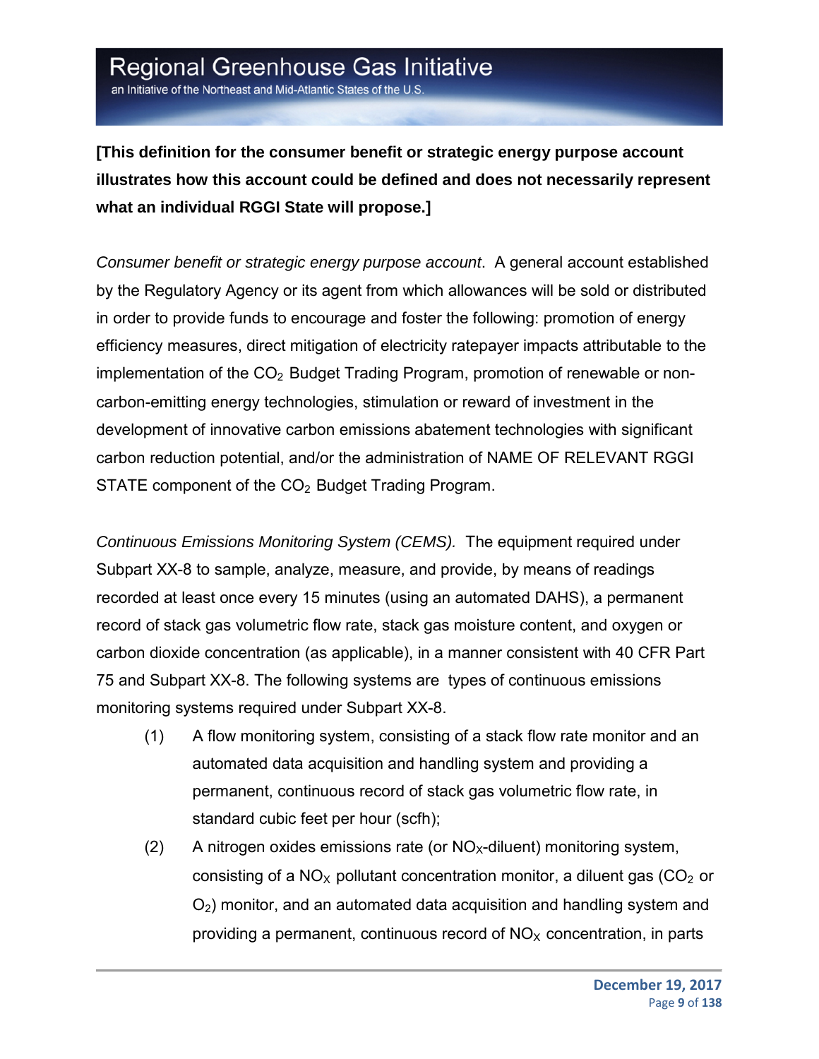**[This definition for the consumer benefit or strategic energy purpose account illustrates how this account could be defined and does not necessarily represent what an individual RGGI State will propose.]**

*Consumer benefit or strategic energy purpose account*. A general account established by the Regulatory Agency or its agent from which allowances will be sold or distributed in order to provide funds to encourage and foster the following: promotion of energy efficiency measures, direct mitigation of electricity ratepayer impacts attributable to the implementation of the $CO_2$ Budget Trading Program, promotion of renewable or non-carbon-emitting energy technologies, stimulation or reward of investment in the development of innovative carbon emissions abatement technologies with significant carbon reduction potential, and/or the administration of NAME OF RELEVANT RGGI STATE component of the $CO_2$ Budget Trading Program.

*Continuous Emissions Monitoring System (CEMS).* The equipment required under Subpart XX-8 to sample, analyze, measure, and provide, by means of readings recorded at least once every 15 minutes (using an automated DAHS), a permanent record of stack gas volumetric flow rate, stack gas moisture content, and oxygen or carbon dioxide concentration (as applicable), in a manner consistent with 40 CFR Part 75 and Subpart XX-8. The following systems are types of continuous emissions monitoring systems required under Subpart XX-8.

(1) A flow monitoring system, consisting of a stack flow rate monitor and an automated data acquisition and handling system and providing a permanent, continuous record of stack gas volumetric flow rate, in standard cubic feet per hour (scfh);

(2) A nitrogen oxides emissions rate (or $NO_X$-diluent) monitoring system, consisting of a $NO_X$ pollutant concentration monitor, a diluent gas ($CO_2$ or $O_2$) monitor, and an automated data acquisition and handling system and providing a permanent, continuous record of $NO_X$ concentration, in parts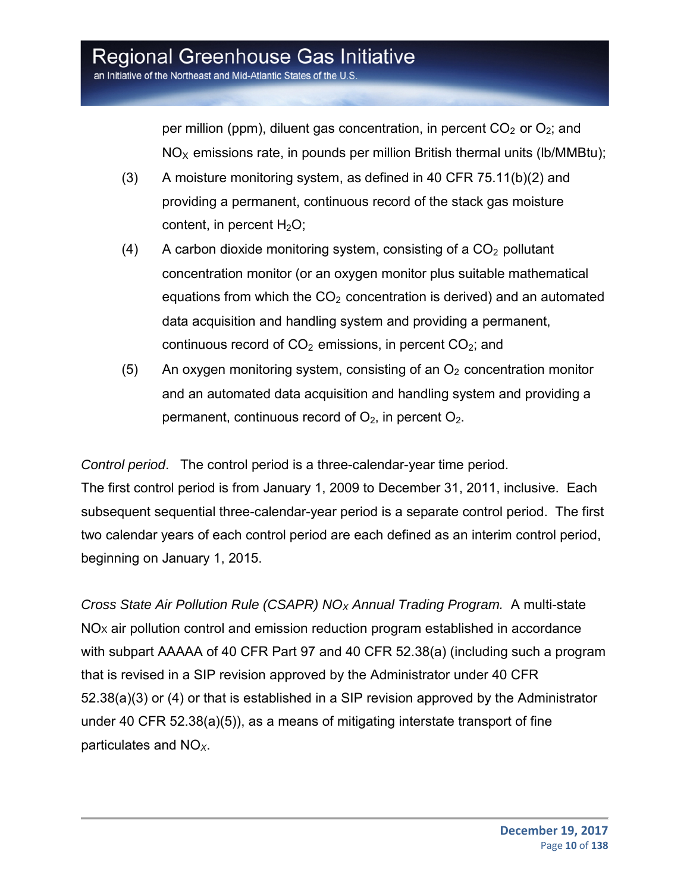per million (ppm), diluent gas concentration, in percent $CO_2$ or $O_2$; and $NO_X$ emissions rate, in pounds per million British thermal units (lb/MMBtu);

(3) A moisture monitoring system, as defined in 40 CFR 75.11(b)(2) and providing a permanent, continuous record of the stack gas moisture content, in percent $H_2O$;

(4) A carbon dioxide monitoring system, consisting of a $CO_2$ pollutant concentration monitor (or an oxygen monitor plus suitable mathematical equations from which the $CO_2$ concentration is derived) and an automated data acquisition and handling system and providing a permanent, continuous record of $CO_2$ emissions, in percent $CO_2$; and

(5) An oxygen monitoring system, consisting of an $O_2$ concentration monitor and an automated data acquisition and handling system and providing a permanent, continuous record of $O_2$, in percent $O_2$.

*Control period*. The control period is a three-calendar-year time period. The first control period is from January 1, 2009 to December 31, 2011, inclusive. Each subsequent sequential three-calendar-year period is a separate control period. The first two calendar years of each control period are each defined as an interim control period, beginning on January 1, 2015.

*Cross State Air Pollution Rule (CSAPR) $NO_X$ Annual Trading Program.* A multi-state $NO_X$ air pollution control and emission reduction program established in accordance with subpart AAAAA of 40 CFR Part 97 and 40 CFR 52.38(a) (including such a program that is revised in a SIP revision approved by the Administrator under 40 CFR 52.38(a)(3) or (4) or that is established in a SIP revision approved by the Administrator under 40 CFR 52.38(a)(5)), as a means of mitigating interstate transport of fine particulates and $NO_X$.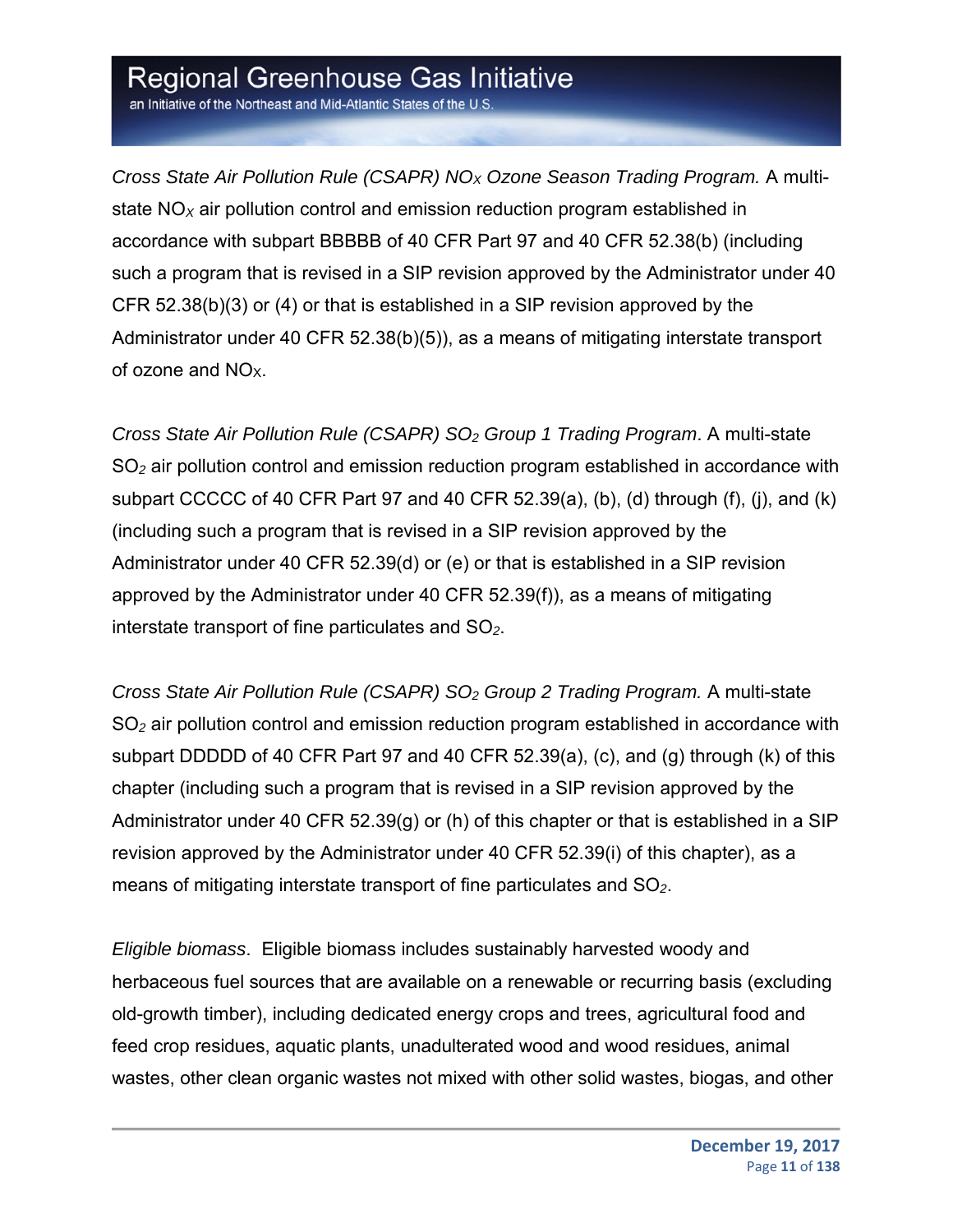*Cross State Air Pollution Rule (CSAPR) $NO_X$ Ozone Season Trading Program.* A multi-state $NO_X$ air pollution control and emission reduction program established in accordance with subpart BBBBB of 40 CFR Part 97 and 40 CFR 52.38(b) (including such a program that is revised in a SIP revision approved by the Administrator under 40 CFR 52.38(b)(3) or (4) or that is established in a SIP revision approved by the Administrator under 40 CFR 52.38(b)(5)), as a means of mitigating interstate transport of ozone and $NO_X$.

*Cross State Air Pollution Rule (CSAPR) $SO_2$ Group 1 Trading Program*. A multi-state $SO_2$ air pollution control and emission reduction program established in accordance with subpart CCCCC of 40 CFR Part 97 and 40 CFR 52.39(a), (b), (d) through (f), (j), and (k) (including such a program that is revised in a SIP revision approved by the Administrator under 40 CFR 52.39(d) or (e) or that is established in a SIP revision approved by the Administrator under 40 CFR 52.39(f)), as a means of mitigating interstate transport of fine particulates and $SO_2$.

*Cross State Air Pollution Rule (CSAPR) $SO_2$ Group 2 Trading Program.* A multi-state $SO_2$ air pollution control and emission reduction program established in accordance with subpart DDDDD of 40 CFR Part 97 and 40 CFR 52.39(a), (c), and (g) through (k) of this chapter (including such a program that is revised in a SIP revision approved by the Administrator under 40 CFR 52.39(g) or (h) of this chapter or that is established in a SIP revision approved by the Administrator under 40 CFR 52.39(i) of this chapter), as a means of mitigating interstate transport of fine particulates and $SO_2$.

*Eligible biomass*. Eligible biomass includes sustainably harvested woody and herbaceous fuel sources that are available on a renewable or recurring basis (excluding old-growth timber), including dedicated energy crops and trees, agricultural food and feed crop residues, aquatic plants, unadulterated wood and wood residues, animal wastes, other clean organic wastes not mixed with other solid wastes, biogas, and other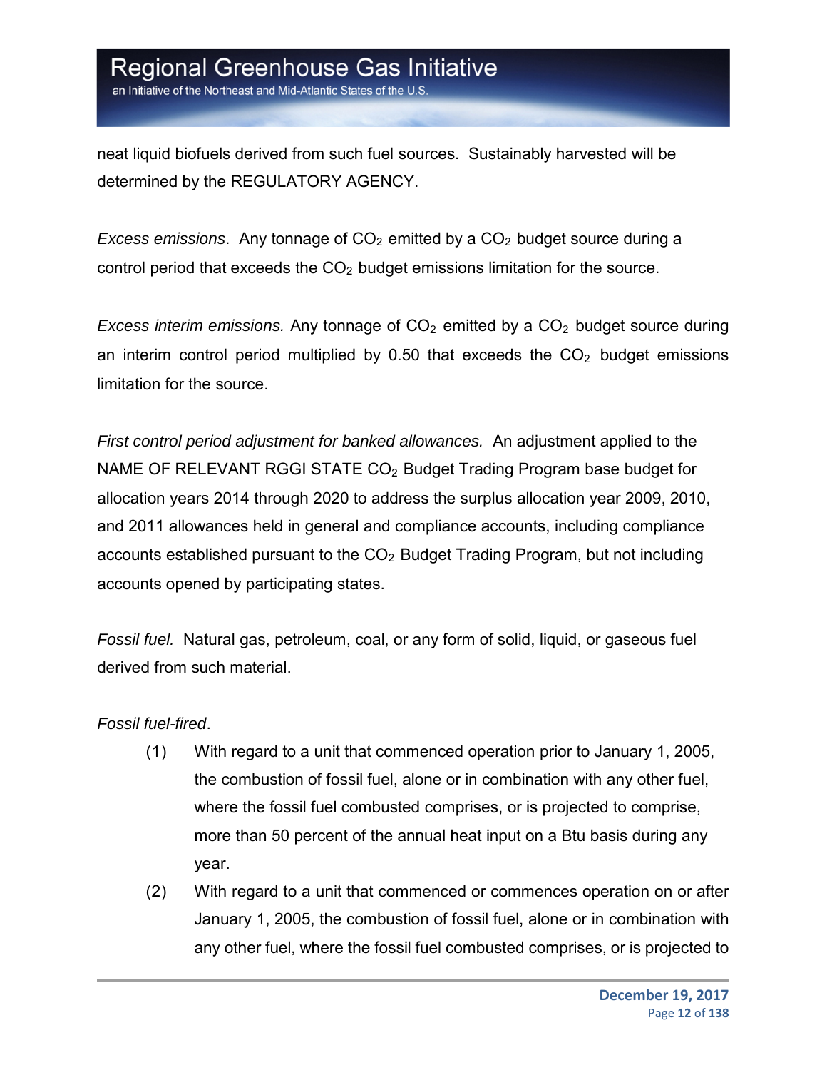neat liquid biofuels derived from such fuel sources. Sustainably harvested will be determined by the REGULATORY AGENCY.

*Excess emissions*. Any tonnage of $CO_2$ emitted by a $CO_2$ budget source during a control period that exceeds the $CO_2$ budget emissions limitation for the source.

*Excess interim emissions.* Any tonnage of $CO_2$ emitted by a $CO_2$ budget source during an interim control period multiplied by 0.50 that exceeds the $CO_2$ budget emissions limitation for the source.

*First control period adjustment for banked allowances.* An adjustment applied to the NAME OF RELEVANT RGGI STATE $CO_2$ Budget Trading Program base budget for allocation years 2014 through 2020 to address the surplus allocation year 2009, 2010, and 2011 allowances held in general and compliance accounts, including compliance accounts established pursuant to the $CO_2$ Budget Trading Program, but not including accounts opened by participating states.

*Fossil fuel.* Natural gas, petroleum, coal, or any form of solid, liquid, or gaseous fuel derived from such material.

*Fossil fuel-fired*.

(1) With regard to a unit that commenced operation prior to January 1, 2005, the combustion of fossil fuel, alone or in combination with any other fuel, where the fossil fuel combusted comprises, or is projected to comprise, more than 50 percent of the annual heat input on a Btu basis during any year.

(2) With regard to a unit that commenced or commences operation on or after January 1, 2005, the combustion of fossil fuel, alone or in combination with any other fuel, where the fossil fuel combusted comprises, or is projected to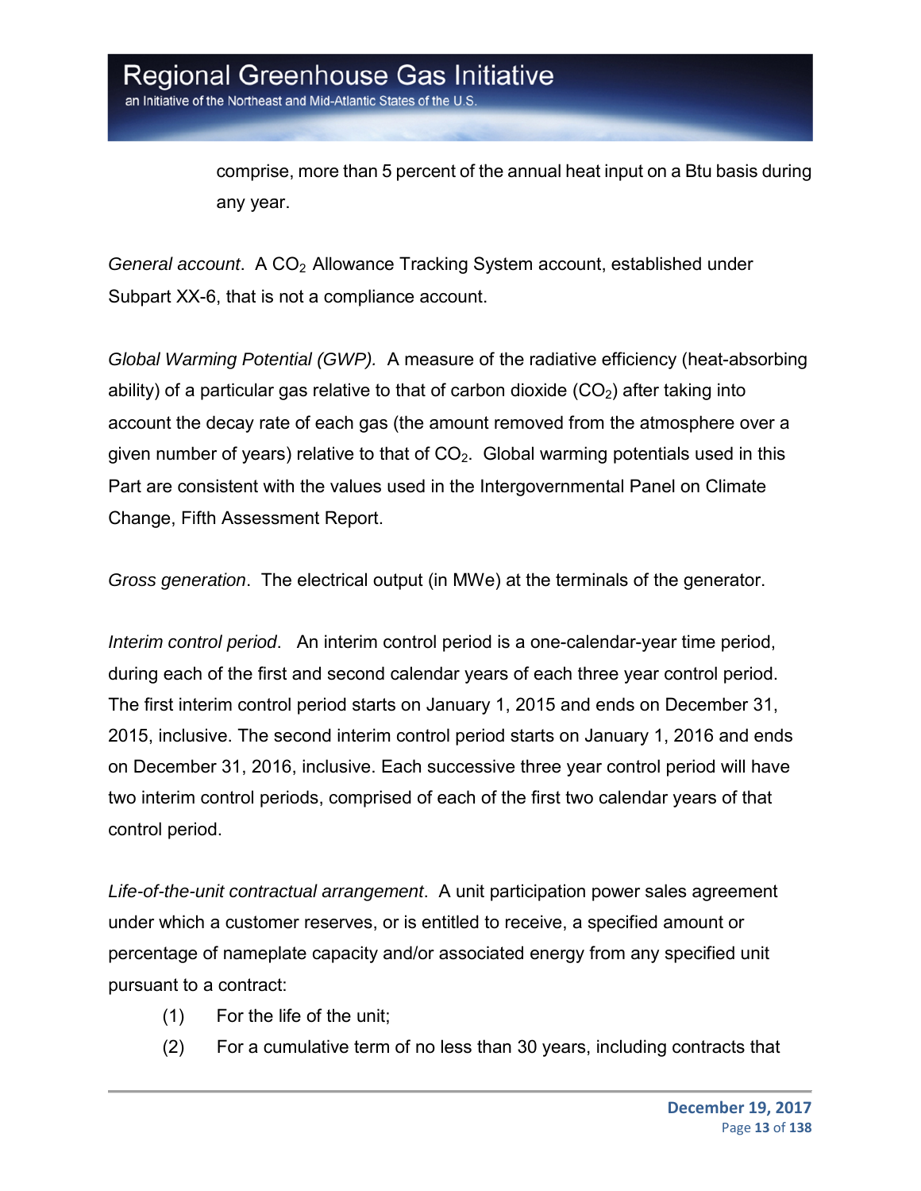comprise, more than 5 percent of the annual heat input on a Btu basis during any year.

*General account*. A $CO_2$ Allowance Tracking System account, established under Subpart XX-6, that is not a compliance account.

*Global Warming Potential (GWP).* A measure of the radiative efficiency (heat-absorbing ability) of a particular gas relative to that of carbon dioxide ($CO_2$) after taking into account the decay rate of each gas (the amount removed from the atmosphere over a given number of years) relative to that of $CO_2$. Global warming potentials used in this Part are consistent with the values used in the Intergovernmental Panel on Climate Change, Fifth Assessment Report.

*Gross generation*. The electrical output (in MWe) at the terminals of the generator.

*Interim control period*. An interim control period is a one-calendar-year time period, during each of the first and second calendar years of each three year control period. The first interim control period starts on January 1, 2015 and ends on December 31, 2015, inclusive. The second interim control period starts on January 1, 2016 and ends on December 31, 2016, inclusive. Each successive three year control period will have two interim control periods, comprised of each of the first two calendar years of that control period.

*Life-of-the-unit contractual arrangement*. A unit participation power sales agreement under which a customer reserves, or is entitled to receive, a specified amount or percentage of nameplate capacity and/or associated energy from any specified unit pursuant to a contract:

(1) For the life of the unit;

(2) For a cumulative term of no less than 30 years, including contracts that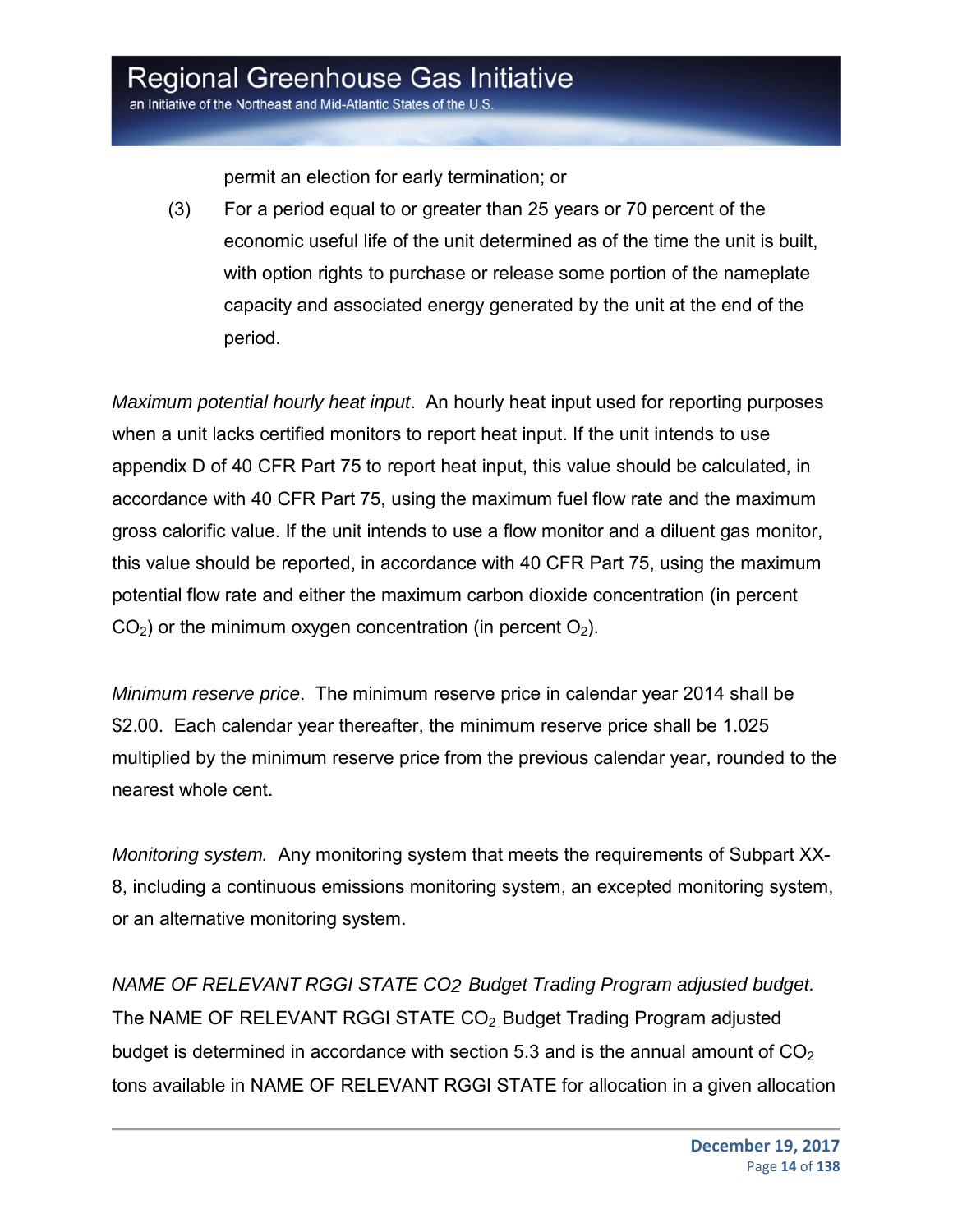permit an election for early termination; or

(3) For a period equal to or greater than 25 years or 70 percent of the economic useful life of the unit determined as of the time the unit is built, with option rights to purchase or release some portion of the nameplate capacity and associated energy generated by the unit at the end of the period.

*Maximum potential hourly heat input*. An hourly heat input used for reporting purposes when a unit lacks certified monitors to report heat input. If the unit intends to use appendix D of 40 CFR Part 75 to report heat input, this value should be calculated, in accordance with 40 CFR Part 75, using the maximum fuel flow rate and the maximum gross calorific value. If the unit intends to use a flow monitor and a diluent gas monitor, this value should be reported, in accordance with 40 CFR Part 75, using the maximum potential flow rate and either the maximum carbon dioxide concentration (in percent $CO_2$) or the minimum oxygen concentration (in percent $O_2$).

*Minimum reserve price*. The minimum reserve price in calendar year 2014 shall be $2.00. Each calendar year thereafter, the minimum reserve price shall be 1.025 multiplied by the minimum reserve price from the previous calendar year, rounded to the nearest whole cent.

*Monitoring system.* Any monitoring system that meets the requirements of Subpart XX-8, including a continuous emissions monitoring system, an excepted monitoring system, or an alternative monitoring system.

*NAME OF RELEVANT RGGI STATE CO2 Budget Trading Program adjusted budget.* The NAME OF RELEVANT RGGI STATE $CO_2$ Budget Trading Program adjusted budget is determined in accordance with section 5.3 and is the annual amount of $CO_2$ tons available in NAME OF RELEVANT RGGI STATE for allocation in a given allocation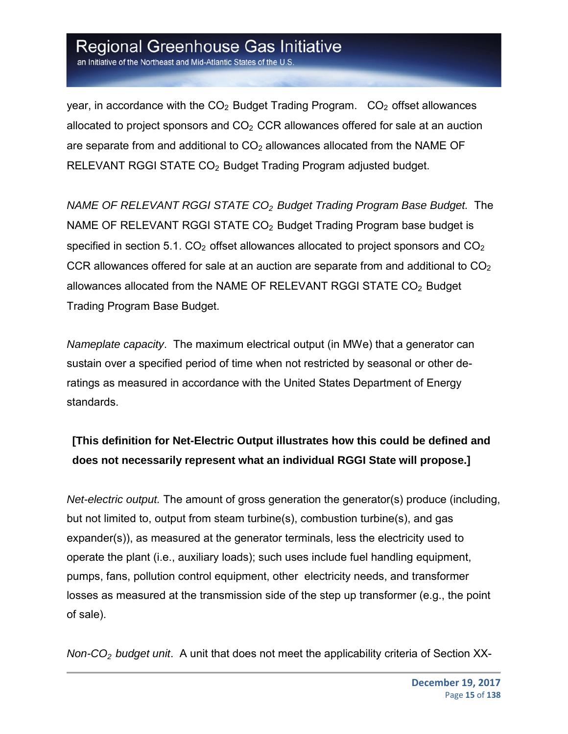year, in accordance with the $CO_2$ Budget Trading Program. $CO_2$ offset allowances allocated to project sponsors and $CO_2$ CCR allowances offered for sale at an auction are separate from and additional to $CO_2$ allowances allocated from the NAME OF RELEVANT RGGI STATE $CO_2$ Budget Trading Program adjusted budget.

*NAME OF RELEVANT RGGI STATE $CO_2$ Budget Trading Program Base Budget.* The NAME OF RELEVANT RGGI STATE $CO_2$ Budget Trading Program base budget is specified in section 5.1. $CO_2$ offset allowances allocated to project sponsors and $CO_2$ CCR allowances offered for sale at an auction are separate from and additional to $CO_2$ allowances allocated from the NAME OF RELEVANT RGGI STATE $CO_2$ Budget Trading Program Base Budget.

*Nameplate capacity*. The maximum electrical output (in MWe) that a generator can sustain over a specified period of time when not restricted by seasonal or other de-ratings as measured in accordance with the United States Department of Energy standards.

**[This definition for Net-Electric Output illustrates how this could be defined and does not necessarily represent what an individual RGGI State will propose.]**

*Net-electric output.* The amount of gross generation the generator(s) produce (including, but not limited to, output from steam turbine(s), combustion turbine(s), and gas expander(s)), as measured at the generator terminals, less the electricity used to operate the plant (i.e., auxiliary loads); such uses include fuel handling equipment, pumps, fans, pollution control equipment, other electricity needs, and transformer losses as measured at the transmission side of the step up transformer (e.g., the point of sale).

*Non-$CO_2$ budget unit*. A unit that does not meet the applicability criteria of Section XX-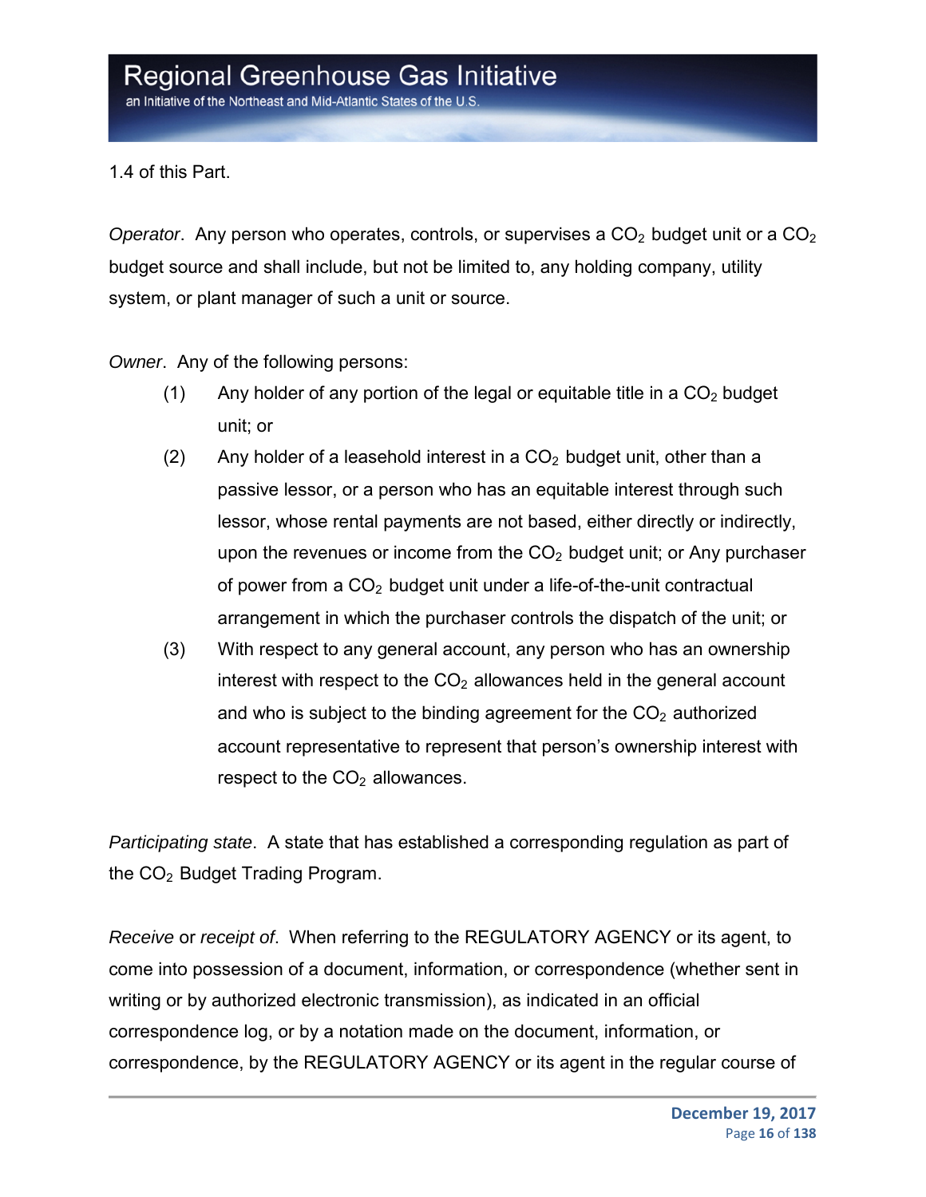1.4 of this Part.

*Operator*. Any person who operates, controls, or supervises a $CO_2$ budget unit or a $CO_2$ budget source and shall include, but not be limited to, any holding company, utility system, or plant manager of such a unit or source.

*Owner*. Any of the following persons:

(1) Any holder of any portion of the legal or equitable title in a $CO_2$ budget unit; or

(2) Any holder of a leasehold interest in a $CO_2$ budget unit, other than a passive lessor, or a person who has an equitable interest through such lessor, whose rental payments are not based, either directly or indirectly, upon the revenues or income from the $CO_2$ budget unit; or Any purchaser of power from a $CO_2$ budget unit under a life-of-the-unit contractual arrangement in which the purchaser controls the dispatch of the unit; or

(3) With respect to any general account, any person who has an ownership interest with respect to the $CO_2$ allowances held in the general account and who is subject to the binding agreement for the $CO_2$ authorized account representative to represent that person's ownership interest with respect to the $CO_2$ allowances.

*Participating state*. A state that has established a corresponding regulation as part of the $CO_2$ Budget Trading Program.

*Receive* or *receipt of*. When referring to the REGULATORY AGENCY or its agent, to come into possession of a document, information, or correspondence (whether sent in writing or by authorized electronic transmission), as indicated in an official correspondence log, or by a notation made on the document, information, or correspondence, by the REGULATORY AGENCY or its agent in the regular course of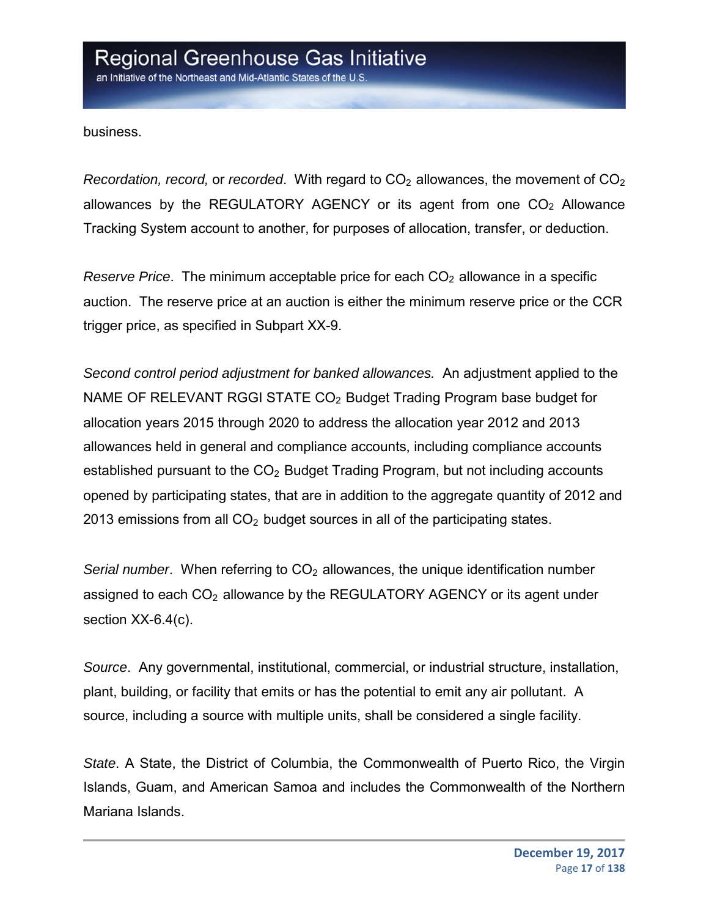business.

*Recordation, record,* or *recorded*. With regard to $CO_2$ allowances, the movement of $CO_2$ allowances by the REGULATORY AGENCY or its agent from one $CO_2$ Allowance Tracking System account to another, for purposes of allocation, transfer, or deduction.

*Reserve Price*. The minimum acceptable price for each $CO_2$ allowance in a specific auction. The reserve price at an auction is either the minimum reserve price or the CCR trigger price, as specified in Subpart XX-9.

*Second control period adjustment for banked allowances.* An adjustment applied to the NAME OF RELEVANT RGGI STATE $CO_2$ Budget Trading Program base budget for allocation years 2015 through 2020 to address the allocation year 2012 and 2013 allowances held in general and compliance accounts, including compliance accounts established pursuant to the $CO_2$ Budget Trading Program, but not including accounts opened by participating states, that are in addition to the aggregate quantity of 2012 and 2013 emissions from all $CO_2$ budget sources in all of the participating states.

*Serial number*. When referring to $CO_2$ allowances, the unique identification number assigned to each $CO_2$ allowance by the REGULATORY AGENCY or its agent under section XX-6.4(c).

*Source*. Any governmental, institutional, commercial, or industrial structure, installation, plant, building, or facility that emits or has the potential to emit any air pollutant. A source, including a source with multiple units, shall be considered a single facility.

*State*. A State, the District of Columbia, the Commonwealth of Puerto Rico, the Virgin Islands, Guam, and American Samoa and includes the Commonwealth of the Northern Mariana Islands.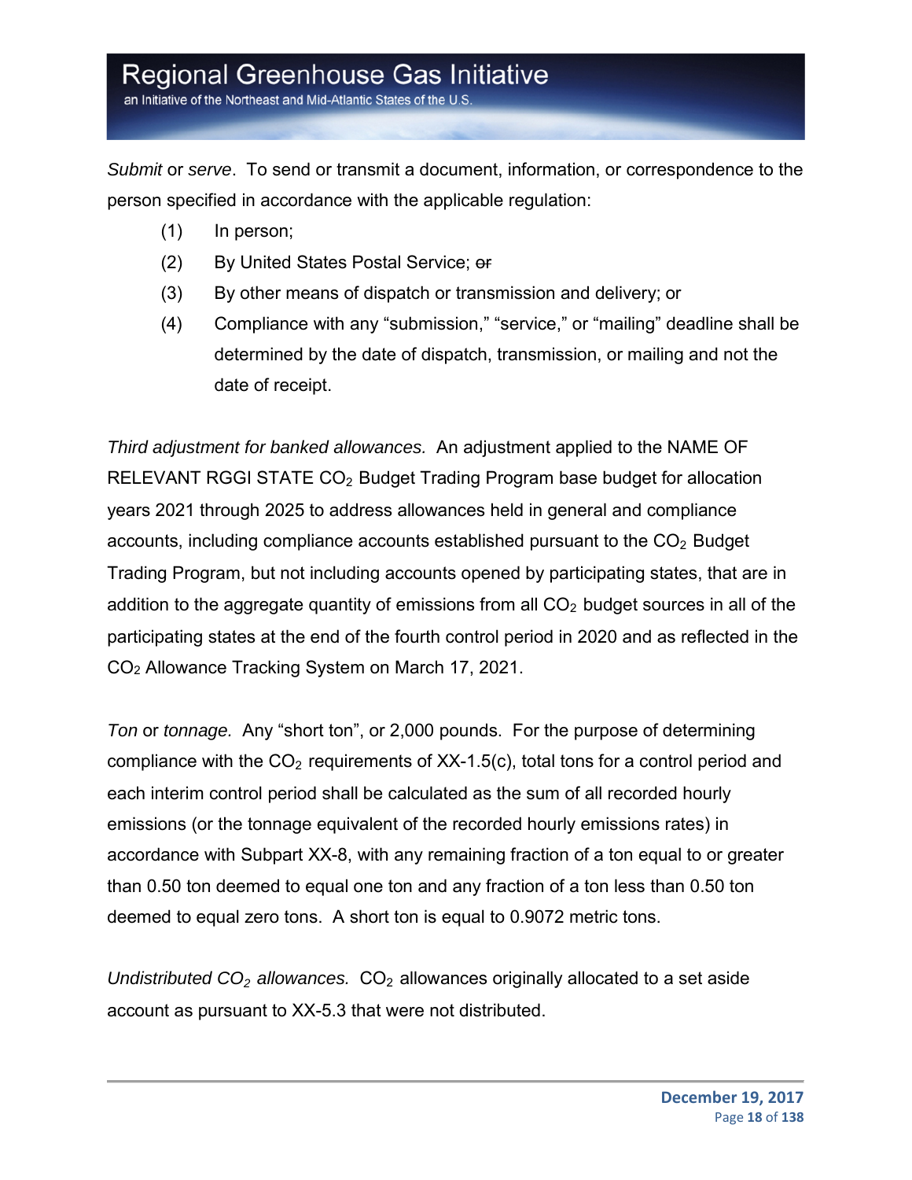*Submit* or *serve*. To send or transmit a document, information, or correspondence to the person specified in accordance with the applicable regulation:

(1) In person;

(2) By United States Postal Service; ~~or~~

(3) By other means of dispatch or transmission and delivery; or

(4) Compliance with any “submission,” “service,” or “mailing” deadline shall be determined by the date of dispatch, transmission, or mailing and not the date of receipt.

*Third adjustment for banked allowances.* An adjustment applied to the NAME OF RELEVANT RGGI STATE $CO_2$ Budget Trading Program base budget for allocation years 2021 through 2025 to address allowances held in general and compliance accounts, including compliance accounts established pursuant to the $CO_2$ Budget Trading Program, but not including accounts opened by participating states, that are in addition to the aggregate quantity of emissions from all $CO_2$ budget sources in all of the participating states at the end of the fourth control period in 2020 and as reflected in the $CO_2$ Allowance Tracking System on March 17, 2021.

*Ton* or *tonnage.* Any “short ton”, or 2,000 pounds. For the purpose of determining compliance with the $CO_2$ requirements of XX-1.5(c), total tons for a control period and each interim control period shall be calculated as the sum of all recorded hourly emissions (or the tonnage equivalent of the recorded hourly emissions rates) in accordance with Subpart XX-8, with any remaining fraction of a ton equal to or greater than 0.50 ton deemed to equal one ton and any fraction of a ton less than 0.50 ton deemed to equal zero tons. A short ton is equal to 0.9072 metric tons.

*Undistributed $CO_2$ allowances.* $CO_2$ allowances originally allocated to a set aside account as pursuant to XX-5.3 that were not distributed.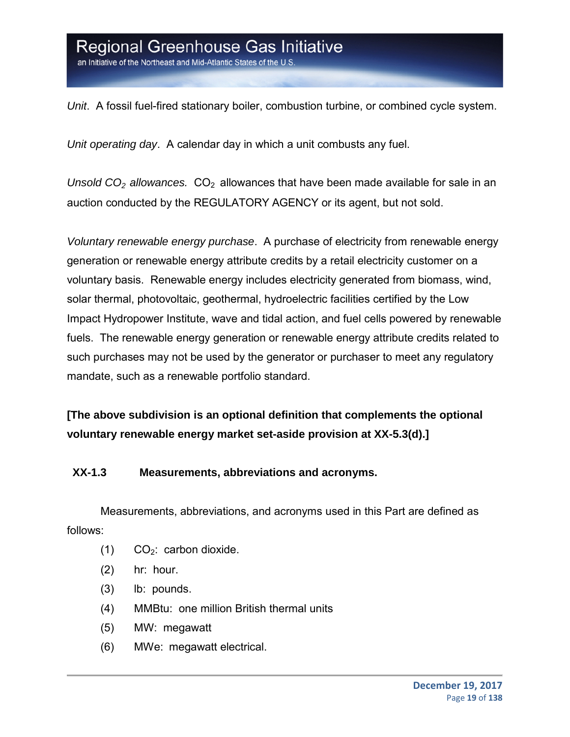*Unit*. A fossil fuel-fired stationary boiler, combustion turbine, or combined cycle system.

*Unit operating day*. A calendar day in which a unit combusts any fuel.

*Unsold $CO_2$ allowances.* $CO_2$ allowances that have been made available for sale in an auction conducted by the REGULATORY AGENCY or its agent, but not sold.

*Voluntary renewable energy purchase*. A purchase of electricity from renewable energy generation or renewable energy attribute credits by a retail electricity customer on a voluntary basis. Renewable energy includes electricity generated from biomass, wind, solar thermal, photovoltaic, geothermal, hydroelectric facilities certified by the Low Impact Hydropower Institute, wave and tidal action, and fuel cells powered by renewable fuels. The renewable energy generation or renewable energy attribute credits related to such purchases may not be used by the generator or purchaser to meet any regulatory mandate, such as a renewable portfolio standard.

**[The above subdivision is an optional definition that complements the optional voluntary renewable energy market set-aside provision at XX-5.3(d).]**

### XX-1.3 Measurements, abbreviations and acronyms.

Measurements, abbreviations, and acronyms used in this Part are defined as follows:

(1) $CO_2$: carbon dioxide.

(2) hr: hour.

(3) lb: pounds.

(4) MMBtu: one million British thermal units

(5) MW: megawatt

(6) MWe: megawatt electrical.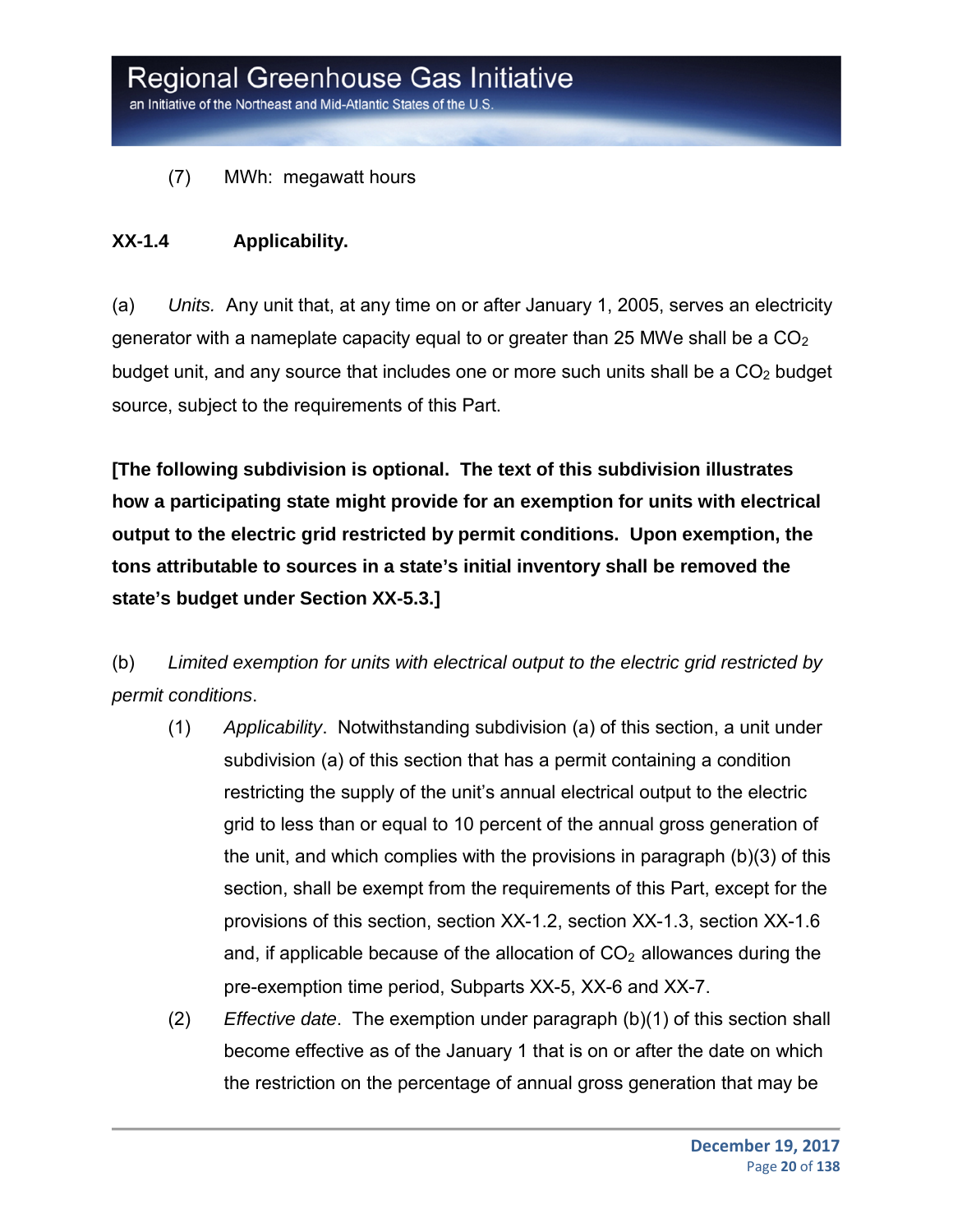(7) MWh: megawatt hours

**XX-1.4 Applicability.**

(a) *Units.* Any unit that, at any time on or after January 1, 2005, serves an electricity generator with a nameplate capacity equal to or greater than 25 MWe shall be a $CO_2$ budget unit, and any source that includes one or more such units shall be a $CO_2$ budget source, subject to the requirements of this Part.

**[The following subdivision is optional. The text of this subdivision illustrates how a participating state might provide for an exemption for units with electrical output to the electric grid restricted by permit conditions. Upon exemption, the tons attributable to sources in a state's initial inventory shall be removed the state's budget under Section XX-5.3.]**

(b) *Limited exemption for units with electrical output to the electric grid restricted by permit conditions.*

(1) *Applicability*. Notwithstanding subdivision (a) of this section, a unit under subdivision (a) of this section that has a permit containing a condition restricting the supply of the unit's annual electrical output to the electric grid to less than or equal to 10 percent of the annual gross generation of the unit, and which complies with the provisions in paragraph (b)(3) of this section, shall be exempt from the requirements of this Part, except for the provisions of this section, section XX-1.2, section XX-1.3, section XX-1.6 and, if applicable because of the allocation of $CO_2$ allowances during the pre-exemption time period, Subparts XX-5, XX-6 and XX-7.

(2) *Effective date*. The exemption under paragraph (b)(1) of this section shall become effective as of the January 1 that is on or after the date on which the restriction on the percentage of annual gross generation that may be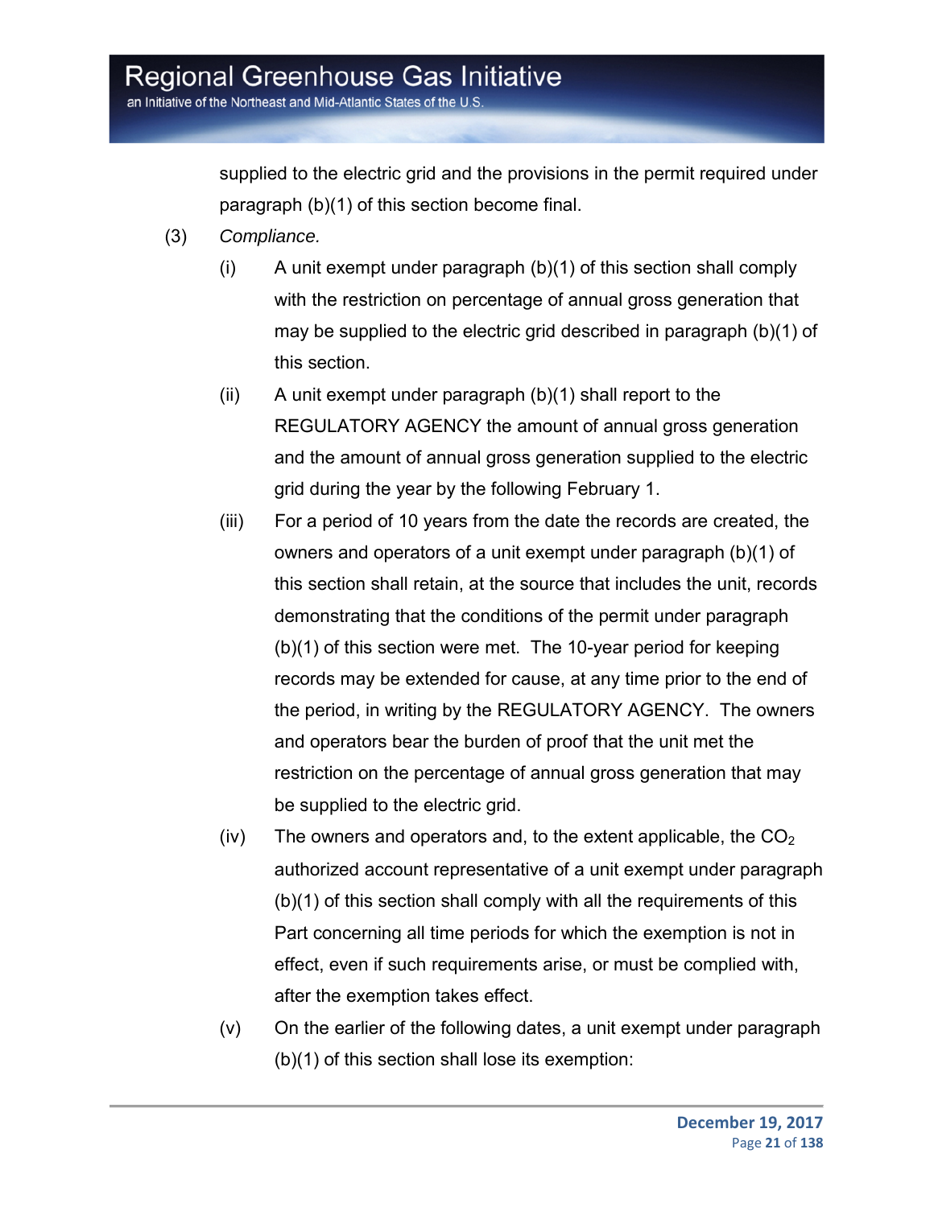supplied to the electric grid and the provisions in the permit required under paragraph (b)(1) of this section become final.

(3) *Compliance.*

(i) A unit exempt under paragraph (b)(1) of this section shall comply with the restriction on percentage of annual gross generation that may be supplied to the electric grid described in paragraph (b)(1) of this section.

(ii) A unit exempt under paragraph (b)(1) shall report to the REGULATORY AGENCY the amount of annual gross generation and the amount of annual gross generation supplied to the electric grid during the year by the following February 1.

(iii) For a period of 10 years from the date the records are created, the owners and operators of a unit exempt under paragraph (b)(1) of this section shall retain, at the source that includes the unit, records demonstrating that the conditions of the permit under paragraph (b)(1) of this section were met. The 10-year period for keeping records may be extended for cause, at any time prior to the end of the period, in writing by the REGULATORY AGENCY. The owners and operators bear the burden of proof that the unit met the restriction on the percentage of annual gross generation that may be supplied to the electric grid.

(iv) The owners and operators and, to the extent applicable, the $CO_2$ authorized account representative of a unit exempt under paragraph (b)(1) of this section shall comply with all the requirements of this Part concerning all time periods for which the exemption is not in effect, even if such requirements arise, or must be complied with, after the exemption takes effect.

(v) On the earlier of the following dates, a unit exempt under paragraph (b)(1) of this section shall lose its exemption: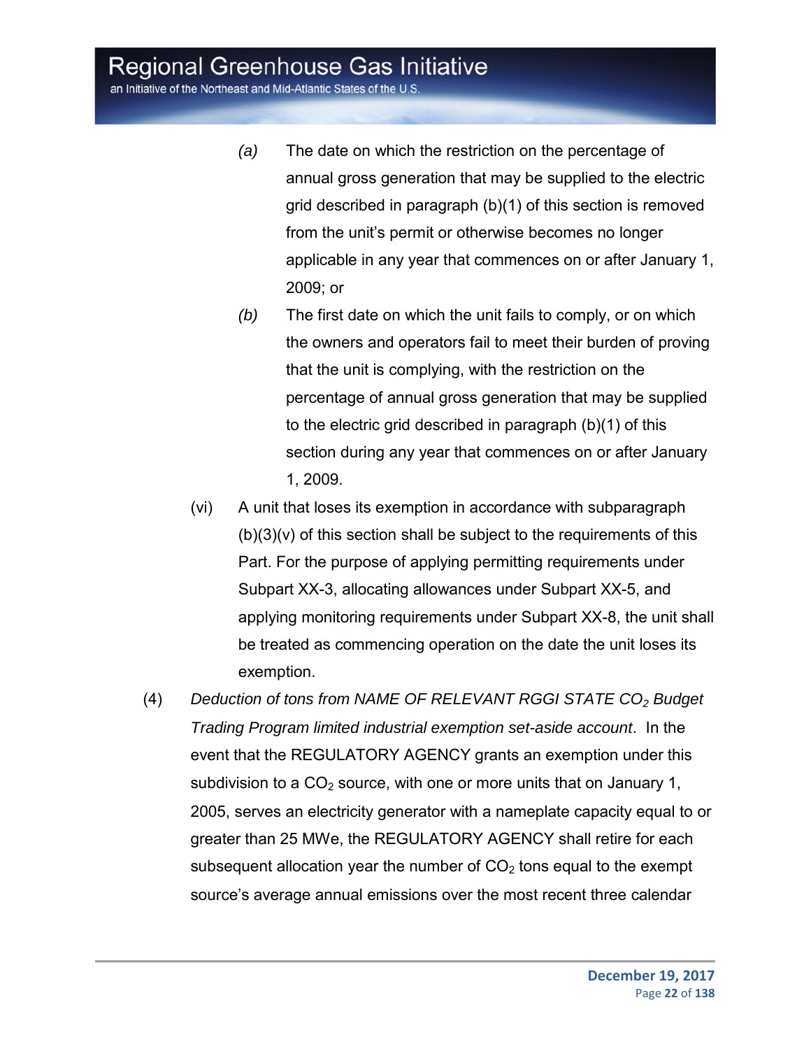*(a)* The date on which the restriction on the percentage of annual gross generation that may be supplied to the electric grid described in paragraph (b)(1) of this section is removed from the unit's permit or otherwise becomes no longer applicable in any year that commences on or after January 1, 2009; or

*(b)* The first date on which the unit fails to comply, or on which the owners and operators fail to meet their burden of proving that the unit is complying, with the restriction on the percentage of annual gross generation that may be supplied to the electric grid described in paragraph (b)(1) of this section during any year that commences on or after January 1, 2009.

(vi) A unit that loses its exemption in accordance with subparagraph (b)(3)(v) of this section shall be subject to the requirements of this Part. For the purpose of applying permitting requirements under Subpart XX-3, allocating allowances under Subpart XX-5, and applying monitoring requirements under Subpart XX-8, the unit shall be treated as commencing operation on the date the unit loses its exemption.

(4) *Deduction of tons from NAME OF RELEVANT RGGI STATE $CO_2$ Budget Trading Program limited industrial exemption set-aside account*. In the event that the REGULATORY AGENCY grants an exemption under this subdivision to a $CO_2$ source, with one or more units that on January 1, 2005, serves an electricity generator with a nameplate capacity equal to or greater than 25 MWe, the REGULATORY AGENCY shall retire for each subsequent allocation year the number of $CO_2$ tons equal to the exempt source's average annual emissions over the most recent three calendar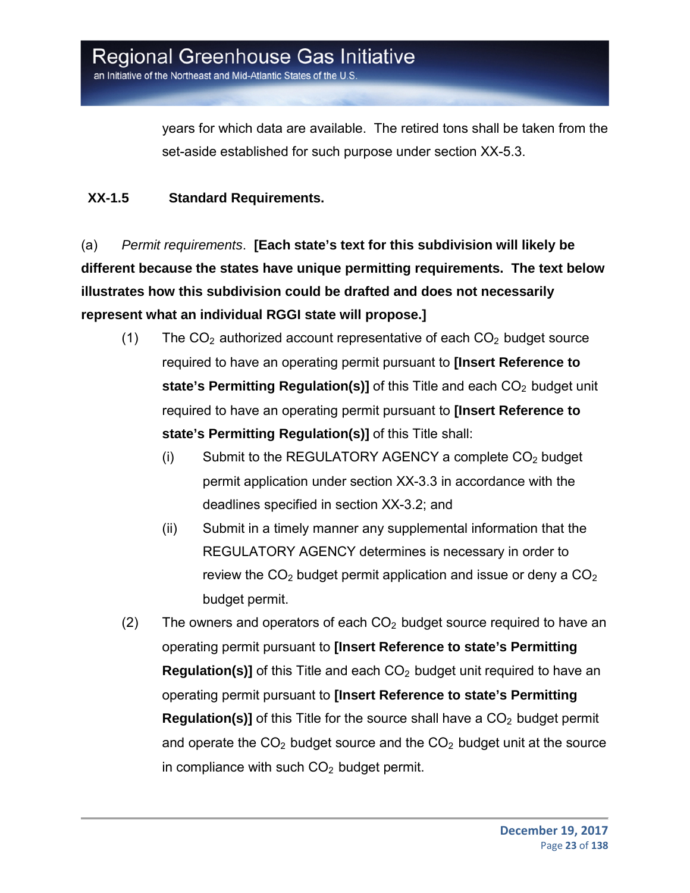years for which data are available. The retired tons shall be taken from the set-aside established for such purpose under section XX-5.3.

**XX-1.5 Standard Requirements.**

(a) *Permit requirements*. **[Each state's text for this subdivision will likely be different because the states have unique permitting requirements. The text below illustrates how this subdivision could be drafted and does not necessarily represent what an individual RGGI state will propose.]**

(1) The $CO_2$ authorized account representative of each $CO_2$ budget source required to have an operating permit pursuant to **[Insert Reference to state's Permitting Regulation(s)]** of this Title and each $CO_2$ budget unit required to have an operating permit pursuant to **[Insert Reference to state's Permitting Regulation(s)]** of this Title shall:

(i) Submit to the REGULATORY AGENCY a complete $CO_2$ budget permit application under section XX-3.3 in accordance with the deadlines specified in section XX-3.2; and

(ii) Submit in a timely manner any supplemental information that the REGULATORY AGENCY determines is necessary in order to review the $CO_2$ budget permit application and issue or deny a $CO_2$ budget permit.

(2) The owners and operators of each $CO_2$ budget source required to have an operating permit pursuant to **[Insert Reference to state's Permitting Regulation(s)]** of this Title and each $CO_2$ budget unit required to have an operating permit pursuant to **[Insert Reference to state's Permitting Regulation(s)]** of this Title for the source shall have a $CO_2$ budget permit and operate the $CO_2$ budget source and the $CO_2$ budget unit at the source in compliance with such $CO_2$ budget permit.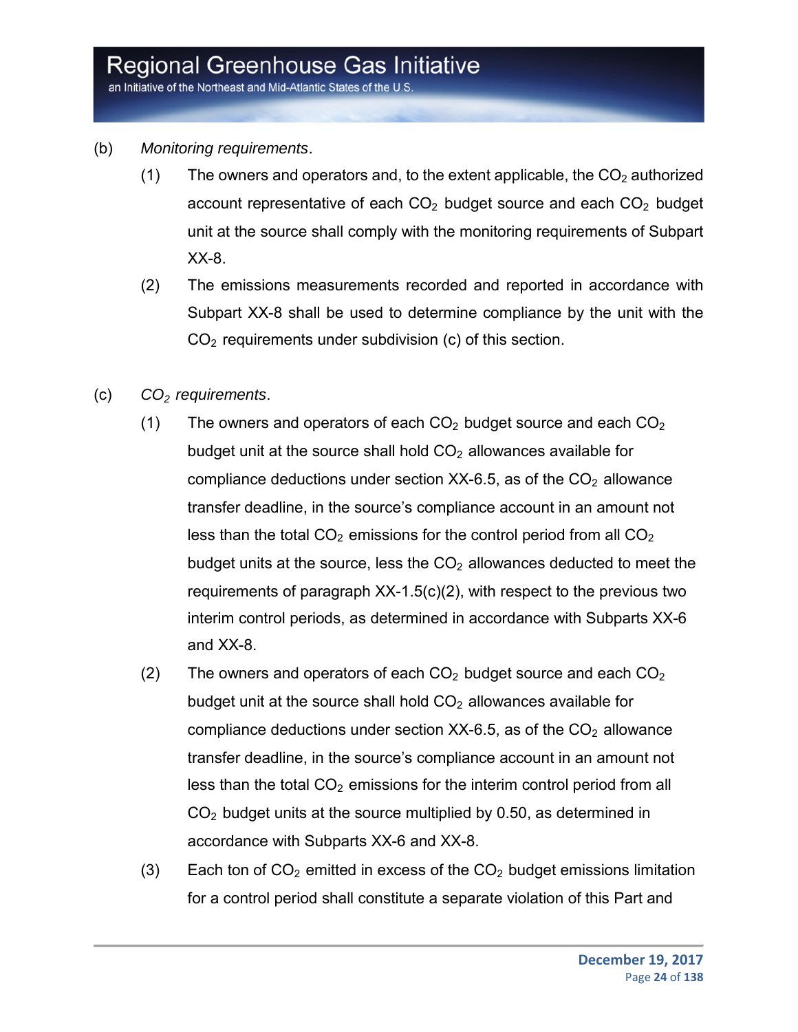(b) *Monitoring requirements*.

(1) The owners and operators and, to the extent applicable, the $CO_2$ authorized account representative of each $CO_2$ budget source and each $CO_2$ budget unit at the source shall comply with the monitoring requirements of Subpart XX-8.

(2) The emissions measurements recorded and reported in accordance with Subpart XX-8 shall be used to determine compliance by the unit with the $CO_2$ requirements under subdivision (c) of this section.

(c) *$CO_2$ requirements*.

(1) The owners and operators of each $CO_2$ budget source and each $CO_2$ budget unit at the source shall hold $CO_2$ allowances available for compliance deductions under section XX-6.5, as of the $CO_2$ allowance transfer deadline, in the source's compliance account in an amount not less than the total $CO_2$ emissions for the control period from all $CO_2$ budget units at the source, less the $CO_2$ allowances deducted to meet the requirements of paragraph XX-1.5(c)(2), with respect to the previous two interim control periods, as determined in accordance with Subparts XX-6 and XX-8.

(2) The owners and operators of each $CO_2$ budget source and each $CO_2$ budget unit at the source shall hold $CO_2$ allowances available for compliance deductions under section XX-6.5, as of the $CO_2$ allowance transfer deadline, in the source's compliance account in an amount not less than the total $CO_2$ emissions for the interim control period from all $CO_2$ budget units at the source multiplied by 0.50, as determined in accordance with Subparts XX-6 and XX-8.

(3) Each ton of $CO_2$ emitted in excess of the $CO_2$ budget emissions limitation for a control period shall constitute a separate violation of this Part and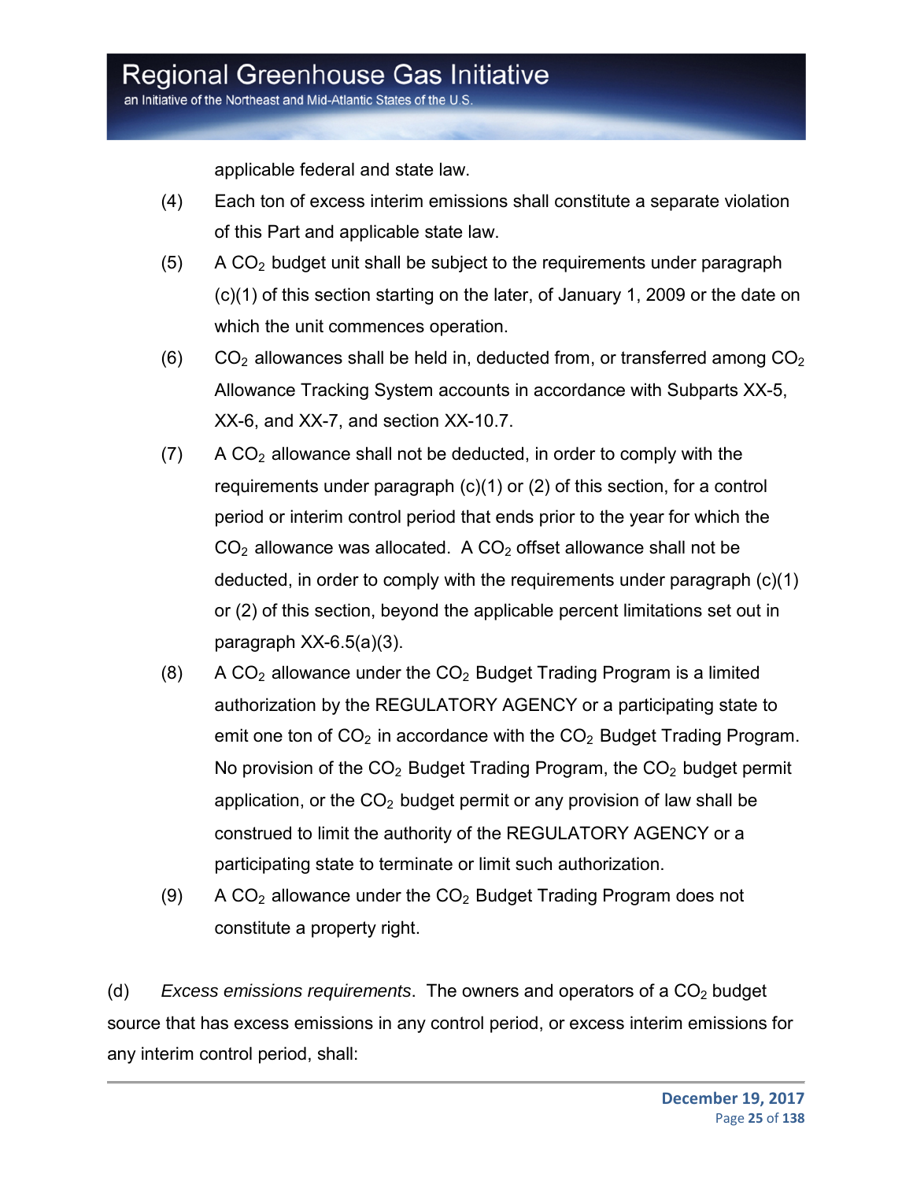applicable federal and state law.

(4) Each ton of excess interim emissions shall constitute a separate violation of this Part and applicable state law.

(5) A $CO_2$ budget unit shall be subject to the requirements under paragraph (c)(1) of this section starting on the later, of January 1, 2009 or the date on which the unit commences operation.

(6) $CO_2$ allowances shall be held in, deducted from, or transferred among $CO_2$ Allowance Tracking System accounts in accordance with Subparts XX-5, XX-6, and XX-7, and section XX-10.7.

(7) A $CO_2$ allowance shall not be deducted, in order to comply with the requirements under paragraph (c)(1) or (2) of this section, for a control period or interim control period that ends prior to the year for which the $CO_2$ allowance was allocated. A $CO_2$ offset allowance shall not be deducted, in order to comply with the requirements under paragraph (c)(1) or (2) of this section, beyond the applicable percent limitations set out in paragraph XX-6.5(a)(3).

(8) A $CO_2$ allowance under the $CO_2$ Budget Trading Program is a limited authorization by the REGULATORY AGENCY or a participating state to emit one ton of $CO_2$ in accordance with the $CO_2$ Budget Trading Program. No provision of the $CO_2$ Budget Trading Program, the $CO_2$ budget permit application, or the $CO_2$ budget permit or any provision of law shall be construed to limit the authority of the REGULATORY AGENCY or a participating state to terminate or limit such authorization.

(9) A $CO_2$ allowance under the $CO_2$ Budget Trading Program does not constitute a property right.

(d) *Excess emissions requirements*. The owners and operators of a $CO_2$ budget source that has excess emissions in any control period, or excess interim emissions for any interim control period, shall: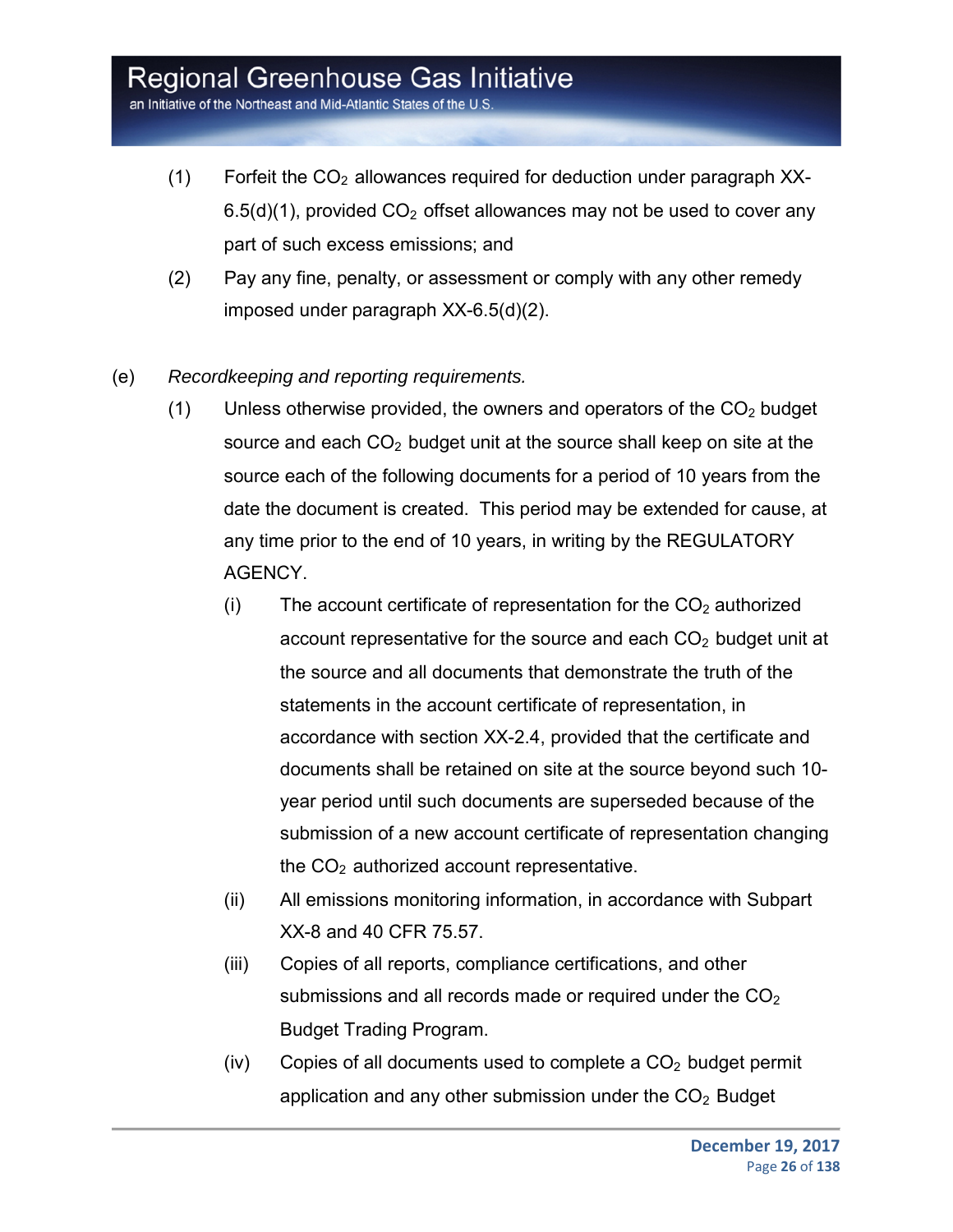(1) Forfeit the $CO_2$ allowances required for deduction under paragraph XX-6.5(d)(1), provided $CO_2$ offset allowances may not be used to cover any part of such excess emissions; and

(2) Pay any fine, penalty, or assessment or comply with any other remedy imposed under paragraph XX-6.5(d)(2).

(e) *Recordkeeping and reporting requirements.*

(1) Unless otherwise provided, the owners and operators of the $CO_2$ budget source and each $CO_2$ budget unit at the source shall keep on site at the source each of the following documents for a period of 10 years from the date the document is created. This period may be extended for cause, at any time prior to the end of 10 years, in writing by the REGULATORY AGENCY.

(i) The account certificate of representation for the $CO_2$ authorized account representative for the source and each $CO_2$ budget unit at the source and all documents that demonstrate the truth of the statements in the account certificate of representation, in accordance with section XX-2.4, provided that the certificate and documents shall be retained on site at the source beyond such 10-year period until such documents are superseded because of the submission of a new account certificate of representation changing the $CO_2$ authorized account representative.

(ii) All emissions monitoring information, in accordance with Subpart XX-8 and 40 CFR 75.57.

(iii) Copies of all reports, compliance certifications, and other submissions and all records made or required under the $CO_2$ Budget Trading Program.

(iv) Copies of all documents used to complete a $CO_2$ budget permit application and any other submission under the $CO_2$ Budget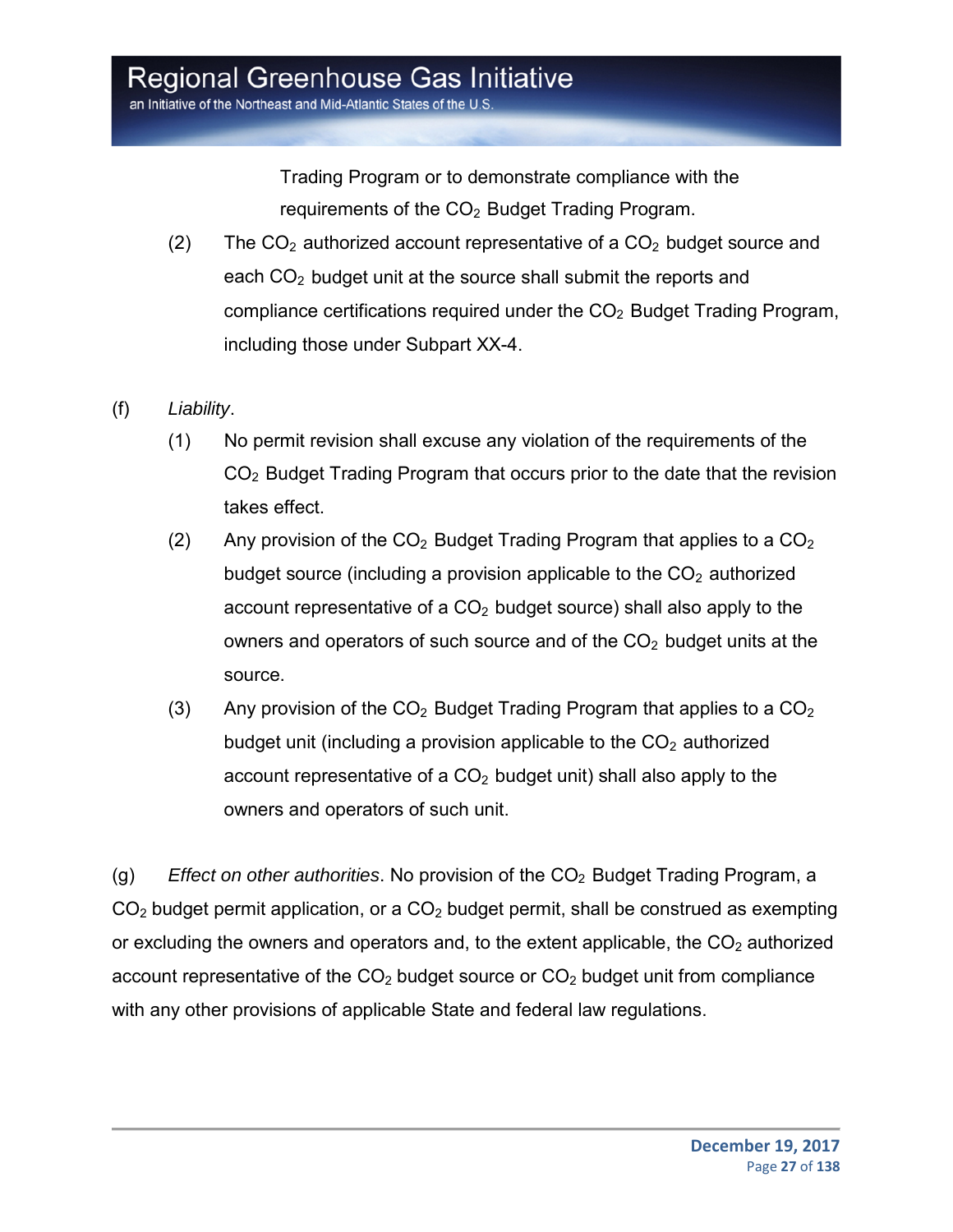Trading Program or to demonstrate compliance with the requirements of the $CO_2$ Budget Trading Program.

(2) The $CO_2$ authorized account representative of a $CO_2$ budget source and each $CO_2$ budget unit at the source shall submit the reports and compliance certifications required under the $CO_2$ Budget Trading Program, including those under Subpart XX-4.

(f) *Liability*.

(1) No permit revision shall excuse any violation of the requirements of the $CO_2$ Budget Trading Program that occurs prior to the date that the revision takes effect.

(2) Any provision of the $CO_2$ Budget Trading Program that applies to a $CO_2$ budget source (including a provision applicable to the $CO_2$ authorized account representative of a $CO_2$ budget source) shall also apply to the owners and operators of such source and of the $CO_2$ budget units at the source.

(3) Any provision of the $CO_2$ Budget Trading Program that applies to a $CO_2$ budget unit (including a provision applicable to the $CO_2$ authorized account representative of a $CO_2$ budget unit) shall also apply to the owners and operators of such unit.

(g) *Effect on other authorities*. No provision of the $CO_2$ Budget Trading Program, a $CO_2$ budget permit application, or a $CO_2$ budget permit, shall be construed as exempting or excluding the owners and operators and, to the extent applicable, the $CO_2$ authorized account representative of the $CO_2$ budget source or $CO_2$ budget unit from compliance with any other provisions of applicable State and federal law regulations.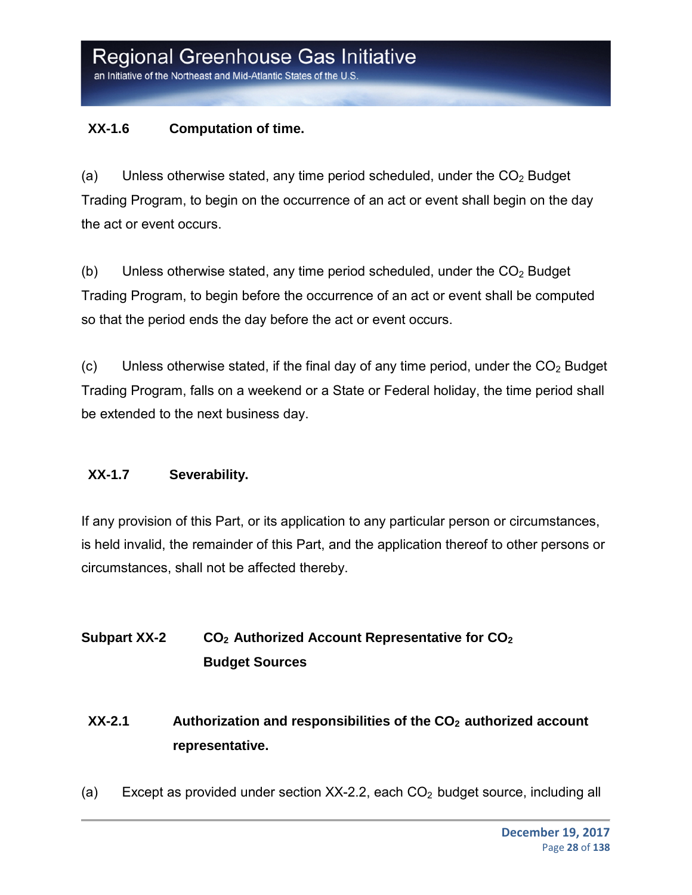### XX-1.6 Computation of time.

(a) Unless otherwise stated, any time period scheduled, under the $CO_2$ Budget Trading Program, to begin on the occurrence of an act or event shall begin on the day the act or event occurs.

(b) Unless otherwise stated, any time period scheduled, under the $CO_2$ Budget Trading Program, to begin before the occurrence of an act or event shall be computed so that the period ends the day before the act or event occurs.

(c) Unless otherwise stated, if the final day of any time period, under the $CO_2$ Budget Trading Program, falls on a weekend or a State or Federal holiday, the time period shall be extended to the next business day.

### XX-1.7 Severability.

If any provision of this Part, or its application to any particular person or circumstances, is held invalid, the remainder of this Part, and the application thereof to other persons or circumstances, shall not be affected thereby.

## Subpart XX-2 $CO_2$ Authorized Account Representative for $CO_2$ Budget Sources

### XX-2.1 Authorization and responsibilities of the $CO_2$ authorized account representative.

(a) Except as provided under section XX-2.2, each $CO_2$ budget source, including all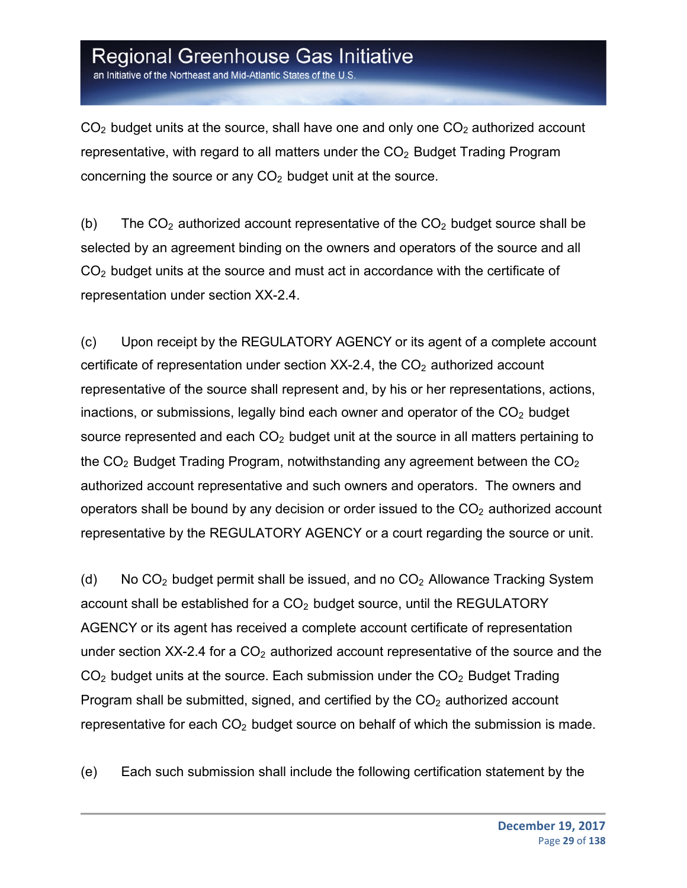$CO_2$ budget units at the source, shall have one and only one $CO_2$ authorized account representative, with regard to all matters under the $CO_2$ Budget Trading Program concerning the source or any $CO_2$ budget unit at the source.

(b) The $CO_2$ authorized account representative of the $CO_2$ budget source shall be selected by an agreement binding on the owners and operators of the source and all $CO_2$ budget units at the source and must act in accordance with the certificate of representation under section XX-2.4.

(c) Upon receipt by the REGULATORY AGENCY or its agent of a complete account certificate of representation under section XX-2.4, the $CO_2$ authorized account representative of the source shall represent and, by his or her representations, actions, inactions, or submissions, legally bind each owner and operator of the $CO_2$ budget source represented and each $CO_2$ budget unit at the source in all matters pertaining to the $CO_2$ Budget Trading Program, notwithstanding any agreement between the $CO_2$ authorized account representative and such owners and operators. The owners and operators shall be bound by any decision or order issued to the $CO_2$ authorized account representative by the REGULATORY AGENCY or a court regarding the source or unit.

(d) No $CO_2$ budget permit shall be issued, and no $CO_2$ Allowance Tracking System account shall be established for a $CO_2$ budget source, until the REGULATORY AGENCY or its agent has received a complete account certificate of representation under section XX-2.4 for a $CO_2$ authorized account representative of the source and the $CO_2$ budget units at the source. Each submission under the $CO_2$ Budget Trading Program shall be submitted, signed, and certified by the $CO_2$ authorized account representative for each $CO_2$ budget source on behalf of which the submission is made.

(e) Each such submission shall include the following certification statement by the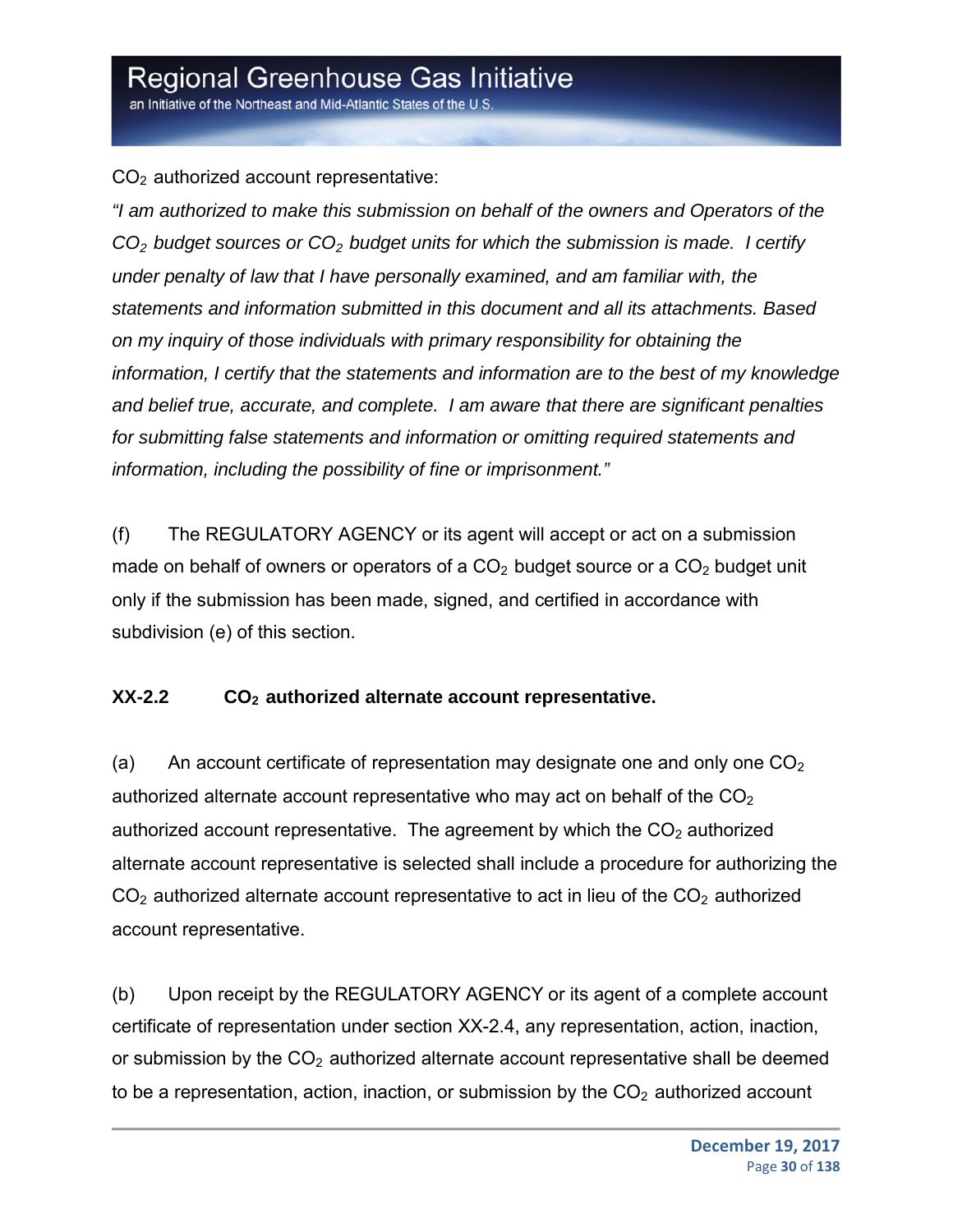$CO_2$ authorized account representative:

*"I am authorized to make this submission on behalf of the owners and Operators of the $CO_2$ budget sources or $CO_2$ budget units for which the submission is made. I certify under penalty of law that I have personally examined, and am familiar with, the statements and information submitted in this document and all its attachments. Based on my inquiry of those individuals with primary responsibility for obtaining the information, I certify that the statements and information are to the best of my knowledge and belief true, accurate, and complete. I am aware that there are significant penalties for submitting false statements and information or omitting required statements and information, including the possibility of fine or imprisonment."*

(f) The REGULATORY AGENCY or its agent will accept or act on a submission made on behalf of owners or operators of a $CO_2$ budget source or a $CO_2$ budget unit only if the submission has been made, signed, and certified in accordance with subdivision (e) of this section.

**XX-2.2 $CO_2$ authorized alternate account representative.**

(a) An account certificate of representation may designate one and only one $CO_2$ authorized alternate account representative who may act on behalf of the $CO_2$ authorized account representative. The agreement by which the $CO_2$ authorized alternate account representative is selected shall include a procedure for authorizing the $CO_2$ authorized alternate account representative to act in lieu of the $CO_2$ authorized account representative.

(b) Upon receipt by the REGULATORY AGENCY or its agent of a complete account certificate of representation under section XX-2.4, any representation, action, inaction, or submission by the $CO_2$ authorized alternate account representative shall be deemed to be a representation, action, inaction, or submission by the $CO_2$ authorized account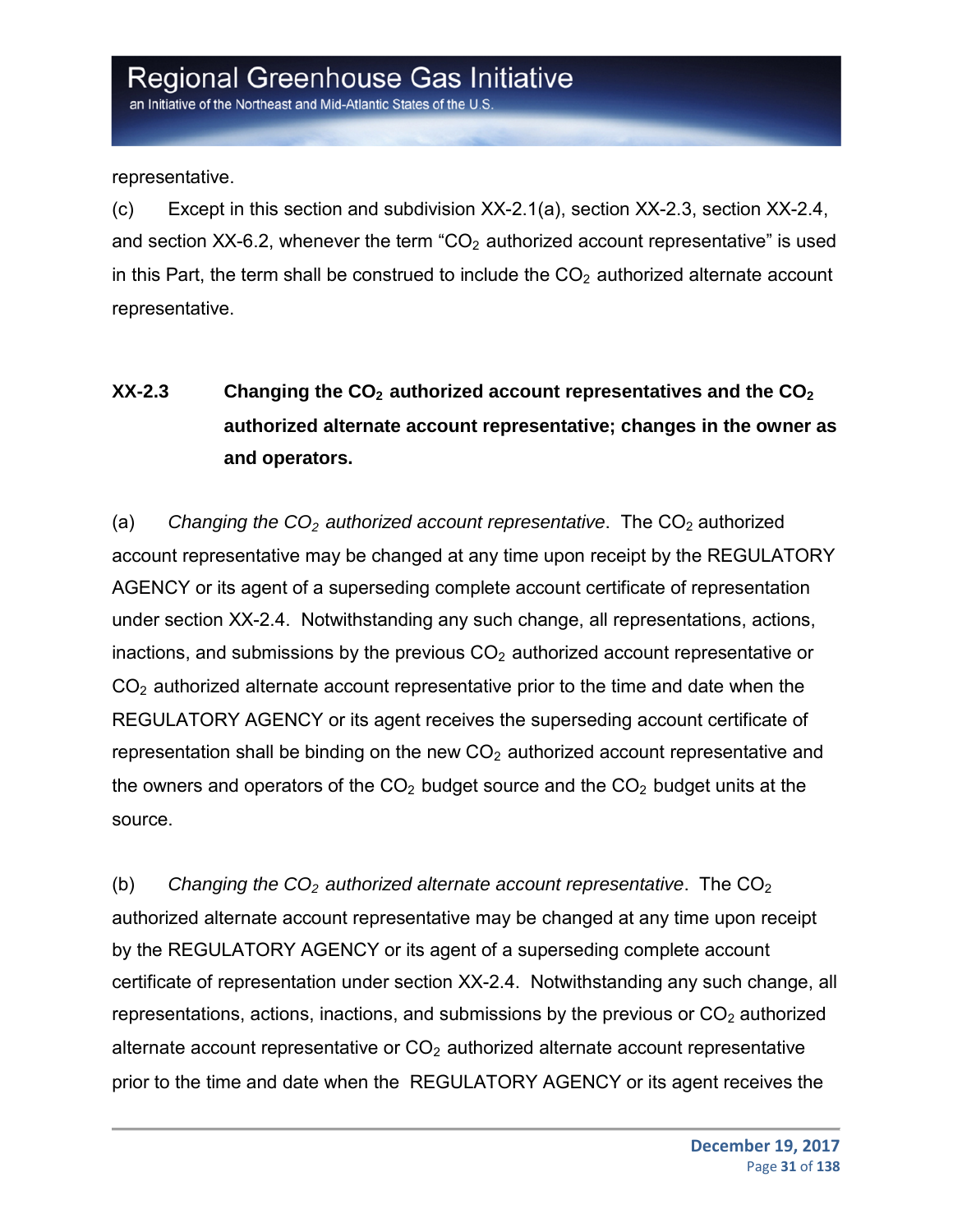representative.

(c) Except in this section and subdivision XX-2.1(a), section XX-2.3, section XX-2.4, and section XX-6.2, whenever the term "$CO_2$ authorized account representative" is used in this Part, the term shall be construed to include the $CO_2$ authorized alternate account representative.

## XX-2.3 Changing the $CO_2$ authorized account representatives and the $CO_2$ authorized alternate account representative; changes in the owner as and operators.

(a) *Changing the $CO_2$ authorized account representative*. The $CO_2$ authorized account representative may be changed at any time upon receipt by the REGULATORY AGENCY or its agent of a superseding complete account certificate of representation under section XX-2.4. Notwithstanding any such change, all representations, actions, inactions, and submissions by the previous $CO_2$ authorized account representative or $CO_2$ authorized alternate account representative prior to the time and date when the REGULATORY AGENCY or its agent receives the superseding account certificate of representation shall be binding on the new $CO_2$ authorized account representative and the owners and operators of the $CO_2$ budget source and the $CO_2$ budget units at the source.

(b) *Changing the $CO_2$ authorized alternate account representative*. The $CO_2$ authorized alternate account representative may be changed at any time upon receipt by the REGULATORY AGENCY or its agent of a superseding complete account certificate of representation under section XX-2.4. Notwithstanding any such change, all representations, actions, inactions, and submissions by the previous or $CO_2$ authorized alternate account representative or $CO_2$ authorized alternate account representative prior to the time and date when the REGULATORY AGENCY or its agent receives the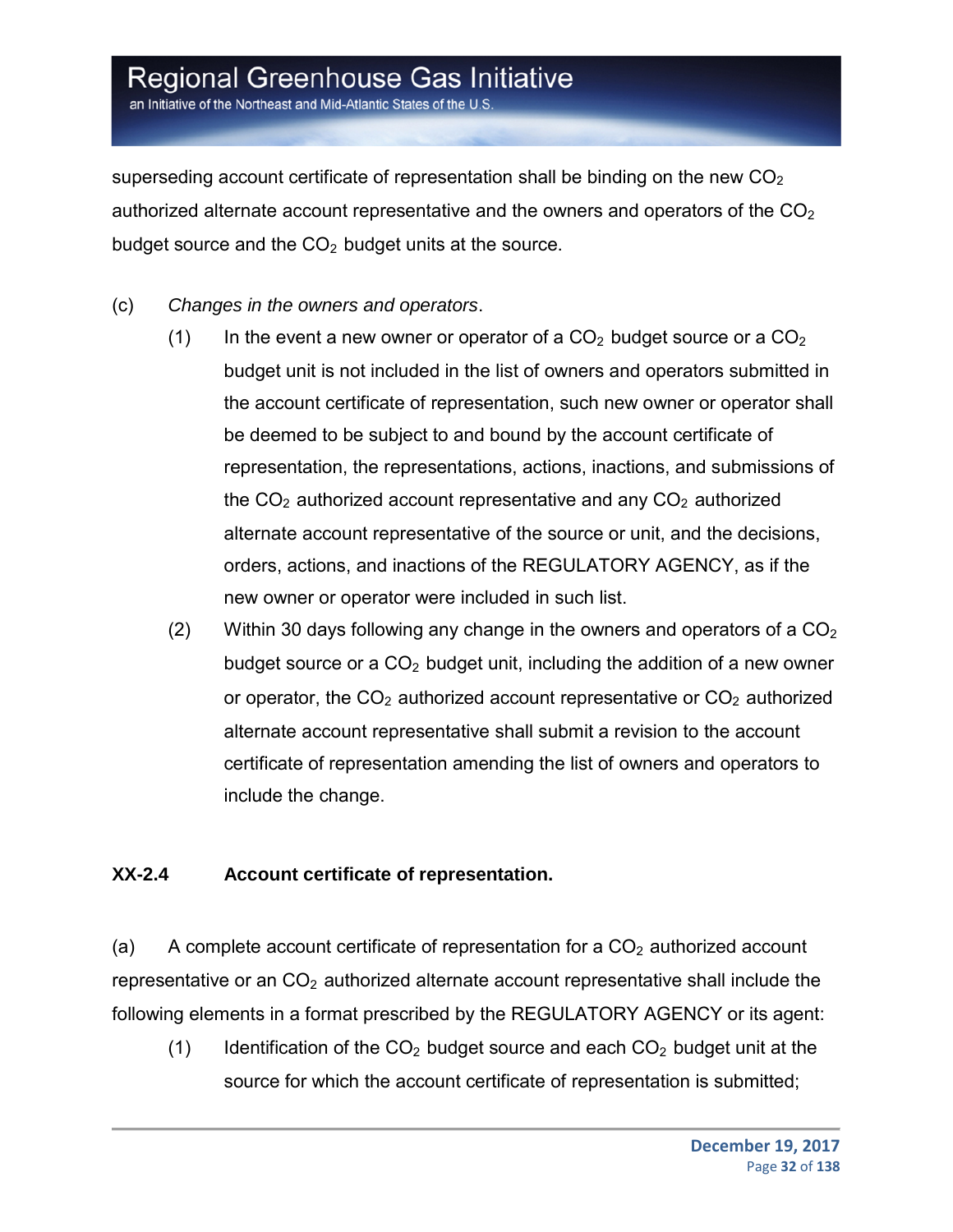superseding account certificate of representation shall be binding on the new $CO_2$ authorized alternate account representative and the owners and operators of the $CO_2$ budget source and the $CO_2$ budget units at the source.

(c) *Changes in the owners and operators*.

(1) In the event a new owner or operator of a $CO_2$ budget source or a $CO_2$ budget unit is not included in the list of owners and operators submitted in the account certificate of representation, such new owner or operator shall be deemed to be subject to and bound by the account certificate of representation, the representations, actions, inactions, and submissions of the $CO_2$ authorized account representative and any $CO_2$ authorized alternate account representative of the source or unit, and the decisions, orders, actions, and inactions of the REGULATORY AGENCY, as if the new owner or operator were included in such list.

(2) Within 30 days following any change in the owners and operators of a $CO_2$ budget source or a $CO_2$ budget unit, including the addition of a new owner or operator, the $CO_2$ authorized account representative or $CO_2$ authorized alternate account representative shall submit a revision to the account certificate of representation amending the list of owners and operators to include the change.

**XX-2.4 Account certificate of representation.**

(a) A complete account certificate of representation for a $CO_2$ authorized account representative or an $CO_2$ authorized alternate account representative shall include the following elements in a format prescribed by the REGULATORY AGENCY or its agent:

(1) Identification of the $CO_2$ budget source and each $CO_2$ budget unit at the source for which the account certificate of representation is submitted;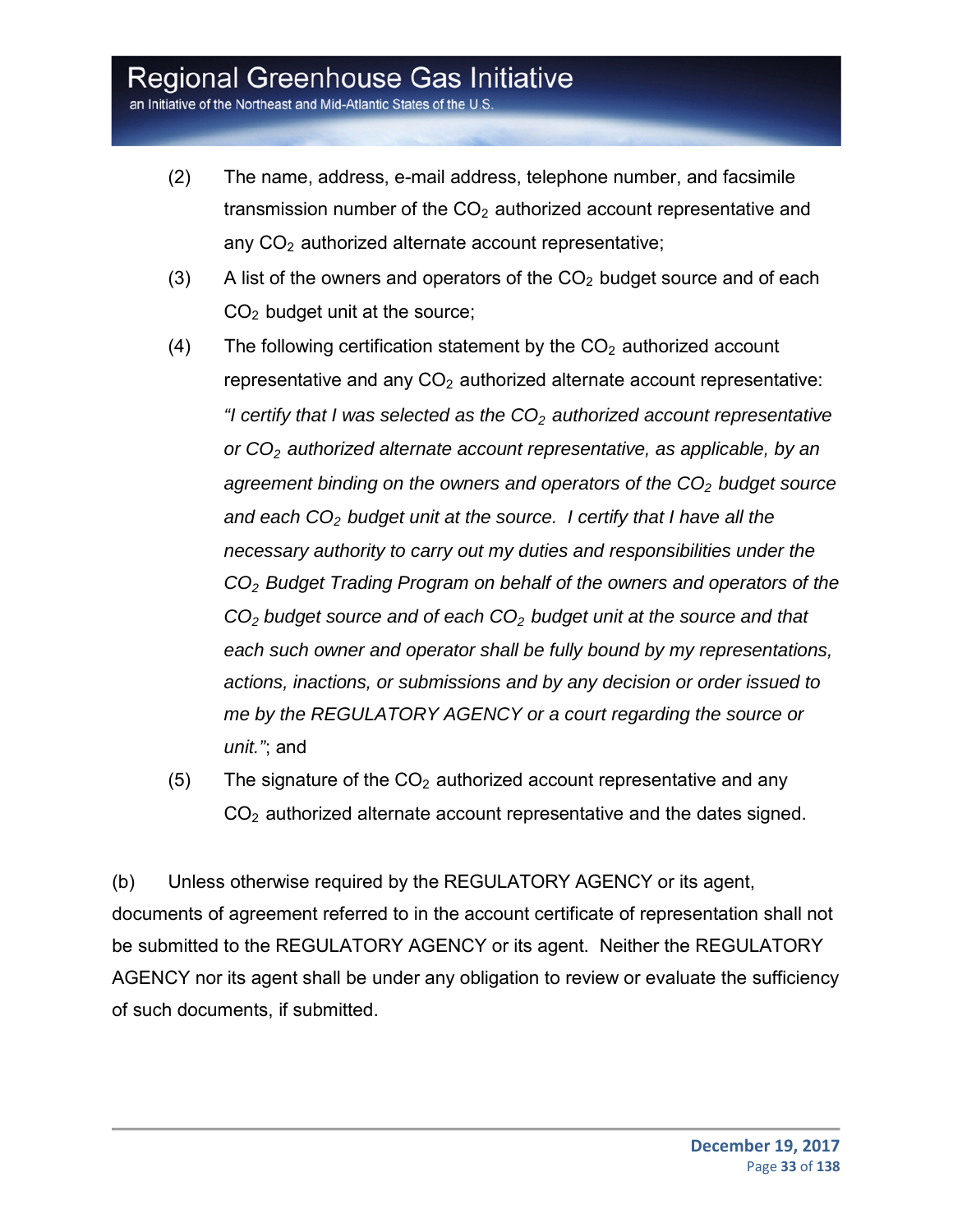(2) The name, address, e-mail address, telephone number, and facsimile transmission number of the $CO_2$ authorized account representative and any $CO_2$ authorized alternate account representative;

(3) A list of the owners and operators of the $CO_2$ budget source and of each $CO_2$ budget unit at the source;

(4) The following certification statement by the $CO_2$ authorized account representative and any $CO_2$ authorized alternate account representative: *"I certify that I was selected as the $CO_2$ authorized account representative or $CO_2$ authorized alternate account representative, as applicable, by an agreement binding on the owners and operators of the $CO_2$ budget source and each $CO_2$ budget unit at the source. I certify that I have all the necessary authority to carry out my duties and responsibilities under the $CO_2$ Budget Trading Program on behalf of the owners and operators of the $CO_2$ budget source and of each $CO_2$ budget unit at the source and that each such owner and operator shall be fully bound by my representations, actions, inactions, or submissions and by any decision or order issued to me by the REGULATORY AGENCY or a court regarding the source or unit."*; and

(5) The signature of the $CO_2$ authorized account representative and any $CO_2$ authorized alternate account representative and the dates signed.

(b) Unless otherwise required by the REGULATORY AGENCY or its agent, documents of agreement referred to in the account certificate of representation shall not be submitted to the REGULATORY AGENCY or its agent. Neither the REGULATORY AGENCY nor its agent shall be under any obligation to review or evaluate the sufficiency of such documents, if submitted.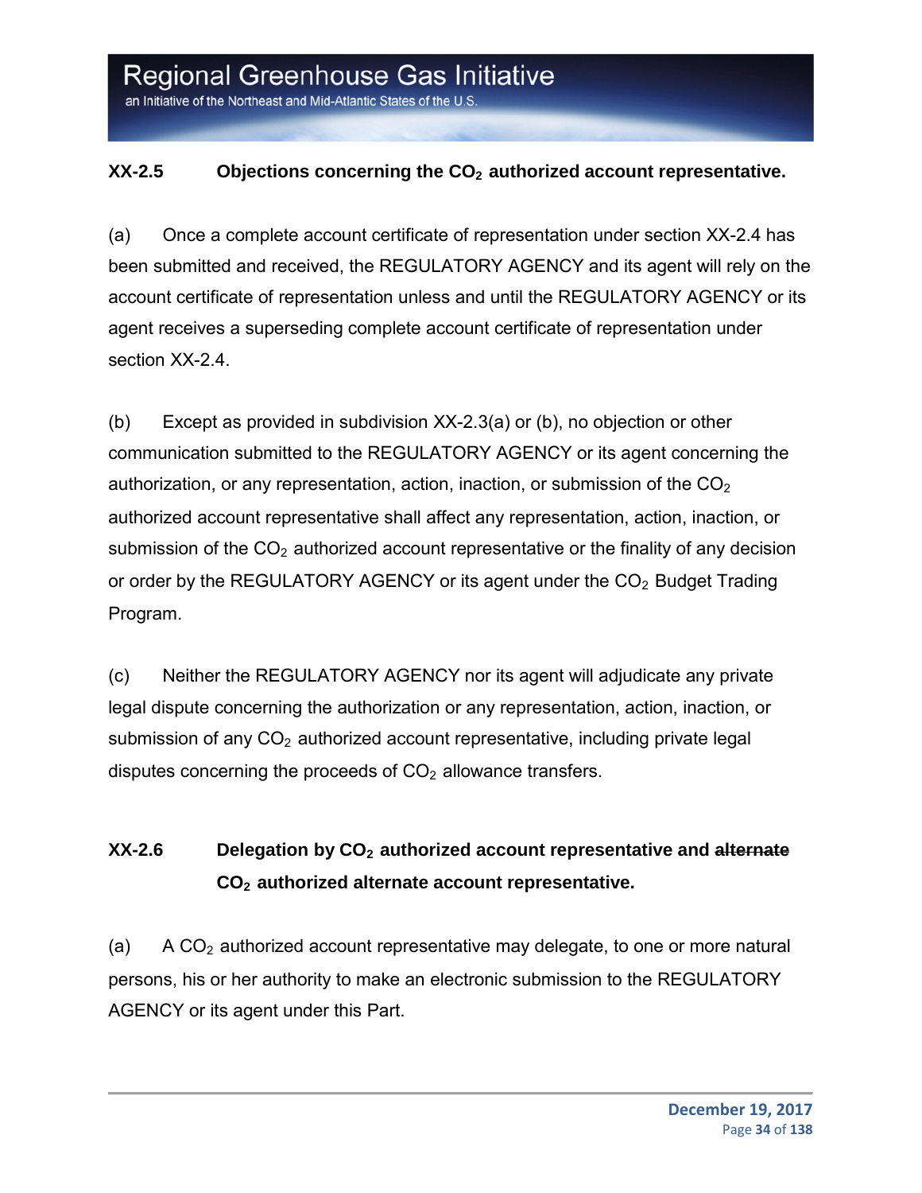### XX-2.5 Objections concerning the $CO_2$ authorized account representative.

(a) Once a complete account certificate of representation under section XX-2.4 has been submitted and received, the REGULATORY AGENCY and its agent will rely on the account certificate of representation unless and until the REGULATORY AGENCY or its agent receives a superseding complete account certificate of representation under section XX-2.4.

(b) Except as provided in subdivision XX-2.3(a) or (b), no objection or other communication submitted to the REGULATORY AGENCY or its agent concerning the authorization, or any representation, action, inaction, or submission of the $CO_2$ authorized account representative shall affect any representation, action, inaction, or submission of the $CO_2$ authorized account representative or the finality of any decision or order by the REGULATORY AGENCY or its agent under the $CO_2$ Budget Trading Program.

(c) Neither the REGULATORY AGENCY nor its agent will adjudicate any private legal dispute concerning the authorization or any representation, action, inaction, or submission of any $CO_2$ authorized account representative, including private legal disputes concerning the proceeds of $CO_2$ allowance transfers.

### XX-2.6 Delegation by $CO_2$ authorized account representative and ~~alternate~~ $CO_2$ authorized alternate account representative.

(a) A $CO_2$ authorized account representative may delegate, to one or more natural persons, his or her authority to make an electronic submission to the REGULATORY AGENCY or its agent under this Part.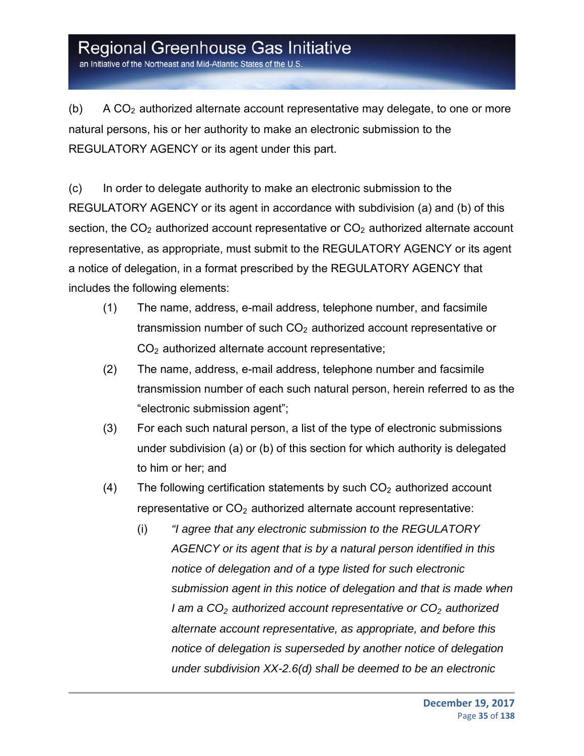(b) A $CO_2$ authorized alternate account representative may delegate, to one or more natural persons, his or her authority to make an electronic submission to the REGULATORY AGENCY or its agent under this part.

(c) In order to delegate authority to make an electronic submission to the REGULATORY AGENCY or its agent in accordance with subdivision (a) and (b) of this section, the $CO_2$ authorized account representative or $CO_2$ authorized alternate account representative, as appropriate, must submit to the REGULATORY AGENCY or its agent a notice of delegation, in a format prescribed by the REGULATORY AGENCY that includes the following elements:

(1) The name, address, e-mail address, telephone number, and facsimile transmission number of such $CO_2$ authorized account representative or $CO_2$ authorized alternate account representative;

(2) The name, address, e-mail address, telephone number and facsimile transmission number of each such natural person, herein referred to as the "electronic submission agent";

(3) For each such natural person, a list of the type of electronic submissions under subdivision (a) or (b) of this section for which authority is delegated to him or her; and

(4) The following certification statements by such $CO_2$ authorized account representative or $CO_2$ authorized alternate account representative:

(i) *"I agree that any electronic submission to the REGULATORY AGENCY or its agent that is by a natural person identified in this notice of delegation and of a type listed for such electronic submission agent in this notice of delegation and that is made when I am a $CO_2$ authorized account representative or $CO_2$ authorized alternate account representative, as appropriate, and before this notice of delegation is superseded by another notice of delegation under subdivision XX-2.6(d) shall be deemed to be an electronic*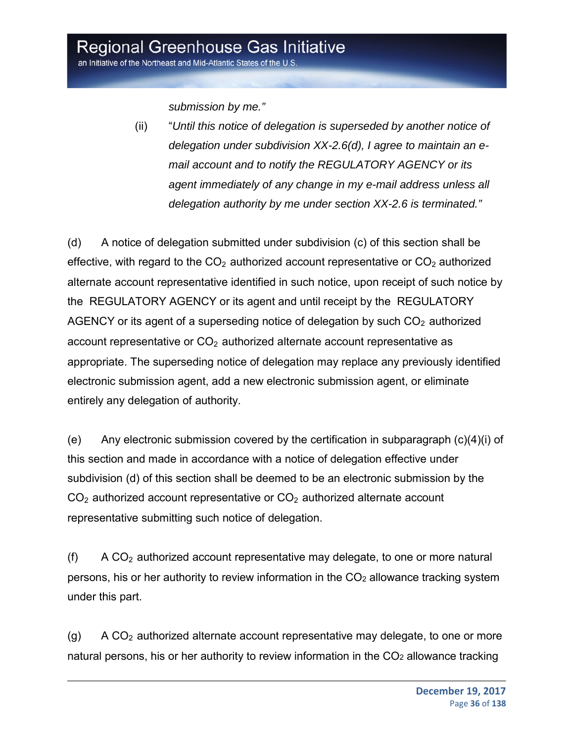*submission by me."*

(ii) "*Until this notice of delegation is superseded by another notice of delegation under subdivision XX-2.6(d), I agree to maintain an e-mail account and to notify the REGULATORY AGENCY or its agent immediately of any change in my e-mail address unless all delegation authority by me under section XX-2.6 is terminated."*

(d) A notice of delegation submitted under subdivision (c) of this section shall be effective, with regard to the $CO_2$ authorized account representative or $CO_2$ authorized alternate account representative identified in such notice, upon receipt of such notice by the REGULATORY AGENCY or its agent and until receipt by the REGULATORY AGENCY or its agent of a superseding notice of delegation by such $CO_2$ authorized account representative or $CO_2$ authorized alternate account representative as appropriate. The superseding notice of delegation may replace any previously identified electronic submission agent, add a new electronic submission agent, or eliminate entirely any delegation of authority.

(e) Any electronic submission covered by the certification in subparagraph (c)(4)(i) of this section and made in accordance with a notice of delegation effective under subdivision (d) of this section shall be deemed to be an electronic submission by the $CO_2$ authorized account representative or $CO_2$ authorized alternate account representative submitting such notice of delegation.

(f) A $CO_2$ authorized account representative may delegate, to one or more natural persons, his or her authority to review information in the $CO_2$ allowance tracking system under this part.

(g) A $CO_2$ authorized alternate account representative may delegate, to one or more natural persons, his or her authority to review information in the $CO_2$ allowance tracking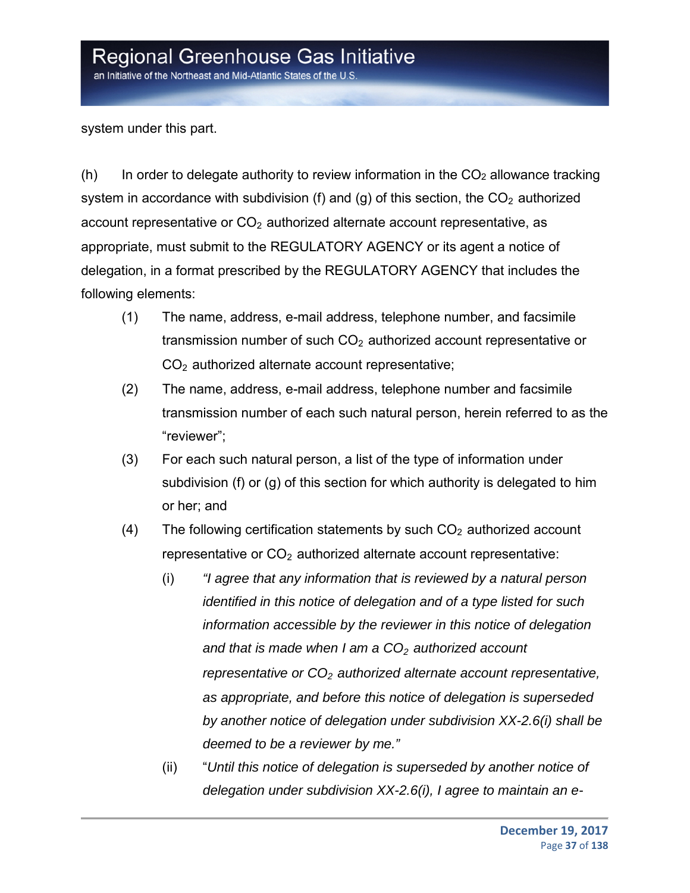system under this part.

(h) In order to delegate authority to review information in the $CO_2$ allowance tracking system in accordance with subdivision (f) and (g) of this section, the $CO_2$ authorized account representative or $CO_2$ authorized alternate account representative, as appropriate, must submit to the REGULATORY AGENCY or its agent a notice of delegation, in a format prescribed by the REGULATORY AGENCY that includes the following elements:

(1) The name, address, e-mail address, telephone number, and facsimile transmission number of such $CO_2$ authorized account representative or $CO_2$ authorized alternate account representative;

(2) The name, address, e-mail address, telephone number and facsimile transmission number of each such natural person, herein referred to as the "reviewer";

(3) For each such natural person, a list of the type of information under subdivision (f) or (g) of this section for which authority is delegated to him or her; and

(4) The following certification statements by such $CO_2$ authorized account representative or $CO_2$ authorized alternate account representative:

(i) *"I agree that any information that is reviewed by a natural person identified in this notice of delegation and of a type listed for such information accessible by the reviewer in this notice of delegation and that is made when I am a $CO_2$ authorized account representative or $CO_2$ authorized alternate account representative, as appropriate, and before this notice of delegation is superseded by another notice of delegation under subdivision XX-2.6(i) shall be deemed to be a reviewer by me."*

(ii) "*Until this notice of delegation is superseded by another notice of delegation under subdivision XX-2.6(i), I agree to maintain an e-*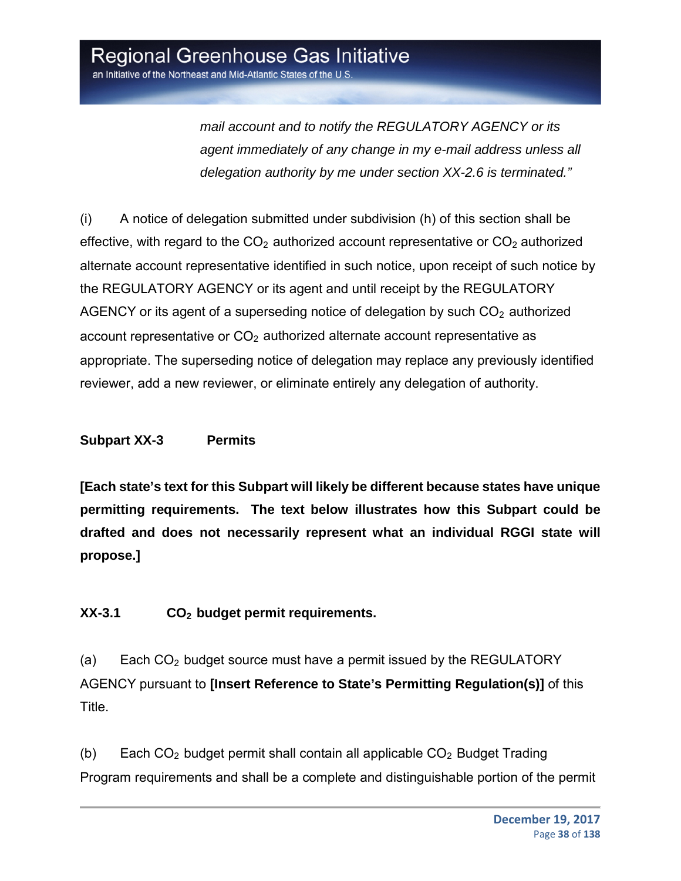*mail account and to notify the REGULATORY AGENCY or its agent immediately of any change in my e-mail address unless all delegation authority by me under section XX-2.6 is terminated."*

(i) A notice of delegation submitted under subdivision (h) of this section shall be effective, with regard to the $CO_2$ authorized account representative or $CO_2$ authorized alternate account representative identified in such notice, upon receipt of such notice by the REGULATORY AGENCY or its agent and until receipt by the REGULATORY AGENCY or its agent of a superseding notice of delegation by such $CO_2$ authorized account representative or $CO_2$ authorized alternate account representative as appropriate. The superseding notice of delegation may replace any previously identified reviewer, add a new reviewer, or eliminate entirely any delegation of authority.

## Subpart XX-3 Permits

**[Each state's text for this Subpart will likely be different because states have unique permitting requirements. The text below illustrates how this Subpart could be drafted and does not necessarily represent what an individual RGGI state will propose.]**

### XX-3.1 $CO_2$ budget permit requirements.

(a) Each $CO_2$ budget source must have a permit issued by the REGULATORY AGENCY pursuant to **[Insert Reference to State's Permitting Regulation(s)]** of this Title.

(b) Each $CO_2$ budget permit shall contain all applicable $CO_2$ Budget Trading Program requirements and shall be a complete and distinguishable portion of the permit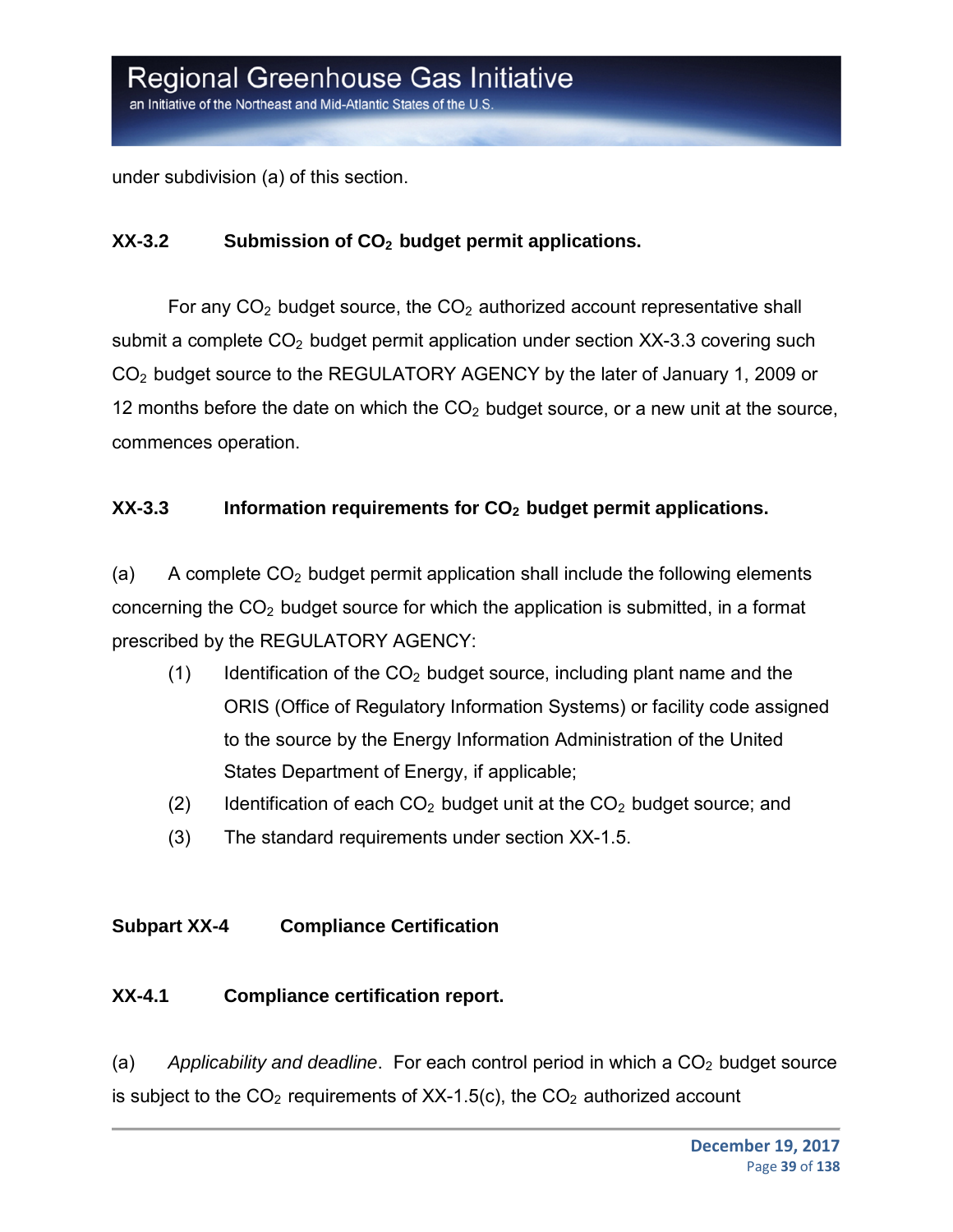under subdivision (a) of this section.

### XX-3.2 Submission of $CO_2$ budget permit applications.

For any $CO_2$ budget source, the $CO_2$ authorized account representative shall submit a complete $CO_2$ budget permit application under section XX-3.3 covering such $CO_2$ budget source to the REGULATORY AGENCY by the later of January 1, 2009 or 12 months before the date on which the $CO_2$ budget source, or a new unit at the source, commences operation.

### XX-3.3 Information requirements for $CO_2$ budget permit applications.

(a) A complete $CO_2$ budget permit application shall include the following elements concerning the $CO_2$ budget source for which the application is submitted, in a format prescribed by the REGULATORY AGENCY:

- (1) Identification of the $CO_2$ budget source, including plant name and the ORIS (Office of Regulatory Information Systems) or facility code assigned to the source by the Energy Information Administration of the United States Department of Energy, if applicable;
- (2) Identification of each $CO_2$ budget unit at the $CO_2$ budget source; and
- (3) The standard requirements under section XX-1.5.

## Subpart XX-4 Compliance Certification

### XX-4.1 Compliance certification report.

(a) *Applicability and deadline*. For each control period in which a $CO_2$ budget source is subject to the $CO_2$ requirements of XX-1.5(c), the $CO_2$ authorized account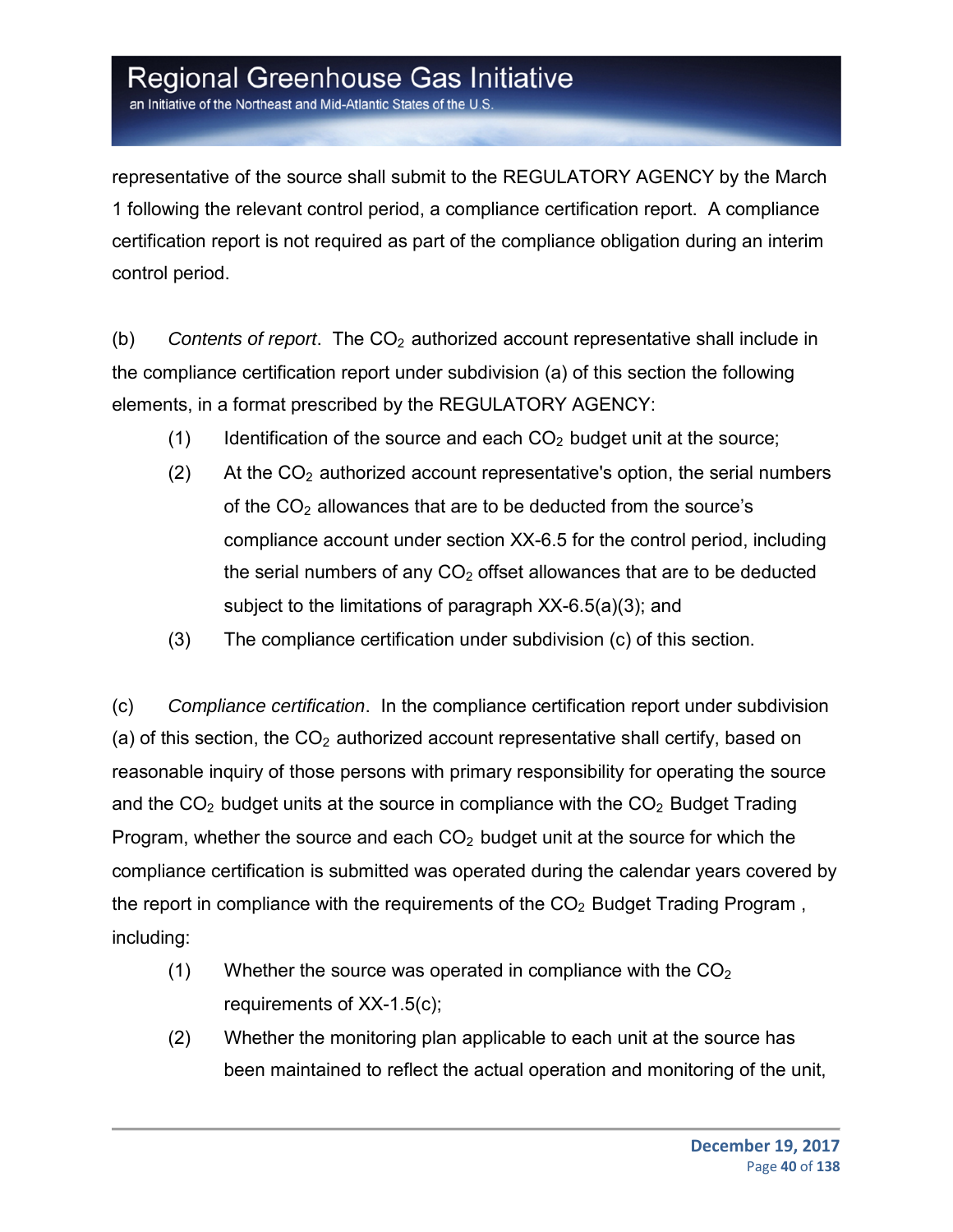representative of the source shall submit to the REGULATORY AGENCY by the March 1 following the relevant control period, a compliance certification report. A compliance certification report is not required as part of the compliance obligation during an interim control period.

(b) *Contents of report*. The $CO_2$ authorized account representative shall include in the compliance certification report under subdivision (a) of this section the following elements, in a format prescribed by the REGULATORY AGENCY:

(1) Identification of the source and each $CO_2$ budget unit at the source;

(2) At the $CO_2$ authorized account representative's option, the serial numbers of the $CO_2$ allowances that are to be deducted from the source's compliance account under section XX-6.5 for the control period, including the serial numbers of any $CO_2$ offset allowances that are to be deducted subject to the limitations of paragraph XX-6.5(a)(3); and

(3) The compliance certification under subdivision (c) of this section.

(c) *Compliance certification*. In the compliance certification report under subdivision (a) of this section, the $CO_2$ authorized account representative shall certify, based on reasonable inquiry of those persons with primary responsibility for operating the source and the $CO_2$ budget units at the source in compliance with the $CO_2$ Budget Trading Program, whether the source and each $CO_2$ budget unit at the source for which the compliance certification is submitted was operated during the calendar years covered by the report in compliance with the requirements of the $CO_2$ Budget Trading Program , including:

(1) Whether the source was operated in compliance with the $CO_2$ requirements of XX-1.5(c);

(2) Whether the monitoring plan applicable to each unit at the source has been maintained to reflect the actual operation and monitoring of the unit,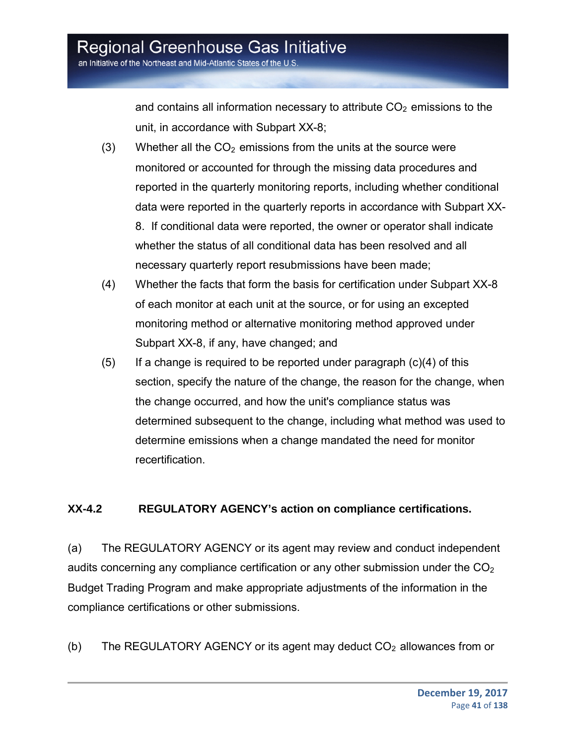and contains all information necessary to attribute $CO_2$ emissions to the unit, in accordance with Subpart XX-8;

(3) Whether all the $CO_2$ emissions from the units at the source were monitored or accounted for through the missing data procedures and reported in the quarterly monitoring reports, including whether conditional data were reported in the quarterly reports in accordance with Subpart XX-8. If conditional data were reported, the owner or operator shall indicate whether the status of all conditional data has been resolved and all necessary quarterly report resubmissions have been made;

(4) Whether the facts that form the basis for certification under Subpart XX-8 of each monitor at each unit at the source, or for using an excepted monitoring method or alternative monitoring method approved under Subpart XX-8, if any, have changed; and

(5) If a change is required to be reported under paragraph (c)(4) of this section, specify the nature of the change, the reason for the change, when the change occurred, and how the unit's compliance status was determined subsequent to the change, including what method was used to determine emissions when a change mandated the need for monitor recertification.

**XX-4.2 REGULATORY AGENCY's action on compliance certifications.**

(a) The REGULATORY AGENCY or its agent may review and conduct independent audits concerning any compliance certification or any other submission under the $CO_2$ Budget Trading Program and make appropriate adjustments of the information in the compliance certifications or other submissions.

(b) The REGULATORY AGENCY or its agent may deduct $CO_2$ allowances from or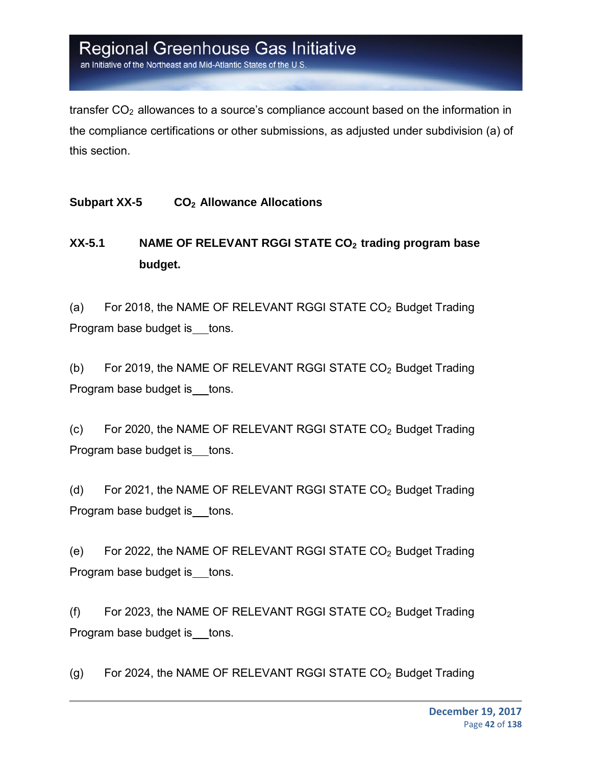transfer $CO_2$ allowances to a source's compliance account based on the information in the compliance certifications or other submissions, as adjusted under subdivision (a) of this section.

## Subpart XX-5 $CO_2$ Allowance Allocations

### XX-5.1 NAME OF RELEVANT RGGI STATE $CO_2$ trading program base budget.

(a) For 2018, the NAME OF RELEVANT RGGI STATE $CO_2$ Budget Trading Program base budget is___tons.

(b) For 2019, the NAME OF RELEVANT RGGI STATE $CO_2$ Budget Trading Program base budget is___tons.

(c) For 2020, the NAME OF RELEVANT RGGI STATE $CO_2$ Budget Trading Program base budget is___tons.

(d) For 2021, the NAME OF RELEVANT RGGI STATE $CO_2$ Budget Trading Program base budget is___tons.

(e) For 2022, the NAME OF RELEVANT RGGI STATE $CO_2$ Budget Trading Program base budget is___tons.

(f) For 2023, the NAME OF RELEVANT RGGI STATE $CO_2$ Budget Trading Program base budget is___tons.

(g) For 2024, the NAME OF RELEVANT RGGI STATE $CO_2$ Budget Trading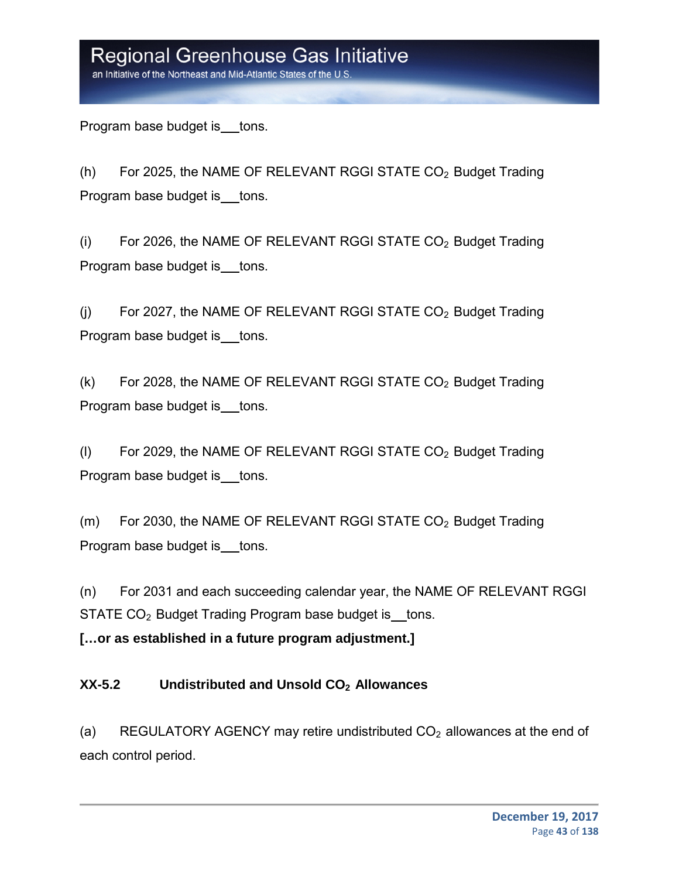Program base budget is___tons.

(h) For 2025, the NAME OF RELEVANT RGGI STATE $CO_2$ Budget Trading Program base budget is___tons.

(i) For 2026, the NAME OF RELEVANT RGGI STATE $CO_2$ Budget Trading Program base budget is___tons.

(j) For 2027, the NAME OF RELEVANT RGGI STATE $CO_2$ Budget Trading Program base budget is___tons.

(k) For 2028, the NAME OF RELEVANT RGGI STATE $CO_2$ Budget Trading Program base budget is___tons.

(l) For 2029, the NAME OF RELEVANT RGGI STATE $CO_2$ Budget Trading Program base budget is___tons.

(m) For 2030, the NAME OF RELEVANT RGGI STATE $CO_2$ Budget Trading Program base budget is___tons.

(n) For 2031 and each succeeding calendar year, the NAME OF RELEVANT RGGI STATE $CO_2$ Budget Trading Program base budget is___tons.

**[…or as established in a future program adjustment.]**

### XX-5.2 Undistributed and Unsold $CO_2$ Allowances

(a) REGULATORY AGENCY may retire undistributed $CO_2$ allowances at the end of each control period.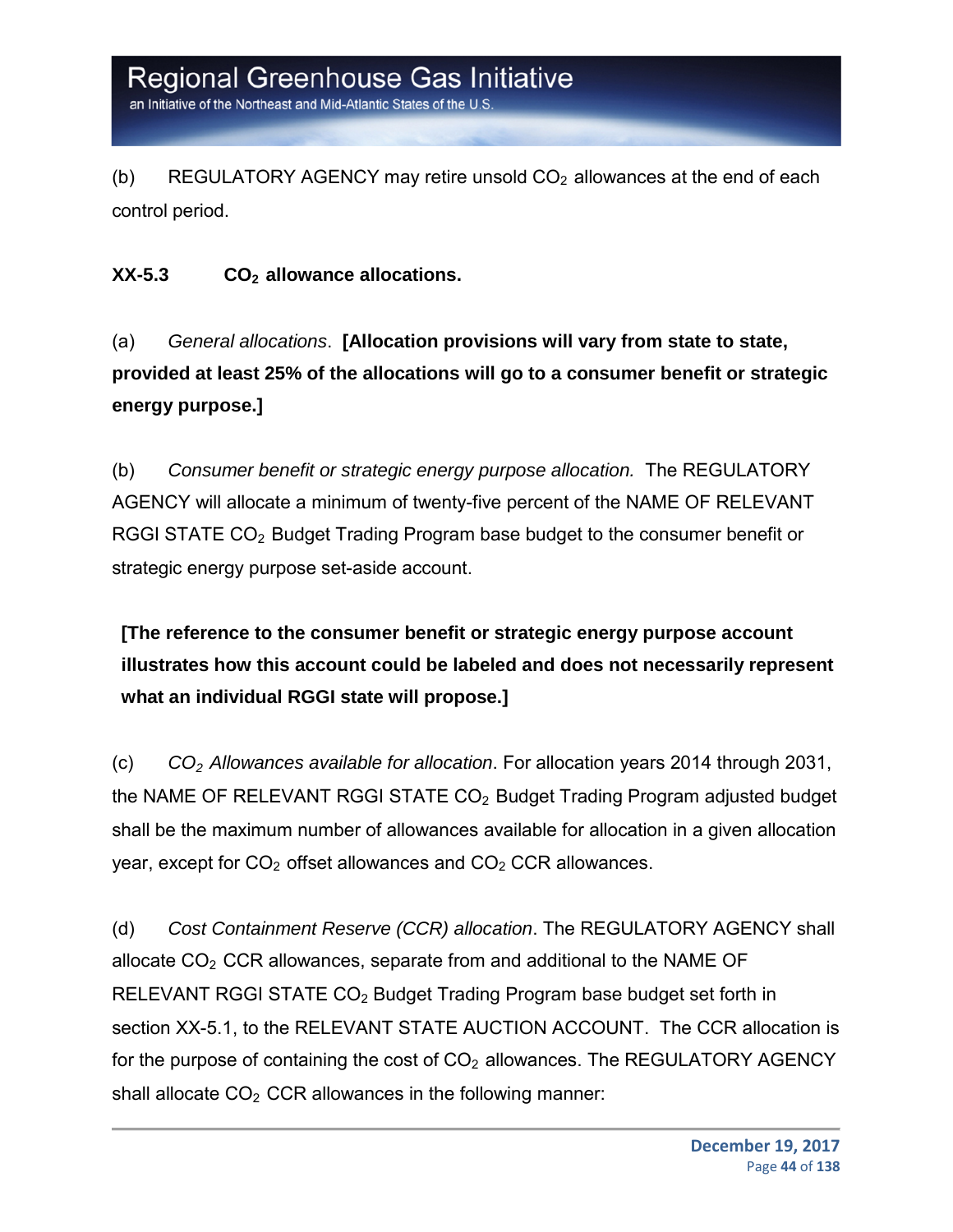(b) REGULATORY AGENCY may retire unsold $CO_2$ allowances at the end of each control period.

**XX-5.3 $CO_2$ allowance allocations.**

(a) *General allocations*. **[Allocation provisions will vary from state to state, provided at least 25% of the allocations will go to a consumer benefit or strategic energy purpose.]**

(b) *Consumer benefit or strategic energy purpose allocation.* The REGULATORY AGENCY will allocate a minimum of twenty-five percent of the NAME OF RELEVANT RGGI STATE $CO_2$ Budget Trading Program base budget to the consumer benefit or strategic energy purpose set-aside account.

**[The reference to the consumer benefit or strategic energy purpose account illustrates how this account could be labeled and does not necessarily represent what an individual RGGI state will propose.]**

(c) *$CO_2$ Allowances available for allocation*. For allocation years 2014 through 2031, the NAME OF RELEVANT RGGI STATE $CO_2$ Budget Trading Program adjusted budget shall be the maximum number of allowances available for allocation in a given allocation year, except for $CO_2$ offset allowances and $CO_2$ CCR allowances.

(d) *Cost Containment Reserve (CCR) allocation*. The REGULATORY AGENCY shall allocate $CO_2$ CCR allowances, separate from and additional to the NAME OF RELEVANT RGGI STATE $CO_2$ Budget Trading Program base budget set forth in section XX-5.1, to the RELEVANT STATE AUCTION ACCOUNT. The CCR allocation is for the purpose of containing the cost of $CO_2$ allowances. The REGULATORY AGENCY shall allocate $CO_2$ CCR allowances in the following manner: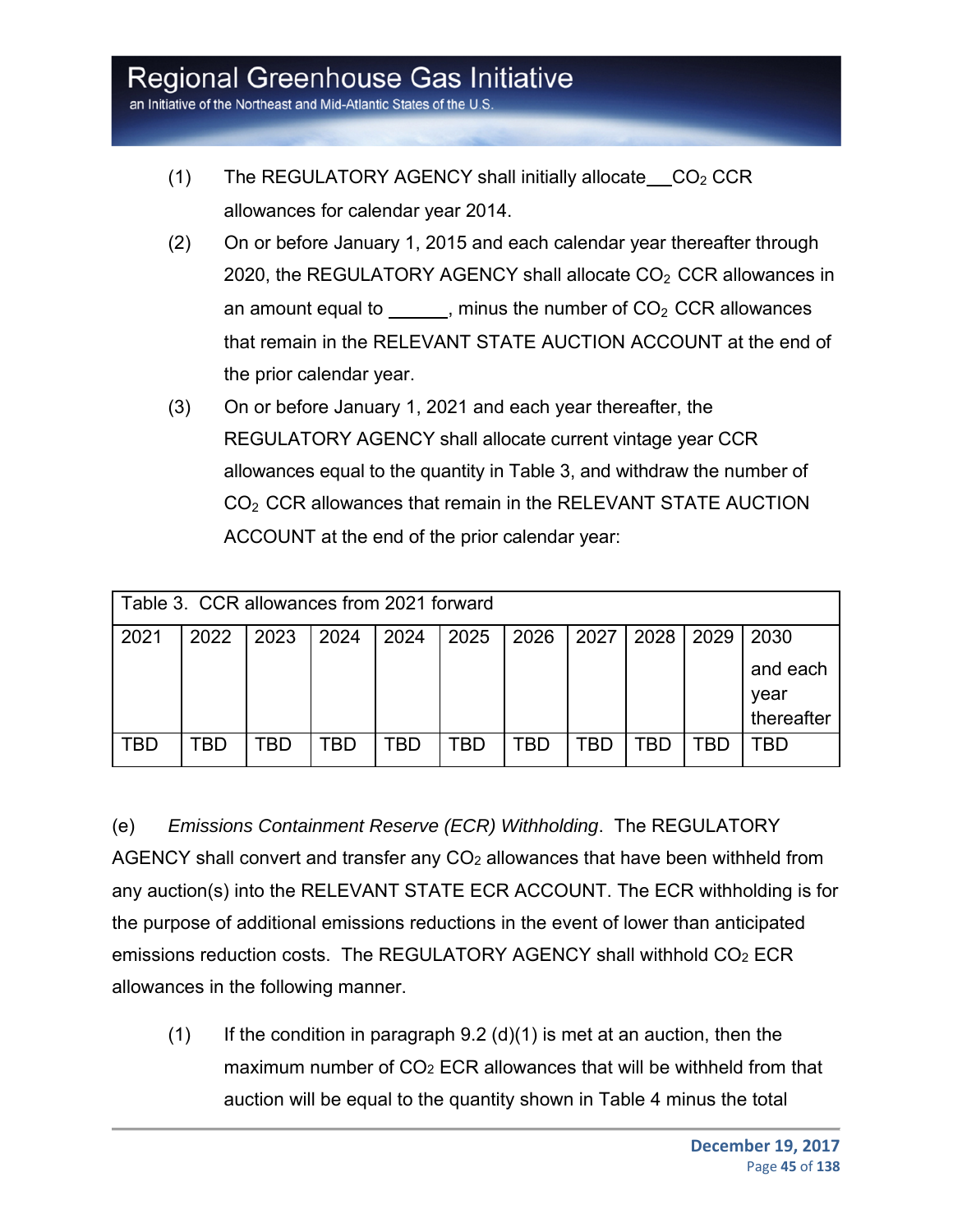(1) The REGULATORY AGENCY shall initially allocate ___ $CO_2$ CCR allowances for calendar year 2014.

(2) On or before January 1, 2015 and each calendar year thereafter through 2020, the REGULATORY AGENCY shall allocate $CO_2$ CCR allowances in an amount equal to ______, minus the number of $CO_2$ CCR allowances that remain in the RELEVANT STATE AUCTION ACCOUNT at the end of the prior calendar year.

(3) On or before January 1, 2021 and each year thereafter, the REGULATORY AGENCY shall allocate current vintage year CCR allowances equal to the quantity in Table 3, and withdraw the number of $CO_2$ CCR allowances that remain in the RELEVANT STATE AUCTION ACCOUNT at the end of the prior calendar year:

| Table 3. CCR allowances from 2021 forward | | | | | | | | | | |
|---|---|---|---|---|---|---|---|---|---|---|
| 2021 | 2022 | 2023 | 2024 | 2024 | 2025 | 2026 | 2027 | 2028 | 2029 | 2030 and each year thereafter |
| TBD | TBD | TBD | TBD | TBD | TBD | TBD | TBD | TBD | TBD | TBD |

(e) *Emissions Containment Reserve (ECR) Withholding*. The REGULATORY AGENCY shall convert and transfer any $CO_2$ allowances that have been withheld from any auction(s) into the RELEVANT STATE ECR ACCOUNT. The ECR withholding is for the purpose of additional emissions reductions in the event of lower than anticipated emissions reduction costs. The REGULATORY AGENCY shall withhold $CO_2$ ECR allowances in the following manner.

(1) If the condition in paragraph 9.2 (d)(1) is met at an auction, then the maximum number of $CO_2$ ECR allowances that will be withheld from that auction will be equal to the quantity shown in Table 4 minus the total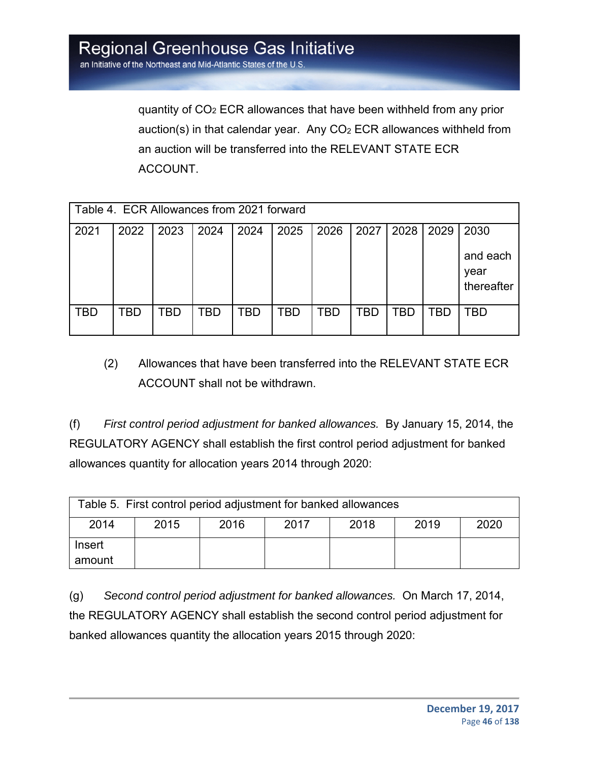quantity of $CO_2$ ECR allowances that have been withheld from any prior auction(s) in that calendar year. Any $CO_2$ ECR allowances withheld from an auction will be transferred into the RELEVANT STATE ECR ACCOUNT.

| Table 4. ECR Allowances from 2021 forward | | | | | | | | | | |
|---|---|---|---|---|---|---|---|---|---|---|
| 2021 | 2022 | 2023 | 2024 | 2024 | 2025 | 2026 | 2027 | 2028 | 2029 | 2030 and each year thereafter |
| TBD | TBD | TBD | TBD | TBD | TBD | TBD | TBD | TBD | TBD | TBD |

(2) Allowances that have been transferred into the RELEVANT STATE ECR ACCOUNT shall not be withdrawn.

(f) *First control period adjustment for banked allowances.* By January 15, 2014, the REGULATORY AGENCY shall establish the first control period adjustment for banked allowances quantity for allocation years 2014 through 2020:

| Table 5. First control period adjustment for banked allowances | | | | | | |
|---|---|---|---|---|---|---|
| 2014 | 2015 | 2016 | 2017 | 2018 | 2019 | 2020 |
| Insert amount | | | | | | |

(g) *Second control period adjustment for banked allowances.* On March 17, 2014, the REGULATORY AGENCY shall establish the second control period adjustment for banked allowances quantity the allocation years 2015 through 2020: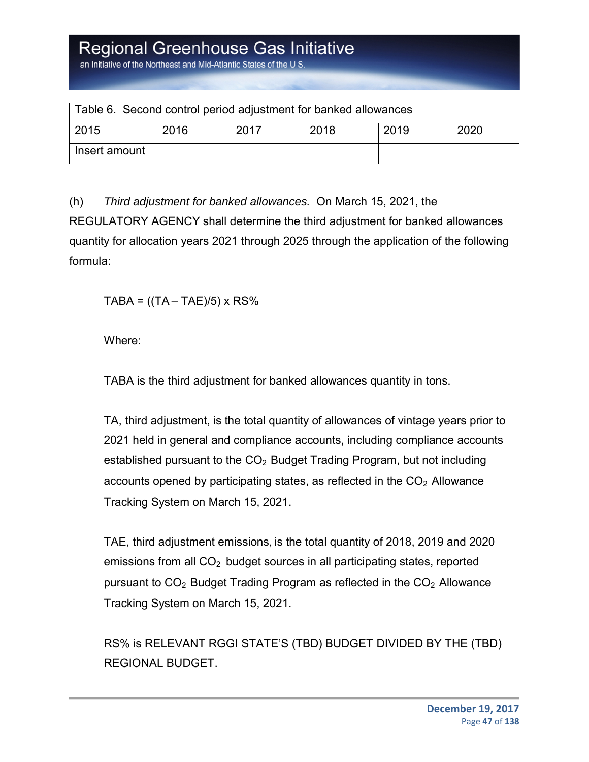| Table 6. Second control period adjustment for banked allowances | | | | | |
|---|---|---|---|---|---|
| 2015 | 2016 | 2017 | 2018 | 2019 | 2020 |
| Insert amount | | | | | |

(h) *Third adjustment for banked allowances.* On March 15, 2021, the REGULATORY AGENCY shall determine the third adjustment for banked allowances quantity for allocation years 2021 through 2025 through the application of the following formula:

TABA = ((TA – TAE)/5) x RS%

Where:

TABA is the third adjustment for banked allowances quantity in tons.

TA, third adjustment, is the total quantity of allowances of vintage years prior to 2021 held in general and compliance accounts, including compliance accounts established pursuant to the $CO_2$ Budget Trading Program, but not including accounts opened by participating states, as reflected in the $CO_2$ Allowance Tracking System on March 15, 2021.

TAE, third adjustment emissions, is the total quantity of 2018, 2019 and 2020 emissions from all $CO_2$ budget sources in all participating states, reported pursuant to $CO_2$ Budget Trading Program as reflected in the $CO_2$ Allowance Tracking System on March 15, 2021.

RS% is RELEVANT RGGI STATE'S (TBD) BUDGET DIVIDED BY THE (TBD) REGIONAL BUDGET.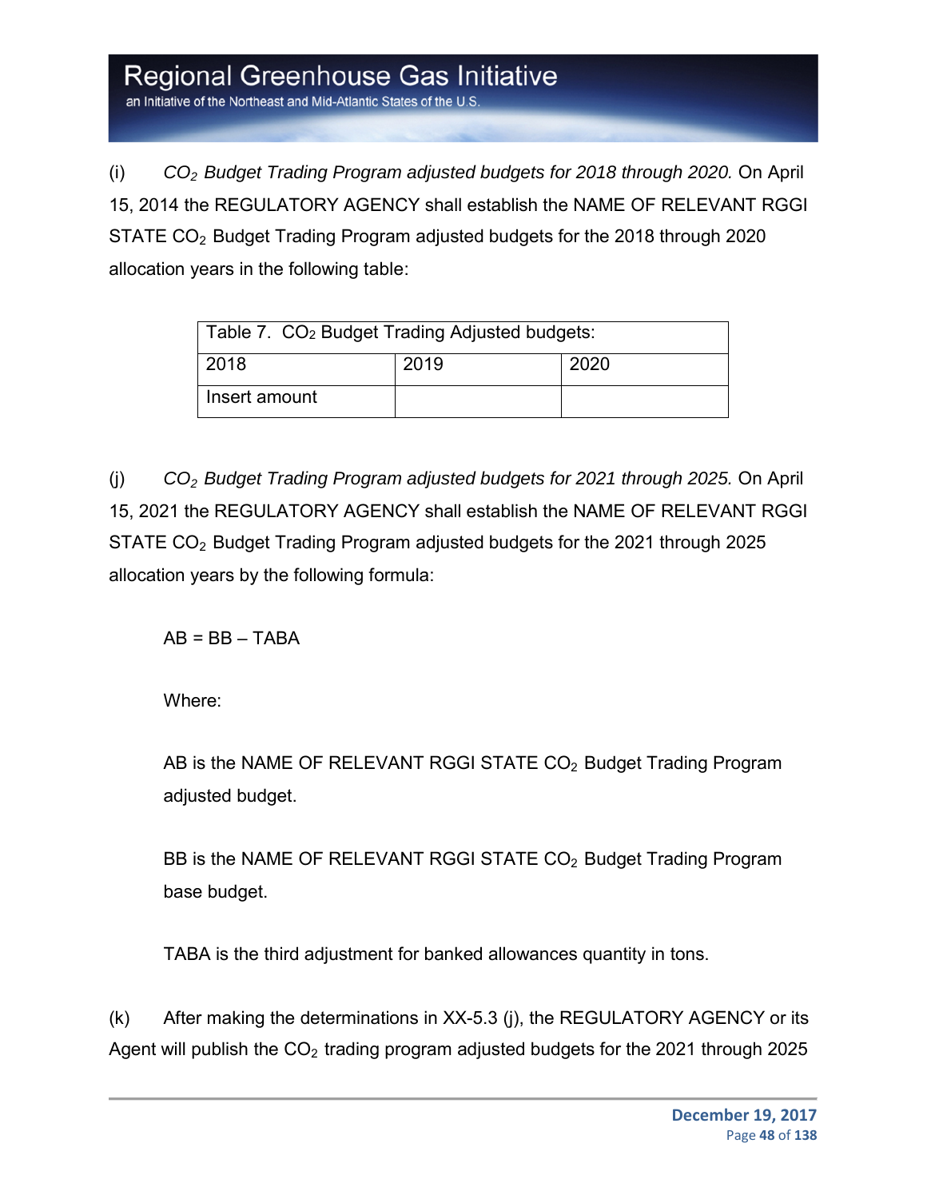(i) *$CO_2$ Budget Trading Program adjusted budgets for 2018 through 2020.* On April 15, 2014 the REGULATORY AGENCY shall establish the NAME OF RELEVANT RGGI STATE $CO_2$ Budget Trading Program adjusted budgets for the 2018 through 2020 allocation years in the following table:

| Table 7. $CO_2$ Budget Trading Adjusted budgets: | | |
|---|---|---|
| 2018 | 2019 | 2020 |
| Insert amount | | |

(j) *$CO_2$ Budget Trading Program adjusted budgets for 2021 through 2025.* On April 15, 2021 the REGULATORY AGENCY shall establish the NAME OF RELEVANT RGGI STATE $CO_2$ Budget Trading Program adjusted budgets for the 2021 through 2025 allocation years by the following formula:

$$AB = BB - TABA$$

Where:

AB is the NAME OF RELEVANT RGGI STATE $CO_2$ Budget Trading Program adjusted budget.

BB is the NAME OF RELEVANT RGGI STATE $CO_2$ Budget Trading Program base budget.

TABA is the third adjustment for banked allowances quantity in tons.

(k) After making the determinations in XX-5.3 (j), the REGULATORY AGENCY or its Agent will publish the $CO_2$ trading program adjusted budgets for the 2021 through 2025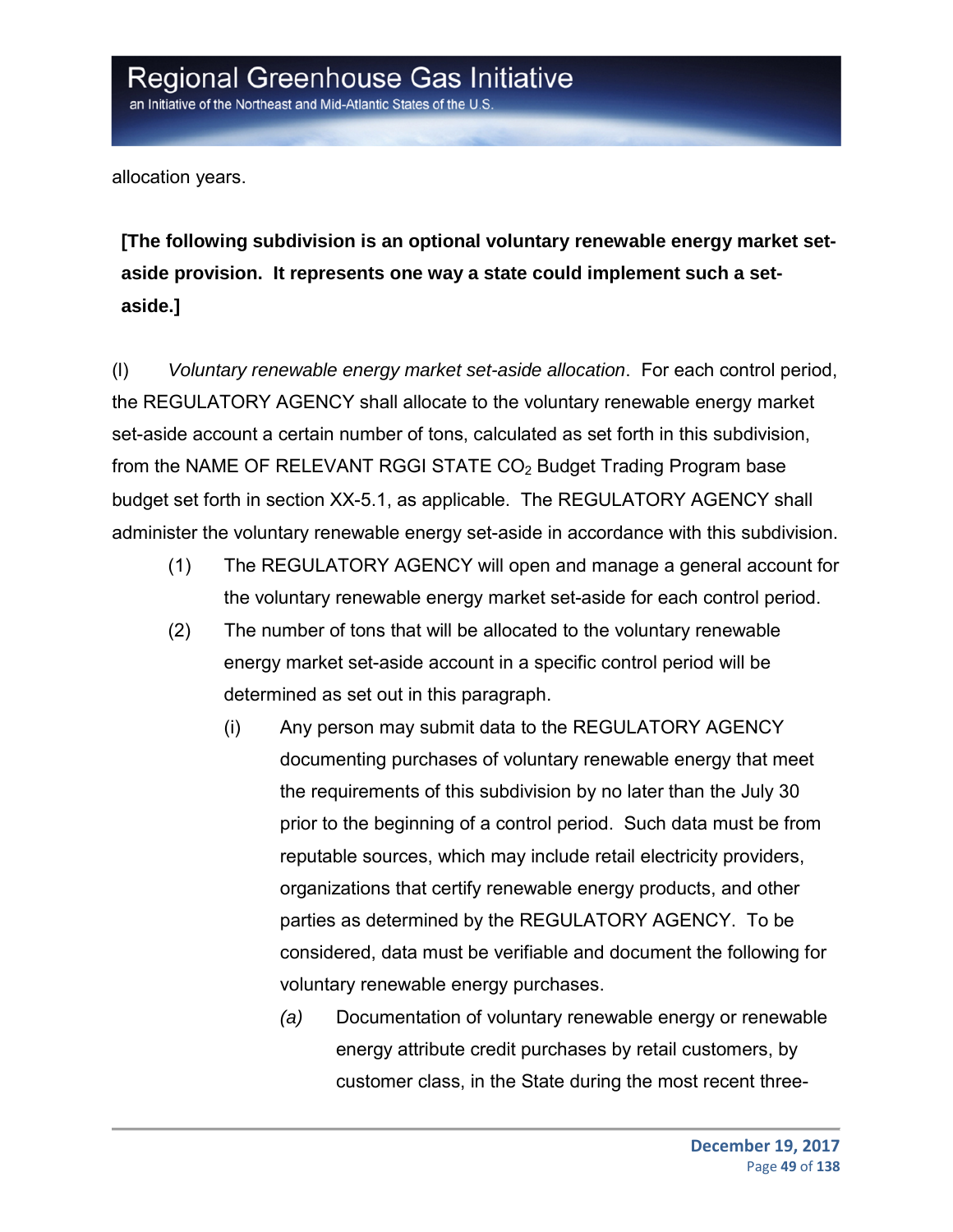allocation years.

**[The following subdivision is an optional voluntary renewable energy market set-aside provision. It represents one way a state could implement such a set-aside.]**

(l) *Voluntary renewable energy market set-aside allocation*. For each control period, the REGULATORY AGENCY shall allocate to the voluntary renewable energy market set-aside account a certain number of tons, calculated as set forth in this subdivision, from the NAME OF RELEVANT RGGI STATE $CO_2$ Budget Trading Program base budget set forth in section XX-5.1, as applicable. The REGULATORY AGENCY shall administer the voluntary renewable energy set-aside in accordance with this subdivision.

(1) The REGULATORY AGENCY will open and manage a general account for the voluntary renewable energy market set-aside for each control period.

(2) The number of tons that will be allocated to the voluntary renewable energy market set-aside account in a specific control period will be determined as set out in this paragraph.

(i) Any person may submit data to the REGULATORY AGENCY documenting purchases of voluntary renewable energy that meet the requirements of this subdivision by no later than the July 30 prior to the beginning of a control period. Such data must be from reputable sources, which may include retail electricity providers, organizations that certify renewable energy products, and other parties as determined by the REGULATORY AGENCY. To be considered, data must be verifiable and document the following for voluntary renewable energy purchases.

*(a)* Documentation of voluntary renewable energy or renewable energy attribute credit purchases by retail customers, by customer class, in the State during the most recent three-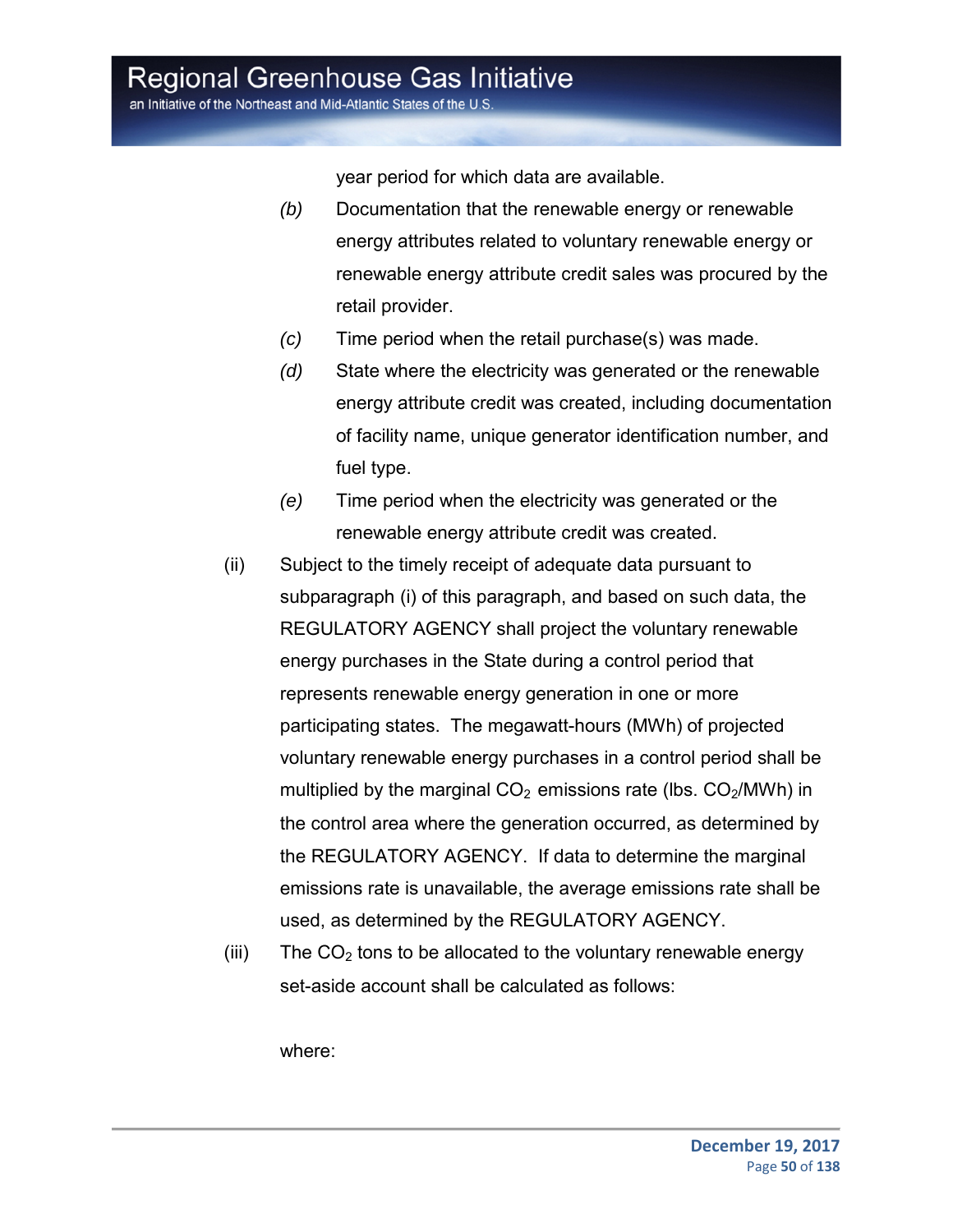year period for which data are available.

*(b)* Documentation that the renewable energy or renewable energy attributes related to voluntary renewable energy or renewable energy attribute credit sales was procured by the retail provider.

*(c)* Time period when the retail purchase(s) was made.

*(d)* State where the electricity was generated or the renewable energy attribute credit was created, including documentation of facility name, unique generator identification number, and fuel type.

*(e)* Time period when the electricity was generated or the renewable energy attribute credit was created.

(ii) Subject to the timely receipt of adequate data pursuant to subparagraph (i) of this paragraph, and based on such data, the REGULATORY AGENCY shall project the voluntary renewable energy purchases in the State during a control period that represents renewable energy generation in one or more participating states. The megawatt-hours (MWh) of projected voluntary renewable energy purchases in a control period shall be multiplied by the marginal $CO_2$ emissions rate (lbs. $CO_2$/MWh) in the control area where the generation occurred, as determined by the REGULATORY AGENCY. If data to determine the marginal emissions rate is unavailable, the average emissions rate shall be used, as determined by the REGULATORY AGENCY.

(iii) The $CO_2$ tons to be allocated to the voluntary renewable energy set-aside account shall be calculated as follows:

where: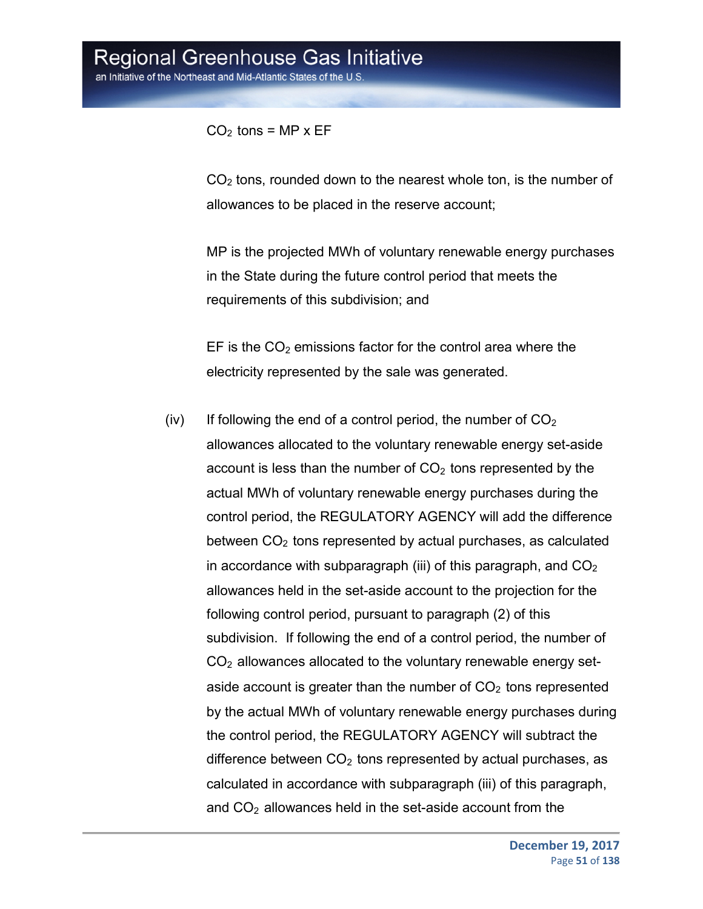$CO_2$ tons = MP x EF

$CO_2$ tons, rounded down to the nearest whole ton, is the number of allowances to be placed in the reserve account;

MP is the projected MWh of voluntary renewable energy purchases in the State during the future control period that meets the requirements of this subdivision; and

EF is the $CO_2$ emissions factor for the control area where the electricity represented by the sale was generated.

(iv) If following the end of a control period, the number of $CO_2$ allowances allocated to the voluntary renewable energy set-aside account is less than the number of $CO_2$ tons represented by the actual MWh of voluntary renewable energy purchases during the control period, the REGULATORY AGENCY will add the difference between $CO_2$ tons represented by actual purchases, as calculated in accordance with subparagraph (iii) of this paragraph, and $CO_2$ allowances held in the set-aside account to the projection for the following control period, pursuant to paragraph (2) of this subdivision. If following the end of a control period, the number of $CO_2$ allowances allocated to the voluntary renewable energy set-aside account is greater than the number of $CO_2$ tons represented by the actual MWh of voluntary renewable energy purchases during the control period, the REGULATORY AGENCY will subtract the difference between $CO_2$ tons represented by actual purchases, as calculated in accordance with subparagraph (iii) of this paragraph, and $CO_2$ allowances held in the set-aside account from the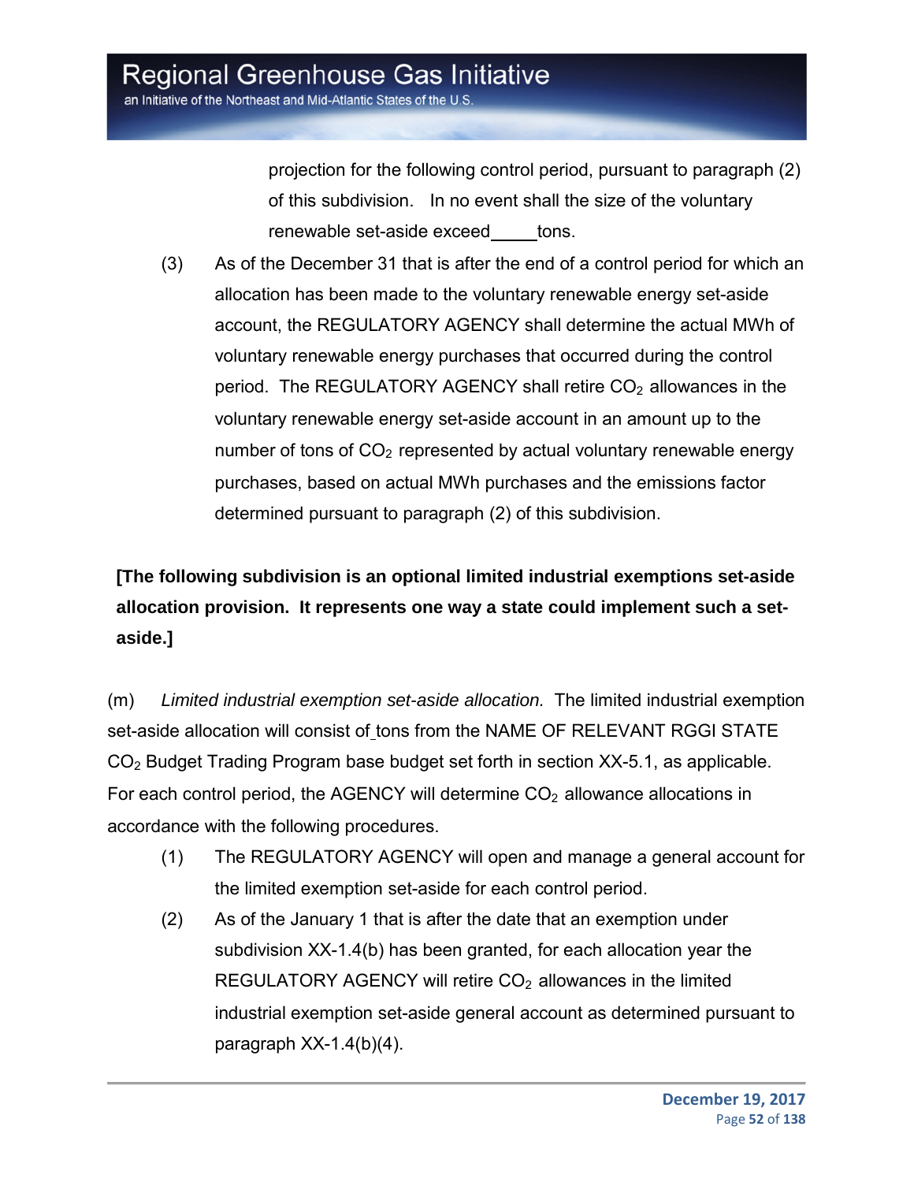projection for the following control period, pursuant to paragraph (2) of this subdivision. In no event shall the size of the voluntary renewable set-aside exceed_____tons.

(3) As of the December 31 that is after the end of a control period for which an allocation has been made to the voluntary renewable energy set-aside account, the REGULATORY AGENCY shall determine the actual MWh of voluntary renewable energy purchases that occurred during the control period. The REGULATORY AGENCY shall retire $CO_2$ allowances in the voluntary renewable energy set-aside account in an amount up to the number of tons of $CO_2$ represented by actual voluntary renewable energy purchases, based on actual MWh purchases and the emissions factor determined pursuant to paragraph (2) of this subdivision.

**[The following subdivision is an optional limited industrial exemptions set-aside allocation provision. It represents one way a state could implement such a set-aside.]**

(m) *Limited industrial exemption set-aside allocation.* The limited industrial exemption set-aside allocation will consist of tons from the NAME OF RELEVANT RGGI STATE $CO_2$ Budget Trading Program base budget set forth in section XX-5.1, as applicable. For each control period, the AGENCY will determine $CO_2$ allowance allocations in accordance with the following procedures.

(1) The REGULATORY AGENCY will open and manage a general account for the limited exemption set-aside for each control period.

(2) As of the January 1 that is after the date that an exemption under subdivision XX-1.4(b) has been granted, for each allocation year the REGULATORY AGENCY will retire $CO_2$ allowances in the limited industrial exemption set-aside general account as determined pursuant to paragraph XX-1.4(b)(4).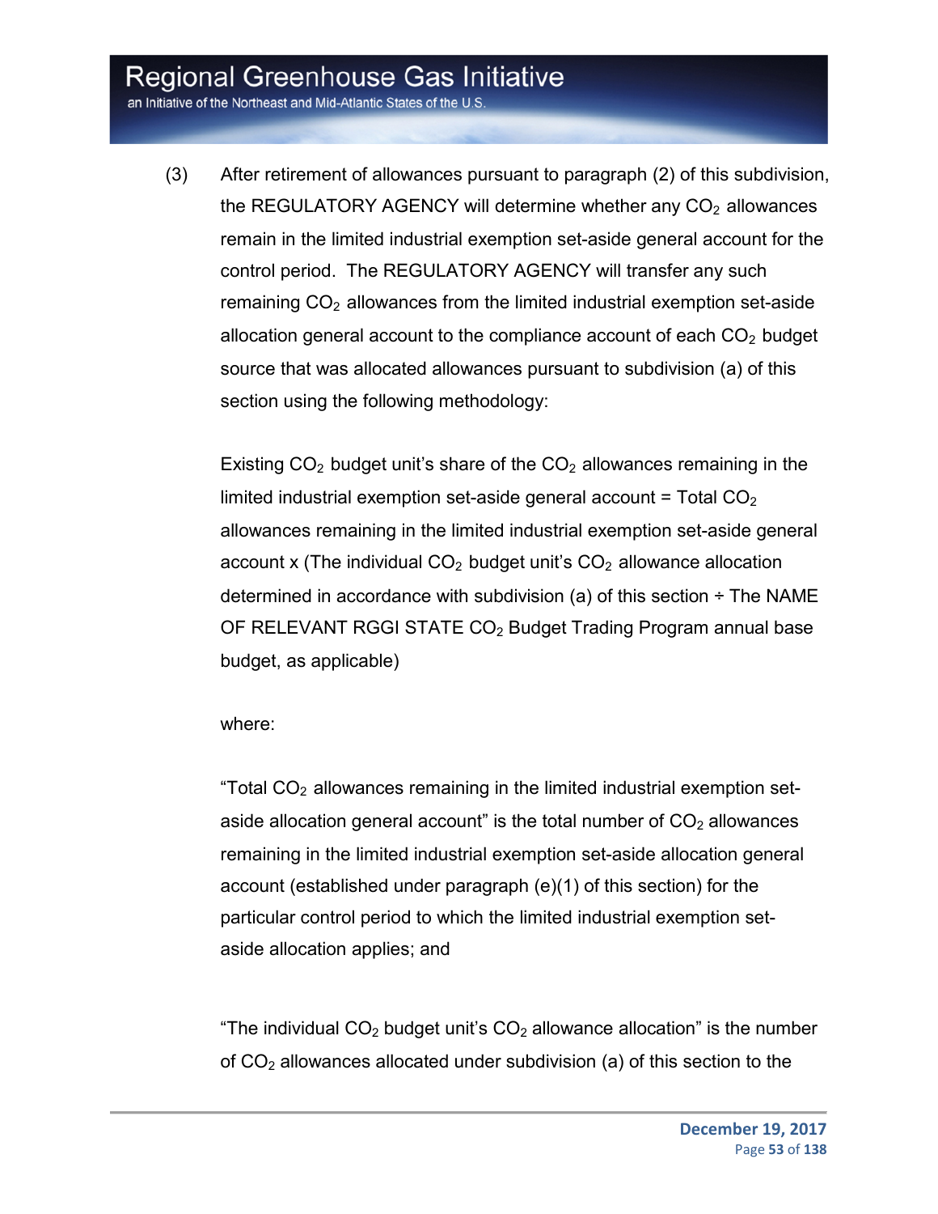(3) After retirement of allowances pursuant to paragraph (2) of this subdivision, the REGULATORY AGENCY will determine whether any $CO_2$ allowances remain in the limited industrial exemption set-aside general account for the control period. The REGULATORY AGENCY will transfer any such remaining $CO_2$ allowances from the limited industrial exemption set-aside allocation general account to the compliance account of each $CO_2$ budget source that was allocated allowances pursuant to subdivision (a) of this section using the following methodology:

Existing $CO_2$ budget unit's share of the $CO_2$ allowances remaining in the limited industrial exemption set-aside general account = Total $CO_2$ allowances remaining in the limited industrial exemption set-aside general account x (The individual $CO_2$ budget unit's $CO_2$ allowance allocation determined in accordance with subdivision (a) of this section ÷ The NAME OF RELEVANT RGGI STATE $CO_2$ Budget Trading Program annual base budget, as applicable)

where:

"Total $CO_2$ allowances remaining in the limited industrial exemption set-aside allocation general account" is the total number of $CO_2$ allowances remaining in the limited industrial exemption set-aside allocation general account (established under paragraph (e)(1) of this section) for the particular control period to which the limited industrial exemption set-aside allocation applies; and

"The individual $CO_2$ budget unit's $CO_2$ allowance allocation" is the number of $CO_2$ allowances allocated under subdivision (a) of this section to the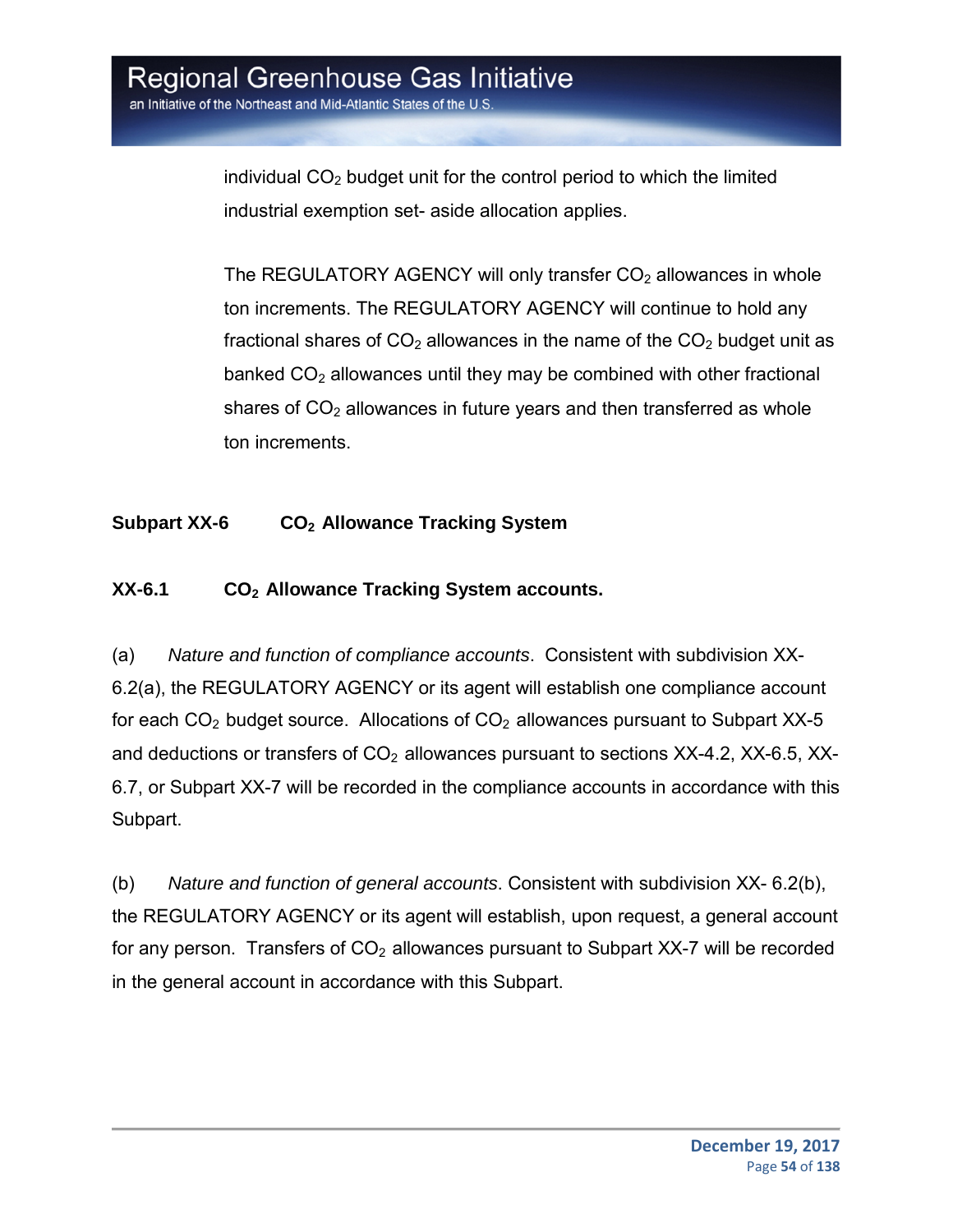individual $CO_2$ budget unit for the control period to which the limited industrial exemption set- aside allocation applies.

The REGULATORY AGENCY will only transfer $CO_2$ allowances in whole ton increments. The REGULATORY AGENCY will continue to hold any fractional shares of $CO_2$ allowances in the name of the $CO_2$ budget unit as banked $CO_2$ allowances until they may be combined with other fractional shares of $CO_2$ allowances in future years and then transferred as whole ton increments.

## Subpart XX-6 $CO_2$ Allowance Tracking System

### XX-6.1 $CO_2$ Allowance Tracking System accounts.

(a) *Nature and function of compliance accounts*. Consistent with subdivision XX-6.2(a), the REGULATORY AGENCY or its agent will establish one compliance account for each $CO_2$ budget source. Allocations of $CO_2$ allowances pursuant to Subpart XX-5 and deductions or transfers of $CO_2$ allowances pursuant to sections XX-4.2, XX-6.5, XX-6.7, or Subpart XX-7 will be recorded in the compliance accounts in accordance with this Subpart.

(b) *Nature and function of general accounts*. Consistent with subdivision XX- 6.2(b), the REGULATORY AGENCY or its agent will establish, upon request, a general account for any person. Transfers of $CO_2$ allowances pursuant to Subpart XX-7 will be recorded in the general account in accordance with this Subpart.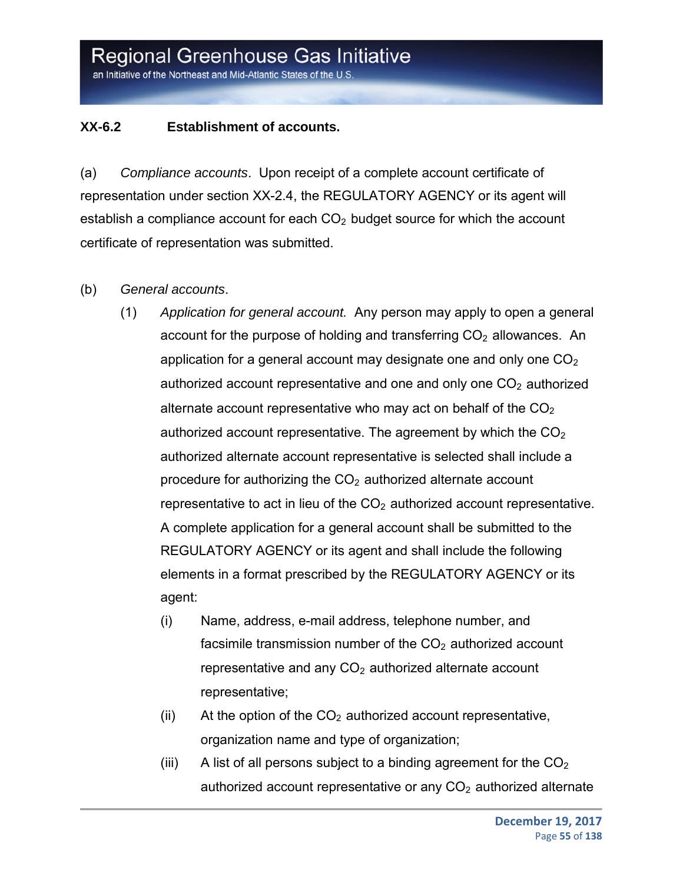**XX-6.2 Establishment of accounts.**

(a) *Compliance accounts*. Upon receipt of a complete account certificate of representation under section XX-2.4, the REGULATORY AGENCY or its agent will establish a compliance account for each $CO_2$ budget source for which the account certificate of representation was submitted.

(b) *General accounts*.

(1) *Application for general account.* Any person may apply to open a general account for the purpose of holding and transferring $CO_2$ allowances. An application for a general account may designate one and only one $CO_2$ authorized account representative and one and only one $CO_2$ authorized alternate account representative who may act on behalf of the $CO_2$ authorized account representative. The agreement by which the $CO_2$ authorized alternate account representative is selected shall include a procedure for authorizing the $CO_2$ authorized alternate account representative to act in lieu of the $CO_2$ authorized account representative. A complete application for a general account shall be submitted to the REGULATORY AGENCY or its agent and shall include the following elements in a format prescribed by the REGULATORY AGENCY or its agent:

(i) Name, address, e-mail address, telephone number, and facsimile transmission number of the $CO_2$ authorized account representative and any $CO_2$ authorized alternate account representative;

(ii) At the option of the $CO_2$ authorized account representative, organization name and type of organization;

(iii) A list of all persons subject to a binding agreement for the $CO_2$ authorized account representative or any $CO_2$ authorized alternate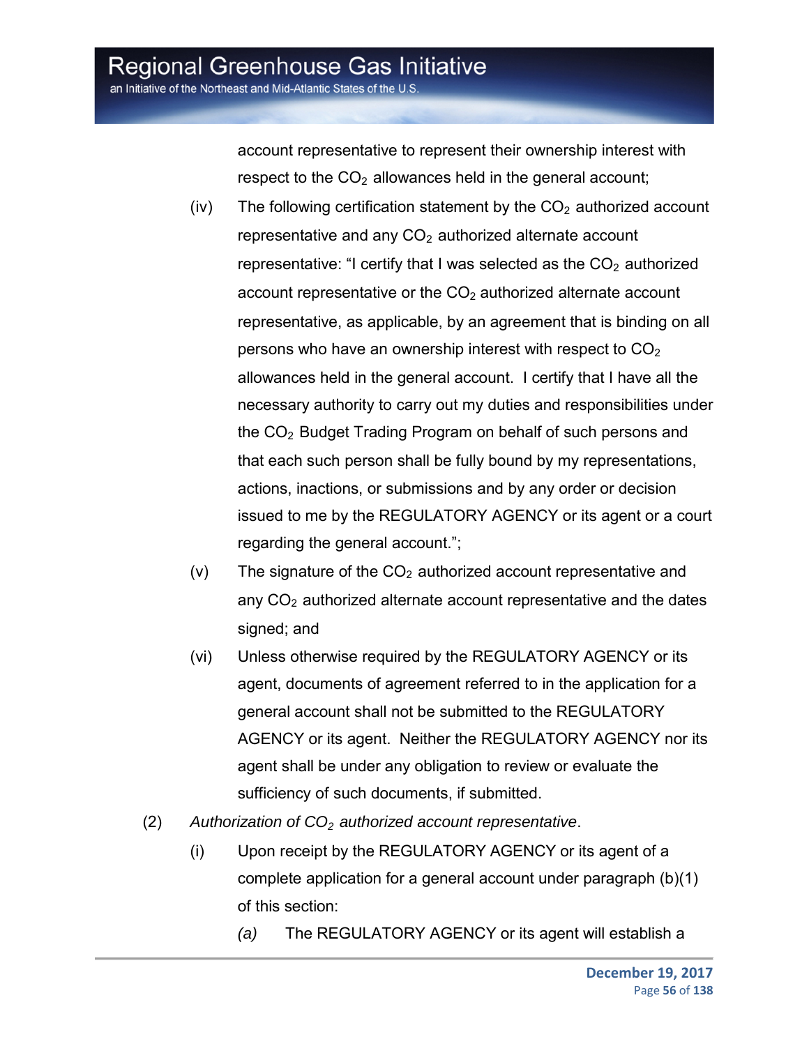account representative to represent their ownership interest with respect to the $CO_2$ allowances held in the general account;

(iv) The following certification statement by the $CO_2$ authorized account representative and any $CO_2$ authorized alternate account representative: "I certify that I was selected as the $CO_2$ authorized account representative or the $CO_2$ authorized alternate account representative, as applicable, by an agreement that is binding on all persons who have an ownership interest with respect to $CO_2$ allowances held in the general account. I certify that I have all the necessary authority to carry out my duties and responsibilities under the $CO_2$ Budget Trading Program on behalf of such persons and that each such person shall be fully bound by my representations, actions, inactions, or submissions and by any order or decision issued to me by the REGULATORY AGENCY or its agent or a court regarding the general account.";

(v) The signature of the $CO_2$ authorized account representative and any $CO_2$ authorized alternate account representative and the dates signed; and

(vi) Unless otherwise required by the REGULATORY AGENCY or its agent, documents of agreement referred to in the application for a general account shall not be submitted to the REGULATORY AGENCY or its agent. Neither the REGULATORY AGENCY nor its agent shall be under any obligation to review or evaluate the sufficiency of such documents, if submitted.

(2) *Authorization of $CO_2$ authorized account representative*.

(i) Upon receipt by the REGULATORY AGENCY or its agent of a complete application for a general account under paragraph (b)(1) of this section:

*(a)* The REGULATORY AGENCY or its agent will establish a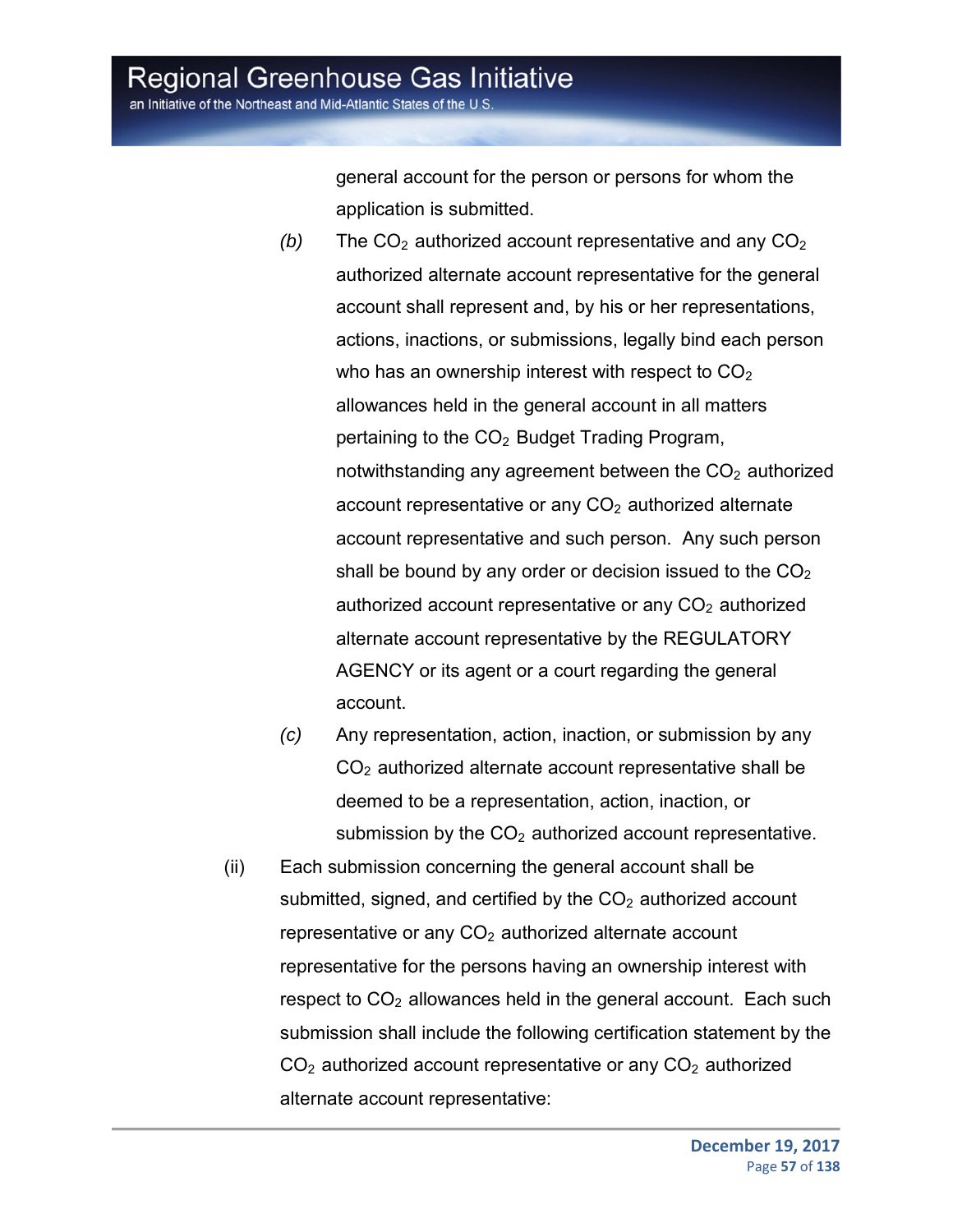general account for the person or persons for whom the application is submitted.

*(b)* The $CO_2$ authorized account representative and any $CO_2$ authorized alternate account representative for the general account shall represent and, by his or her representations, actions, inactions, or submissions, legally bind each person who has an ownership interest with respect to $CO_2$ allowances held in the general account in all matters pertaining to the $CO_2$ Budget Trading Program, notwithstanding any agreement between the $CO_2$ authorized account representative or any $CO_2$ authorized alternate account representative and such person. Any such person shall be bound by any order or decision issued to the $CO_2$ authorized account representative or any $CO_2$ authorized alternate account representative by the REGULATORY AGENCY or its agent or a court regarding the general account.

*(c)* Any representation, action, inaction, or submission by any $CO_2$ authorized alternate account representative shall be deemed to be a representation, action, inaction, or submission by the $CO_2$ authorized account representative.

(ii) Each submission concerning the general account shall be submitted, signed, and certified by the $CO_2$ authorized account representative or any $CO_2$ authorized alternate account representative for the persons having an ownership interest with respect to $CO_2$ allowances held in the general account. Each such submission shall include the following certification statement by the $CO_2$ authorized account representative or any $CO_2$ authorized alternate account representative: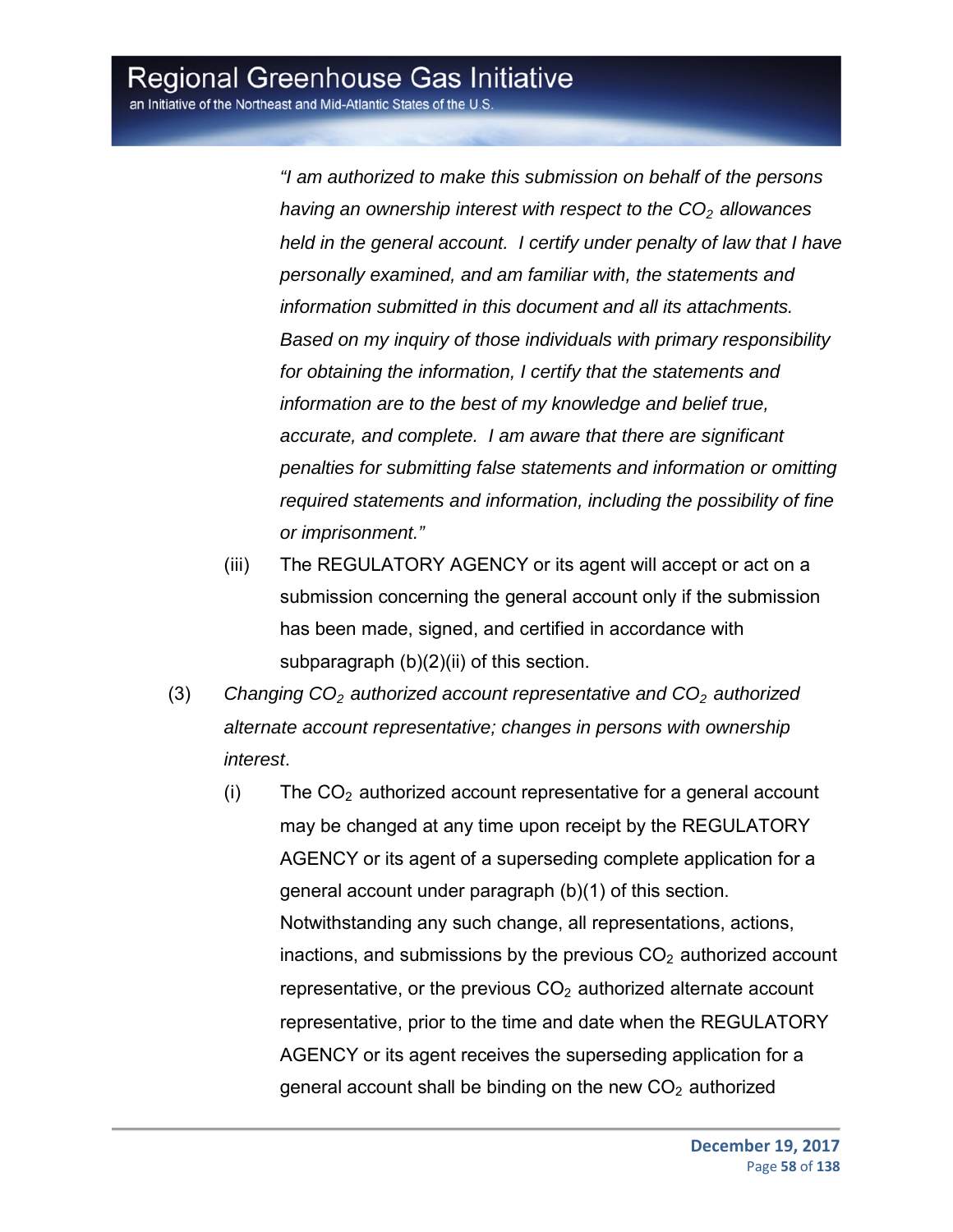*"I am authorized to make this submission on behalf of the persons having an ownership interest with respect to the $CO_2$ allowances held in the general account. I certify under penalty of law that I have personally examined, and am familiar with, the statements and information submitted in this document and all its attachments. Based on my inquiry of those individuals with primary responsibility for obtaining the information, I certify that the statements and information are to the best of my knowledge and belief true, accurate, and complete. I am aware that there are significant penalties for submitting false statements and information or omitting required statements and information, including the possibility of fine or imprisonment."*

(iii) The REGULATORY AGENCY or its agent will accept or act on a submission concerning the general account only if the submission has been made, signed, and certified in accordance with subparagraph (b)(2)(ii) of this section.

(3) *Changing $CO_2$ authorized account representative and $CO_2$ authorized alternate account representative; changes in persons with ownership interest*.

(i) The $CO_2$ authorized account representative for a general account may be changed at any time upon receipt by the REGULATORY AGENCY or its agent of a superseding complete application for a general account under paragraph (b)(1) of this section. Notwithstanding any such change, all representations, actions, inactions, and submissions by the previous $CO_2$ authorized account representative, or the previous $CO_2$ authorized alternate account representative, prior to the time and date when the REGULATORY AGENCY or its agent receives the superseding application for a general account shall be binding on the new $CO_2$ authorized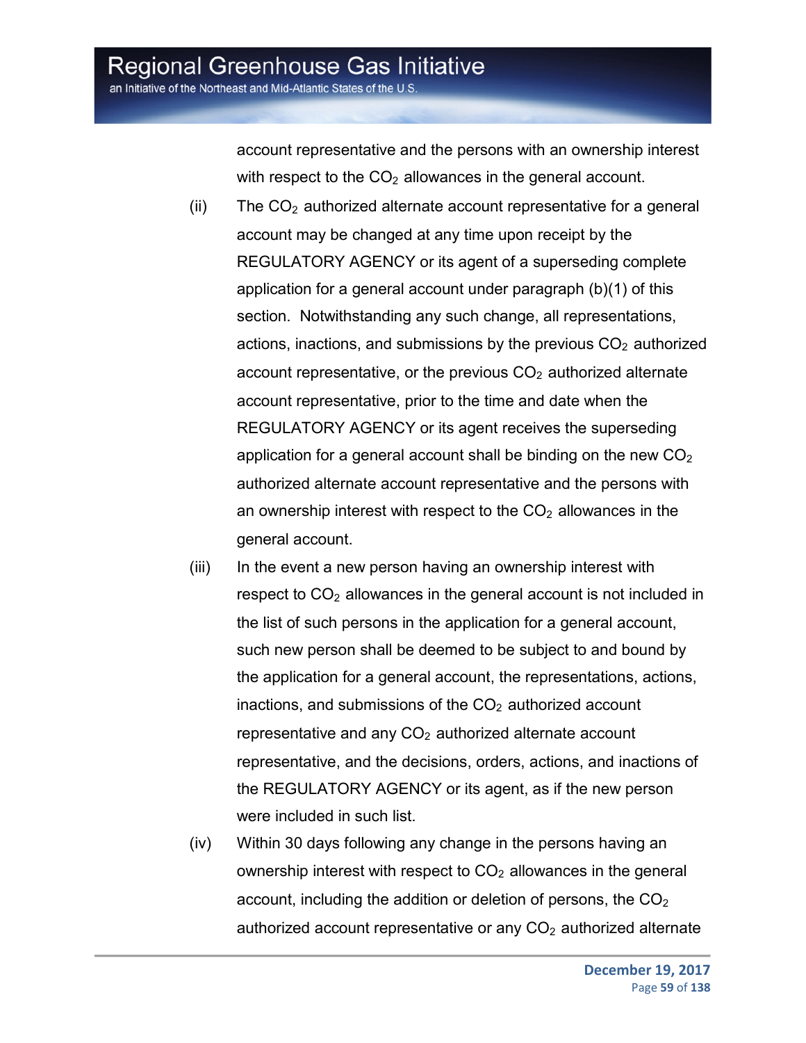account representative and the persons with an ownership interest with respect to the $CO_2$ allowances in the general account.

(ii) The $CO_2$ authorized alternate account representative for a general account may be changed at any time upon receipt by the REGULATORY AGENCY or its agent of a superseding complete application for a general account under paragraph (b)(1) of this section. Notwithstanding any such change, all representations, actions, inactions, and submissions by the previous $CO_2$ authorized account representative, or the previous $CO_2$ authorized alternate account representative, prior to the time and date when the REGULATORY AGENCY or its agent receives the superseding application for a general account shall be binding on the new $CO_2$ authorized alternate account representative and the persons with an ownership interest with respect to the $CO_2$ allowances in the general account.

(iii) In the event a new person having an ownership interest with respect to $CO_2$ allowances in the general account is not included in the list of such persons in the application for a general account, such new person shall be deemed to be subject to and bound by the application for a general account, the representations, actions, inactions, and submissions of the $CO_2$ authorized account representative and any $CO_2$ authorized alternate account representative, and the decisions, orders, actions, and inactions of the REGULATORY AGENCY or its agent, as if the new person were included in such list.

(iv) Within 30 days following any change in the persons having an ownership interest with respect to $CO_2$ allowances in the general account, including the addition or deletion of persons, the $CO_2$ authorized account representative or any $CO_2$ authorized alternate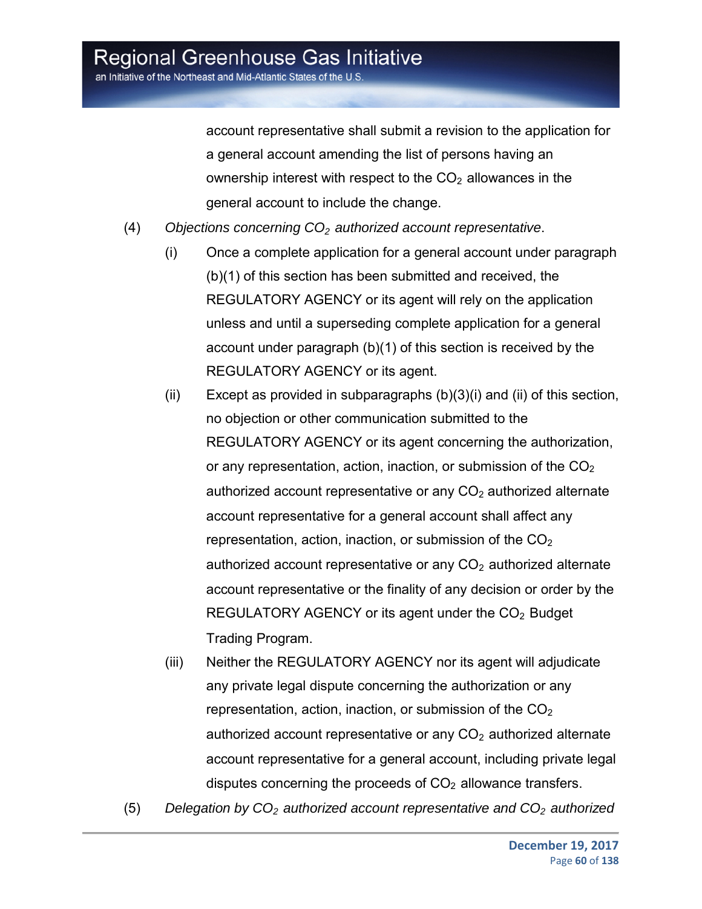account representative shall submit a revision to the application for a general account amending the list of persons having an ownership interest with respect to the $CO_2$ allowances in the general account to include the change.

(4) *Objections concerning $CO_2$ authorized account representative*.

(i) Once a complete application for a general account under paragraph (b)(1) of this section has been submitted and received, the REGULATORY AGENCY or its agent will rely on the application unless and until a superseding complete application for a general account under paragraph (b)(1) of this section is received by the REGULATORY AGENCY or its agent.

(ii) Except as provided in subparagraphs (b)(3)(i) and (ii) of this section, no objection or other communication submitted to the REGULATORY AGENCY or its agent concerning the authorization, or any representation, action, inaction, or submission of the $CO_2$ authorized account representative or any $CO_2$ authorized alternate account representative for a general account shall affect any representation, action, inaction, or submission of the $CO_2$ authorized account representative or any $CO_2$ authorized alternate account representative or the finality of any decision or order by the REGULATORY AGENCY or its agent under the $CO_2$ Budget Trading Program.

(iii) Neither the REGULATORY AGENCY nor its agent will adjudicate any private legal dispute concerning the authorization or any representation, action, inaction, or submission of the $CO_2$ authorized account representative or any $CO_2$ authorized alternate account representative for a general account, including private legal disputes concerning the proceeds of $CO_2$ allowance transfers.

(5) *Delegation by $CO_2$ authorized account representative and $CO_2$ authorized*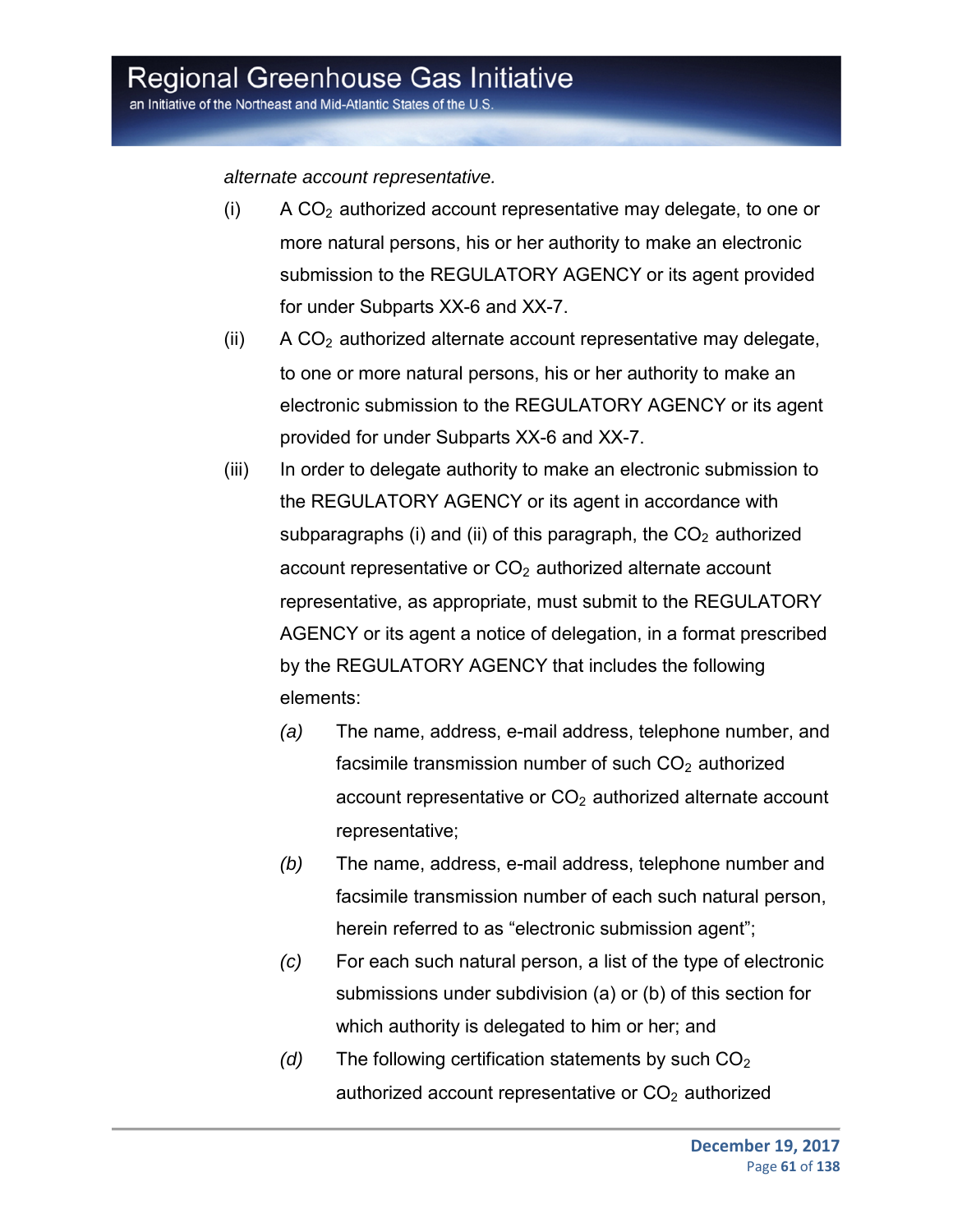*alternate account representative.*

(i) A $CO_2$ authorized account representative may delegate, to one or more natural persons, his or her authority to make an electronic submission to the REGULATORY AGENCY or its agent provided for under Subparts XX-6 and XX-7.

(ii) A $CO_2$ authorized alternate account representative may delegate, to one or more natural persons, his or her authority to make an electronic submission to the REGULATORY AGENCY or its agent provided for under Subparts XX-6 and XX-7.

(iii) In order to delegate authority to make an electronic submission to the REGULATORY AGENCY or its agent in accordance with subparagraphs (i) and (ii) of this paragraph, the $CO_2$ authorized account representative or $CO_2$ authorized alternate account representative, as appropriate, must submit to the REGULATORY AGENCY or its agent a notice of delegation, in a format prescribed by the REGULATORY AGENCY that includes the following elements:

*(a)* The name, address, e-mail address, telephone number, and facsimile transmission number of such $CO_2$ authorized account representative or $CO_2$ authorized alternate account representative;

*(b)* The name, address, e-mail address, telephone number and facsimile transmission number of each such natural person, herein referred to as "electronic submission agent";

*(c)* For each such natural person, a list of the type of electronic submissions under subdivision (a) or (b) of this section for which authority is delegated to him or her; and

*(d)* The following certification statements by such $CO_2$ authorized account representative or $CO_2$ authorized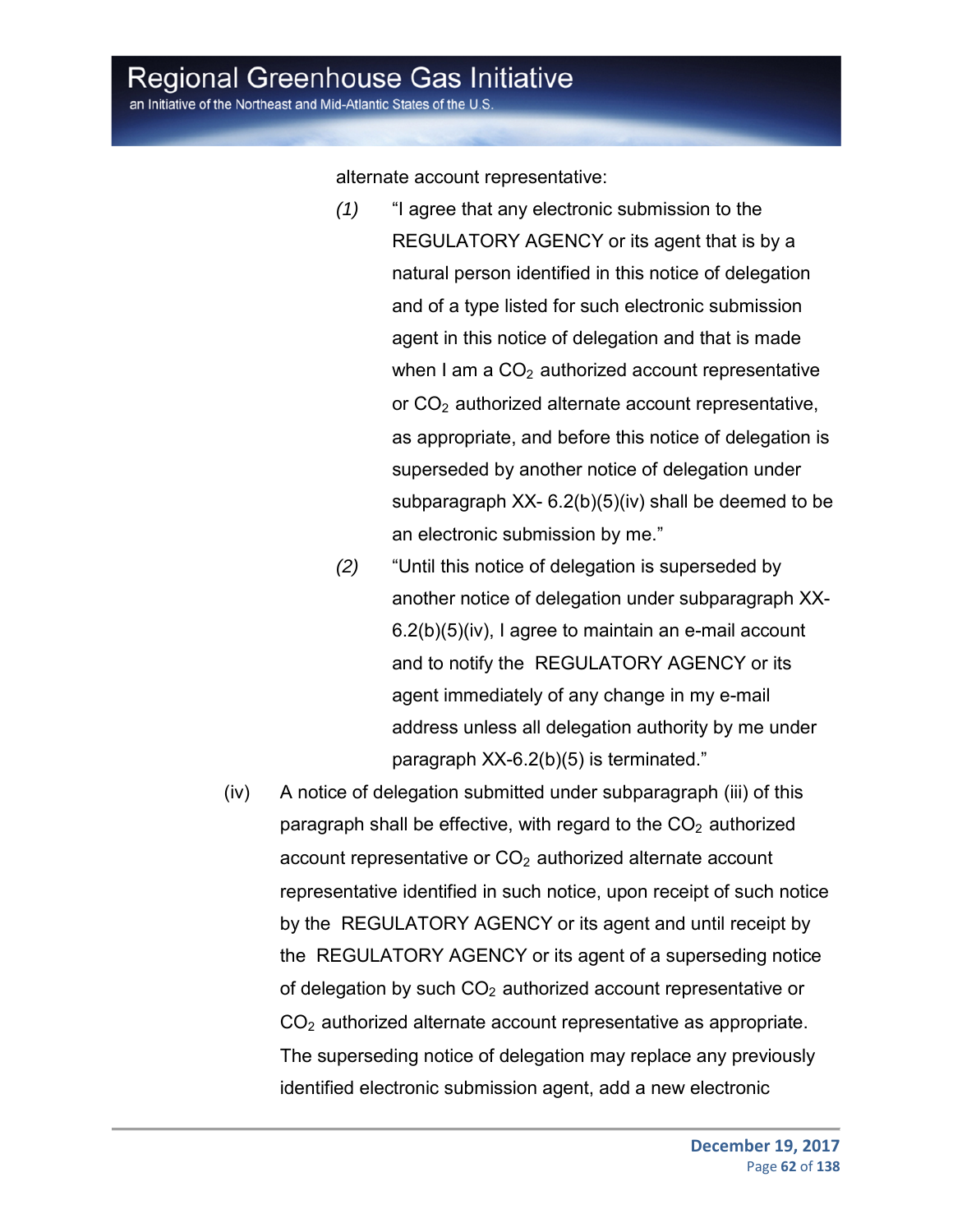alternate account representative:

*(1)* "I agree that any electronic submission to the REGULATORY AGENCY or its agent that is by a natural person identified in this notice of delegation and of a type listed for such electronic submission agent in this notice of delegation and that is made when I am a $CO_2$ authorized account representative or $CO_2$ authorized alternate account representative, as appropriate, and before this notice of delegation is superseded by another notice of delegation under subparagraph XX- 6.2(b)(5)(iv) shall be deemed to be an electronic submission by me."

*(2)* "Until this notice of delegation is superseded by another notice of delegation under subparagraph XX-6.2(b)(5)(iv), I agree to maintain an e-mail account and to notify the REGULATORY AGENCY or its agent immediately of any change in my e-mail address unless all delegation authority by me under paragraph XX-6.2(b)(5) is terminated."

(iv) A notice of delegation submitted under subparagraph (iii) of this paragraph shall be effective, with regard to the $CO_2$ authorized account representative or $CO_2$ authorized alternate account representative identified in such notice, upon receipt of such notice by the REGULATORY AGENCY or its agent and until receipt by the REGULATORY AGENCY or its agent of a superseding notice of delegation by such $CO_2$ authorized account representative or $CO_2$ authorized alternate account representative as appropriate. The superseding notice of delegation may replace any previously identified electronic submission agent, add a new electronic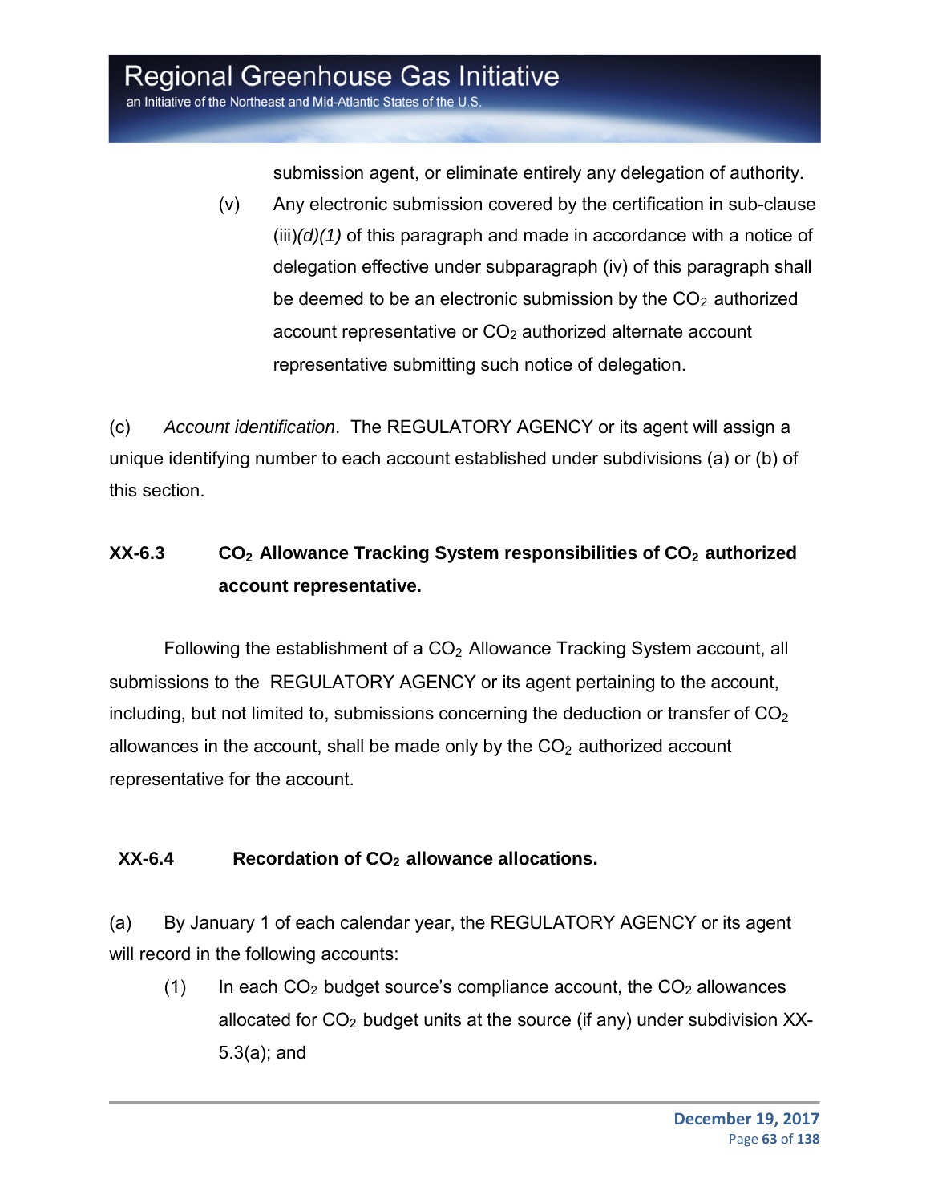submission agent, or eliminate entirely any delegation of authority.

(v) Any electronic submission covered by the certification in sub-clause (iii)*(d)(1)* of this paragraph and made in accordance with a notice of delegation effective under subparagraph (iv) of this paragraph shall be deemed to be an electronic submission by the $CO_2$ authorized account representative or $CO_2$ authorized alternate account representative submitting such notice of delegation.

(c) *Account identification*. The REGULATORY AGENCY or its agent will assign a unique identifying number to each account established under subdivisions (a) or (b) of this section.

### XX-6.3 $CO_2$ Allowance Tracking System responsibilities of $CO_2$ authorized account representative.

Following the establishment of a $CO_2$ Allowance Tracking System account, all submissions to the REGULATORY AGENCY or its agent pertaining to the account, including, but not limited to, submissions concerning the deduction or transfer of $CO_2$ allowances in the account, shall be made only by the $CO_2$ authorized account representative for the account.

### XX-6.4 Recordation of $CO_2$ allowance allocations.

(a) By January 1 of each calendar year, the REGULATORY AGENCY or its agent will record in the following accounts:

(1) In each $CO_2$ budget source's compliance account, the $CO_2$ allowances allocated for $CO_2$ budget units at the source (if any) under subdivision XX-5.3(a); and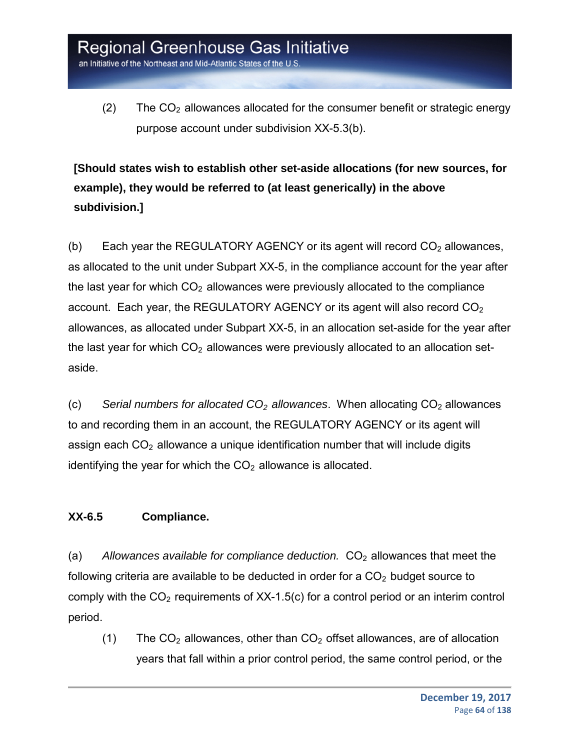(2) The $CO_2$ allowances allocated for the consumer benefit or strategic energy purpose account under subdivision XX-5.3(b).

**[Should states wish to establish other set-aside allocations (for new sources, for example), they would be referred to (at least generically) in the above subdivision.]**

(b) Each year the REGULATORY AGENCY or its agent will record $CO_2$ allowances, as allocated to the unit under Subpart XX-5, in the compliance account for the year after the last year for which $CO_2$ allowances were previously allocated to the compliance account. Each year, the REGULATORY AGENCY or its agent will also record $CO_2$ allowances, as allocated under Subpart XX-5, in an allocation set-aside for the year after the last year for which $CO_2$ allowances were previously allocated to an allocation set-aside.

(c) *Serial numbers for allocated $CO_2$ allowances*. When allocating $CO_2$ allowances to and recording them in an account, the REGULATORY AGENCY or its agent will assign each $CO_2$ allowance a unique identification number that will include digits identifying the year for which the $CO_2$ allowance is allocated.

### XX-6.5 Compliance.

(a) *Allowances available for compliance deduction.* $CO_2$ allowances that meet the following criteria are available to be deducted in order for a $CO_2$ budget source to comply with the $CO_2$ requirements of XX-1.5(c) for a control period or an interim control period.

(1) The $CO_2$ allowances, other than $CO_2$ offset allowances, are of allocation years that fall within a prior control period, the same control period, or the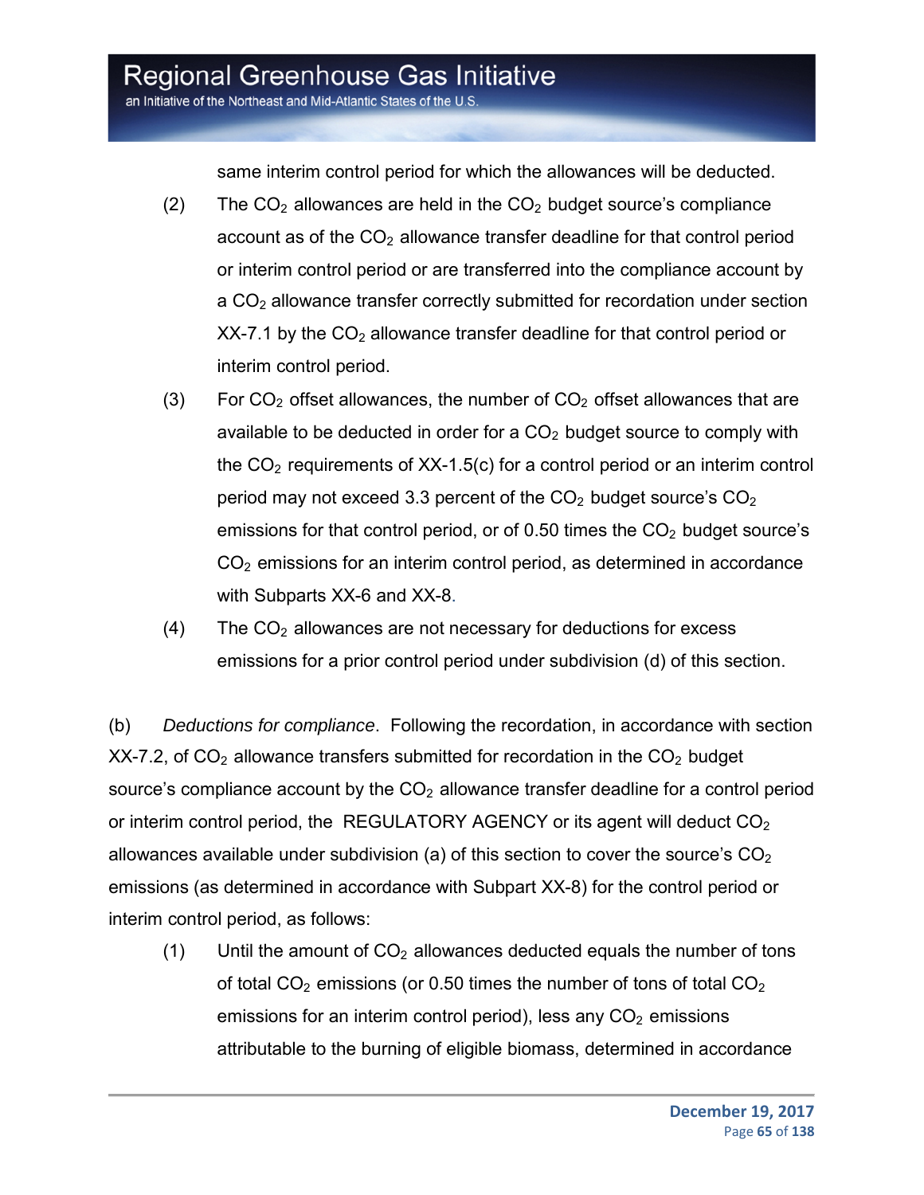same interim control period for which the allowances will be deducted.

(2) The $CO_2$ allowances are held in the $CO_2$ budget source's compliance account as of the $CO_2$ allowance transfer deadline for that control period or interim control period or are transferred into the compliance account by a $CO_2$ allowance transfer correctly submitted for recordation under section XX-7.1 by the $CO_2$ allowance transfer deadline for that control period or interim control period.

(3) For $CO_2$ offset allowances, the number of $CO_2$ offset allowances that are available to be deducted in order for a $CO_2$ budget source to comply with the $CO_2$ requirements of XX-1.5(c) for a control period or an interim control period may not exceed 3.3 percent of the $CO_2$ budget source's $CO_2$ emissions for that control period, or of 0.50 times the $CO_2$ budget source's $CO_2$ emissions for an interim control period, as determined in accordance with Subparts XX-6 and XX-8.

(4) The $CO_2$ allowances are not necessary for deductions for excess emissions for a prior control period under subdivision (d) of this section.

(b) *Deductions for compliance*. Following the recordation, in accordance with section XX-7.2, of $CO_2$ allowance transfers submitted for recordation in the $CO_2$ budget source's compliance account by the $CO_2$ allowance transfer deadline for a control period or interim control period, the REGULATORY AGENCY or its agent will deduct $CO_2$ allowances available under subdivision (a) of this section to cover the source's $CO_2$ emissions (as determined in accordance with Subpart XX-8) for the control period or interim control period, as follows:

(1) Until the amount of $CO_2$ allowances deducted equals the number of tons of total $CO_2$ emissions (or 0.50 times the number of tons of total $CO_2$ emissions for an interim control period), less any $CO_2$ emissions attributable to the burning of eligible biomass, determined in accordance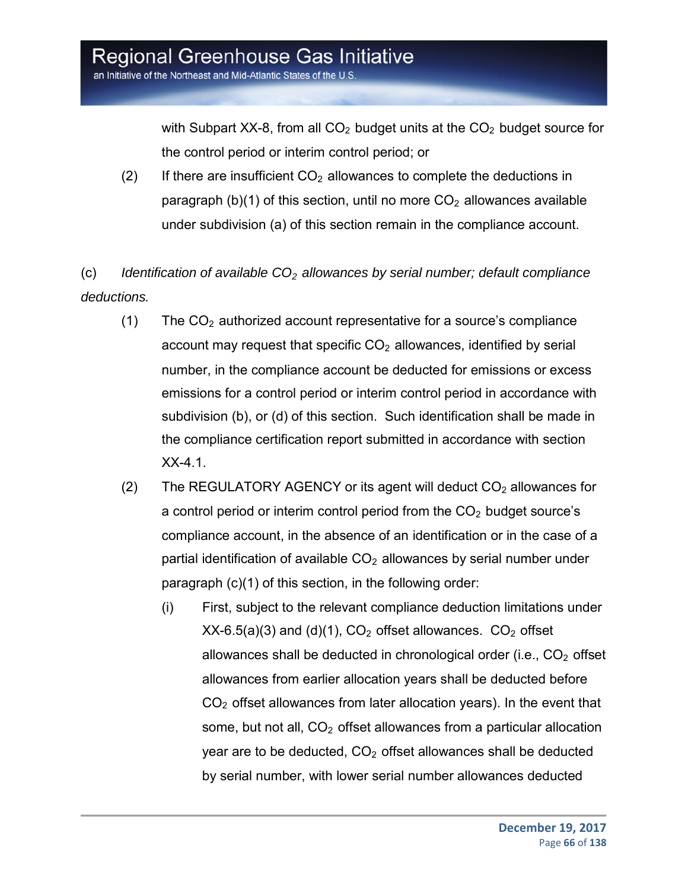with Subpart XX-8, from all $CO_2$ budget units at the $CO_2$ budget source for the control period or interim control period; or

(2) If there are insufficient $CO_2$ allowances to complete the deductions in paragraph (b)(1) of this section, until no more $CO_2$ allowances available under subdivision (a) of this section remain in the compliance account.

(c) *Identification of available $CO_2$ allowances by serial number; default compliance deductions.*

(1) The $CO_2$ authorized account representative for a source's compliance account may request that specific $CO_2$ allowances, identified by serial number, in the compliance account be deducted for emissions or excess emissions for a control period or interim control period in accordance with subdivision (b), or (d) of this section. Such identification shall be made in the compliance certification report submitted in accordance with section XX-4.1.

(2) The REGULATORY AGENCY or its agent will deduct $CO_2$ allowances for a control period or interim control period from the $CO_2$ budget source's compliance account, in the absence of an identification or in the case of a partial identification of available $CO_2$ allowances by serial number under paragraph (c)(1) of this section, in the following order:

(i) First, subject to the relevant compliance deduction limitations under XX-6.5(a)(3) and (d)(1), $CO_2$ offset allowances. $CO_2$ offset allowances shall be deducted in chronological order (i.e., $CO_2$ offset allowances from earlier allocation years shall be deducted before $CO_2$ offset allowances from later allocation years). In the event that some, but not all, $CO_2$ offset allowances from a particular allocation year are to be deducted, $CO_2$ offset allowances shall be deducted by serial number, with lower serial number allowances deducted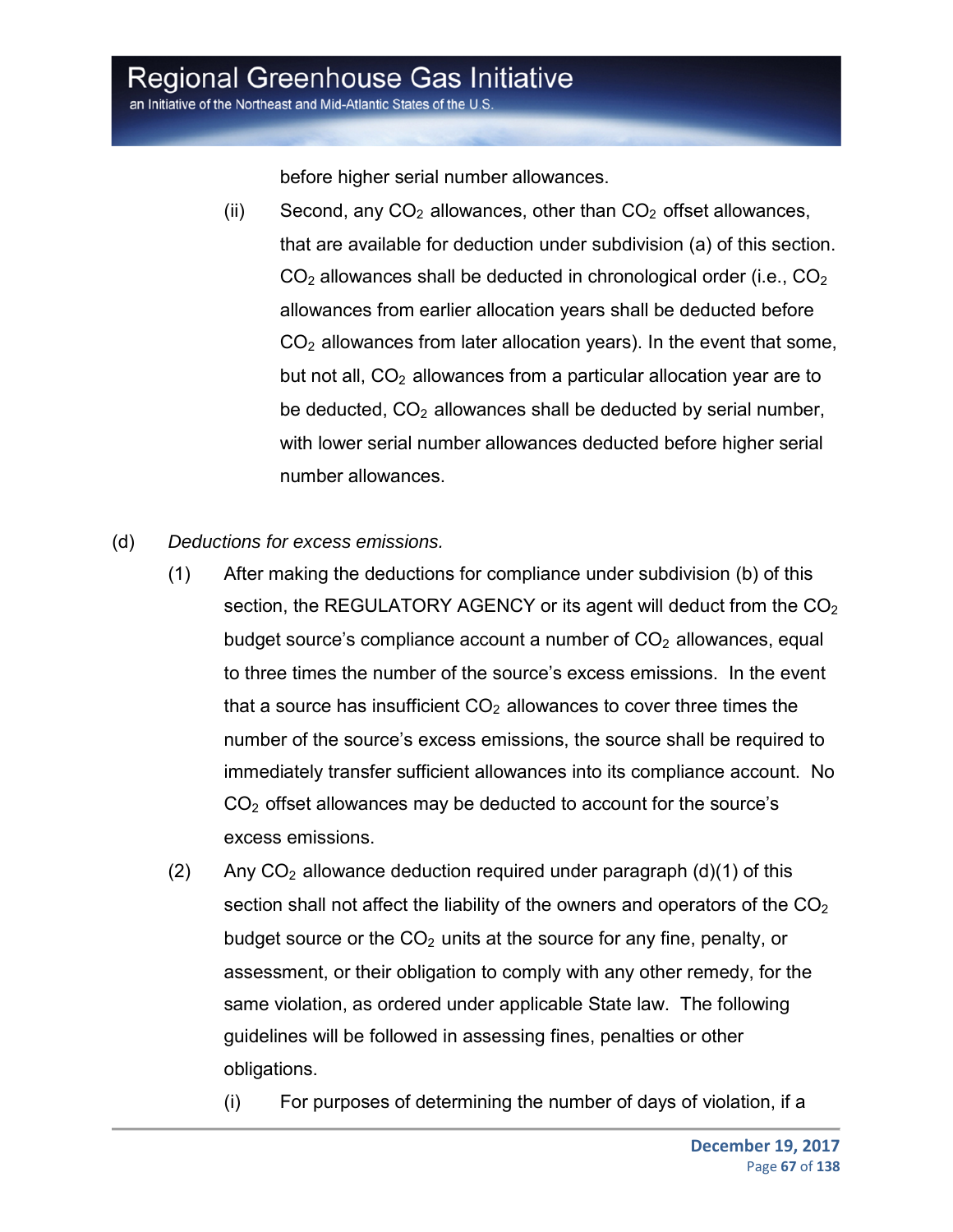before higher serial number allowances.

(ii) Second, any $CO_2$ allowances, other than $CO_2$ offset allowances, that are available for deduction under subdivision (a) of this section. $CO_2$ allowances shall be deducted in chronological order (i.e., $CO_2$ allowances from earlier allocation years shall be deducted before $CO_2$ allowances from later allocation years). In the event that some, but not all, $CO_2$ allowances from a particular allocation year are to be deducted, $CO_2$ allowances shall be deducted by serial number, with lower serial number allowances deducted before higher serial number allowances.

(d) *Deductions for excess emissions.*

(1) After making the deductions for compliance under subdivision (b) of this section, the REGULATORY AGENCY or its agent will deduct from the $CO_2$ budget source's compliance account a number of $CO_2$ allowances, equal to three times the number of the source's excess emissions. In the event that a source has insufficient $CO_2$ allowances to cover three times the number of the source's excess emissions, the source shall be required to immediately transfer sufficient allowances into its compliance account. No $CO_2$ offset allowances may be deducted to account for the source's excess emissions.

(2) Any $CO_2$ allowance deduction required under paragraph (d)(1) of this section shall not affect the liability of the owners and operators of the $CO_2$ budget source or the $CO_2$ units at the source for any fine, penalty, or assessment, or their obligation to comply with any other remedy, for the same violation, as ordered under applicable State law. The following guidelines will be followed in assessing fines, penalties or other obligations.

(i) For purposes of determining the number of days of violation, if a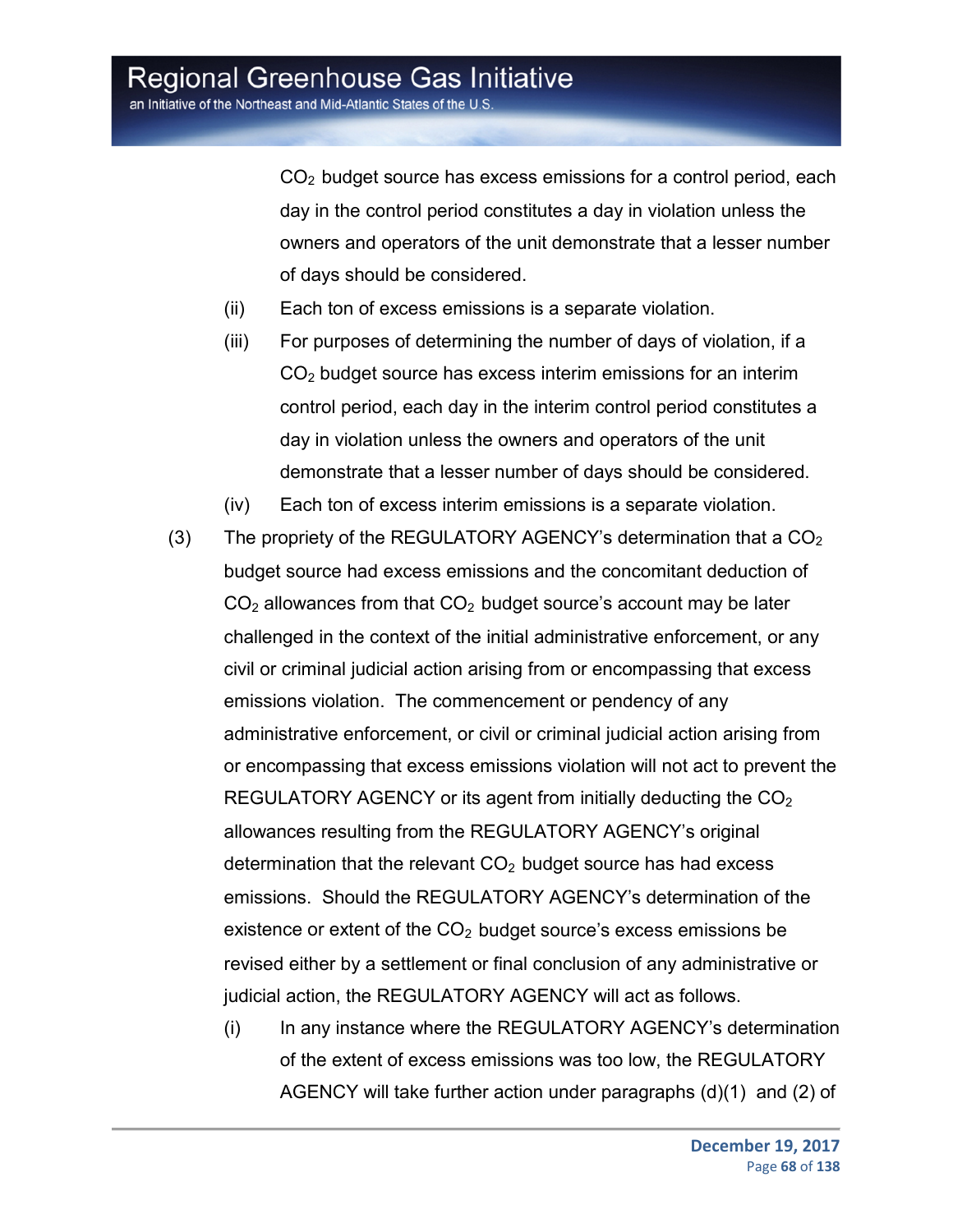$CO_2$ budget source has excess emissions for a control period, each day in the control period constitutes a day in violation unless the owners and operators of the unit demonstrate that a lesser number of days should be considered.

(ii) Each ton of excess emissions is a separate violation.

(iii) For purposes of determining the number of days of violation, if a $CO_2$ budget source has excess interim emissions for an interim control period, each day in the interim control period constitutes a day in violation unless the owners and operators of the unit demonstrate that a lesser number of days should be considered.

(iv) Each ton of excess interim emissions is a separate violation.

(3) The propriety of the REGULATORY AGENCY's determination that a $CO_2$ budget source had excess emissions and the concomitant deduction of $CO_2$ allowances from that $CO_2$ budget source's account may be later challenged in the context of the initial administrative enforcement, or any civil or criminal judicial action arising from or encompassing that excess emissions violation. The commencement or pendency of any administrative enforcement, or civil or criminal judicial action arising from or encompassing that excess emissions violation will not act to prevent the REGULATORY AGENCY or its agent from initially deducting the $CO_2$ allowances resulting from the REGULATORY AGENCY's original determination that the relevant $CO_2$ budget source has had excess emissions. Should the REGULATORY AGENCY's determination of the existence or extent of the $CO_2$ budget source's excess emissions be revised either by a settlement or final conclusion of any administrative or judicial action, the REGULATORY AGENCY will act as follows.

(i) In any instance where the REGULATORY AGENCY's determination of the extent of excess emissions was too low, the REGULATORY AGENCY will take further action under paragraphs (d)(1) and (2) of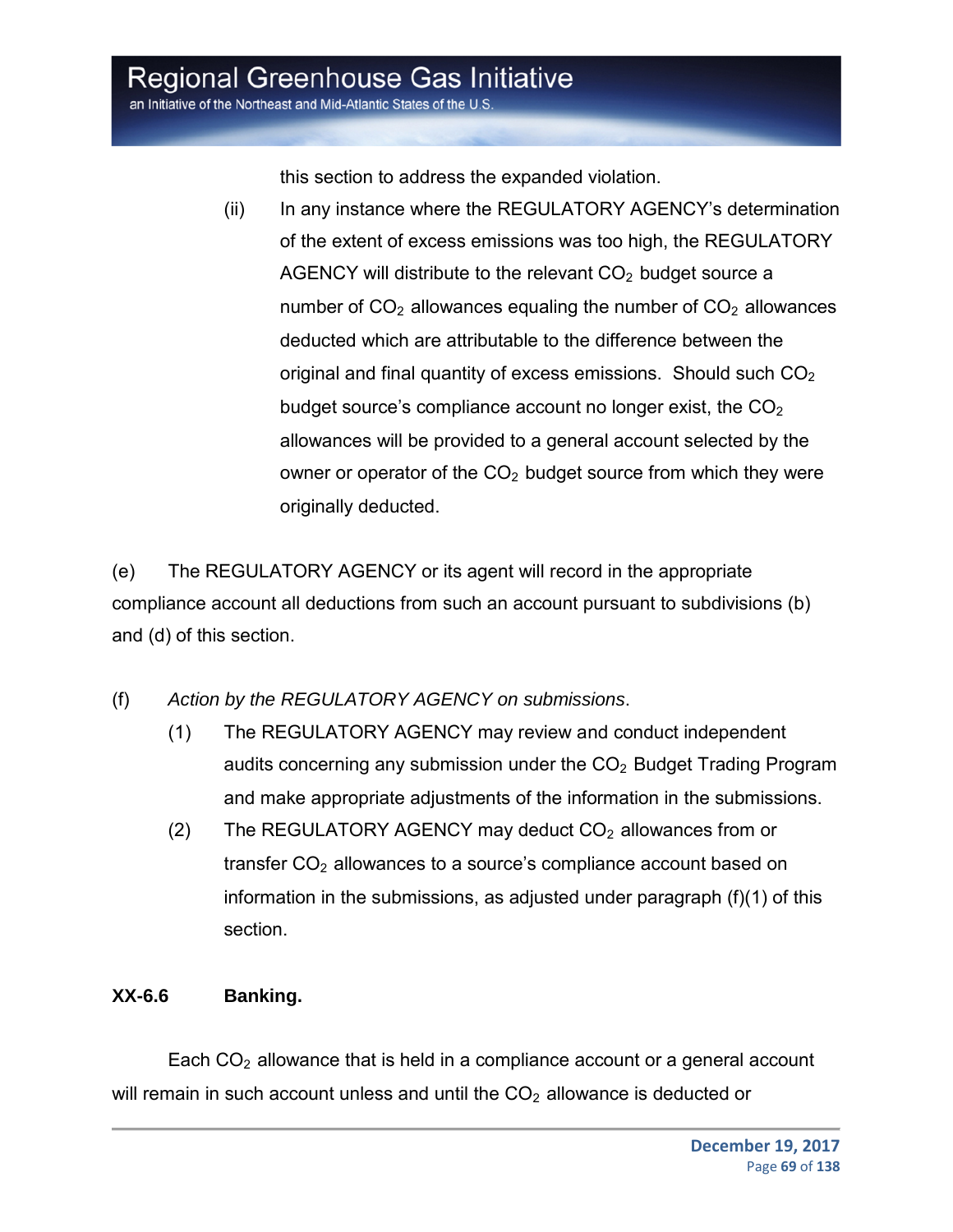this section to address the expanded violation.

(ii) In any instance where the REGULATORY AGENCY's determination of the extent of excess emissions was too high, the REGULATORY AGENCY will distribute to the relevant $CO_2$ budget source a number of $CO_2$ allowances equaling the number of $CO_2$ allowances deducted which are attributable to the difference between the original and final quantity of excess emissions. Should such $CO_2$ budget source's compliance account no longer exist, the $CO_2$ allowances will be provided to a general account selected by the owner or operator of the $CO_2$ budget source from which they were originally deducted.

(e) The REGULATORY AGENCY or its agent will record in the appropriate compliance account all deductions from such an account pursuant to subdivisions (b) and (d) of this section.

(f) *Action by the REGULATORY AGENCY on submissions*.

(1) The REGULATORY AGENCY may review and conduct independent audits concerning any submission under the $CO_2$ Budget Trading Program and make appropriate adjustments of the information in the submissions.

(2) The REGULATORY AGENCY may deduct $CO_2$ allowances from or transfer $CO_2$ allowances to a source's compliance account based on information in the submissions, as adjusted under paragraph (f)(1) of this section.

**XX-6.6 Banking.**

Each $CO_2$ allowance that is held in a compliance account or a general account will remain in such account unless and until the $CO_2$ allowance is deducted or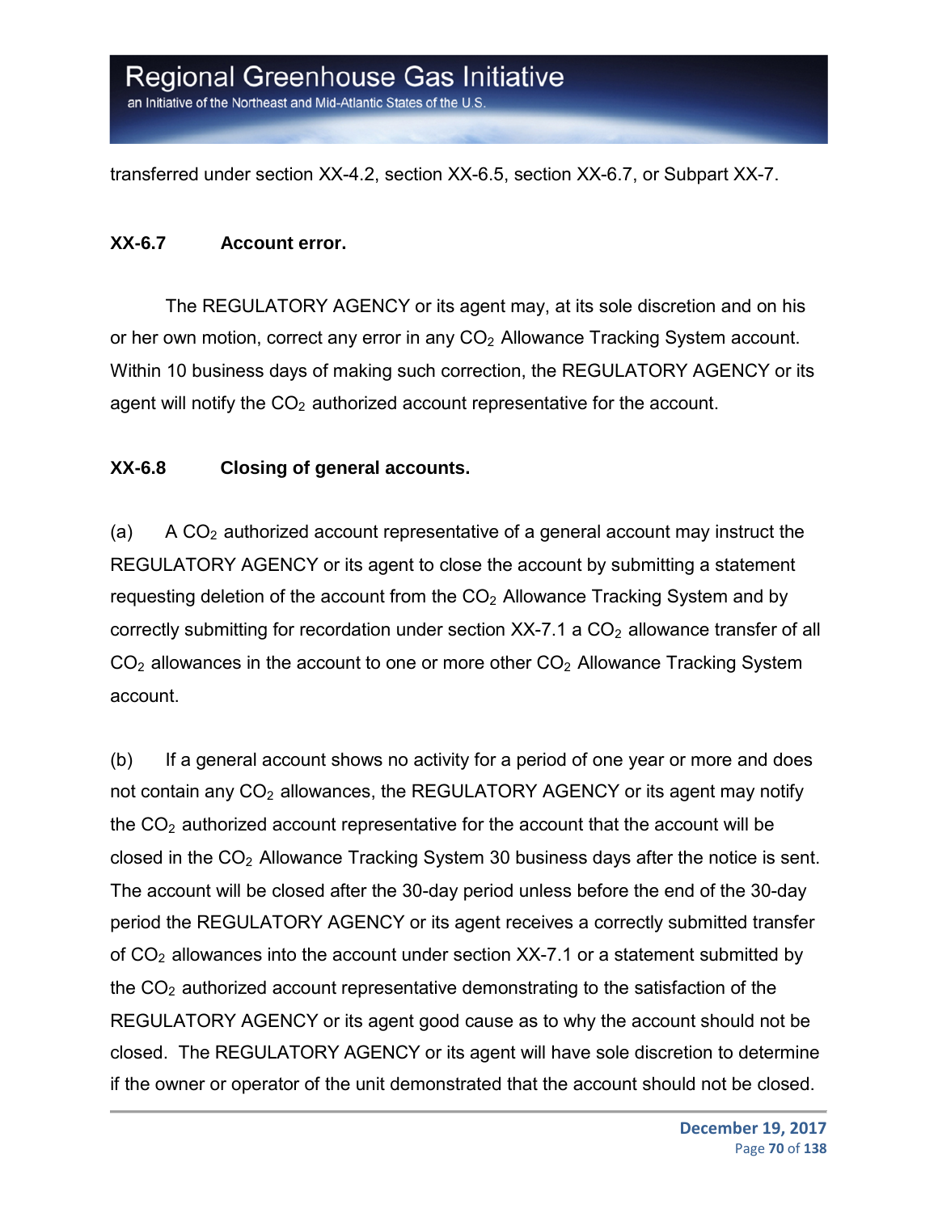transferred under section XX-4.2, section XX-6.5, section XX-6.7, or Subpart XX-7.

**XX-6.7 Account error.**

The REGULATORY AGENCY or its agent may, at its sole discretion and on his or her own motion, correct any error in any $CO_2$ Allowance Tracking System account. Within 10 business days of making such correction, the REGULATORY AGENCY or its agent will notify the $CO_2$ authorized account representative for the account.

**XX-6.8 Closing of general accounts.**

(a) A $CO_2$ authorized account representative of a general account may instruct the REGULATORY AGENCY or its agent to close the account by submitting a statement requesting deletion of the account from the $CO_2$ Allowance Tracking System and by correctly submitting for recordation under section XX-7.1 a $CO_2$ allowance transfer of all $CO_2$ allowances in the account to one or more other $CO_2$ Allowance Tracking System account.

(b) If a general account shows no activity for a period of one year or more and does not contain any $CO_2$ allowances, the REGULATORY AGENCY or its agent may notify the $CO_2$ authorized account representative for the account that the account will be closed in the $CO_2$ Allowance Tracking System 30 business days after the notice is sent. The account will be closed after the 30-day period unless before the end of the 30-day period the REGULATORY AGENCY or its agent receives a correctly submitted transfer of $CO_2$ allowances into the account under section XX-7.1 or a statement submitted by the $CO_2$ authorized account representative demonstrating to the satisfaction of the REGULATORY AGENCY or its agent good cause as to why the account should not be closed. The REGULATORY AGENCY or its agent will have sole discretion to determine if the owner or operator of the unit demonstrated that the account should not be closed.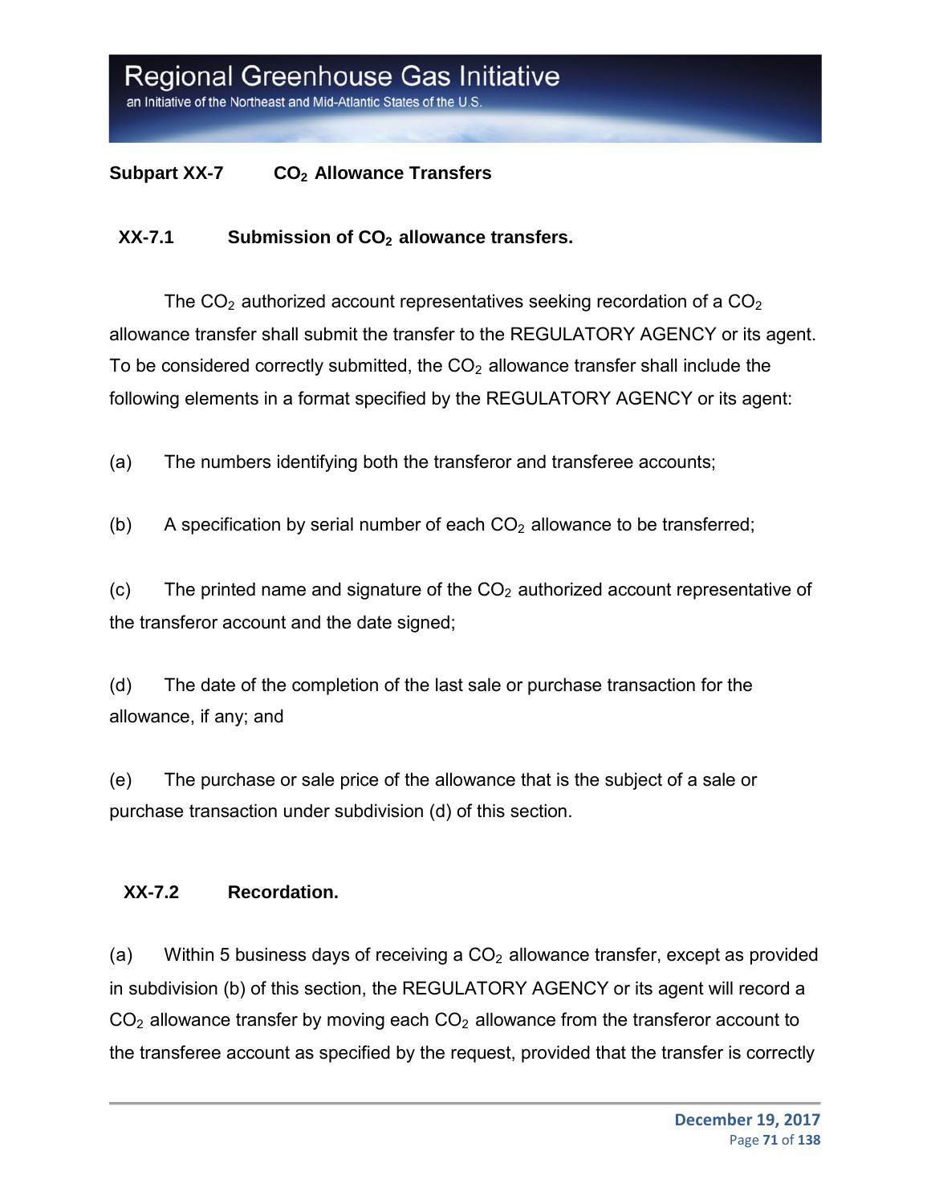## Subpart XX-7 $CO_2$ Allowance Transfers

### XX-7.1 Submission of $CO_2$ allowance transfers.

The $CO_2$ authorized account representatives seeking recordation of a $CO_2$ allowance transfer shall submit the transfer to the REGULATORY AGENCY or its agent. To be considered correctly submitted, the $CO_2$ allowance transfer shall include the following elements in a format specified by the REGULATORY AGENCY or its agent:

(a) The numbers identifying both the transferor and transferee accounts;

(b) A specification by serial number of each $CO_2$ allowance to be transferred;

(c) The printed name and signature of the $CO_2$ authorized account representative of the transferor account and the date signed;

(d) The date of the completion of the last sale or purchase transaction for the allowance, if any; and

(e) The purchase or sale price of the allowance that is the subject of a sale or purchase transaction under subdivision (d) of this section.

### XX-7.2 Recordation.

(a) Within 5 business days of receiving a $CO_2$ allowance transfer, except as provided in subdivision (b) of this section, the REGULATORY AGENCY or its agent will record a $CO_2$ allowance transfer by moving each $CO_2$ allowance from the transferor account to the transferee account as specified by the request, provided that the transfer is correctly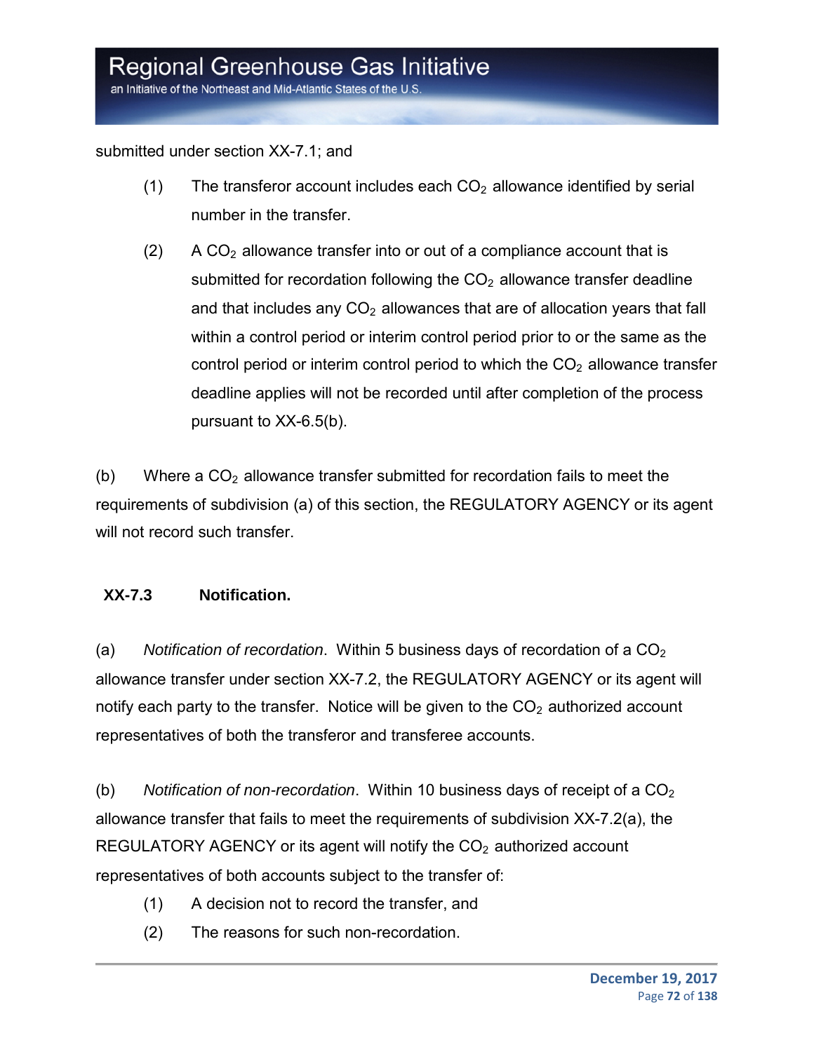submitted under section XX-7.1; and

(1) The transferor account includes each $CO_2$ allowance identified by serial number in the transfer.

(2) A $CO_2$ allowance transfer into or out of a compliance account that is submitted for recordation following the $CO_2$ allowance transfer deadline and that includes any $CO_2$ allowances that are of allocation years that fall within a control period or interim control period prior to or the same as the control period or interim control period to which the $CO_2$ allowance transfer deadline applies will not be recorded until after completion of the process pursuant to XX-6.5(b).

(b) Where a $CO_2$ allowance transfer submitted for recordation fails to meet the requirements of subdivision (a) of this section, the REGULATORY AGENCY or its agent will not record such transfer.

### XX-7.3 Notification.

(a) *Notification of recordation*. Within 5 business days of recordation of a $CO_2$ allowance transfer under section XX-7.2, the REGULATORY AGENCY or its agent will notify each party to the transfer. Notice will be given to the $CO_2$ authorized account representatives of both the transferor and transferee accounts.

(b) *Notification of non-recordation*. Within 10 business days of receipt of a $CO_2$ allowance transfer that fails to meet the requirements of subdivision XX-7.2(a), the REGULATORY AGENCY or its agent will notify the $CO_2$ authorized account representatives of both accounts subject to the transfer of:

(1) A decision not to record the transfer, and

(2) The reasons for such non-recordation.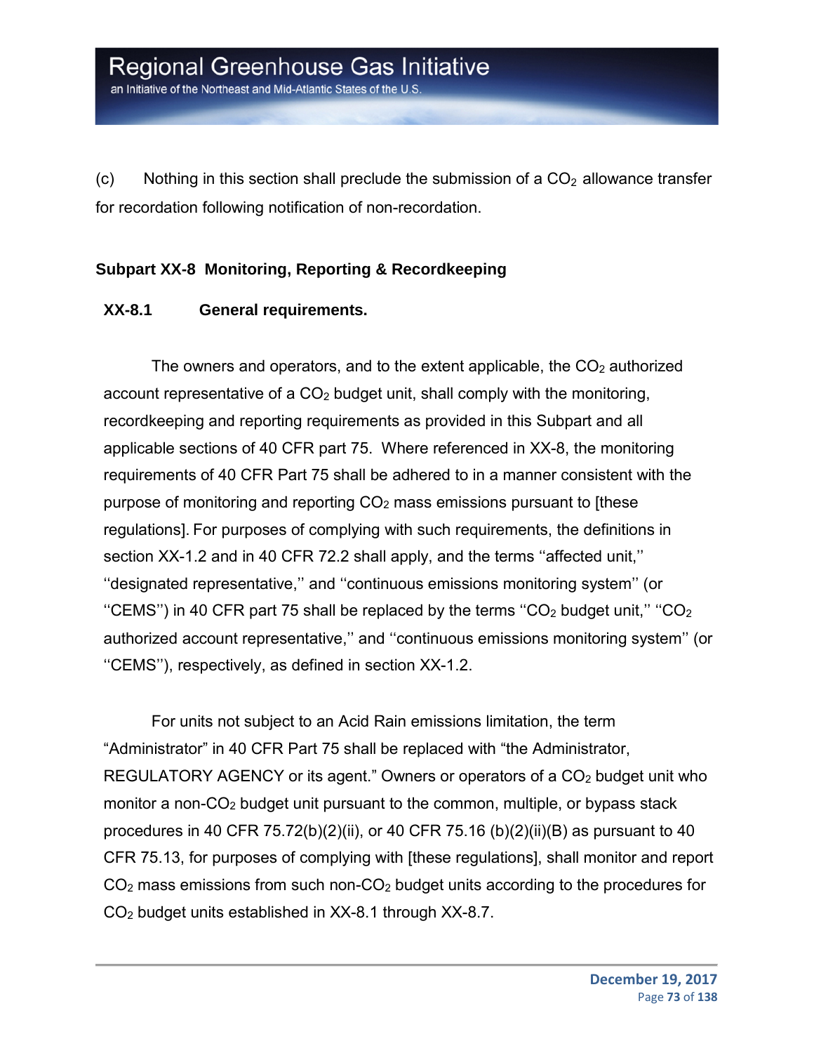(c) Nothing in this section shall preclude the submission of a $CO_2$ allowance transfer for recordation following notification of non-recordation.

### Subpart XX-8 Monitoring, Reporting & Recordkeeping

#### XX-8.1 General requirements.

The owners and operators, and to the extent applicable, the $CO_2$ authorized account representative of a $CO_2$ budget unit, shall comply with the monitoring, recordkeeping and reporting requirements as provided in this Subpart and all applicable sections of 40 CFR part 75. Where referenced in XX-8, the monitoring requirements of 40 CFR Part 75 shall be adhered to in a manner consistent with the purpose of monitoring and reporting $CO_2$ mass emissions pursuant to [these regulations]. For purposes of complying with such requirements, the definitions in section XX-1.2 and in 40 CFR 72.2 shall apply, and the terms ''affected unit,'' ''designated representative,'' and ''continuous emissions monitoring system'' (or ''CEMS'') in 40 CFR part 75 shall be replaced by the terms ''$CO_2$ budget unit,'' ''$CO_2$ authorized account representative,'' and ''continuous emissions monitoring system'' (or ''CEMS''), respectively, as defined in section XX-1.2.

For units not subject to an Acid Rain emissions limitation, the term "Administrator" in 40 CFR Part 75 shall be replaced with "the Administrator, REGULATORY AGENCY or its agent." Owners or operators of a $CO_2$ budget unit who monitor a non-$CO_2$ budget unit pursuant to the common, multiple, or bypass stack procedures in 40 CFR 75.72(b)(2)(ii), or 40 CFR 75.16 (b)(2)(ii)(B) as pursuant to 40 CFR 75.13, for purposes of complying with [these regulations], shall monitor and report $CO_2$ mass emissions from such non-$CO_2$ budget units according to the procedures for $CO_2$ budget units established in XX-8.1 through XX-8.7.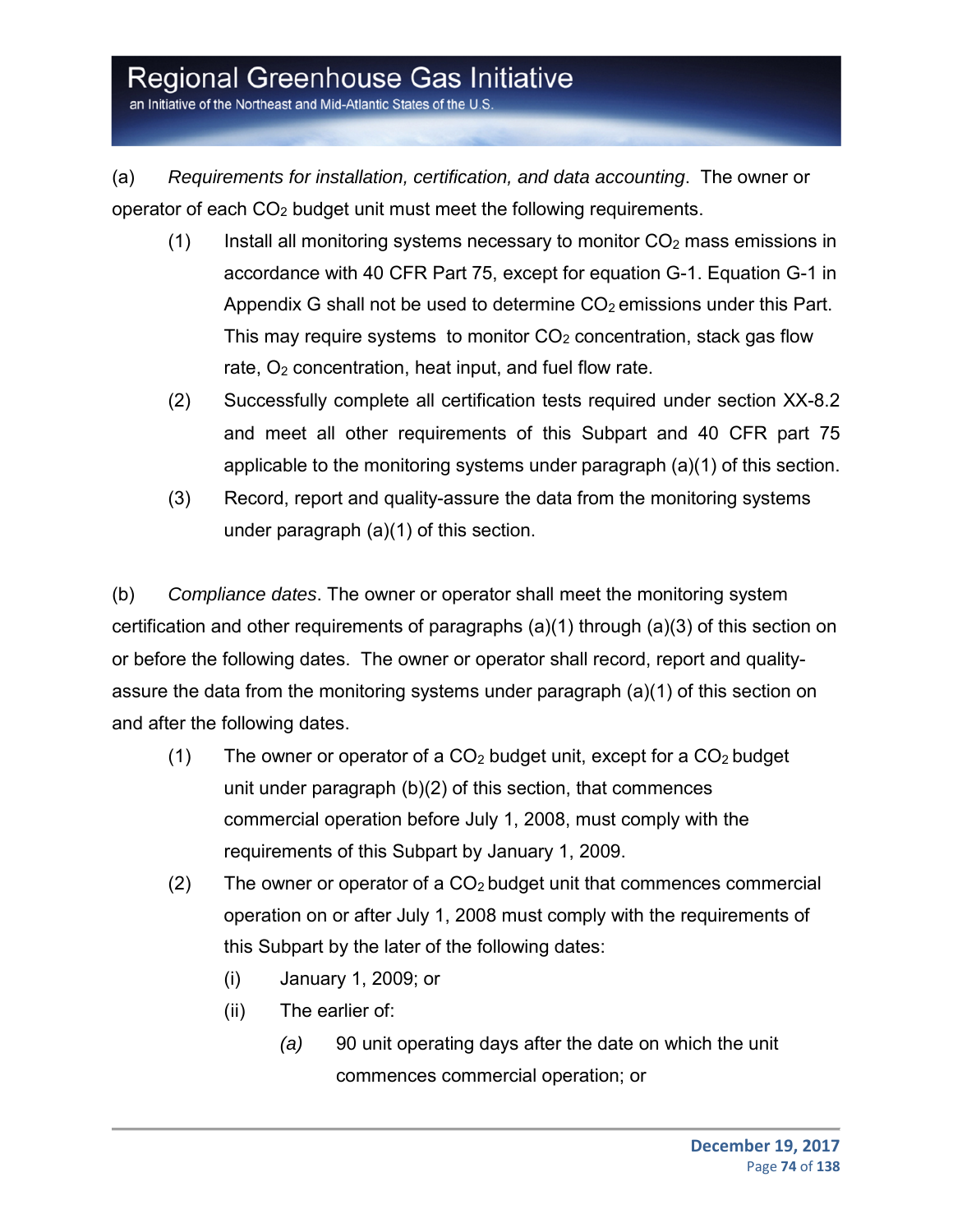(a) *Requirements for installation, certification, and data accounting*. The owner or operator of each $CO_2$ budget unit must meet the following requirements.

(1) Install all monitoring systems necessary to monitor $CO_2$ mass emissions in accordance with 40 CFR Part 75, except for equation G-1. Equation G-1 in Appendix G shall not be used to determine $CO_2$ emissions under this Part. This may require systems to monitor $CO_2$ concentration, stack gas flow rate, $O_2$ concentration, heat input, and fuel flow rate.

(2) Successfully complete all certification tests required under section XX-8.2 and meet all other requirements of this Subpart and 40 CFR part 75 applicable to the monitoring systems under paragraph (a)(1) of this section.

(3) Record, report and quality-assure the data from the monitoring systems under paragraph (a)(1) of this section.

(b) *Compliance dates*. The owner or operator shall meet the monitoring system certification and other requirements of paragraphs (a)(1) through (a)(3) of this section on or before the following dates. The owner or operator shall record, report and quality-assure the data from the monitoring systems under paragraph (a)(1) of this section on and after the following dates.

(1) The owner or operator of a $CO_2$ budget unit, except for a $CO_2$ budget unit under paragraph (b)(2) of this section, that commences commercial operation before July 1, 2008, must comply with the requirements of this Subpart by January 1, 2009.

(2) The owner or operator of a $CO_2$ budget unit that commences commercial operation on or after July 1, 2008 must comply with the requirements of this Subpart by the later of the following dates:

(i) January 1, 2009; or

(ii) The earlier of:

*(a)* 90 unit operating days after the date on which the unit commences commercial operation; or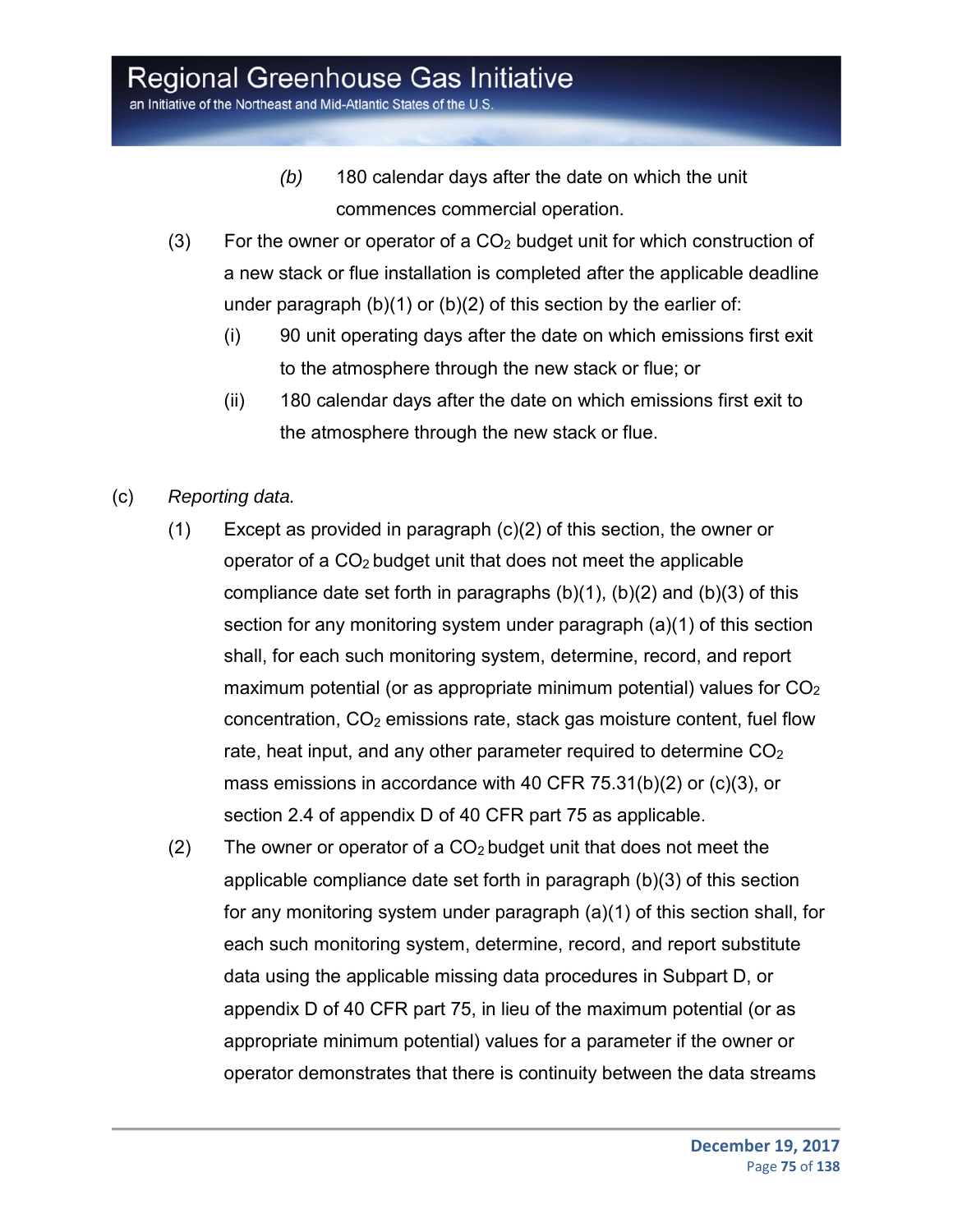*(b)* 180 calendar days after the date on which the unit commences commercial operation.

(3) For the owner or operator of a $CO_2$ budget unit for which construction of a new stack or flue installation is completed after the applicable deadline under paragraph (b)(1) or (b)(2) of this section by the earlier of:

(i) 90 unit operating days after the date on which emissions first exit to the atmosphere through the new stack or flue; or

(ii) 180 calendar days after the date on which emissions first exit to the atmosphere through the new stack or flue.

(c) *Reporting data.*

(1) Except as provided in paragraph (c)(2) of this section, the owner or operator of a $CO_2$ budget unit that does not meet the applicable compliance date set forth in paragraphs (b)(1), (b)(2) and (b)(3) of this section for any monitoring system under paragraph (a)(1) of this section shall, for each such monitoring system, determine, record, and report maximum potential (or as appropriate minimum potential) values for $CO_2$ concentration, $CO_2$ emissions rate, stack gas moisture content, fuel flow rate, heat input, and any other parameter required to determine $CO_2$ mass emissions in accordance with 40 CFR 75.31(b)(2) or (c)(3), or section 2.4 of appendix D of 40 CFR part 75 as applicable.

(2) The owner or operator of a $CO_2$ budget unit that does not meet the applicable compliance date set forth in paragraph (b)(3) of this section for any monitoring system under paragraph (a)(1) of this section shall, for each such monitoring system, determine, record, and report substitute data using the applicable missing data procedures in Subpart D, or appendix D of 40 CFR part 75, in lieu of the maximum potential (or as appropriate minimum potential) values for a parameter if the owner or operator demonstrates that there is continuity between the data streams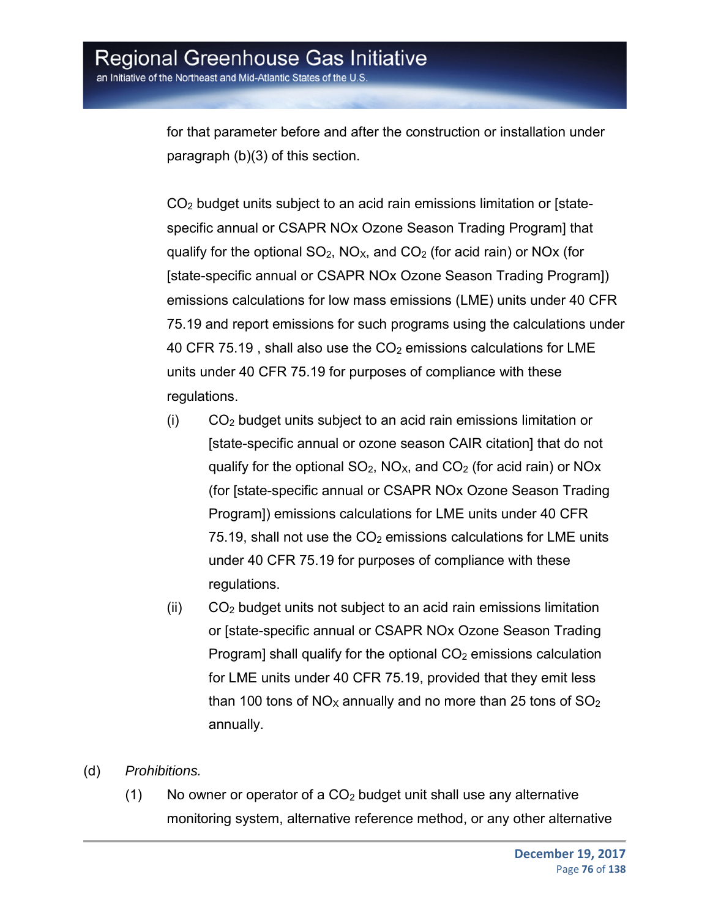for that parameter before and after the construction or installation under paragraph (b)(3) of this section.

$CO_2$ budget units subject to an acid rain emissions limitation or [state-specific annual or CSAPR NOx Ozone Season Trading Program] that qualify for the optional $SO_2$, $NO_X$, and $CO_2$ (for acid rain) or NOx (for [state-specific annual or CSAPR NOx Ozone Season Trading Program]) emissions calculations for low mass emissions (LME) units under 40 CFR 75.19 and report emissions for such programs using the calculations under 40 CFR 75.19 , shall also use the $CO_2$ emissions calculations for LME units under 40 CFR 75.19 for purposes of compliance with these regulations.

(i) $CO_2$ budget units subject to an acid rain emissions limitation or [state-specific annual or ozone season CAIR citation] that do not qualify for the optional $SO_2$, $NO_X$, and $CO_2$ (for acid rain) or NOx (for [state-specific annual or CSAPR NOx Ozone Season Trading Program]) emissions calculations for LME units under 40 CFR 75.19, shall not use the $CO_2$ emissions calculations for LME units under 40 CFR 75.19 for purposes of compliance with these regulations.

(ii) $CO_2$ budget units not subject to an acid rain emissions limitation or [state-specific annual or CSAPR NOx Ozone Season Trading Program] shall qualify for the optional $CO_2$ emissions calculation for LME units under 40 CFR 75.19, provided that they emit less than 100 tons of $NO_X$ annually and no more than 25 tons of $SO_2$ annually.

(d) *Prohibitions.*

(1) No owner or operator of a $CO_2$ budget unit shall use any alternative monitoring system, alternative reference method, or any other alternative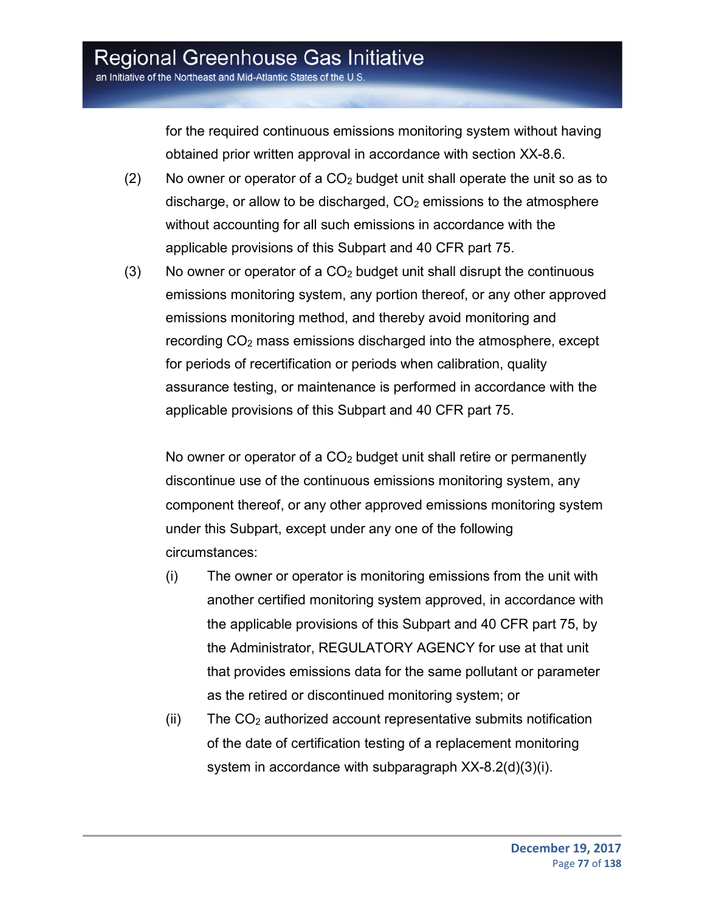for the required continuous emissions monitoring system without having obtained prior written approval in accordance with section XX-8.6.

(2) No owner or operator of a $CO_2$ budget unit shall operate the unit so as to discharge, or allow to be discharged, $CO_2$ emissions to the atmosphere without accounting for all such emissions in accordance with the applicable provisions of this Subpart and 40 CFR part 75.

(3) No owner or operator of a $CO_2$ budget unit shall disrupt the continuous emissions monitoring system, any portion thereof, or any other approved emissions monitoring method, and thereby avoid monitoring and recording $CO_2$ mass emissions discharged into the atmosphere, except for periods of recertification or periods when calibration, quality assurance testing, or maintenance is performed in accordance with the applicable provisions of this Subpart and 40 CFR part 75.

No owner or operator of a $CO_2$ budget unit shall retire or permanently discontinue use of the continuous emissions monitoring system, any component thereof, or any other approved emissions monitoring system under this Subpart, except under any one of the following circumstances:

(i) The owner or operator is monitoring emissions from the unit with another certified monitoring system approved, in accordance with the applicable provisions of this Subpart and 40 CFR part 75, by the Administrator, REGULATORY AGENCY for use at that unit that provides emissions data for the same pollutant or parameter as the retired or discontinued monitoring system; or

(ii) The $CO_2$ authorized account representative submits notification of the date of certification testing of a replacement monitoring system in accordance with subparagraph XX-8.2(d)(3)(i).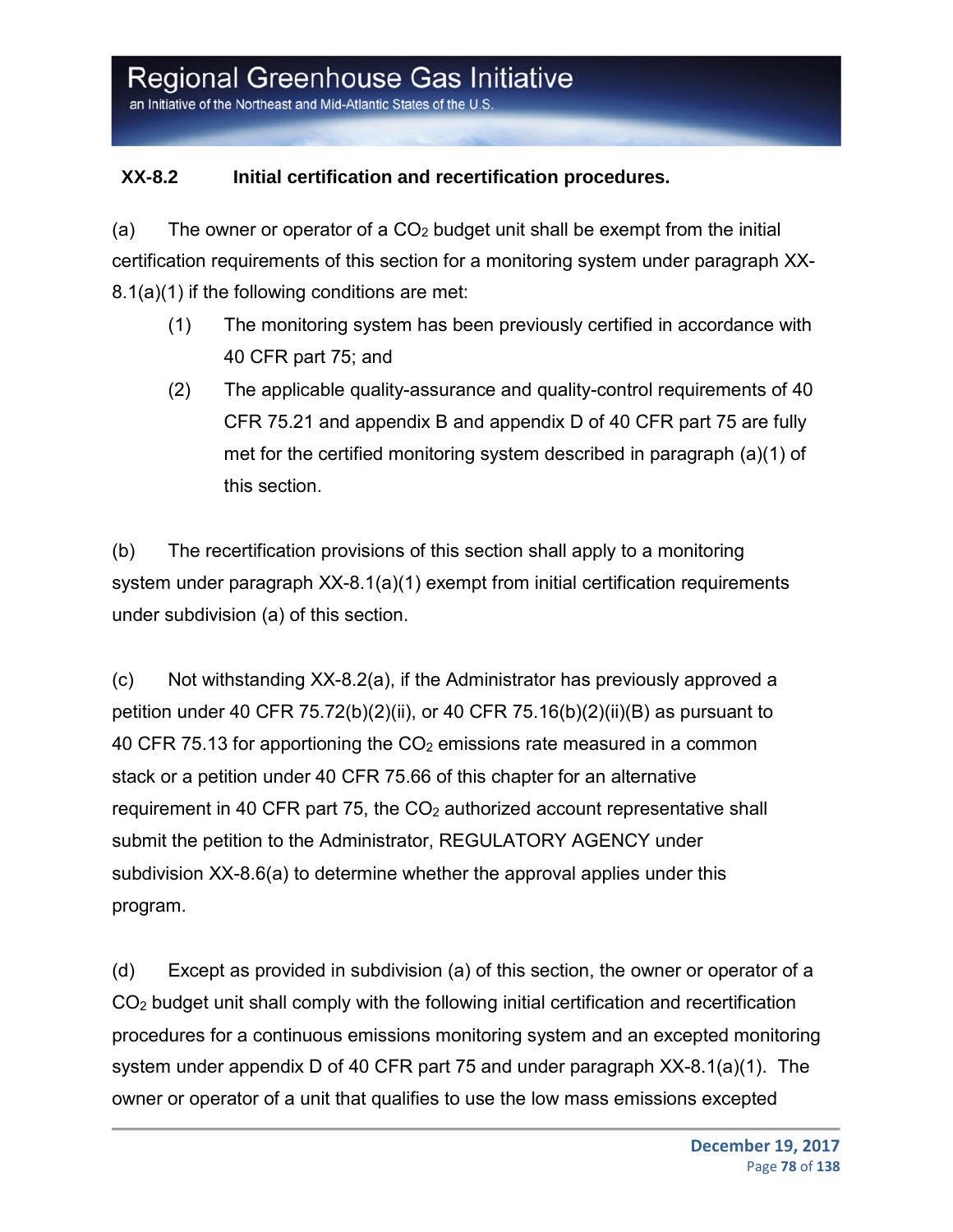**XX-8.2 Initial certification and recertification procedures.**

(a) The owner or operator of a $CO_2$ budget unit shall be exempt from the initial certification requirements of this section for a monitoring system under paragraph XX-8.1(a)(1) if the following conditions are met:

(1) The monitoring system has been previously certified in accordance with 40 CFR part 75; and

(2) The applicable quality-assurance and quality-control requirements of 40 CFR 75.21 and appendix B and appendix D of 40 CFR part 75 are fully met for the certified monitoring system described in paragraph (a)(1) of this section.

(b) The recertification provisions of this section shall apply to a monitoring system under paragraph XX-8.1(a)(1) exempt from initial certification requirements under subdivision (a) of this section.

(c) Not withstanding XX-8.2(a), if the Administrator has previously approved a petition under 40 CFR 75.72(b)(2)(ii), or 40 CFR 75.16(b)(2)(ii)(B) as pursuant to 40 CFR 75.13 for apportioning the $CO_2$ emissions rate measured in a common stack or a petition under 40 CFR 75.66 of this chapter for an alternative requirement in 40 CFR part 75, the $CO_2$ authorized account representative shall submit the petition to the Administrator, REGULATORY AGENCY under subdivision XX-8.6(a) to determine whether the approval applies under this program.

(d) Except as provided in subdivision (a) of this section, the owner or operator of a $CO_2$ budget unit shall comply with the following initial certification and recertification procedures for a continuous emissions monitoring system and an excepted monitoring system under appendix D of 40 CFR part 75 and under paragraph XX-8.1(a)(1). The owner or operator of a unit that qualifies to use the low mass emissions excepted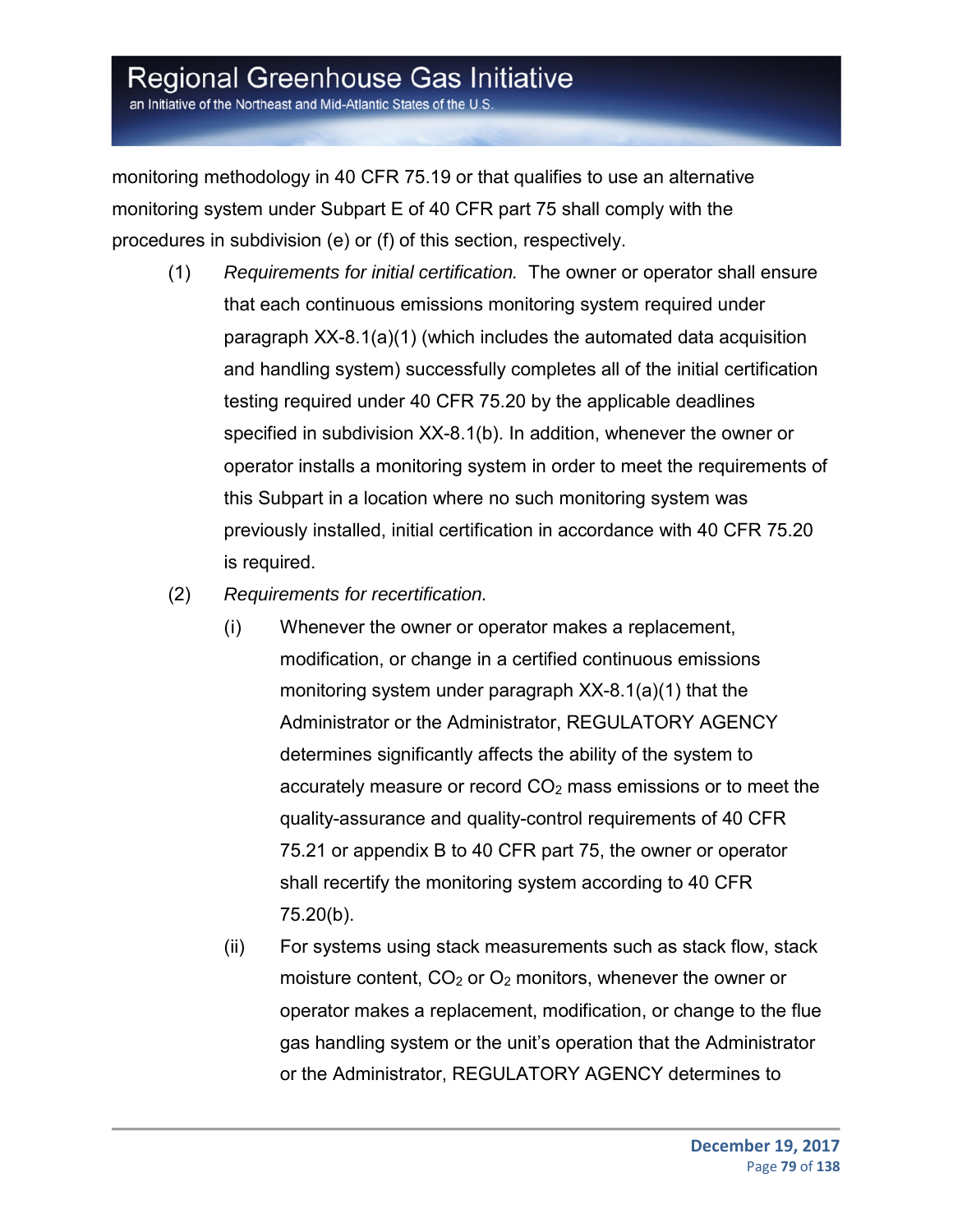monitoring methodology in 40 CFR 75.19 or that qualifies to use an alternative monitoring system under Subpart E of 40 CFR part 75 shall comply with the procedures in subdivision (e) or (f) of this section, respectively.

(1) *Requirements for initial certification.* The owner or operator shall ensure that each continuous emissions monitoring system required under paragraph XX-8.1(a)(1) (which includes the automated data acquisition and handling system) successfully completes all of the initial certification testing required under 40 CFR 75.20 by the applicable deadlines specified in subdivision XX-8.1(b). In addition, whenever the owner or operator installs a monitoring system in order to meet the requirements of this Subpart in a location where no such monitoring system was previously installed, initial certification in accordance with 40 CFR 75.20 is required.

(2) *Requirements for recertification.*

(i) Whenever the owner or operator makes a replacement, modification, or change in a certified continuous emissions monitoring system under paragraph XX-8.1(a)(1) that the Administrator or the Administrator, REGULATORY AGENCY determines significantly affects the ability of the system to accurately measure or record $CO_2$ mass emissions or to meet the quality-assurance and quality-control requirements of 40 CFR 75.21 or appendix B to 40 CFR part 75, the owner or operator shall recertify the monitoring system according to 40 CFR 75.20(b).

(ii) For systems using stack measurements such as stack flow, stack moisture content, $CO_2$ or $O_2$ monitors, whenever the owner or operator makes a replacement, modification, or change to the flue gas handling system or the unit's operation that the Administrator or the Administrator, REGULATORY AGENCY determines to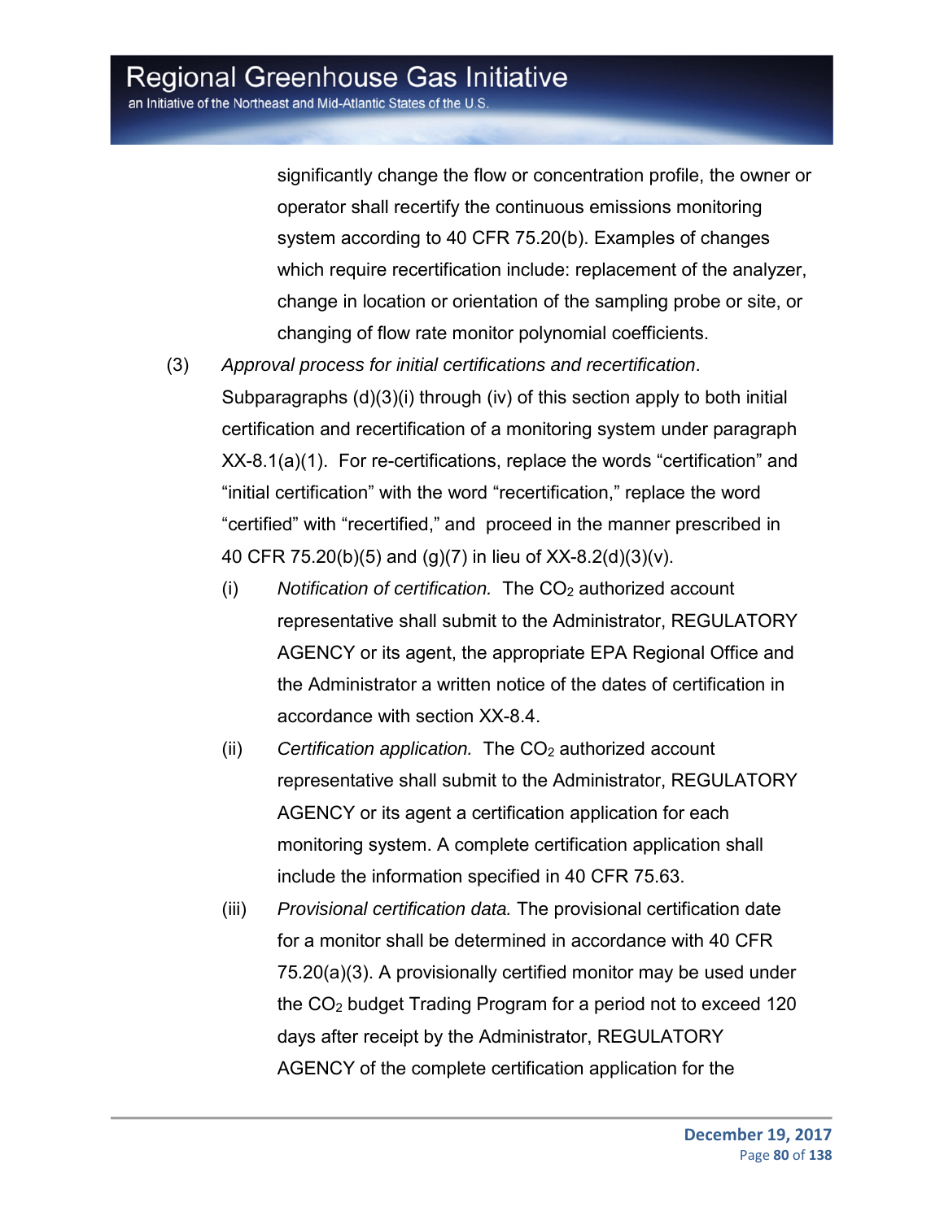significantly change the flow or concentration profile, the owner or operator shall recertify the continuous emissions monitoring system according to 40 CFR 75.20(b). Examples of changes which require recertification include: replacement of the analyzer, change in location or orientation of the sampling probe or site, or changing of flow rate monitor polynomial coefficients.

(3) *Approval process for initial certifications and recertification*. Subparagraphs (d)(3)(i) through (iv) of this section apply to both initial certification and recertification of a monitoring system under paragraph XX-8.1(a)(1). For re-certifications, replace the words “certification” and “initial certification” with the word “recertification,” replace the word “certified” with “recertified,” and proceed in the manner prescribed in 40 CFR 75.20(b)(5) and (g)(7) in lieu of XX-8.2(d)(3)(v).

(i) *Notification of certification.* The $CO_2$ authorized account representative shall submit to the Administrator, REGULATORY AGENCY or its agent, the appropriate EPA Regional Office and the Administrator a written notice of the dates of certification in accordance with section XX-8.4.

(ii) *Certification application.* The $CO_2$ authorized account representative shall submit to the Administrator, REGULATORY AGENCY or its agent a certification application for each monitoring system. A complete certification application shall include the information specified in 40 CFR 75.63.

(iii) *Provisional certification data.* The provisional certification date for a monitor shall be determined in accordance with 40 CFR 75.20(a)(3). A provisionally certified monitor may be used under the $CO_2$ budget Trading Program for a period not to exceed 120 days after receipt by the Administrator, REGULATORY AGENCY of the complete certification application for the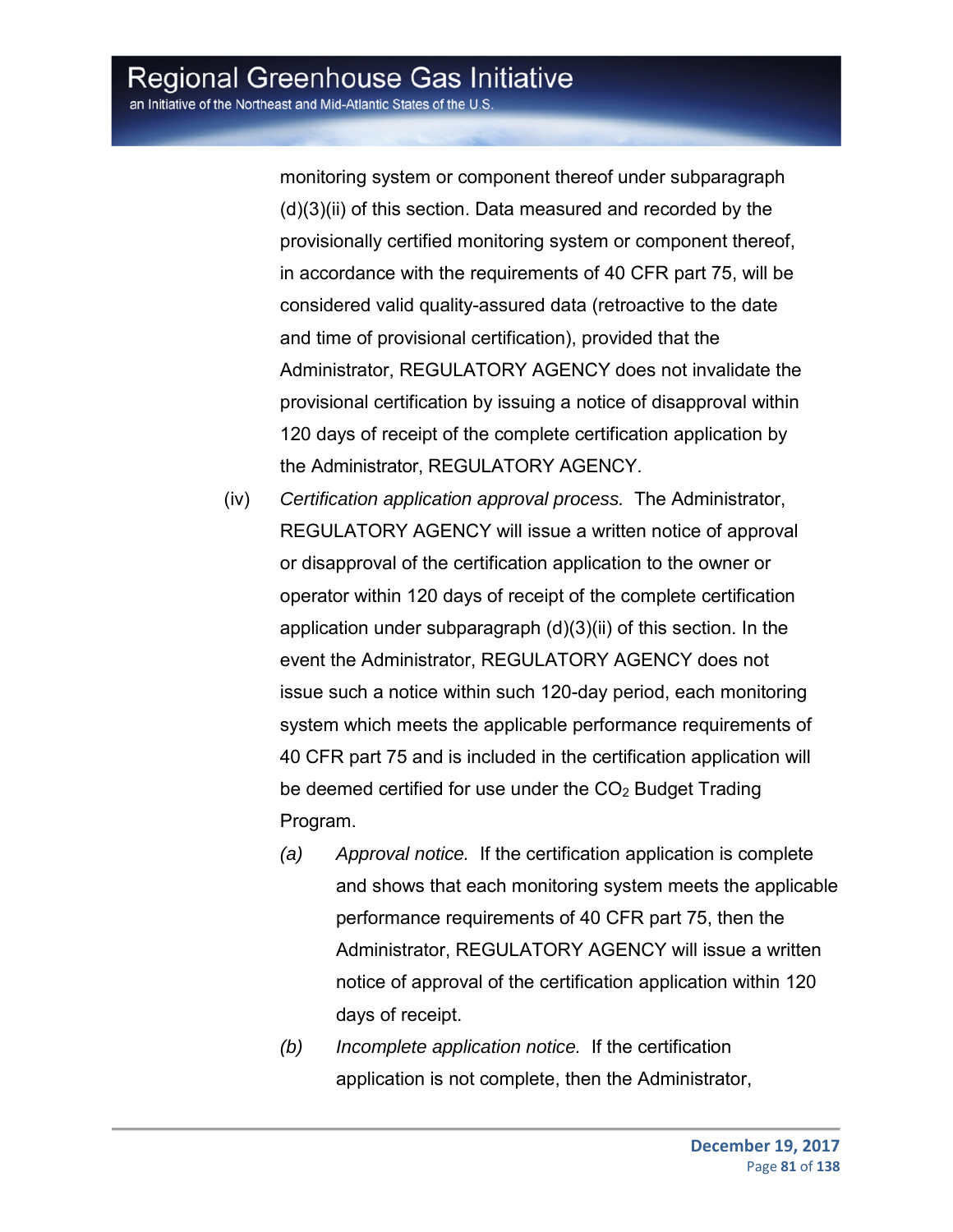monitoring system or component thereof under subparagraph (d)(3)(ii) of this section. Data measured and recorded by the provisionally certified monitoring system or component thereof, in accordance with the requirements of 40 CFR part 75, will be considered valid quality-assured data (retroactive to the date and time of provisional certification), provided that the Administrator, REGULATORY AGENCY does not invalidate the provisional certification by issuing a notice of disapproval within 120 days of receipt of the complete certification application by the Administrator, REGULATORY AGENCY.

(iv) *Certification application approval process.* The Administrator, REGULATORY AGENCY will issue a written notice of approval or disapproval of the certification application to the owner or operator within 120 days of receipt of the complete certification application under subparagraph (d)(3)(ii) of this section. In the event the Administrator, REGULATORY AGENCY does not issue such a notice within such 120-day period, each monitoring system which meets the applicable performance requirements of 40 CFR part 75 and is included in the certification application will be deemed certified for use under the $CO_2$ Budget Trading Program.

*(a)* *Approval notice.* If the certification application is complete and shows that each monitoring system meets the applicable performance requirements of 40 CFR part 75, then the Administrator, REGULATORY AGENCY will issue a written notice of approval of the certification application within 120 days of receipt.

*(b)* *Incomplete application notice.* If the certification application is not complete, then the Administrator,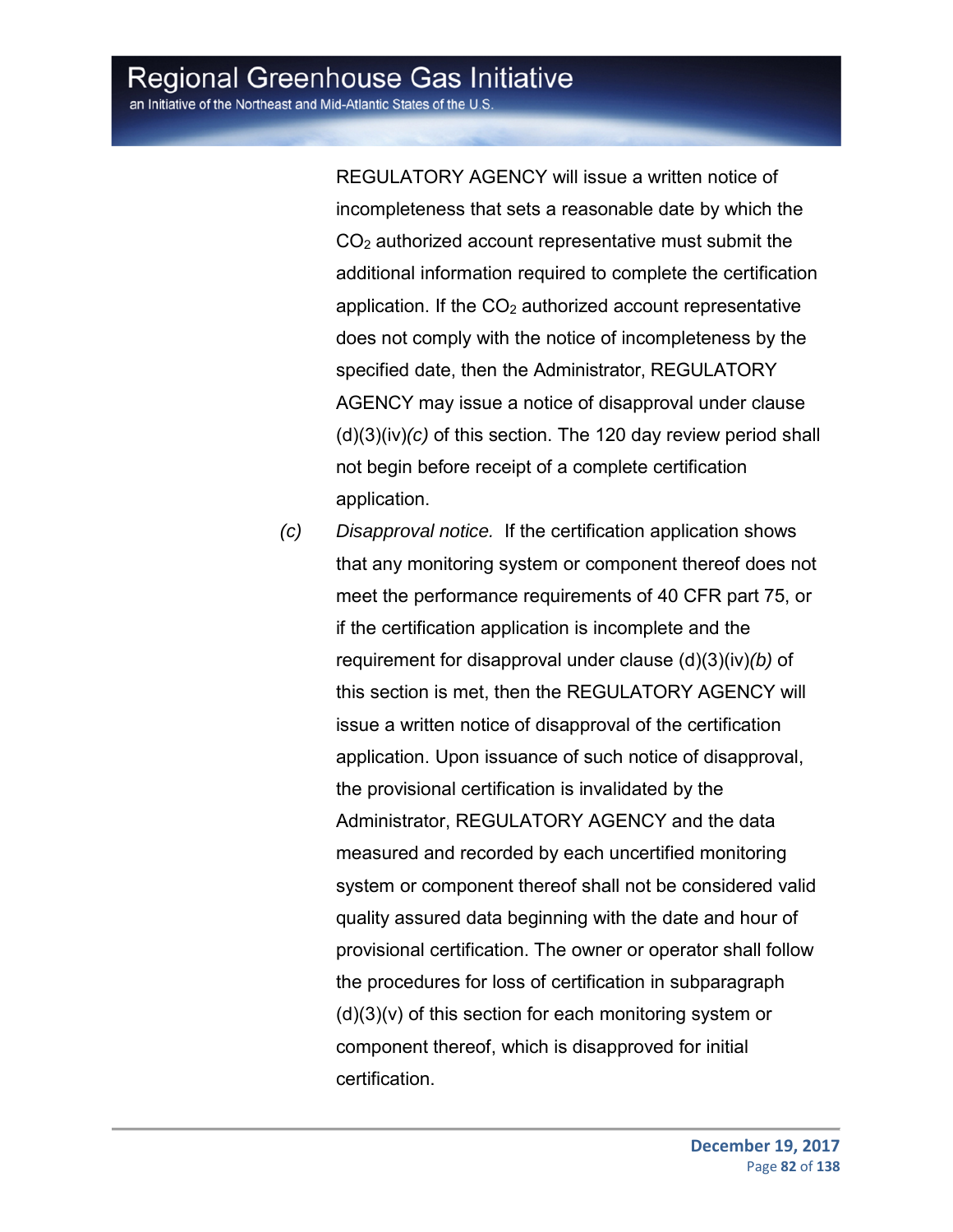REGULATORY AGENCY will issue a written notice of incompleteness that sets a reasonable date by which the $CO_2$ authorized account representative must submit the additional information required to complete the certification application. If the $CO_2$ authorized account representative does not comply with the notice of incompleteness by the specified date, then the Administrator, REGULATORY AGENCY may issue a notice of disapproval under clause (d)(3)(iv)*(c)* of this section. The 120 day review period shall not begin before receipt of a complete certification application.

*(c)* *Disapproval notice.* If the certification application shows that any monitoring system or component thereof does not meet the performance requirements of 40 CFR part 75, or if the certification application is incomplete and the requirement for disapproval under clause (d)(3)(iv)*(b)* of this section is met, then the REGULATORY AGENCY will issue a written notice of disapproval of the certification application. Upon issuance of such notice of disapproval, the provisional certification is invalidated by the Administrator, REGULATORY AGENCY and the data measured and recorded by each uncertified monitoring system or component thereof shall not be considered valid quality assured data beginning with the date and hour of provisional certification. The owner or operator shall follow the procedures for loss of certification in subparagraph (d)(3)(v) of this section for each monitoring system or component thereof, which is disapproved for initial certification.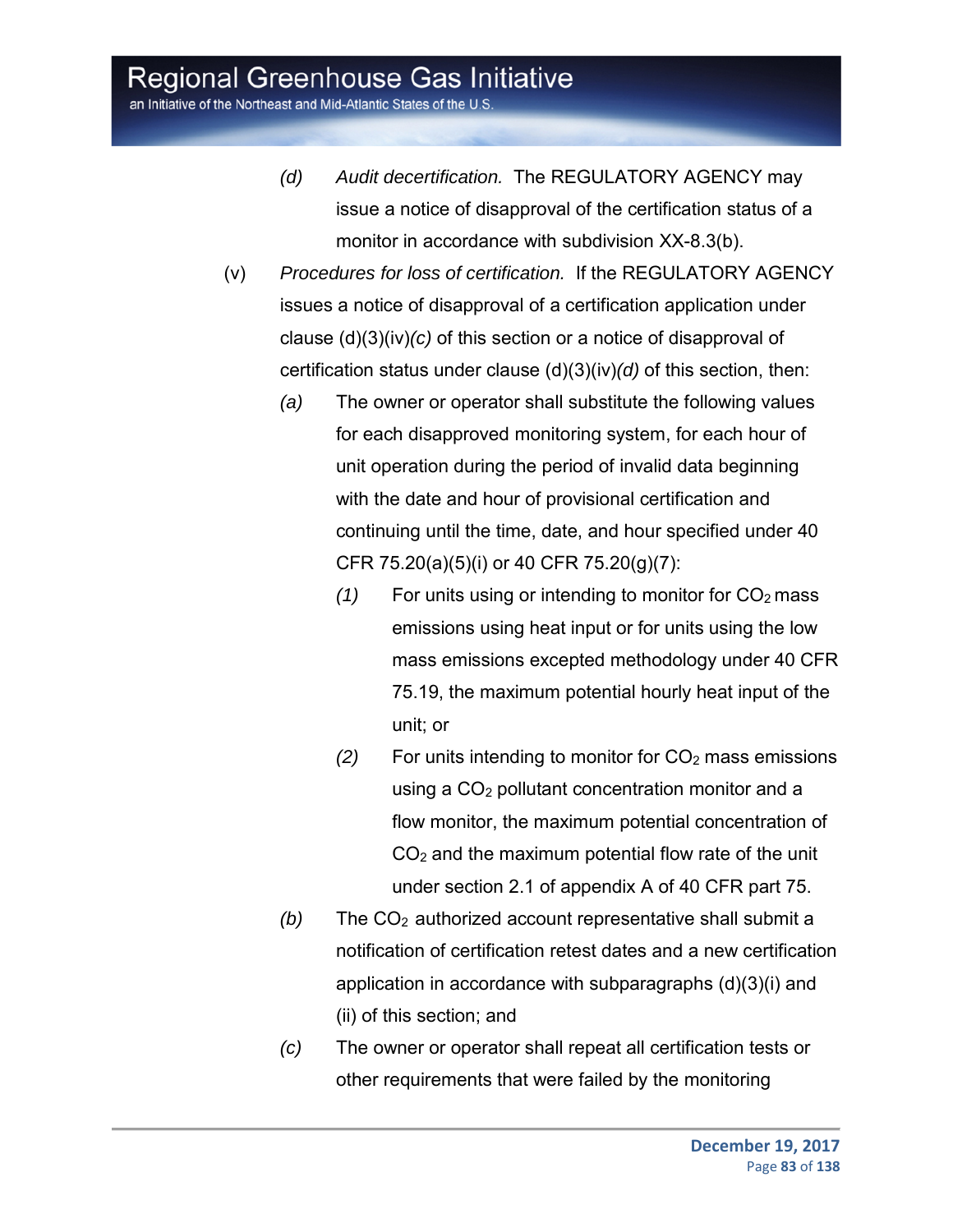*(d)* *Audit decertification.* The REGULATORY AGENCY may issue a notice of disapproval of the certification status of a monitor in accordance with subdivision XX-8.3(b).

(v) *Procedures for loss of certification.* If the REGULATORY AGENCY issues a notice of disapproval of a certification application under clause (d)(3)(iv)*(c)* of this section or a notice of disapproval of certification status under clause (d)(3)(iv)*(d)* of this section, then:

*(a)* The owner or operator shall substitute the following values for each disapproved monitoring system, for each hour of unit operation during the period of invalid data beginning with the date and hour of provisional certification and continuing until the time, date, and hour specified under 40 CFR 75.20(a)(5)(i) or 40 CFR 75.20(g)(7):

*(1)* For units using or intending to monitor for $CO_2$ mass emissions using heat input or for units using the low mass emissions excepted methodology under 40 CFR 75.19, the maximum potential hourly heat input of the unit; or

*(2)* For units intending to monitor for $CO_2$ mass emissions using a $CO_2$ pollutant concentration monitor and a flow monitor, the maximum potential concentration of $CO_2$ and the maximum potential flow rate of the unit under section 2.1 of appendix A of 40 CFR part 75.

*(b)* The $CO_2$ authorized account representative shall submit a notification of certification retest dates and a new certification application in accordance with subparagraphs (d)(3)(i) and (ii) of this section; and

*(c)* The owner or operator shall repeat all certification tests or other requirements that were failed by the monitoring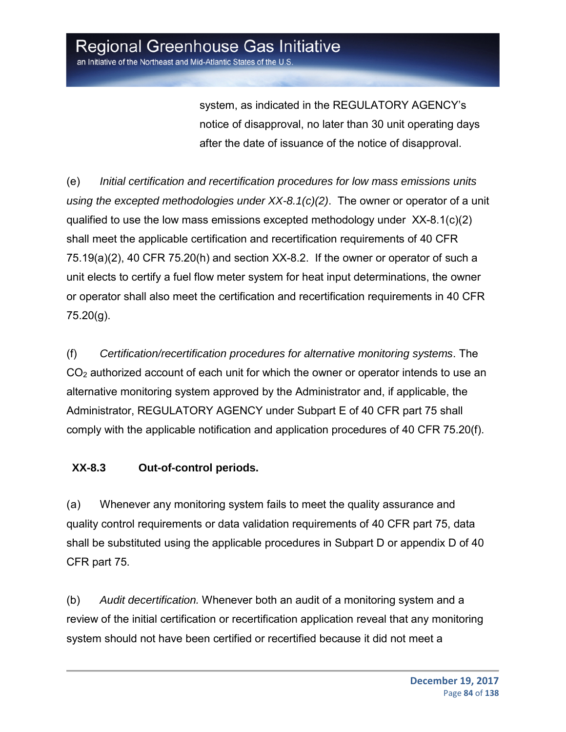system, as indicated in the REGULATORY AGENCY's notice of disapproval, no later than 30 unit operating days after the date of issuance of the notice of disapproval.

(e) *Initial certification and recertification procedures for low mass emissions units using the excepted methodologies under XX-8.1(c)(2)*. The owner or operator of a unit qualified to use the low mass emissions excepted methodology under XX-8.1(c)(2) shall meet the applicable certification and recertification requirements of 40 CFR 75.19(a)(2), 40 CFR 75.20(h) and section XX-8.2. If the owner or operator of such a unit elects to certify a fuel flow meter system for heat input determinations, the owner or operator shall also meet the certification and recertification requirements in 40 CFR 75.20(g).

(f) *Certification/recertification procedures for alternative monitoring systems*. The $CO_2$ authorized account of each unit for which the owner or operator intends to use an alternative monitoring system approved by the Administrator and, if applicable, the Administrator, REGULATORY AGENCY under Subpart E of 40 CFR part 75 shall comply with the applicable notification and application procedures of 40 CFR 75.20(f).

**XX-8.3 Out-of-control periods.**

(a) Whenever any monitoring system fails to meet the quality assurance and quality control requirements or data validation requirements of 40 CFR part 75, data shall be substituted using the applicable procedures in Subpart D or appendix D of 40 CFR part 75.

(b) *Audit decertification.* Whenever both an audit of a monitoring system and a review of the initial certification or recertification application reveal that any monitoring system should not have been certified or recertified because it did not meet a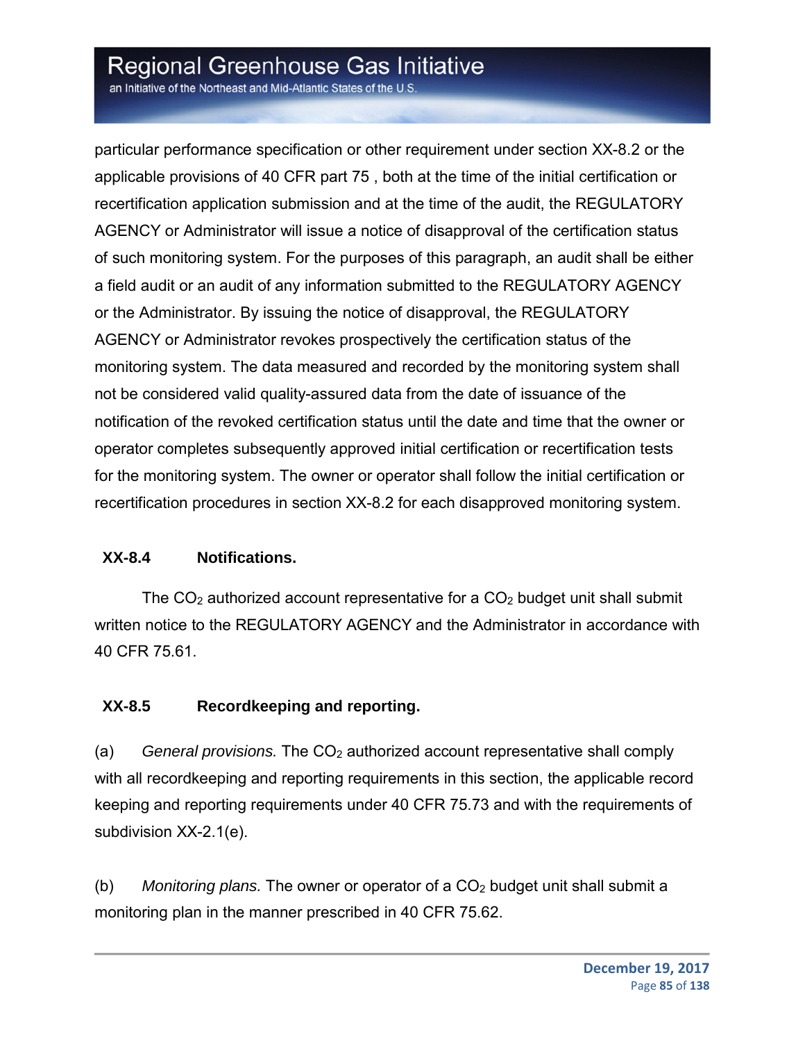particular performance specification or other requirement under section XX-8.2 or the applicable provisions of 40 CFR part 75 , both at the time of the initial certification or recertification application submission and at the time of the audit, the REGULATORY AGENCY or Administrator will issue a notice of disapproval of the certification status of such monitoring system. For the purposes of this paragraph, an audit shall be either a field audit or an audit of any information submitted to the REGULATORY AGENCY or the Administrator. By issuing the notice of disapproval, the REGULATORY AGENCY or Administrator revokes prospectively the certification status of the monitoring system. The data measured and recorded by the monitoring system shall not be considered valid quality-assured data from the date of issuance of the notification of the revoked certification status until the date and time that the owner or operator completes subsequently approved initial certification or recertification tests for the monitoring system. The owner or operator shall follow the initial certification or recertification procedures in section XX-8.2 for each disapproved monitoring system.

**XX-8.4 Notifications.**

The $CO_2$ authorized account representative for a $CO_2$ budget unit shall submit written notice to the REGULATORY AGENCY and the Administrator in accordance with 40 CFR 75.61.

**XX-8.5 Recordkeeping and reporting.**

(a) *General provisions.* The $CO_2$ authorized account representative shall comply with all recordkeeping and reporting requirements in this section, the applicable record keeping and reporting requirements under 40 CFR 75.73 and with the requirements of subdivision XX-2.1(e).

(b) *Monitoring plans.* The owner or operator of a $CO_2$ budget unit shall submit a monitoring plan in the manner prescribed in 40 CFR 75.62.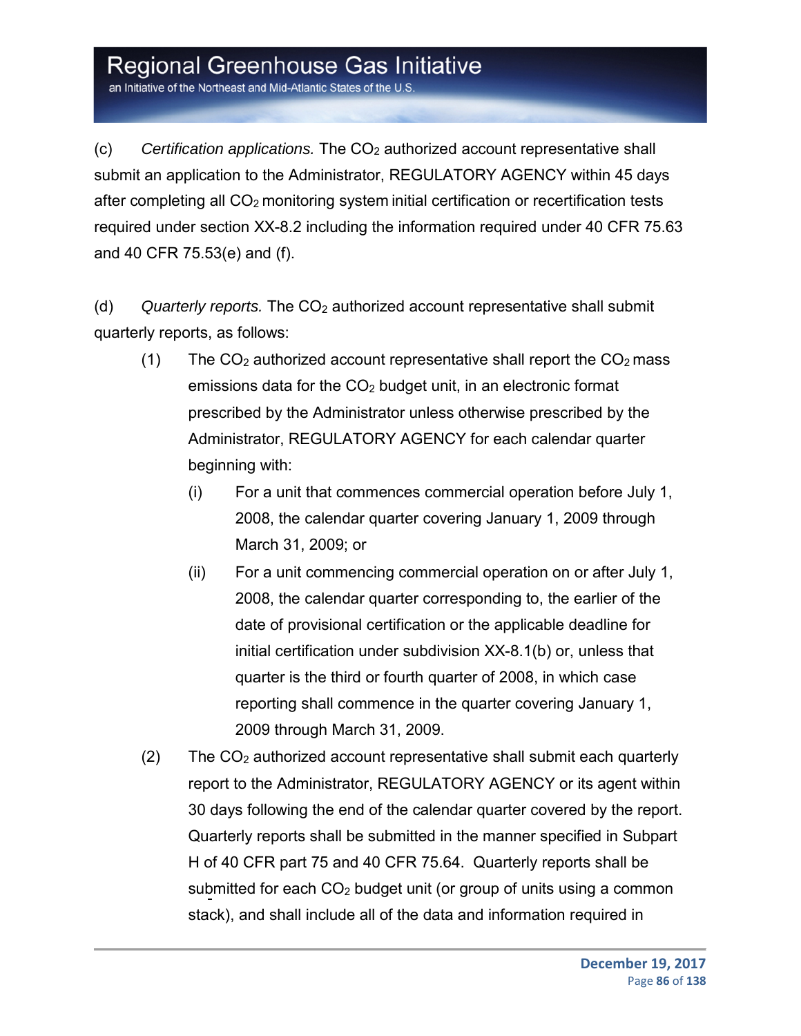(c) *Certification applications.* The $CO_2$ authorized account representative shall submit an application to the Administrator, REGULATORY AGENCY within 45 days after completing all $CO_2$ monitoring system initial certification or recertification tests required under section XX-8.2 including the information required under 40 CFR 75.63 and 40 CFR 75.53(e) and (f).

(d) *Quarterly reports.* The $CO_2$ authorized account representative shall submit quarterly reports, as follows:

- (1) The $CO_2$ authorized account representative shall report the $CO_2$ mass emissions data for the $CO_2$ budget unit, in an electronic format prescribed by the Administrator unless otherwise prescribed by the Administrator, REGULATORY AGENCY for each calendar quarter beginning with:
  - (i) For a unit that commences commercial operation before July 1, 2008, the calendar quarter covering January 1, 2009 through March 31, 2009; or
  - (ii) For a unit commencing commercial operation on or after July 1, 2008, the calendar quarter corresponding to, the earlier of the date of provisional certification or the applicable deadline for initial certification under subdivision XX-8.1(b) or, unless that quarter is the third or fourth quarter of 2008, in which case reporting shall commence in the quarter covering January 1, 2009 through March 31, 2009.
- (2) The $CO_2$ authorized account representative shall submit each quarterly report to the Administrator, REGULATORY AGENCY or its agent within 30 days following the end of the calendar quarter covered by the report. Quarterly reports shall be submitted in the manner specified in Subpart H of 40 CFR part 75 and 40 CFR 75.64. Quarterly reports shall be submitted for each $CO_2$ budget unit (or group of units using a common stack), and shall include all of the data and information required in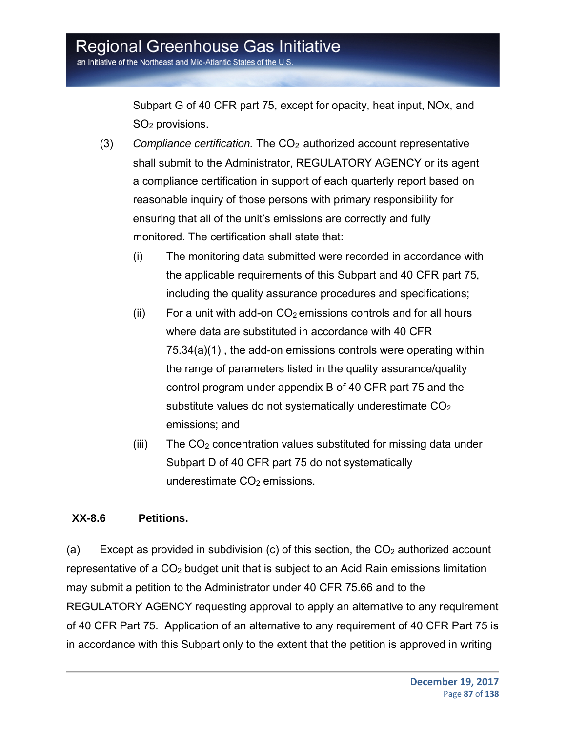Subpart G of 40 CFR part 75, except for opacity, heat input, NOx, and $SO_2$ provisions.

(3) *Compliance certification.* The $CO_2$ authorized account representative shall submit to the Administrator, REGULATORY AGENCY or its agent a compliance certification in support of each quarterly report based on reasonable inquiry of those persons with primary responsibility for ensuring that all of the unit's emissions are correctly and fully monitored. The certification shall state that:

(i) The monitoring data submitted were recorded in accordance with the applicable requirements of this Subpart and 40 CFR part 75, including the quality assurance procedures and specifications;

(ii) For a unit with add-on $CO_2$ emissions controls and for all hours where data are substituted in accordance with 40 CFR 75.34(a)(1) , the add-on emissions controls were operating within the range of parameters listed in the quality assurance/quality control program under appendix B of 40 CFR part 75 and the substitute values do not systematically underestimate $CO_2$ emissions; and

(iii) The $CO_2$ concentration values substituted for missing data under Subpart D of 40 CFR part 75 do not systematically underestimate $CO_2$ emissions.

**XX-8.6 Petitions.**

(a) Except as provided in subdivision (c) of this section, the $CO_2$ authorized account representative of a $CO_2$ budget unit that is subject to an Acid Rain emissions limitation may submit a petition to the Administrator under 40 CFR 75.66 and to the REGULATORY AGENCY requesting approval to apply an alternative to any requirement of 40 CFR Part 75. Application of an alternative to any requirement of 40 CFR Part 75 is in accordance with this Subpart only to the extent that the petition is approved in writing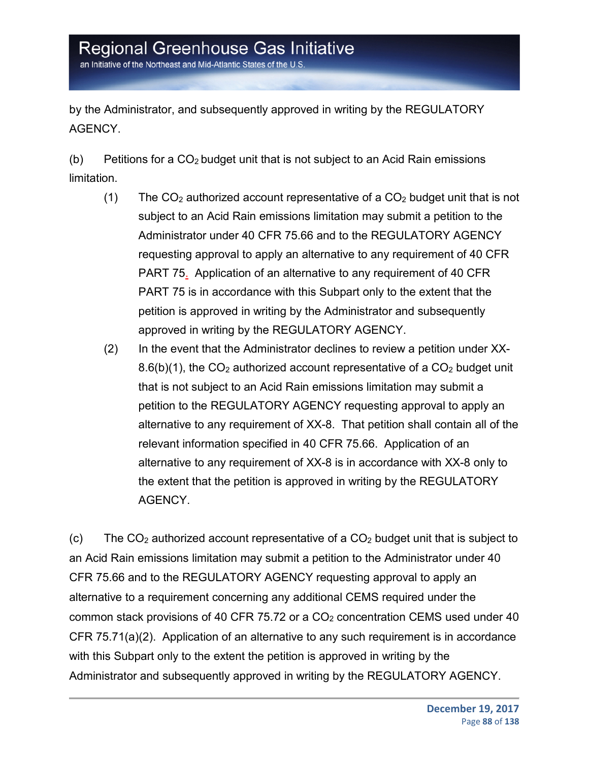by the Administrator, and subsequently approved in writing by the REGULATORY AGENCY.

(b) Petitions for a $CO_2$ budget unit that is not subject to an Acid Rain emissions limitation.

(1) The $CO_2$ authorized account representative of a $CO_2$ budget unit that is not subject to an Acid Rain emissions limitation may submit a petition to the Administrator under 40 CFR 75.66 and to the REGULATORY AGENCY requesting approval to apply an alternative to any requirement of 40 CFR PART 75. Application of an alternative to any requirement of 40 CFR PART 75 is in accordance with this Subpart only to the extent that the petition is approved in writing by the Administrator and subsequently approved in writing by the REGULATORY AGENCY.

(2) In the event that the Administrator declines to review a petition under XX-8.6(b)(1), the $CO_2$ authorized account representative of a $CO_2$ budget unit that is not subject to an Acid Rain emissions limitation may submit a petition to the REGULATORY AGENCY requesting approval to apply an alternative to any requirement of XX-8. That petition shall contain all of the relevant information specified in 40 CFR 75.66. Application of an alternative to any requirement of XX-8 is in accordance with XX-8 only to the extent that the petition is approved in writing by the REGULATORY AGENCY.

(c) The $CO_2$ authorized account representative of a $CO_2$ budget unit that is subject to an Acid Rain emissions limitation may submit a petition to the Administrator under 40 CFR 75.66 and to the REGULATORY AGENCY requesting approval to apply an alternative to a requirement concerning any additional CEMS required under the common stack provisions of 40 CFR 75.72 or a $CO_2$ concentration CEMS used under 40 CFR 75.71(a)(2). Application of an alternative to any such requirement is in accordance with this Subpart only to the extent the petition is approved in writing by the Administrator and subsequently approved in writing by the REGULATORY AGENCY.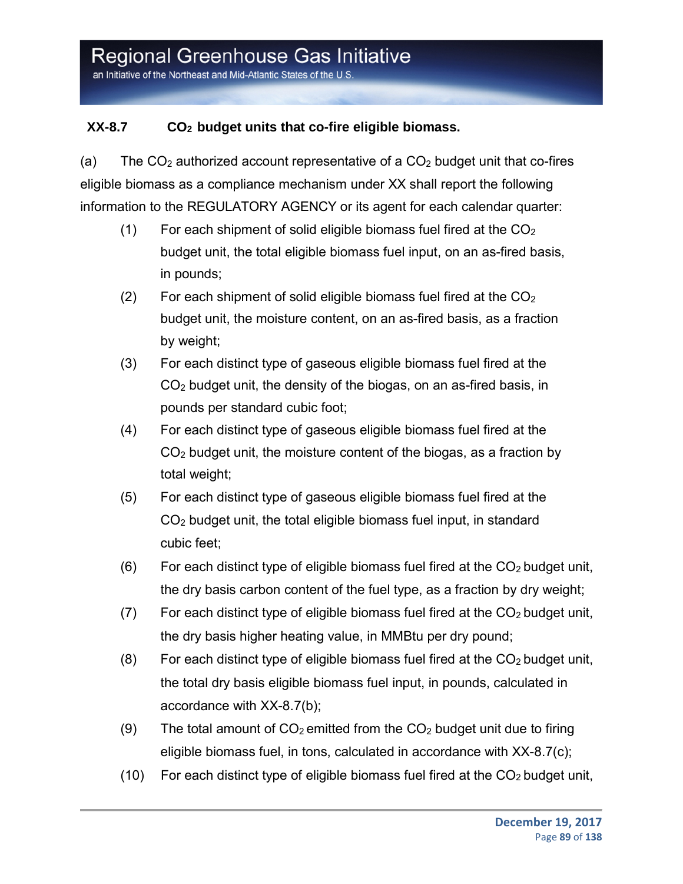**XX-8.7 $CO_2$ budget units that co-fire eligible biomass.**

(a) The $CO_2$ authorized account representative of a $CO_2$ budget unit that co-fires eligible biomass as a compliance mechanism under XX shall report the following information to the REGULATORY AGENCY or its agent for each calendar quarter:

(1) For each shipment of solid eligible biomass fuel fired at the $CO_2$ budget unit, the total eligible biomass fuel input, on an as-fired basis, in pounds;

(2) For each shipment of solid eligible biomass fuel fired at the $CO_2$ budget unit, the moisture content, on an as-fired basis, as a fraction by weight;

(3) For each distinct type of gaseous eligible biomass fuel fired at the $CO_2$ budget unit, the density of the biogas, on an as-fired basis, in pounds per standard cubic foot;

(4) For each distinct type of gaseous eligible biomass fuel fired at the $CO_2$ budget unit, the moisture content of the biogas, as a fraction by total weight;

(5) For each distinct type of gaseous eligible biomass fuel fired at the $CO_2$ budget unit, the total eligible biomass fuel input, in standard cubic feet;

(6) For each distinct type of eligible biomass fuel fired at the $CO_2$ budget unit, the dry basis carbon content of the fuel type, as a fraction by dry weight;

(7) For each distinct type of eligible biomass fuel fired at the $CO_2$ budget unit, the dry basis higher heating value, in MMBtu per dry pound;

(8) For each distinct type of eligible biomass fuel fired at the $CO_2$ budget unit, the total dry basis eligible biomass fuel input, in pounds, calculated in accordance with XX-8.7(b);

(9) The total amount of $CO_2$ emitted from the $CO_2$ budget unit due to firing eligible biomass fuel, in tons, calculated in accordance with XX-8.7(c);

(10) For each distinct type of eligible biomass fuel fired at the $CO_2$ budget unit,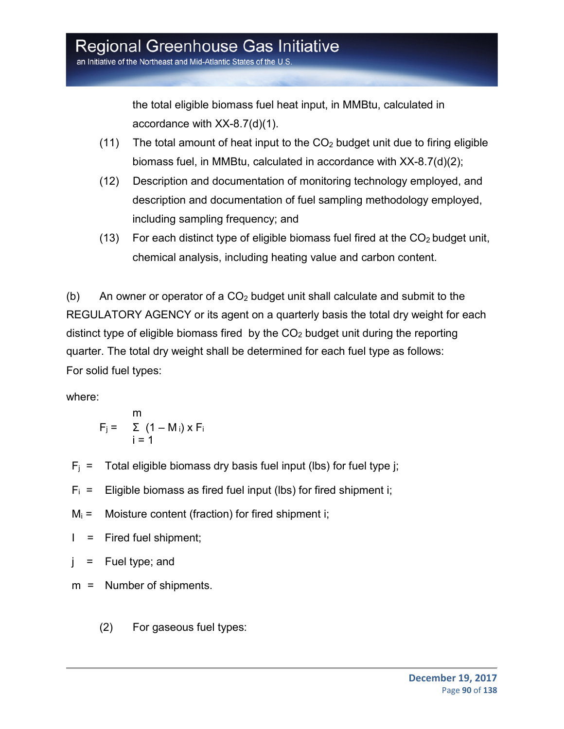the total eligible biomass fuel heat input, in MMBtu, calculated in accordance with XX-8.7(d)(1).

(11) The total amount of heat input to the $CO_2$ budget unit due to firing eligible biomass fuel, in MMBtu, calculated in accordance with XX-8.7(d)(2);

(12) Description and documentation of monitoring technology employed, and description and documentation of fuel sampling methodology employed, including sampling frequency; and

(13) For each distinct type of eligible biomass fuel fired at the $CO_2$ budget unit, chemical analysis, including heating value and carbon content.

(b) An owner or operator of a $CO_2$ budget unit shall calculate and submit to the REGULATORY AGENCY or its agent on a quarterly basis the total dry weight for each distinct type of eligible biomass fired by the $CO_2$ budget unit during the reporting quarter. The total dry weight shall be determined for each fuel type as follows:

For solid fuel types:

where:

$$F_j = \sum_{i=1}^{m} (1 - M_i) \times F_i$$

$F_j$ = Total eligible biomass dry basis fuel input (lbs) for fuel type j;

$F_i$ = Eligible biomass as fired fuel input (lbs) for fired shipment i;

$M_i$ = Moisture content (fraction) for fired shipment i;

I = Fired fuel shipment;

j = Fuel type; and

m = Number of shipments.

(2) For gaseous fuel types: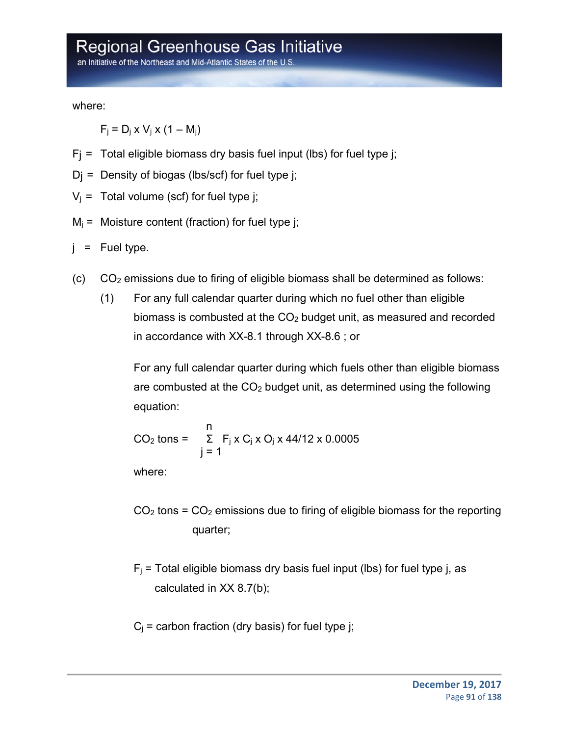where:

$$F_j = D_j \times V_j \times (1 - M_j)$$

Fj = Total eligible biomass dry basis fuel input (lbs) for fuel type j;

Dj = Density of biogas (lbs/scf) for fuel type j;

$V_j$ = Total volume (scf) for fuel type j;

$M_j$ = Moisture content (fraction) for fuel type j;

j = Fuel type.

(c) $CO_2$ emissions due to firing of eligible biomass shall be determined as follows:

(1) For any full calendar quarter during which no fuel other than eligible biomass is combusted at the $CO_2$ budget unit, as measured and recorded in accordance with XX-8.1 through XX-8.6 ; or

For any full calendar quarter during which fuels other than eligible biomass are combusted at the $CO_2$ budget unit, as determined using the following equation:

$$CO_2 \text{ tons} = \sum_{j=1}^{n} F_j \times C_j \times O_j \times 44/12 \times 0.0005$$

where:

$CO_2$ tons = $CO_2$ emissions due to firing of eligible biomass for the reporting quarter;

$F_j$ = Total eligible biomass dry basis fuel input (lbs) for fuel type j, as calculated in XX 8.7(b);

$C_j$ = carbon fraction (dry basis) for fuel type j;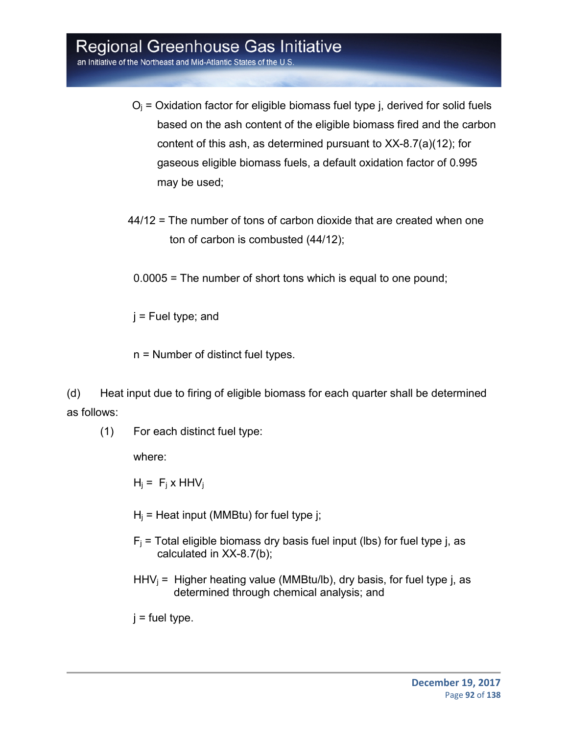$O_j$ = Oxidation factor for eligible biomass fuel type j, derived for solid fuels based on the ash content of the eligible biomass fired and the carbon content of this ash, as determined pursuant to XX-8.7(a)(12); for gaseous eligible biomass fuels, a default oxidation factor of 0.995 may be used;

44/12 = The number of tons of carbon dioxide that are created when one ton of carbon is combusted (44/12);

0.0005 = The number of short tons which is equal to one pound;

j = Fuel type; and

n = Number of distinct fuel types.

(d) Heat input due to firing of eligible biomass for each quarter shall be determined as follows:

(1) For each distinct fuel type:

where:

$$H_j = F_j \times HHV_j$$

$H_j$ = Heat input (MMBtu) for fuel type j;

$F_j$ = Total eligible biomass dry basis fuel input (lbs) for fuel type j, as calculated in XX-8.7(b);

$HHV_j$ = Higher heating value (MMBtu/lb), dry basis, for fuel type j, as determined through chemical analysis; and

j = fuel type.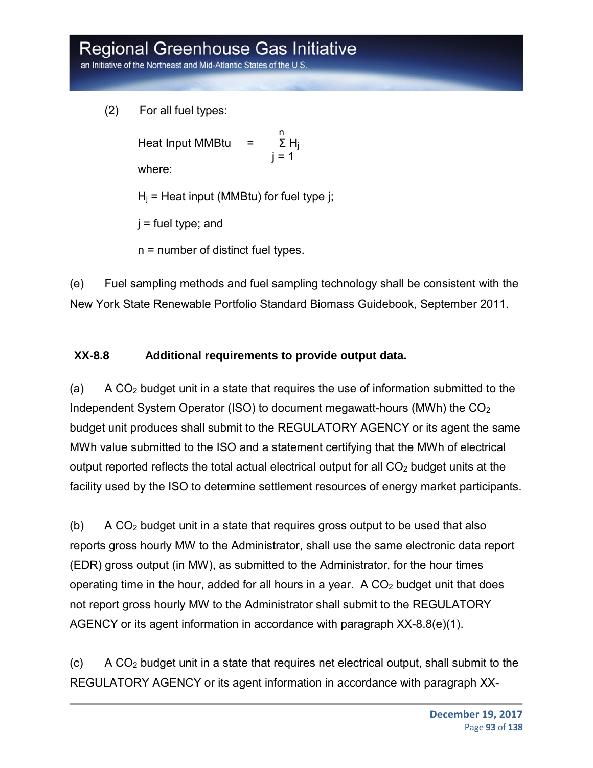(2) For all fuel types:

$$\text{Heat Input MMBtu} = \sum_{j=1}^{n} H_j$$

where:

$H_j$ = Heat input (MMBtu) for fuel type j;

j = fuel type; and

n = number of distinct fuel types.

(e) Fuel sampling methods and fuel sampling technology shall be consistent with the New York State Renewable Portfolio Standard Biomass Guidebook, September 2011.

### XX-8.8 Additional requirements to provide output data.

(a) A $CO_2$ budget unit in a state that requires the use of information submitted to the Independent System Operator (ISO) to document megawatt-hours (MWh) the $CO_2$ budget unit produces shall submit to the REGULATORY AGENCY or its agent the same MWh value submitted to the ISO and a statement certifying that the MWh of electrical output reported reflects the total actual electrical output for all $CO_2$ budget units at the facility used by the ISO to determine settlement resources of energy market participants.

(b) A $CO_2$ budget unit in a state that requires gross output to be used that also reports gross hourly MW to the Administrator, shall use the same electronic data report (EDR) gross output (in MW), as submitted to the Administrator, for the hour times operating time in the hour, added for all hours in a year. A $CO_2$ budget unit that does not report gross hourly MW to the Administrator shall submit to the REGULATORY AGENCY or its agent information in accordance with paragraph XX-8.8(e)(1).

(c) A $CO_2$ budget unit in a state that requires net electrical output, shall submit to the REGULATORY AGENCY or its agent information in accordance with paragraph XX-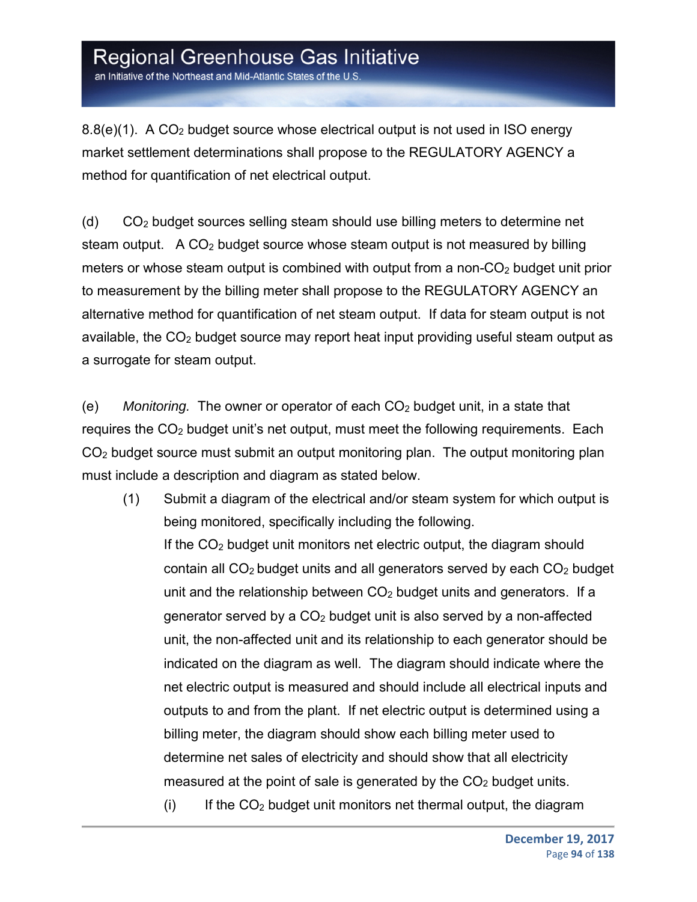8.8(e)(1). A $CO_2$ budget source whose electrical output is not used in ISO energy market settlement determinations shall propose to the REGULATORY AGENCY a method for quantification of net electrical output.

(d) $CO_2$ budget sources selling steam should use billing meters to determine net steam output. A $CO_2$ budget source whose steam output is not measured by billing meters or whose steam output is combined with output from a non-$CO_2$ budget unit prior to measurement by the billing meter shall propose to the REGULATORY AGENCY an alternative method for quantification of net steam output. If data for steam output is not available, the $CO_2$ budget source may report heat input providing useful steam output as a surrogate for steam output.

(e) *Monitoring.* The owner or operator of each $CO_2$ budget unit, in a state that requires the $CO_2$ budget unit's net output, must meet the following requirements. Each $CO_2$ budget source must submit an output monitoring plan. The output monitoring plan must include a description and diagram as stated below.

(1) Submit a diagram of the electrical and/or steam system for which output is being monitored, specifically including the following.
If the $CO_2$ budget unit monitors net electric output, the diagram should contain all $CO_2$ budget units and all generators served by each $CO_2$ budget unit and the relationship between $CO_2$ budget units and generators. If a generator served by a $CO_2$ budget unit is also served by a non-affected unit, the non-affected unit and its relationship to each generator should be indicated on the diagram as well. The diagram should indicate where the net electric output is measured and should include all electrical inputs and outputs to and from the plant. If net electric output is determined using a billing meter, the diagram should show each billing meter used to determine net sales of electricity and should show that all electricity measured at the point of sale is generated by the $CO_2$ budget units.

(i) If the $CO_2$ budget unit monitors net thermal output, the diagram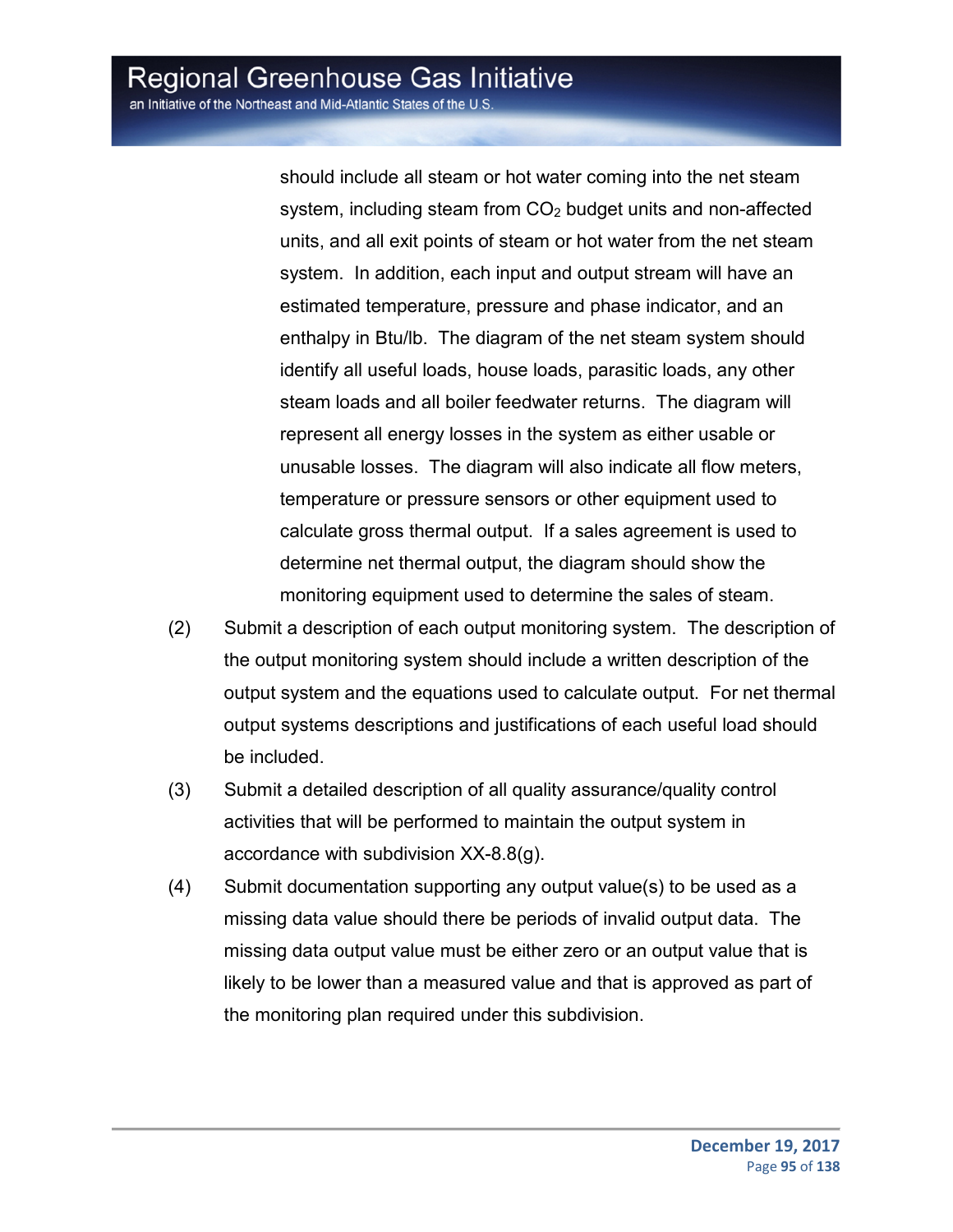should include all steam or hot water coming into the net steam system, including steam from $CO_2$ budget units and non-affected units, and all exit points of steam or hot water from the net steam system. In addition, each input and output stream will have an estimated temperature, pressure and phase indicator, and an enthalpy in Btu/lb. The diagram of the net steam system should identify all useful loads, house loads, parasitic loads, any other steam loads and all boiler feedwater returns. The diagram will represent all energy losses in the system as either usable or unusable losses. The diagram will also indicate all flow meters, temperature or pressure sensors or other equipment used to calculate gross thermal output. If a sales agreement is used to determine net thermal output, the diagram should show the monitoring equipment used to determine the sales of steam.

(2) Submit a description of each output monitoring system. The description of the output monitoring system should include a written description of the output system and the equations used to calculate output. For net thermal output systems descriptions and justifications of each useful load should be included.

(3) Submit a detailed description of all quality assurance/quality control activities that will be performed to maintain the output system in accordance with subdivision XX-8.8(g).

(4) Submit documentation supporting any output value(s) to be used as a missing data value should there be periods of invalid output data. The missing data output value must be either zero or an output value that is likely to be lower than a measured value and that is approved as part of the monitoring plan required under this subdivision.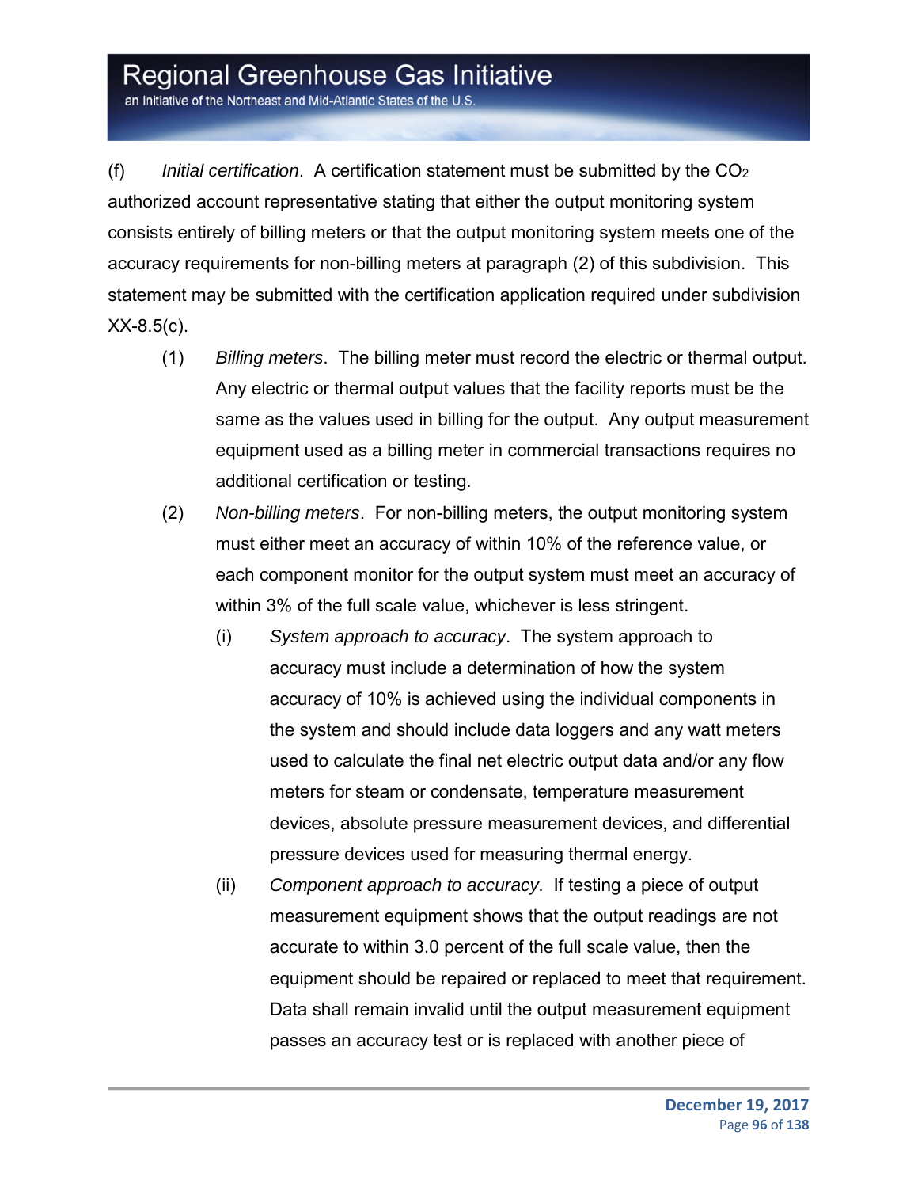(f) *Initial certification*. A certification statement must be submitted by the $CO_2$ authorized account representative stating that either the output monitoring system consists entirely of billing meters or that the output monitoring system meets one of the accuracy requirements for non-billing meters at paragraph (2) of this subdivision. This statement may be submitted with the certification application required under subdivision XX-8.5(c).

(1) *Billing meters*. The billing meter must record the electric or thermal output. Any electric or thermal output values that the facility reports must be the same as the values used in billing for the output. Any output measurement equipment used as a billing meter in commercial transactions requires no additional certification or testing.

(2) *Non-billing meters*. For non-billing meters, the output monitoring system must either meet an accuracy of within 10% of the reference value, or each component monitor for the output system must meet an accuracy of within 3% of the full scale value, whichever is less stringent.

(i) *System approach to accuracy*. The system approach to accuracy must include a determination of how the system accuracy of 10% is achieved using the individual components in the system and should include data loggers and any watt meters used to calculate the final net electric output data and/or any flow meters for steam or condensate, temperature measurement devices, absolute pressure measurement devices, and differential pressure devices used for measuring thermal energy.

(ii) *Component approach to accuracy*. If testing a piece of output measurement equipment shows that the output readings are not accurate to within 3.0 percent of the full scale value, then the equipment should be repaired or replaced to meet that requirement. Data shall remain invalid until the output measurement equipment passes an accuracy test or is replaced with another piece of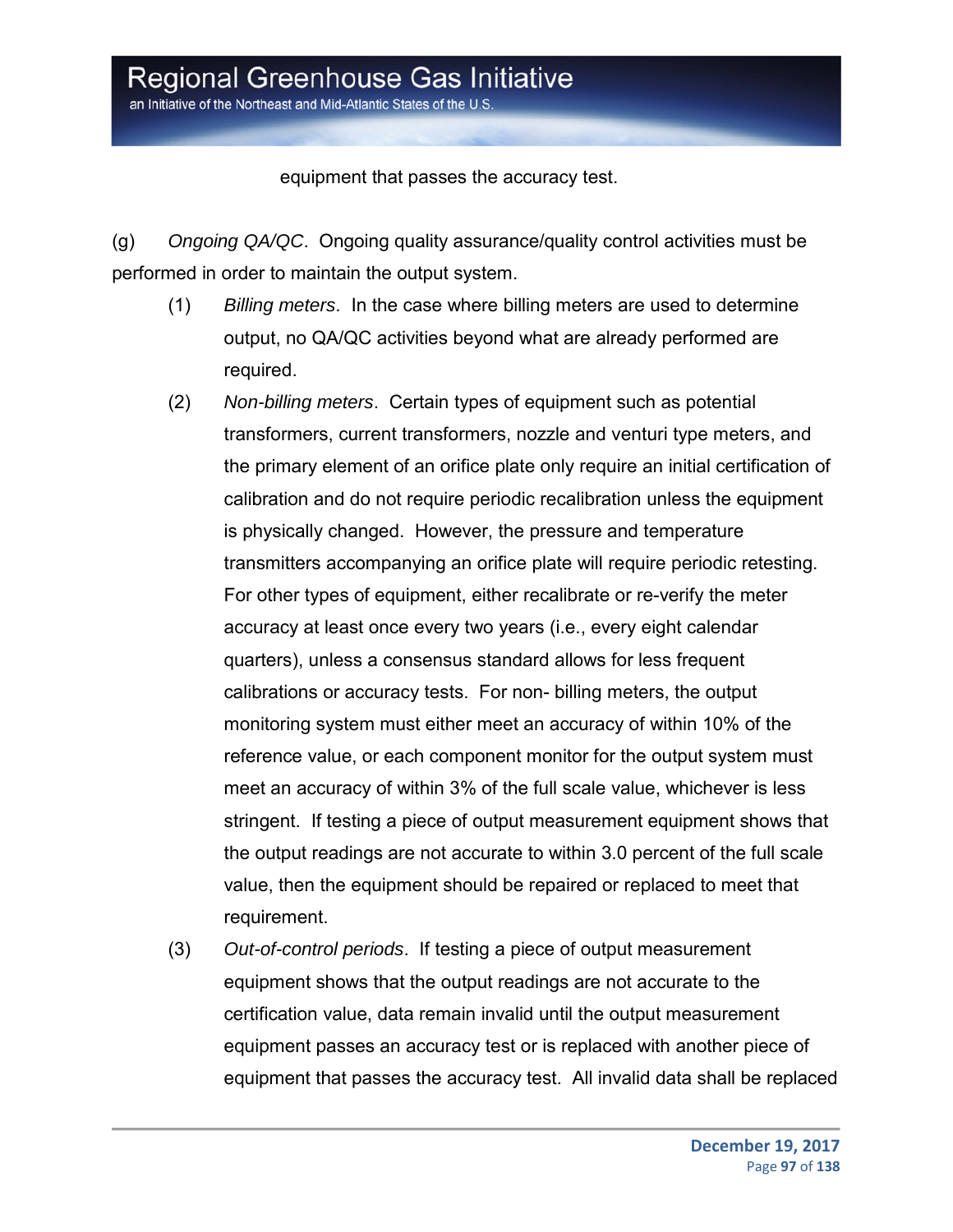equipment that passes the accuracy test.

(g) *Ongoing QA/QC*. Ongoing quality assurance/quality control activities must be performed in order to maintain the output system.

(1) *Billing meters*. In the case where billing meters are used to determine output, no QA/QC activities beyond what are already performed are required.

(2) *Non-billing meters*. Certain types of equipment such as potential transformers, current transformers, nozzle and venturi type meters, and the primary element of an orifice plate only require an initial certification of calibration and do not require periodic recalibration unless the equipment is physically changed. However, the pressure and temperature transmitters accompanying an orifice plate will require periodic retesting. For other types of equipment, either recalibrate or re-verify the meter accuracy at least once every two years (i.e., every eight calendar quarters), unless a consensus standard allows for less frequent calibrations or accuracy tests. For non- billing meters, the output monitoring system must either meet an accuracy of within 10% of the reference value, or each component monitor for the output system must meet an accuracy of within 3% of the full scale value, whichever is less stringent. If testing a piece of output measurement equipment shows that the output readings are not accurate to within 3.0 percent of the full scale value, then the equipment should be repaired or replaced to meet that requirement.

(3) *Out-of-control periods*. If testing a piece of output measurement equipment shows that the output readings are not accurate to the certification value, data remain invalid until the output measurement equipment passes an accuracy test or is replaced with another piece of equipment that passes the accuracy test. All invalid data shall be replaced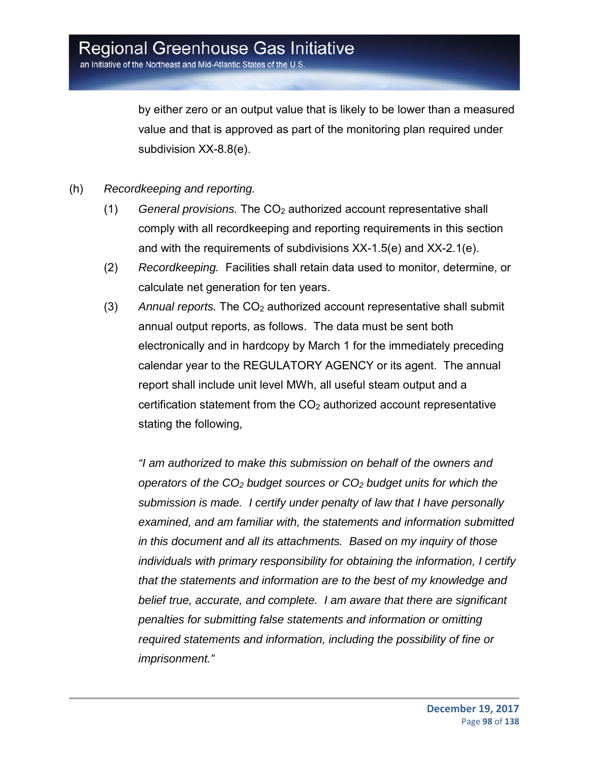by either zero or an output value that is likely to be lower than a measured value and that is approved as part of the monitoring plan required under subdivision XX-8.8(e).

(h) *Recordkeeping and reporting.*

(1) *General provisions.* The $CO_2$ authorized account representative shall comply with all recordkeeping and reporting requirements in this section and with the requirements of subdivisions XX-1.5(e) and XX-2.1(e).

(2) *Recordkeeping.* Facilities shall retain data used to monitor, determine, or calculate net generation for ten years.

(3) *Annual reports.* The $CO_2$ authorized account representative shall submit annual output reports, as follows. The data must be sent both electronically and in hardcopy by March 1 for the immediately preceding calendar year to the REGULATORY AGENCY or its agent. The annual report shall include unit level MWh, all useful steam output and a certification statement from the $CO_2$ authorized account representative stating the following,

*"I am authorized to make this submission on behalf of the owners and operators of the $CO_2$ budget sources or $CO_2$ budget units for which the submission is made. I certify under penalty of law that I have personally examined, and am familiar with, the statements and information submitted in this document and all its attachments. Based on my inquiry of those individuals with primary responsibility for obtaining the information, I certify that the statements and information are to the best of my knowledge and belief true, accurate, and complete. I am aware that there are significant penalties for submitting false statements and information or omitting required statements and information, including the possibility of fine or imprisonment."*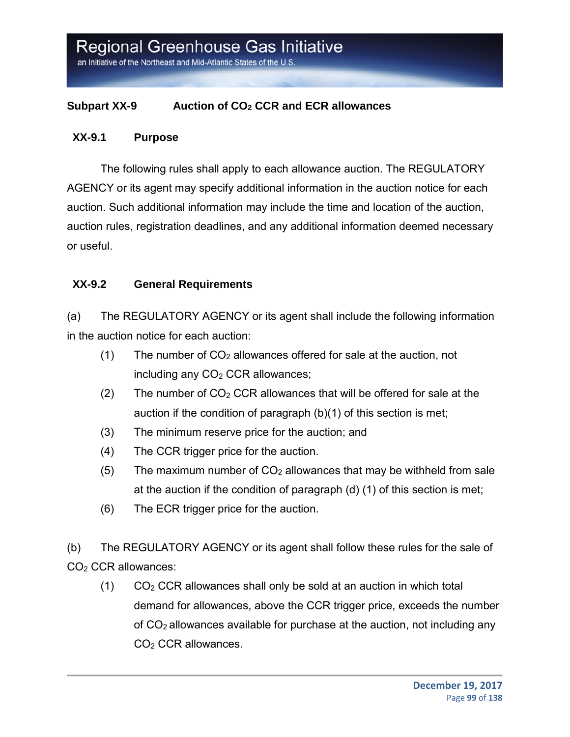## Subpart XX-9 Auction of $CO_2$ CCR and ECR allowances

### XX-9.1 Purpose

The following rules shall apply to each allowance auction. The REGULATORY AGENCY or its agent may specify additional information in the auction notice for each auction. Such additional information may include the time and location of the auction, auction rules, registration deadlines, and any additional information deemed necessary or useful.

### XX-9.2 General Requirements

(a) The REGULATORY AGENCY or its agent shall include the following information in the auction notice for each auction:

(1) The number of $CO_2$ allowances offered for sale at the auction, not including any $CO_2$ CCR allowances;

(2) The number of $CO_2$ CCR allowances that will be offered for sale at the auction if the condition of paragraph (b)(1) of this section is met;

(3) The minimum reserve price for the auction; and

(4) The CCR trigger price for the auction.

(5) The maximum number of $CO_2$ allowances that may be withheld from sale at the auction if the condition of paragraph (d) (1) of this section is met;

(6) The ECR trigger price for the auction.

(b) The REGULATORY AGENCY or its agent shall follow these rules for the sale of $CO_2$ CCR allowances:

(1) $CO_2$ CCR allowances shall only be sold at an auction in which total demand for allowances, above the CCR trigger price, exceeds the number of $CO_2$ allowances available for purchase at the auction, not including any $CO_2$ CCR allowances.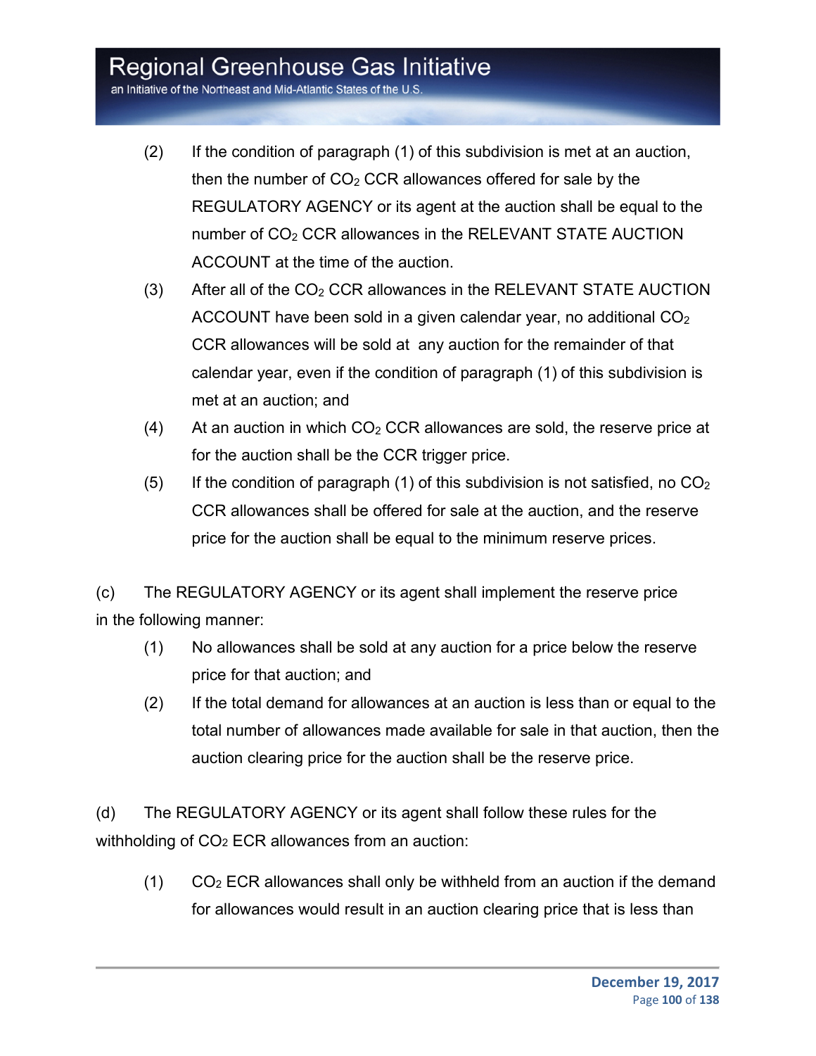(2) If the condition of paragraph (1) of this subdivision is met at an auction, then the number of $CO_2$ CCR allowances offered for sale by the REGULATORY AGENCY or its agent at the auction shall be equal to the number of $CO_2$ CCR allowances in the RELEVANT STATE AUCTION ACCOUNT at the time of the auction.

(3) After all of the $CO_2$ CCR allowances in the RELEVANT STATE AUCTION ACCOUNT have been sold in a given calendar year, no additional $CO_2$ CCR allowances will be sold at any auction for the remainder of that calendar year, even if the condition of paragraph (1) of this subdivision is met at an auction; and

(4) At an auction in which $CO_2$ CCR allowances are sold, the reserve price at for the auction shall be the CCR trigger price.

(5) If the condition of paragraph (1) of this subdivision is not satisfied, no $CO_2$ CCR allowances shall be offered for sale at the auction, and the reserve price for the auction shall be equal to the minimum reserve prices.

(c) The REGULATORY AGENCY or its agent shall implement the reserve price in the following manner:

(1) No allowances shall be sold at any auction for a price below the reserve price for that auction; and

(2) If the total demand for allowances at an auction is less than or equal to the total number of allowances made available for sale in that auction, then the auction clearing price for the auction shall be the reserve price.

(d) The REGULATORY AGENCY or its agent shall follow these rules for the withholding of $CO_2$ ECR allowances from an auction:

(1) $CO_2$ ECR allowances shall only be withheld from an auction if the demand for allowances would result in an auction clearing price that is less than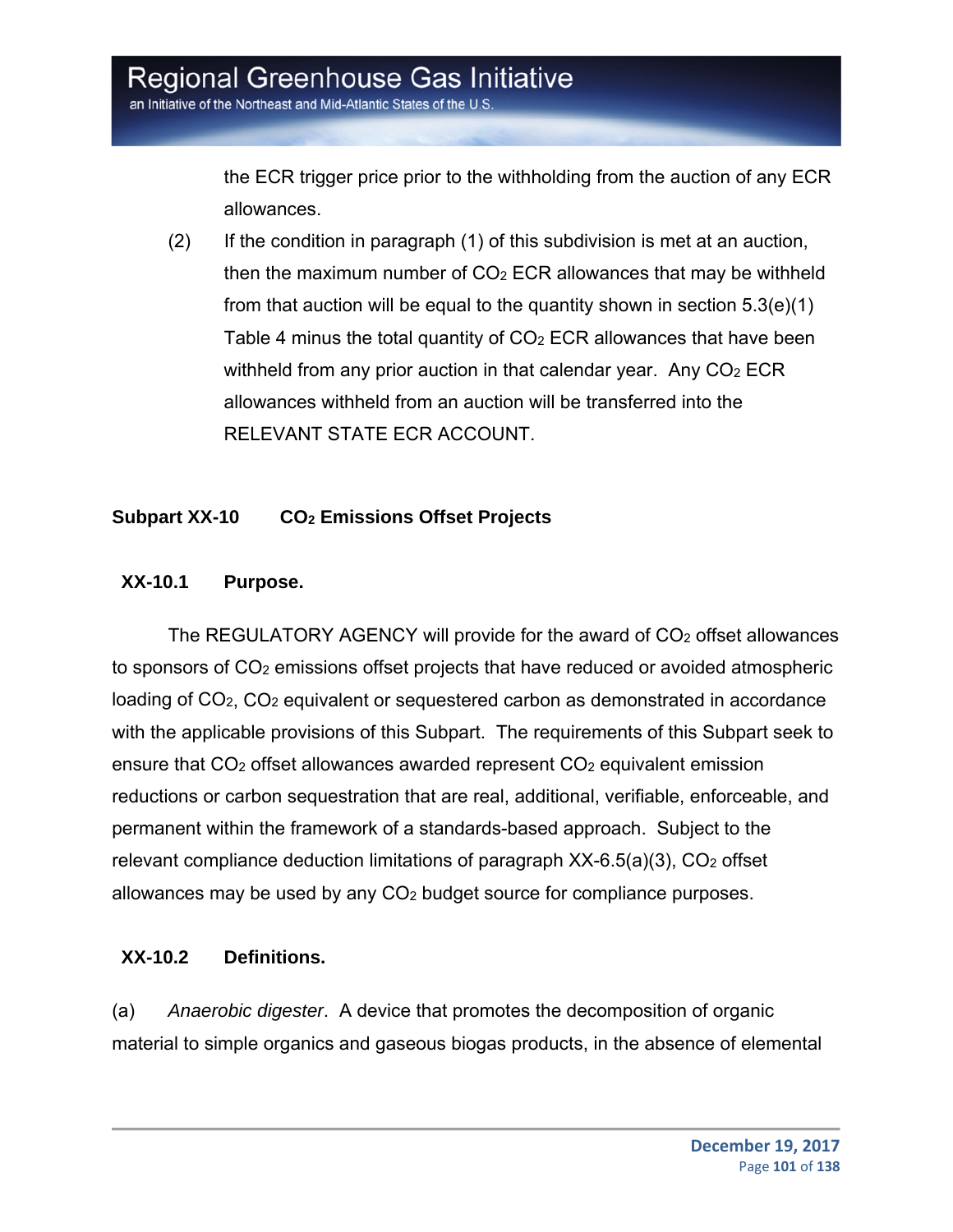the ECR trigger price prior to the withholding from the auction of any ECR allowances.

(2) If the condition in paragraph (1) of this subdivision is met at an auction, then the maximum number of $CO_2$ ECR allowances that may be withheld from that auction will be equal to the quantity shown in section 5.3(e)(1) Table 4 minus the total quantity of $CO_2$ ECR allowances that have been withheld from any prior auction in that calendar year. Any $CO_2$ ECR allowances withheld from an auction will be transferred into the RELEVANT STATE ECR ACCOUNT.

## Subpart XX-10 $CO_2$ Emissions Offset Projects

### XX-10.1 Purpose.

The REGULATORY AGENCY will provide for the award of $CO_2$ offset allowances to sponsors of $CO_2$ emissions offset projects that have reduced or avoided atmospheric loading of $CO_2$, $CO_2$ equivalent or sequestered carbon as demonstrated in accordance with the applicable provisions of this Subpart. The requirements of this Subpart seek to ensure that $CO_2$ offset allowances awarded represent $CO_2$ equivalent emission reductions or carbon sequestration that are real, additional, verifiable, enforceable, and permanent within the framework of a standards-based approach. Subject to the relevant compliance deduction limitations of paragraph XX-6.5(a)(3), $CO_2$ offset allowances may be used by any $CO_2$ budget source for compliance purposes.

### XX-10.2 Definitions.

(a) *Anaerobic digester*. A device that promotes the decomposition of organic material to simple organics and gaseous biogas products, in the absence of elemental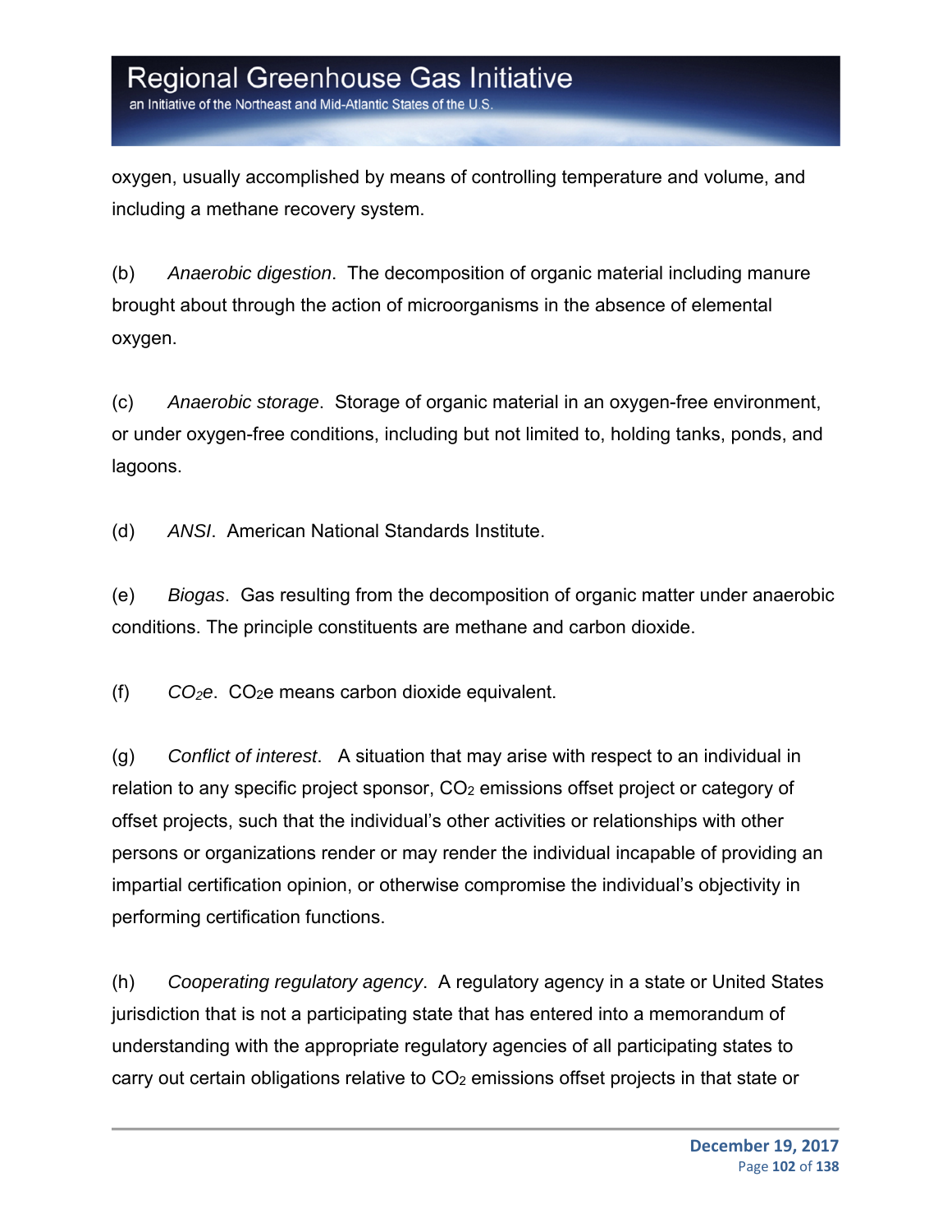oxygen, usually accomplished by means of controlling temperature and volume, and including a methane recovery system.

(b) *Anaerobic digestion*. The decomposition of organic material including manure brought about through the action of microorganisms in the absence of elemental oxygen.

(c) *Anaerobic storage*. Storage of organic material in an oxygen-free environment, or under oxygen-free conditions, including but not limited to, holding tanks, ponds, and lagoons.

(d) *ANSI*. American National Standards Institute.

(e) *Biogas*. Gas resulting from the decomposition of organic matter under anaerobic conditions. The principle constituents are methane and carbon dioxide.

(f) *$CO_2e$*. $CO_2e$ means carbon dioxide equivalent.

(g) *Conflict of interest*. A situation that may arise with respect to an individual in relation to any specific project sponsor, $CO_2$ emissions offset project or category of offset projects, such that the individual's other activities or relationships with other persons or organizations render or may render the individual incapable of providing an impartial certification opinion, or otherwise compromise the individual's objectivity in performing certification functions.

(h) *Cooperating regulatory agency*. A regulatory agency in a state or United States jurisdiction that is not a participating state that has entered into a memorandum of understanding with the appropriate regulatory agencies of all participating states to carry out certain obligations relative to $CO_2$ emissions offset projects in that state or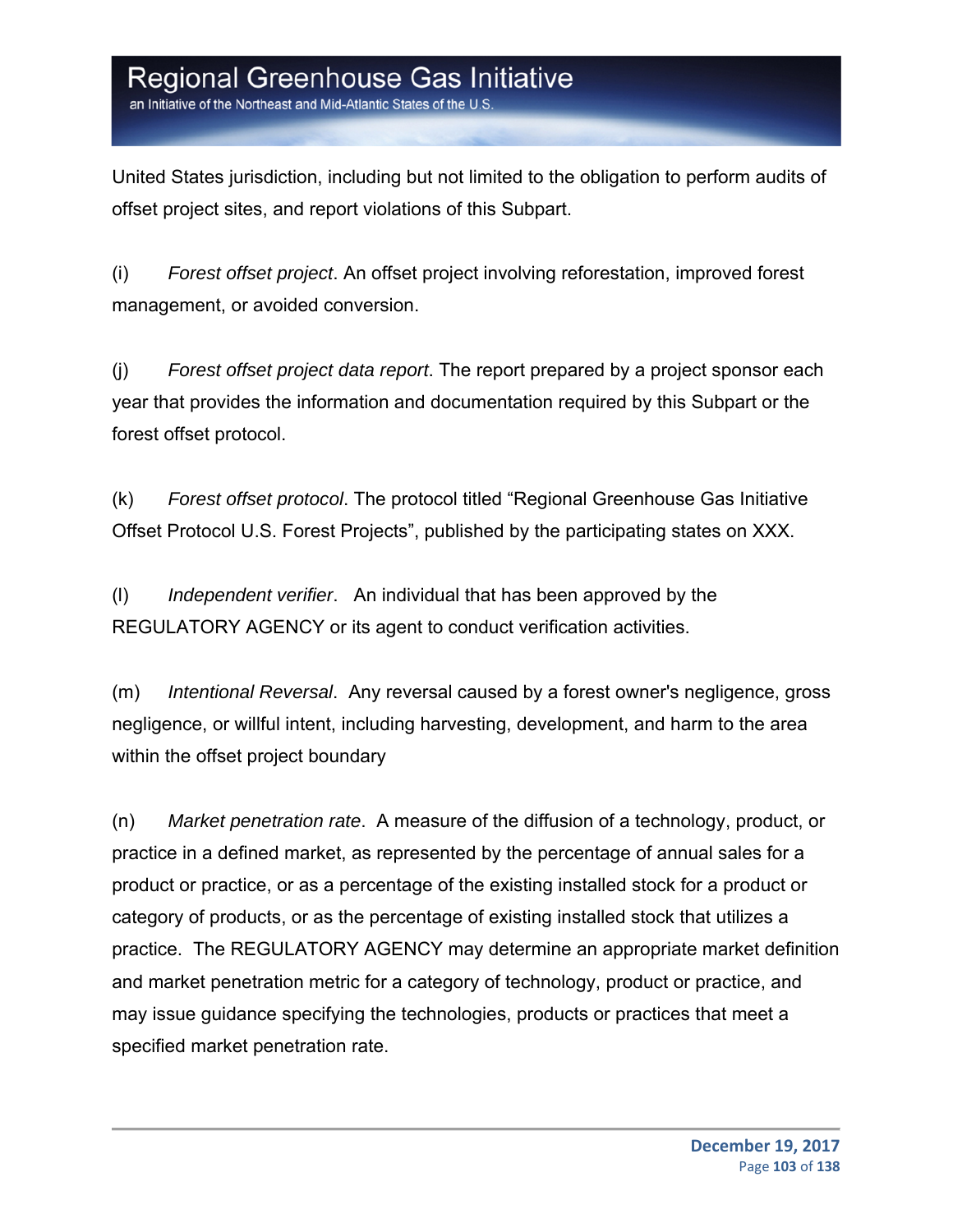United States jurisdiction, including but not limited to the obligation to perform audits of offset project sites, and report violations of this Subpart.

(i) *Forest offset project*. An offset project involving reforestation, improved forest management, or avoided conversion.

(j) *Forest offset project data report*. The report prepared by a project sponsor each year that provides the information and documentation required by this Subpart or the forest offset protocol.

(k) *Forest offset protocol*. The protocol titled "Regional Greenhouse Gas Initiative Offset Protocol U.S. Forest Projects", published by the participating states on XXX.

(l) *Independent verifier*. An individual that has been approved by the REGULATORY AGENCY or its agent to conduct verification activities.

(m) *Intentional Reversal*. Any reversal caused by a forest owner's negligence, gross negligence, or willful intent, including harvesting, development, and harm to the area within the offset project boundary

(n) *Market penetration rate*. A measure of the diffusion of a technology, product, or practice in a defined market, as represented by the percentage of annual sales for a product or practice, or as a percentage of the existing installed stock for a product or category of products, or as the percentage of existing installed stock that utilizes a practice. The REGULATORY AGENCY may determine an appropriate market definition and market penetration metric for a category of technology, product or practice, and may issue guidance specifying the technologies, products or practices that meet a specified market penetration rate.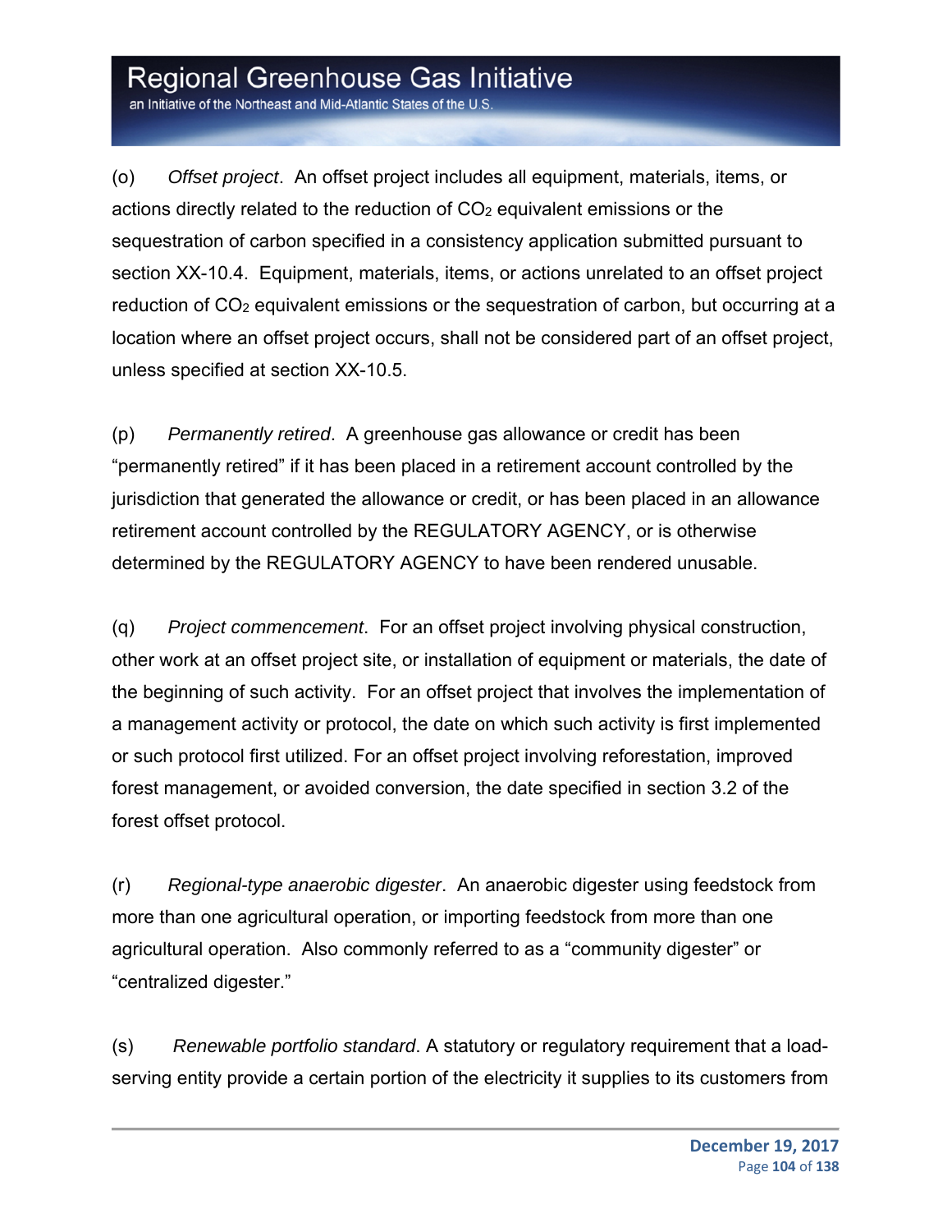(o) *Offset project*. An offset project includes all equipment, materials, items, or actions directly related to the reduction of $CO_2$ equivalent emissions or the sequestration of carbon specified in a consistency application submitted pursuant to section XX-10.4. Equipment, materials, items, or actions unrelated to an offset project reduction of $CO_2$ equivalent emissions or the sequestration of carbon, but occurring at a location where an offset project occurs, shall not be considered part of an offset project, unless specified at section XX-10.5.

(p) *Permanently retired*. A greenhouse gas allowance or credit has been "permanently retired" if it has been placed in a retirement account controlled by the jurisdiction that generated the allowance or credit, or has been placed in an allowance retirement account controlled by the REGULATORY AGENCY, or is otherwise determined by the REGULATORY AGENCY to have been rendered unusable.

(q) *Project commencement*. For an offset project involving physical construction, other work at an offset project site, or installation of equipment or materials, the date of the beginning of such activity. For an offset project that involves the implementation of a management activity or protocol, the date on which such activity is first implemented or such protocol first utilized. For an offset project involving reforestation, improved forest management, or avoided conversion, the date specified in section 3.2 of the forest offset protocol.

(r) *Regional-type anaerobic digester*. An anaerobic digester using feedstock from more than one agricultural operation, or importing feedstock from more than one agricultural operation. Also commonly referred to as a "community digester" or "centralized digester."

(s) *Renewable portfolio standard*. A statutory or regulatory requirement that a load-serving entity provide a certain portion of the electricity it supplies to its customers from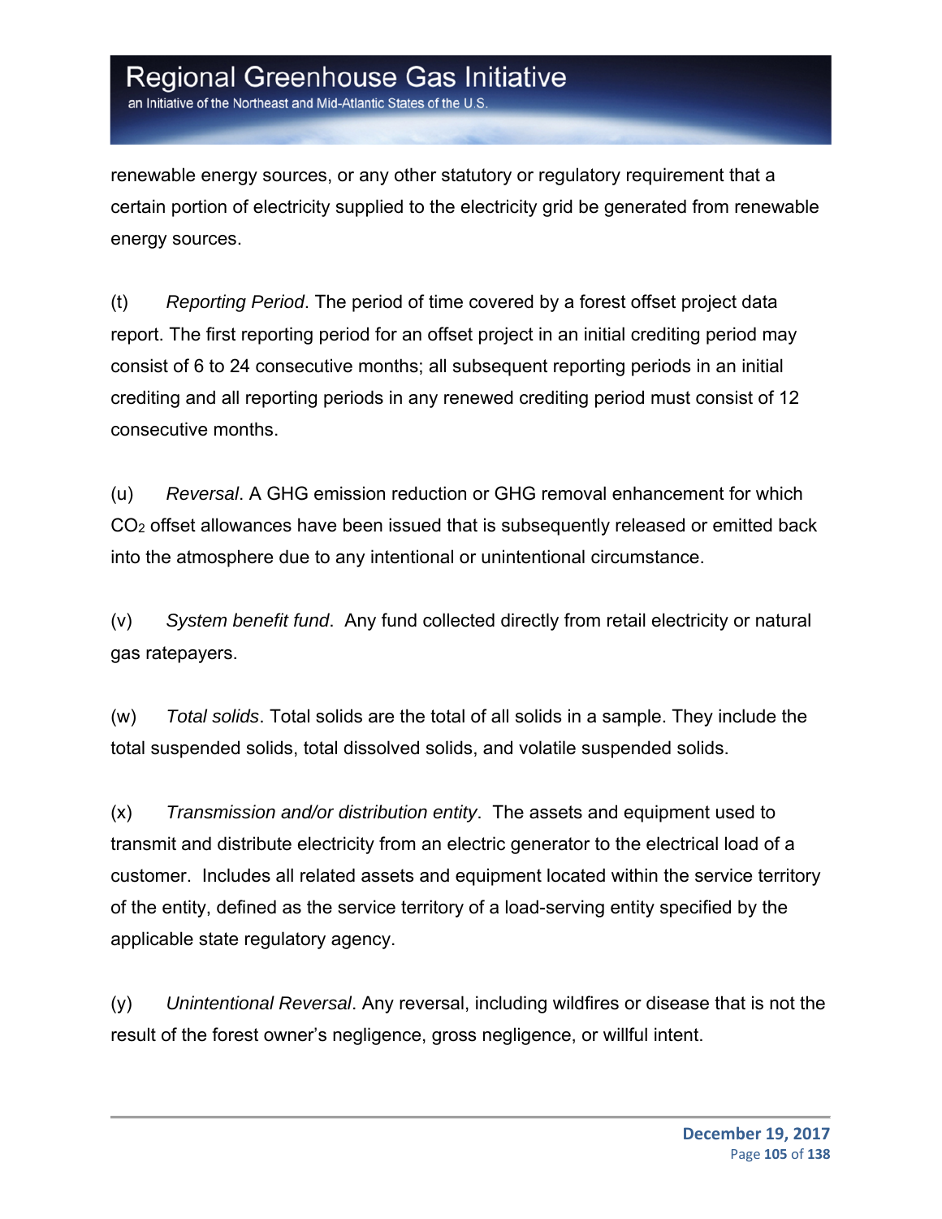renewable energy sources, or any other statutory or regulatory requirement that a certain portion of electricity supplied to the electricity grid be generated from renewable energy sources.

(t) *Reporting Period*. The period of time covered by a forest offset project data report. The first reporting period for an offset project in an initial crediting period may consist of 6 to 24 consecutive months; all subsequent reporting periods in an initial crediting and all reporting periods in any renewed crediting period must consist of 12 consecutive months.

(u) *Reversal*. A GHG emission reduction or GHG removal enhancement for which $CO_2$ offset allowances have been issued that is subsequently released or emitted back into the atmosphere due to any intentional or unintentional circumstance.

(v) *System benefit fund*. Any fund collected directly from retail electricity or natural gas ratepayers.

(w) *Total solids*. Total solids are the total of all solids in a sample. They include the total suspended solids, total dissolved solids, and volatile suspended solids.

(x) *Transmission and/or distribution entity*. The assets and equipment used to transmit and distribute electricity from an electric generator to the electrical load of a customer. Includes all related assets and equipment located within the service territory of the entity, defined as the service territory of a load-serving entity specified by the applicable state regulatory agency.

(y) *Unintentional Reversal*. Any reversal, including wildfires or disease that is not the result of the forest owner's negligence, gross negligence, or willful intent.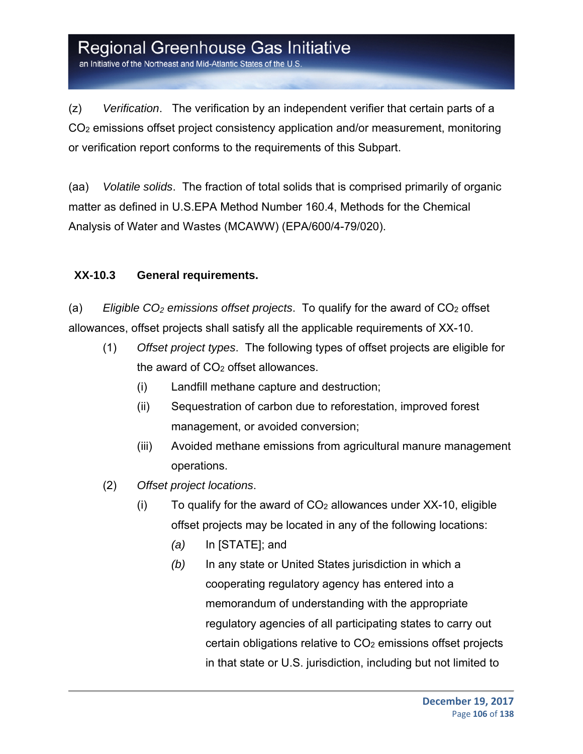(z) *Verification*. The verification by an independent verifier that certain parts of a $CO_2$ emissions offset project consistency application and/or measurement, monitoring or verification report conforms to the requirements of this Subpart.

(aa) *Volatile solids*. The fraction of total solids that is comprised primarily of organic matter as defined in U.S.EPA Method Number 160.4, Methods for the Chemical Analysis of Water and Wastes (MCAWW) (EPA/600/4-79/020).

**XX-10.3 General requirements.**

(a) *Eligible $CO_2$ emissions offset projects*. To qualify for the award of $CO_2$ offset allowances, offset projects shall satisfy all the applicable requirements of XX-10.

- (1) *Offset project types*. The following types of offset projects are eligible for the award of $CO_2$ offset allowances.
  - (i) Landfill methane capture and destruction;
  - (ii) Sequestration of carbon due to reforestation, improved forest management, or avoided conversion;
  - (iii) Avoided methane emissions from agricultural manure management operations.
- (2) *Offset project locations*.
  - (i) To qualify for the award of $CO_2$ allowances under XX-10, eligible offset projects may be located in any of the following locations:
    - *(a)* In [STATE]; and
    - *(b)* In any state or United States jurisdiction in which a cooperating regulatory agency has entered into a memorandum of understanding with the appropriate regulatory agencies of all participating states to carry out certain obligations relative to $CO_2$ emissions offset projects in that state or U.S. jurisdiction, including but not limited to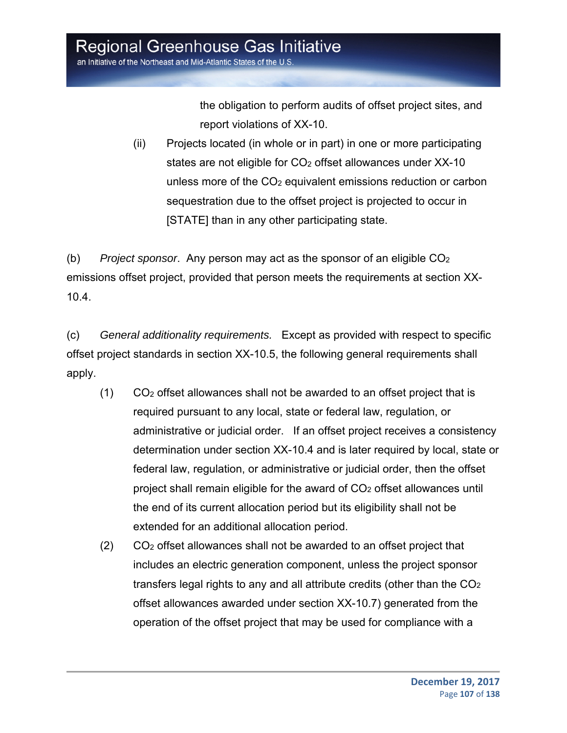the obligation to perform audits of offset project sites, and report violations of XX-10.

(ii) Projects located (in whole or in part) in one or more participating states are not eligible for $CO_2$ offset allowances under XX-10 unless more of the $CO_2$ equivalent emissions reduction or carbon sequestration due to the offset project is projected to occur in [STATE] than in any other participating state.

(b) *Project sponsor*. Any person may act as the sponsor of an eligible $CO_2$ emissions offset project, provided that person meets the requirements at section XX-10.4.

(c) *General additionality requirements.* Except as provided with respect to specific offset project standards in section XX-10.5, the following general requirements shall apply.

(1) $CO_2$ offset allowances shall not be awarded to an offset project that is required pursuant to any local, state or federal law, regulation, or administrative or judicial order. If an offset project receives a consistency determination under section XX-10.4 and is later required by local, state or federal law, regulation, or administrative or judicial order, then the offset project shall remain eligible for the award of $CO_2$ offset allowances until the end of its current allocation period but its eligibility shall not be extended for an additional allocation period.

(2) $CO_2$ offset allowances shall not be awarded to an offset project that includes an electric generation component, unless the project sponsor transfers legal rights to any and all attribute credits (other than the $CO_2$ offset allowances awarded under section XX-10.7) generated from the operation of the offset project that may be used for compliance with a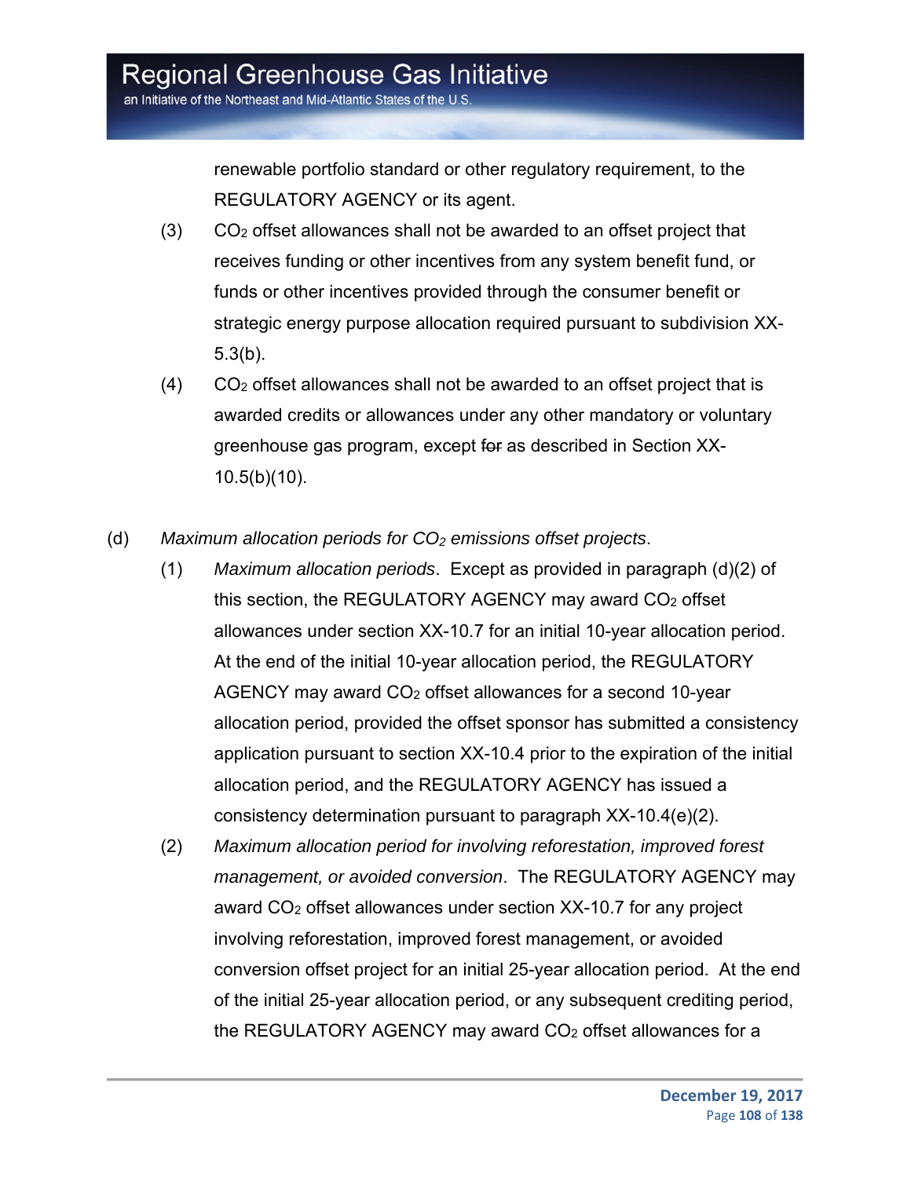renewable portfolio standard or other regulatory requirement, to the REGULATORY AGENCY or its agent.

(3) $CO_2$ offset allowances shall not be awarded to an offset project that receives funding or other incentives from any system benefit fund, or funds or other incentives provided through the consumer benefit or strategic energy purpose allocation required pursuant to subdivision XX-5.3(b).

(4) $CO_2$ offset allowances shall not be awarded to an offset project that is awarded credits or allowances under any other mandatory or voluntary greenhouse gas program, except ~~for~~ as described in Section XX-10.5(b)(10).

(d) *Maximum allocation periods for $CO_2$ emissions offset projects*.

(1) *Maximum allocation periods*. Except as provided in paragraph (d)(2) of this section, the REGULATORY AGENCY may award $CO_2$ offset allowances under section XX-10.7 for an initial 10-year allocation period. At the end of the initial 10-year allocation period, the REGULATORY AGENCY may award $CO_2$ offset allowances for a second 10-year allocation period, provided the offset sponsor has submitted a consistency application pursuant to section XX-10.4 prior to the expiration of the initial allocation period, and the REGULATORY AGENCY has issued a consistency determination pursuant to paragraph XX-10.4(e)(2).

(2) *Maximum allocation period for involving reforestation, improved forest management, or avoided conversion*. The REGULATORY AGENCY may award $CO_2$ offset allowances under section XX-10.7 for any project involving reforestation, improved forest management, or avoided conversion offset project for an initial 25-year allocation period. At the end of the initial 25-year allocation period, or any subsequent crediting period, the REGULATORY AGENCY may award $CO_2$ offset allowances for a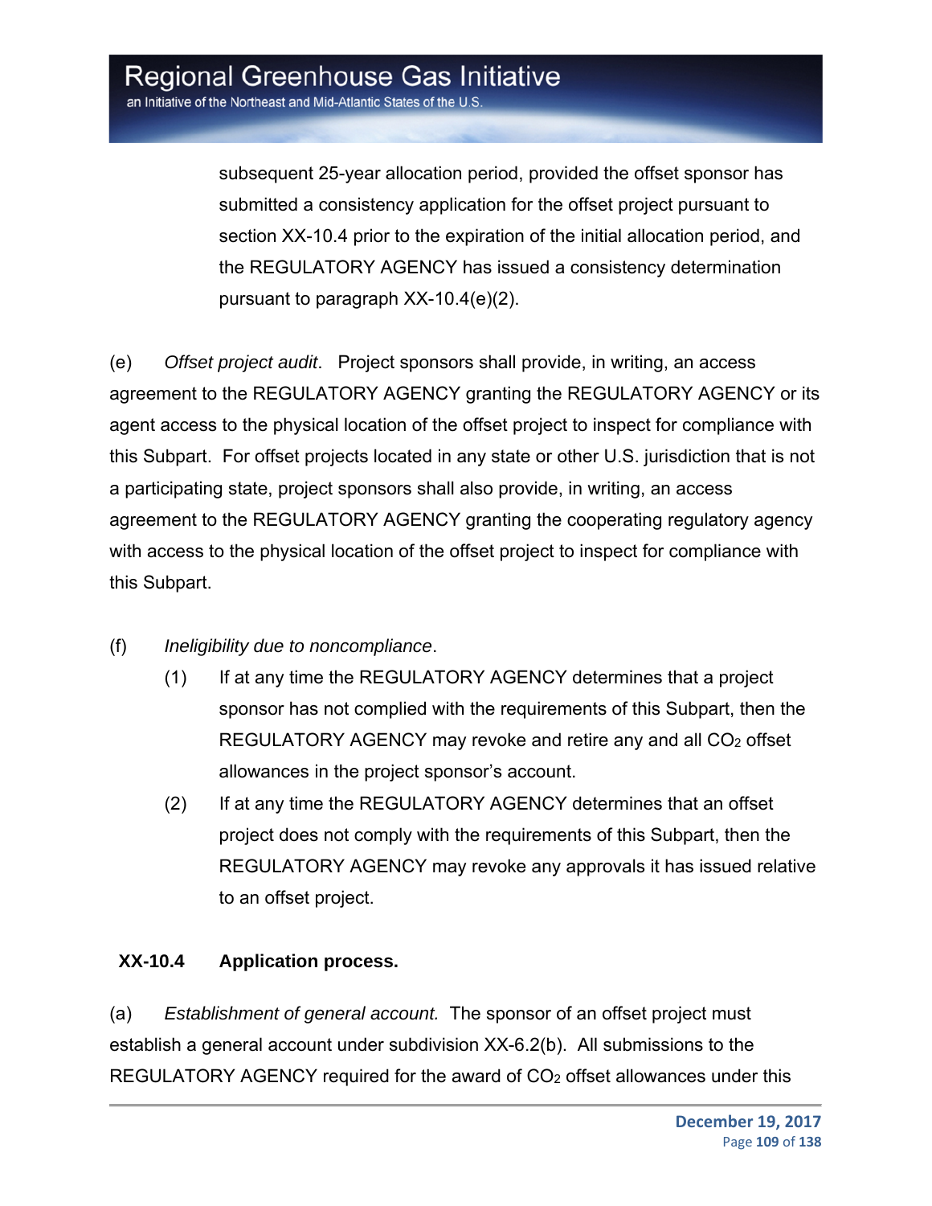subsequent 25-year allocation period, provided the offset sponsor has submitted a consistency application for the offset project pursuant to section XX-10.4 prior to the expiration of the initial allocation period, and the REGULATORY AGENCY has issued a consistency determination pursuant to paragraph XX-10.4(e)(2).

(e) *Offset project audit*. Project sponsors shall provide, in writing, an access agreement to the REGULATORY AGENCY granting the REGULATORY AGENCY or its agent access to the physical location of the offset project to inspect for compliance with this Subpart. For offset projects located in any state or other U.S. jurisdiction that is not a participating state, project sponsors shall also provide, in writing, an access agreement to the REGULATORY AGENCY granting the cooperating regulatory agency with access to the physical location of the offset project to inspect for compliance with this Subpart.

(f) *Ineligibility due to noncompliance*.

(1) If at any time the REGULATORY AGENCY determines that a project sponsor has not complied with the requirements of this Subpart, then the REGULATORY AGENCY may revoke and retire any and all $CO_2$ offset allowances in the project sponsor's account.

(2) If at any time the REGULATORY AGENCY determines that an offset project does not comply with the requirements of this Subpart, then the REGULATORY AGENCY may revoke any approvals it has issued relative to an offset project.

### XX-10.4 Application process.

(a) *Establishment of general account.* The sponsor of an offset project must establish a general account under subdivision XX-6.2(b). All submissions to the REGULATORY AGENCY required for the award of $CO_2$ offset allowances under this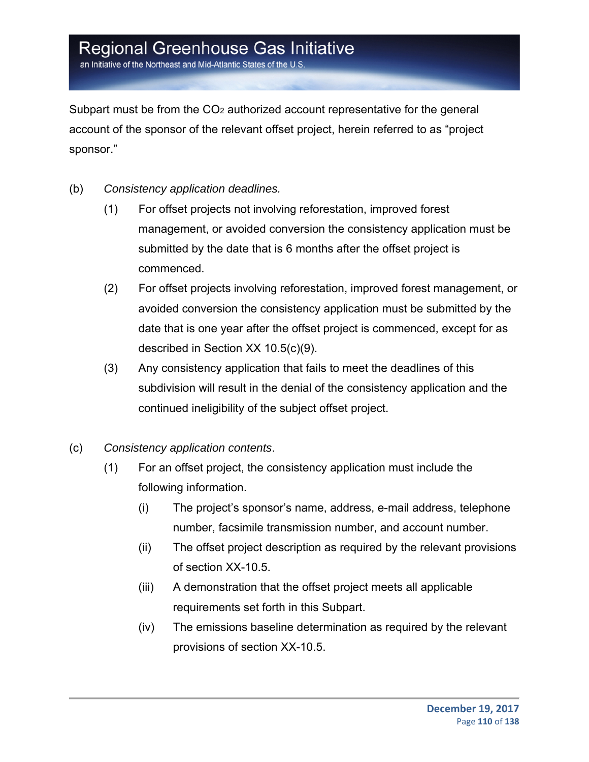Subpart must be from the $CO_2$ authorized account representative for the general account of the sponsor of the relevant offset project, herein referred to as "project sponsor."

(b) *Consistency application deadlines.*

(1) For offset projects not involving reforestation, improved forest management, or avoided conversion the consistency application must be submitted by the date that is 6 months after the offset project is commenced.

(2) For offset projects involving reforestation, improved forest management, or avoided conversion the consistency application must be submitted by the date that is one year after the offset project is commenced, except for as described in Section XX 10.5(c)(9).

(3) Any consistency application that fails to meet the deadlines of this subdivision will result in the denial of the consistency application and the continued ineligibility of the subject offset project.

(c) *Consistency application contents*.

(1) For an offset project, the consistency application must include the following information.

(i) The project's sponsor's name, address, e-mail address, telephone number, facsimile transmission number, and account number.

(ii) The offset project description as required by the relevant provisions of section XX-10.5.

(iii) A demonstration that the offset project meets all applicable requirements set forth in this Subpart.

(iv) The emissions baseline determination as required by the relevant provisions of section XX-10.5.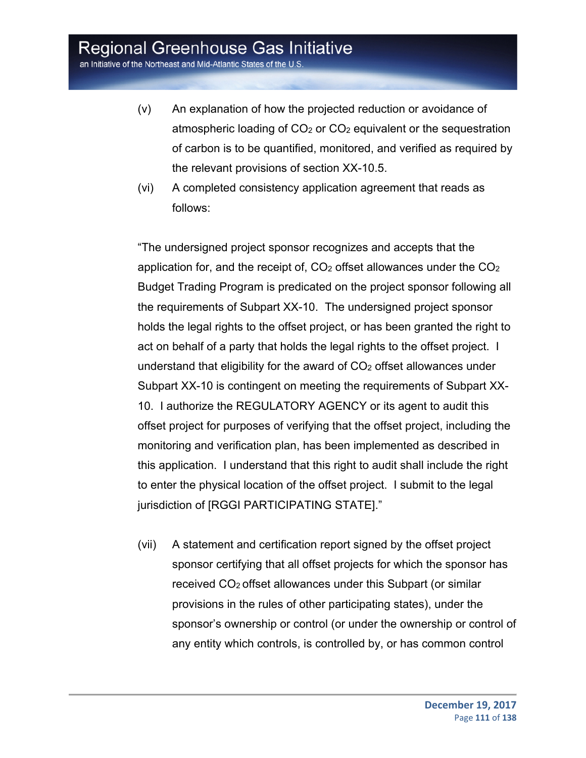(v) An explanation of how the projected reduction or avoidance of atmospheric loading of $CO_2$ or $CO_2$ equivalent or the sequestration of carbon is to be quantified, monitored, and verified as required by the relevant provisions of section XX-10.5.

(vi) A completed consistency application agreement that reads as follows:

"The undersigned project sponsor recognizes and accepts that the application for, and the receipt of, $CO_2$ offset allowances under the $CO_2$ Budget Trading Program is predicated on the project sponsor following all the requirements of Subpart XX-10. The undersigned project sponsor holds the legal rights to the offset project, or has been granted the right to act on behalf of a party that holds the legal rights to the offset project. I understand that eligibility for the award of $CO_2$ offset allowances under Subpart XX-10 is contingent on meeting the requirements of Subpart XX-10. I authorize the REGULATORY AGENCY or its agent to audit this offset project for purposes of verifying that the offset project, including the monitoring and verification plan, has been implemented as described in this application. I understand that this right to audit shall include the right to enter the physical location of the offset project. I submit to the legal jurisdiction of [RGGI PARTICIPATING STATE]."

(vii) A statement and certification report signed by the offset project sponsor certifying that all offset projects for which the sponsor has received $CO_2$ offset allowances under this Subpart (or similar provisions in the rules of other participating states), under the sponsor's ownership or control (or under the ownership or control of any entity which controls, is controlled by, or has common control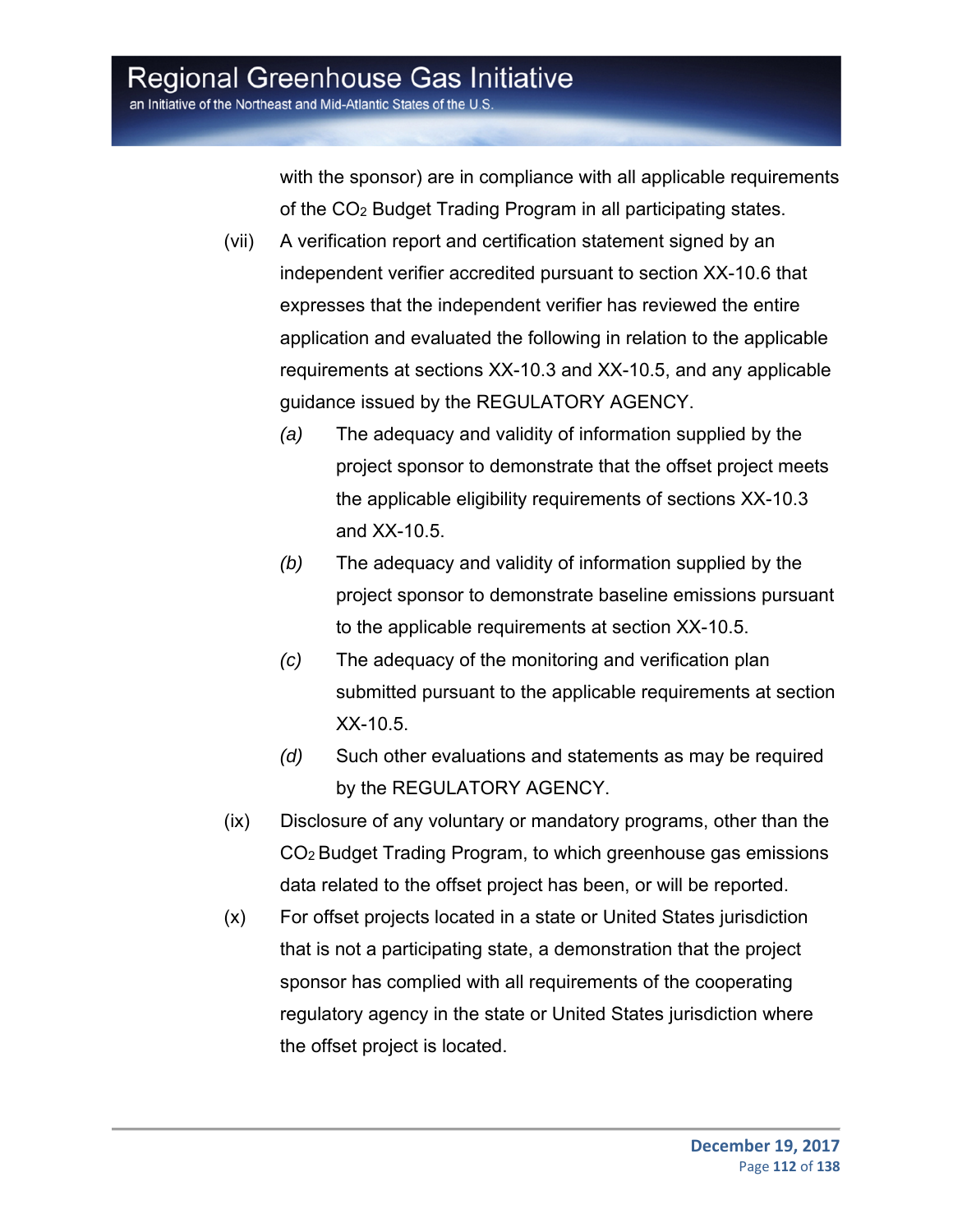with the sponsor) are in compliance with all applicable requirements of the $CO_2$ Budget Trading Program in all participating states.

(vii) A verification report and certification statement signed by an independent verifier accredited pursuant to section XX-10.6 that expresses that the independent verifier has reviewed the entire application and evaluated the following in relation to the applicable requirements at sections XX-10.3 and XX-10.5, and any applicable guidance issued by the REGULATORY AGENCY.

*(a)* The adequacy and validity of information supplied by the project sponsor to demonstrate that the offset project meets the applicable eligibility requirements of sections XX-10.3 and XX-10.5.

*(b)* The adequacy and validity of information supplied by the project sponsor to demonstrate baseline emissions pursuant to the applicable requirements at section XX-10.5.

*(c)* The adequacy of the monitoring and verification plan submitted pursuant to the applicable requirements at section XX-10.5.

*(d)* Such other evaluations and statements as may be required by the REGULATORY AGENCY.

(ix) Disclosure of any voluntary or mandatory programs, other than the $CO_2$ Budget Trading Program, to which greenhouse gas emissions data related to the offset project has been, or will be reported.

(x) For offset projects located in a state or United States jurisdiction that is not a participating state, a demonstration that the project sponsor has complied with all requirements of the cooperating regulatory agency in the state or United States jurisdiction where the offset project is located.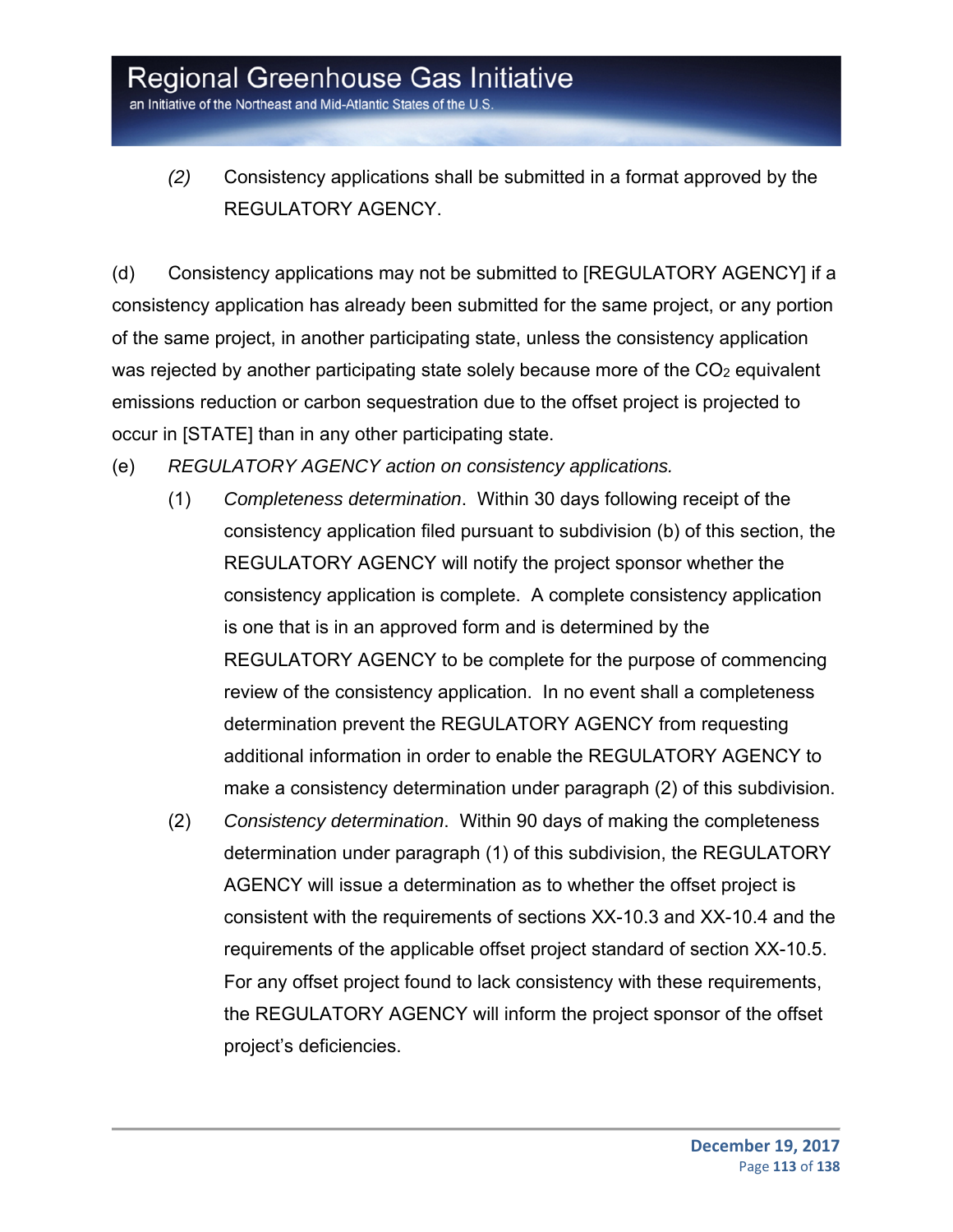*(2)* Consistency applications shall be submitted in a format approved by the REGULATORY AGENCY.

(d) Consistency applications may not be submitted to [REGULATORY AGENCY] if a consistency application has already been submitted for the same project, or any portion of the same project, in another participating state, unless the consistency application was rejected by another participating state solely because more of the $CO_2$ equivalent emissions reduction or carbon sequestration due to the offset project is projected to occur in [STATE] than in any other participating state.

(e) *REGULATORY AGENCY action on consistency applications.*

(1) *Completeness determination*. Within 30 days following receipt of the consistency application filed pursuant to subdivision (b) of this section, the REGULATORY AGENCY will notify the project sponsor whether the consistency application is complete. A complete consistency application is one that is in an approved form and is determined by the REGULATORY AGENCY to be complete for the purpose of commencing review of the consistency application. In no event shall a completeness determination prevent the REGULATORY AGENCY from requesting additional information in order to enable the REGULATORY AGENCY to make a consistency determination under paragraph (2) of this subdivision.

(2) *Consistency determination*. Within 90 days of making the completeness determination under paragraph (1) of this subdivision, the REGULATORY AGENCY will issue a determination as to whether the offset project is consistent with the requirements of sections XX-10.3 and XX-10.4 and the requirements of the applicable offset project standard of section XX-10.5. For any offset project found to lack consistency with these requirements, the REGULATORY AGENCY will inform the project sponsor of the offset project's deficiencies.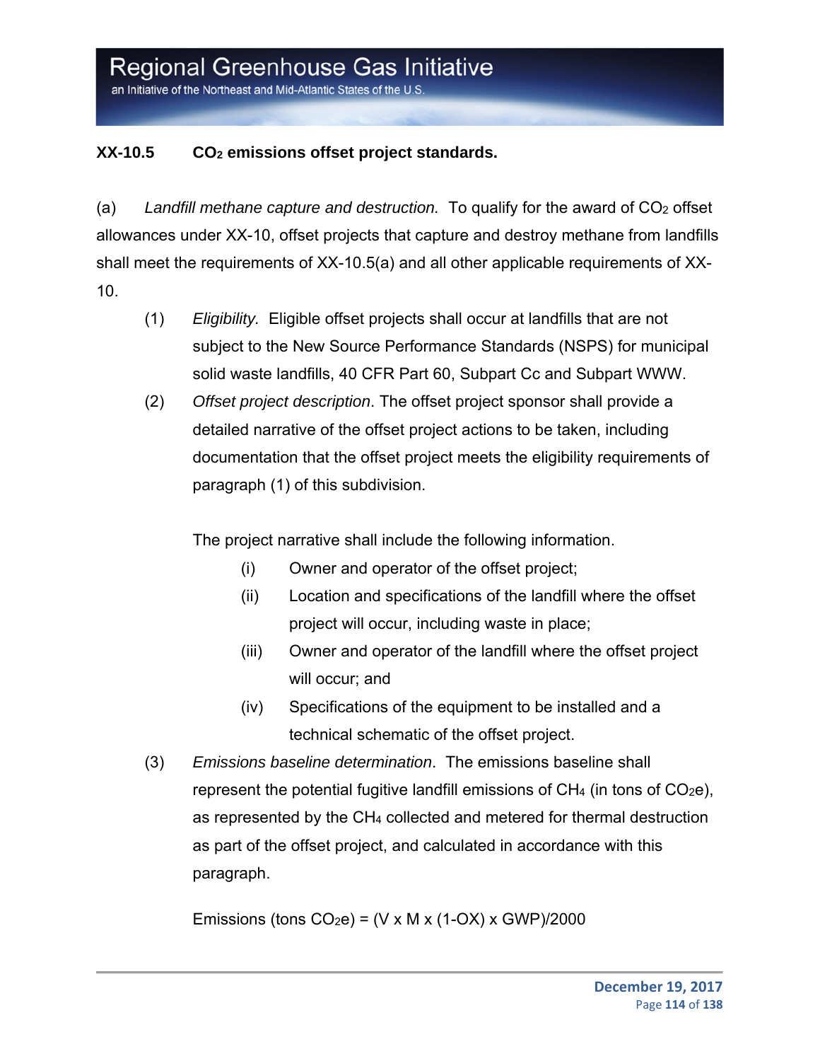### XX-10.5 $CO_2$ emissions offset project standards.

(a) *Landfill methane capture and destruction.* To qualify for the award of $CO_2$ offset allowances under XX-10, offset projects that capture and destroy methane from landfills shall meet the requirements of XX-10.5(a) and all other applicable requirements of XX-10.

(1) *Eligibility.* Eligible offset projects shall occur at landfills that are not subject to the New Source Performance Standards (NSPS) for municipal solid waste landfills, 40 CFR Part 60, Subpart Cc and Subpart WWW.

(2) *Offset project description*. The offset project sponsor shall provide a detailed narrative of the offset project actions to be taken, including documentation that the offset project meets the eligibility requirements of paragraph (1) of this subdivision.

The project narrative shall include the following information.

(i) Owner and operator of the offset project;

(ii) Location and specifications of the landfill where the offset project will occur, including waste in place;

(iii) Owner and operator of the landfill where the offset project will occur; and

(iv) Specifications of the equipment to be installed and a technical schematic of the offset project.

(3) *Emissions baseline determination*. The emissions baseline shall represent the potential fugitive landfill emissions of $CH_4$ (in tons of $CO_2e$), as represented by the $CH_4$ collected and metered for thermal destruction as part of the offset project, and calculated in accordance with this paragraph.

$$\text{Emissions (tons } CO_2e) = (V \times M \times (1\text{-}OX) \times GWP)/2000$$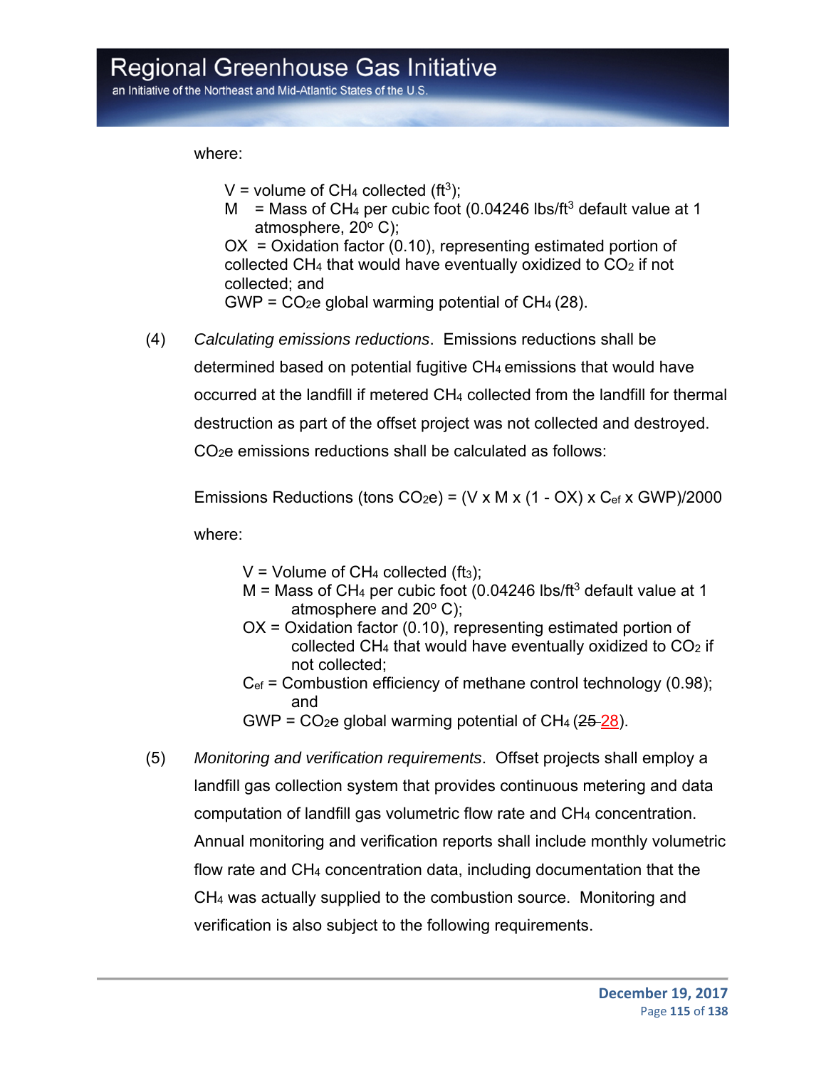where:

> $V$ = volume of $CH_4$ collected ($ft^3$);
> $M$ = Mass of $CH_4$ per cubic foot (0.04246 $lbs/ft^3$ default value at 1 atmosphere, 20° C);
> $OX$ = Oxidation factor (0.10), representing estimated portion of collected $CH_4$ that would have eventually oxidized to $CO_2$ if not collected; and
> $GWP$ = $CO_2e$ global warming potential of $CH_4$ (28).

(4) *Calculating emissions reductions*. Emissions reductions shall be determined based on potential fugitive $CH_4$ emissions that would have occurred at the landfill if metered $CH_4$ collected from the landfill for thermal destruction as part of the offset project was not collected and destroyed. $CO_2e$ emissions reductions shall be calculated as follows:

$$\text{Emissions Reductions (tons } CO_2e) = (V \times M \times (1 - OX) \times C_{ef} \times GWP)/2000$$

where:

> $V$ = Volume of $CH_4$ collected ($ft_3$);
> $M$ = Mass of $CH_4$ per cubic foot (0.04246 $lbs/ft^3$ default value at 1 atmosphere and 20° C);
> $OX$ = Oxidation factor (0.10), representing estimated portion of collected $CH_4$ that would have eventually oxidized to $CO_2$ if not collected;
> $C_{ef}$ = Combustion efficiency of methane control technology (0.98); and
> $GWP$ = $CO_2e$ global warming potential of $CH_4$ (~~25~~ 28).

(5) *Monitoring and verification requirements*. Offset projects shall employ a landfill gas collection system that provides continuous metering and data computation of landfill gas volumetric flow rate and $CH_4$ concentration. Annual monitoring and verification reports shall include monthly volumetric flow rate and $CH_4$ concentration data, including documentation that the $CH_4$ was actually supplied to the combustion source. Monitoring and verification is also subject to the following requirements.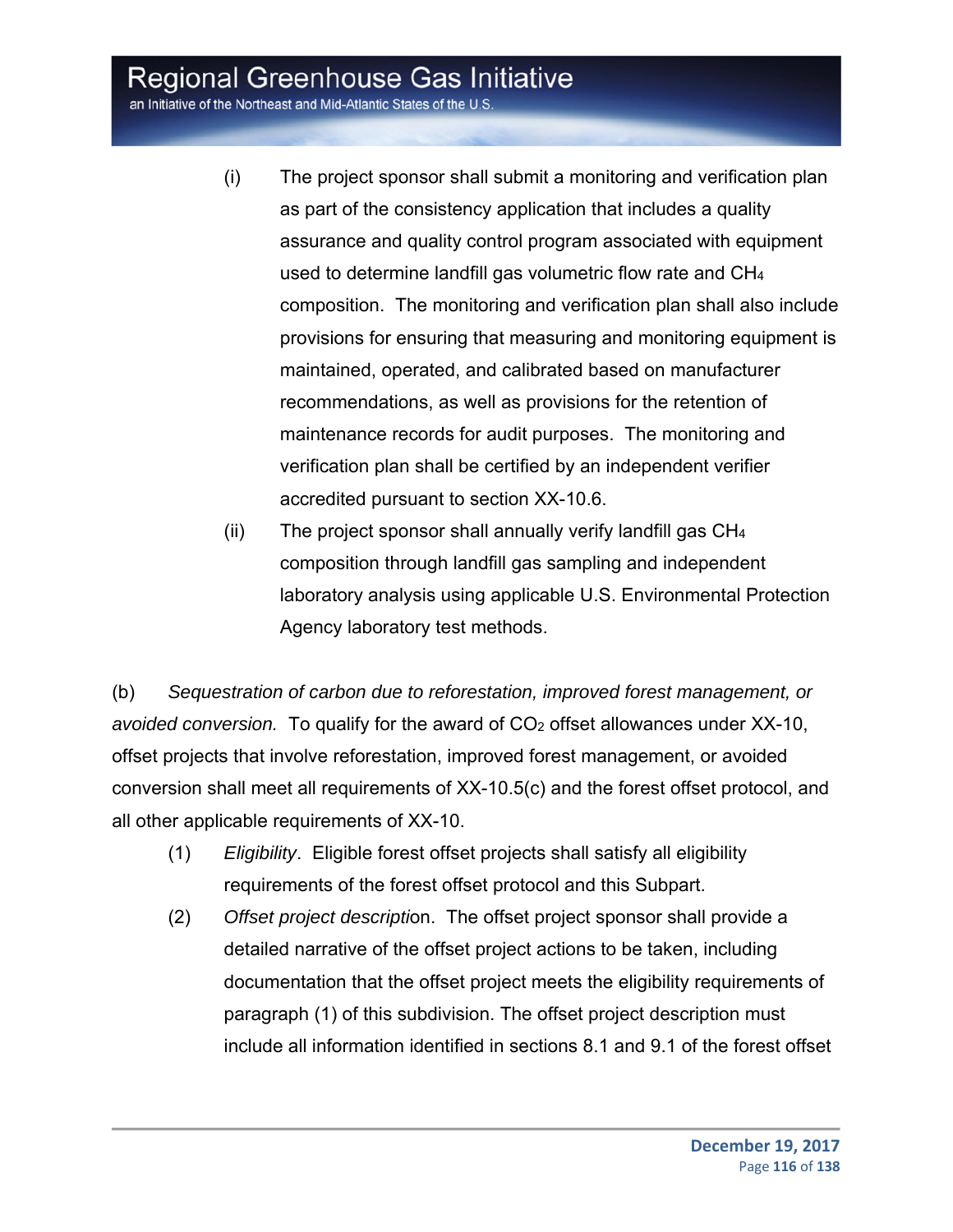(i) The project sponsor shall submit a monitoring and verification plan as part of the consistency application that includes a quality assurance and quality control program associated with equipment used to determine landfill gas volumetric flow rate and $CH_4$ composition. The monitoring and verification plan shall also include provisions for ensuring that measuring and monitoring equipment is maintained, operated, and calibrated based on manufacturer recommendations, as well as provisions for the retention of maintenance records for audit purposes. The monitoring and verification plan shall be certified by an independent verifier accredited pursuant to section XX-10.6.

(ii) The project sponsor shall annually verify landfill gas $CH_4$ composition through landfill gas sampling and independent laboratory analysis using applicable U.S. Environmental Protection Agency laboratory test methods.

(b) *Sequestration of carbon due to reforestation, improved forest management, or avoided conversion.* To qualify for the award of $CO_2$ offset allowances under XX-10, offset projects that involve reforestation, improved forest management, or avoided conversion shall meet all requirements of XX-10.5(c) and the forest offset protocol, and all other applicable requirements of XX-10.

(1) *Eligibility*. Eligible forest offset projects shall satisfy all eligibility requirements of the forest offset protocol and this Subpart.

(2) *Offset project description*. The offset project sponsor shall provide a detailed narrative of the offset project actions to be taken, including documentation that the offset project meets the eligibility requirements of paragraph (1) of this subdivision. The offset project description must include all information identified in sections 8.1 and 9.1 of the forest offset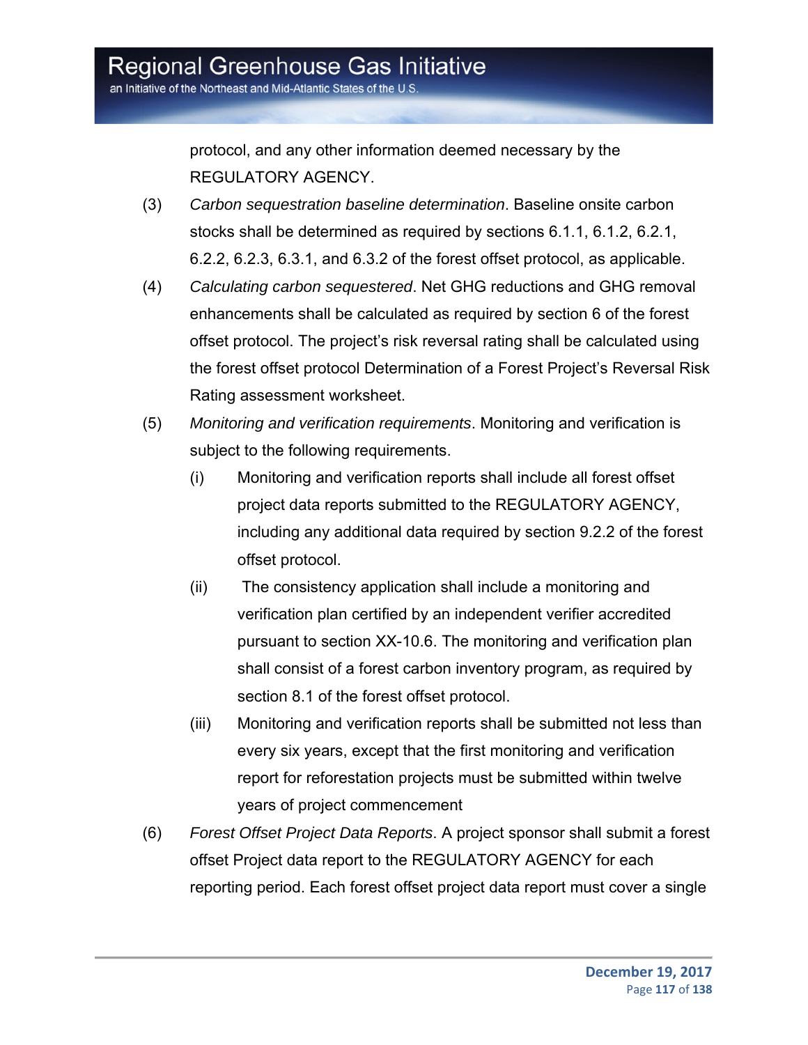protocol, and any other information deemed necessary by the REGULATORY AGENCY.

(3) *Carbon sequestration baseline determination*. Baseline onsite carbon stocks shall be determined as required by sections 6.1.1, 6.1.2, 6.2.1, 6.2.2, 6.2.3, 6.3.1, and 6.3.2 of the forest offset protocol, as applicable.

(4) *Calculating carbon sequestered*. Net GHG reductions and GHG removal enhancements shall be calculated as required by section 6 of the forest offset protocol. The project's risk reversal rating shall be calculated using the forest offset protocol Determination of a Forest Project's Reversal Risk Rating assessment worksheet.

(5) *Monitoring and verification requirements*. Monitoring and verification is subject to the following requirements.

   (i) Monitoring and verification reports shall include all forest offset project data reports submitted to the REGULATORY AGENCY, including any additional data required by section 9.2.2 of the forest offset protocol.

   (ii) The consistency application shall include a monitoring and verification plan certified by an independent verifier accredited pursuant to section XX-10.6. The monitoring and verification plan shall consist of a forest carbon inventory program, as required by section 8.1 of the forest offset protocol.

   (iii) Monitoring and verification reports shall be submitted not less than every six years, except that the first monitoring and verification report for reforestation projects must be submitted within twelve years of project commencement

(6) *Forest Offset Project Data Reports*. A project sponsor shall submit a forest offset Project data report to the REGULATORY AGENCY for each reporting period. Each forest offset project data report must cover a single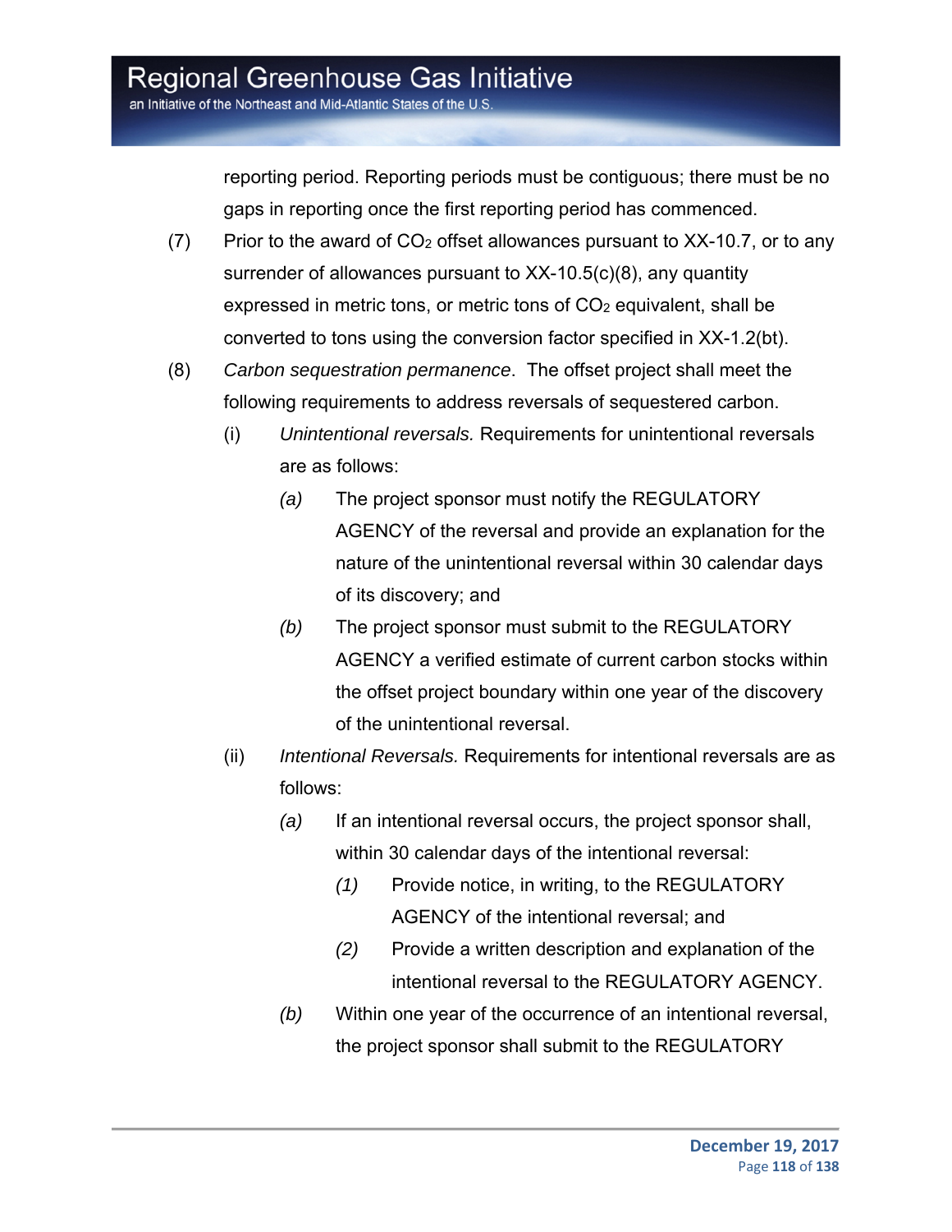reporting period. Reporting periods must be contiguous; there must be no gaps in reporting once the first reporting period has commenced.

(7) Prior to the award of $CO_2$ offset allowances pursuant to XX-10.7, or to any surrender of allowances pursuant to XX-10.5(c)(8), any quantity expressed in metric tons, or metric tons of $CO_2$ equivalent, shall be converted to tons using the conversion factor specified in XX-1.2(bt).

(8) *Carbon sequestration permanence*. The offset project shall meet the following requirements to address reversals of sequestered carbon.

(i) *Unintentional reversals.* Requirements for unintentional reversals are as follows:

*(a)* The project sponsor must notify the REGULATORY AGENCY of the reversal and provide an explanation for the nature of the unintentional reversal within 30 calendar days of its discovery; and

*(b)* The project sponsor must submit to the REGULATORY AGENCY a verified estimate of current carbon stocks within the offset project boundary within one year of the discovery of the unintentional reversal.

(ii) *Intentional Reversals.* Requirements for intentional reversals are as follows:

*(a)* If an intentional reversal occurs, the project sponsor shall, within 30 calendar days of the intentional reversal:

*(1)* Provide notice, in writing, to the REGULATORY AGENCY of the intentional reversal; and

*(2)* Provide a written description and explanation of the intentional reversal to the REGULATORY AGENCY.

*(b)* Within one year of the occurrence of an intentional reversal, the project sponsor shall submit to the REGULATORY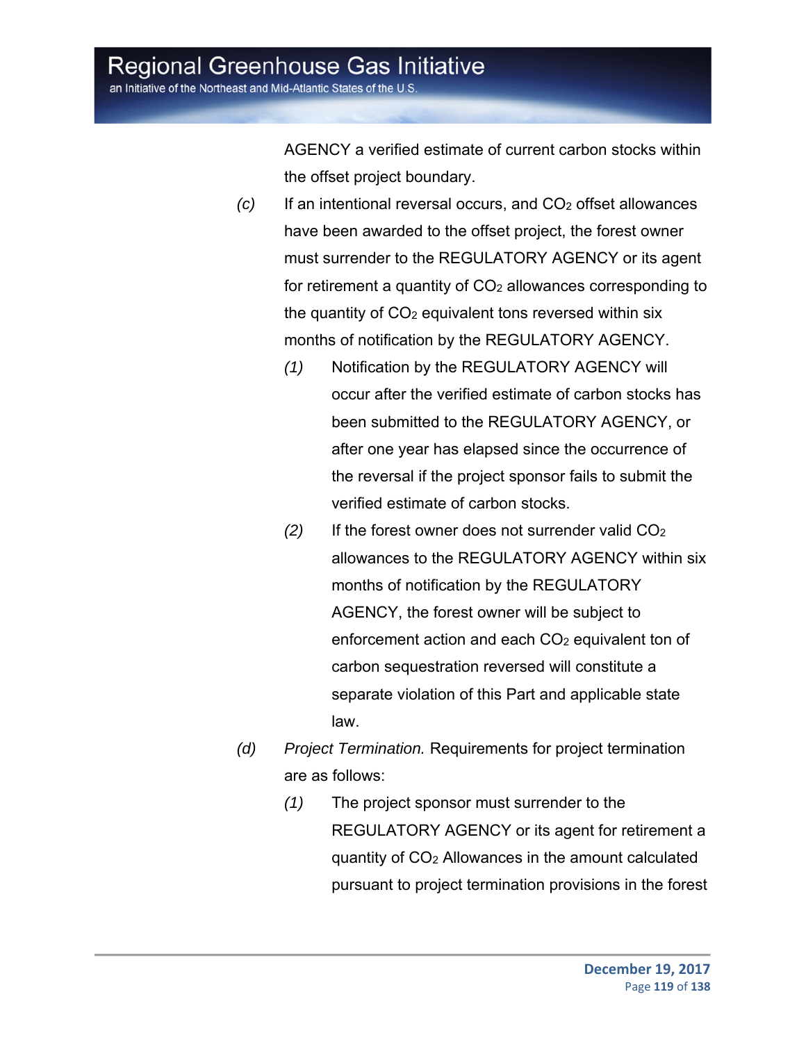AGENCY a verified estimate of current carbon stocks within the offset project boundary.

*(c)* If an intentional reversal occurs, and $CO_2$ offset allowances have been awarded to the offset project, the forest owner must surrender to the REGULATORY AGENCY or its agent for retirement a quantity of $CO_2$ allowances corresponding to the quantity of $CO_2$ equivalent tons reversed within six months of notification by the REGULATORY AGENCY.

*(1)* Notification by the REGULATORY AGENCY will occur after the verified estimate of carbon stocks has been submitted to the REGULATORY AGENCY, or after one year has elapsed since the occurrence of the reversal if the project sponsor fails to submit the verified estimate of carbon stocks.

*(2)* If the forest owner does not surrender valid $CO_2$ allowances to the REGULATORY AGENCY within six months of notification by the REGULATORY AGENCY, the forest owner will be subject to enforcement action and each $CO_2$ equivalent ton of carbon sequestration reversed will constitute a separate violation of this Part and applicable state law.

*(d)* *Project Termination.* Requirements for project termination are as follows:

*(1)* The project sponsor must surrender to the REGULATORY AGENCY or its agent for retirement a quantity of $CO_2$ Allowances in the amount calculated pursuant to project termination provisions in the forest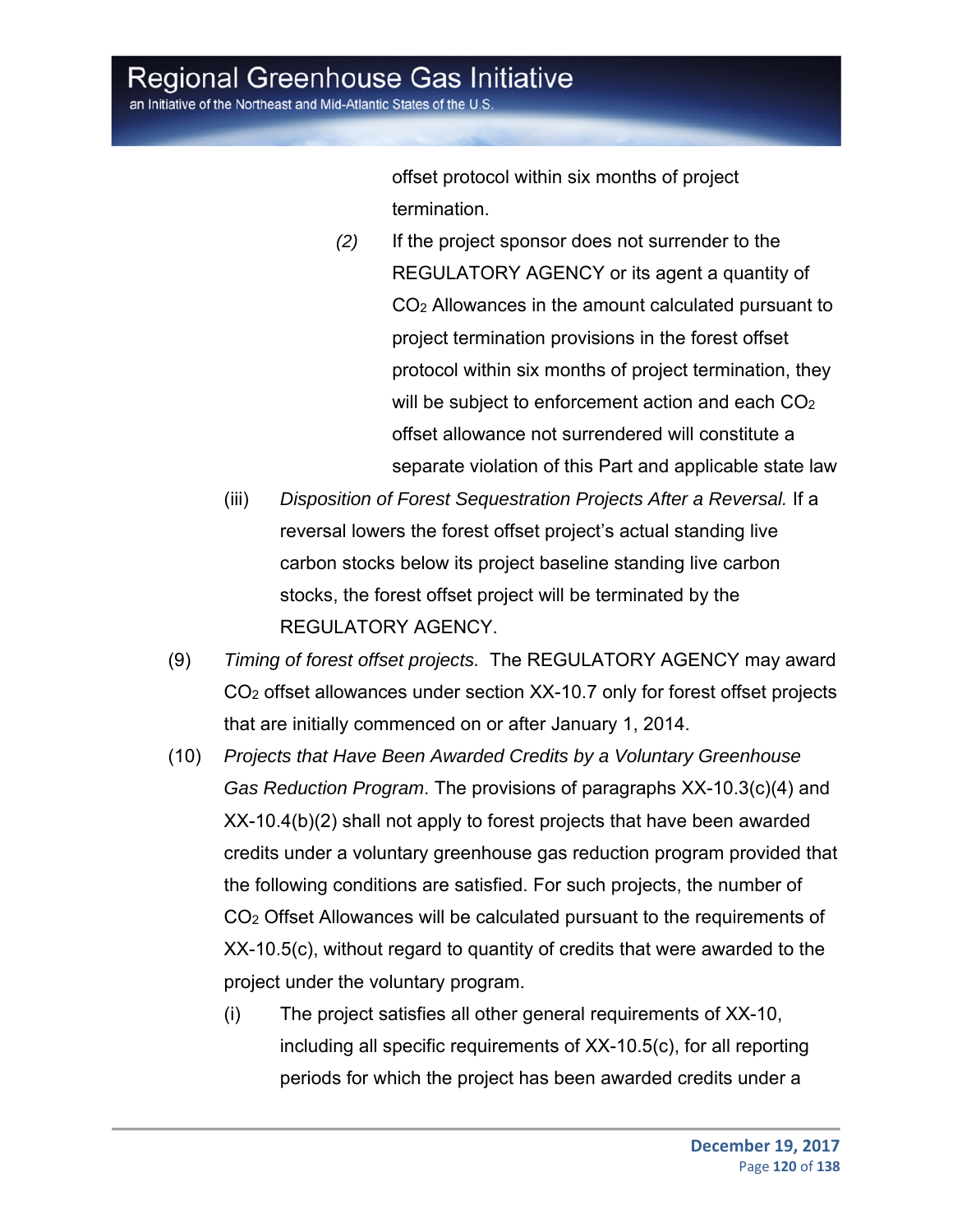offset protocol within six months of project termination.

(2) If the project sponsor does not surrender to the REGULATORY AGENCY or its agent a quantity of $CO_2$ Allowances in the amount calculated pursuant to project termination provisions in the forest offset protocol within six months of project termination, they will be subject to enforcement action and each $CO_2$ offset allowance not surrendered will constitute a separate violation of this Part and applicable state law

(iii) *Disposition of Forest Sequestration Projects After a Reversal.* If a reversal lowers the forest offset project's actual standing live carbon stocks below its project baseline standing live carbon stocks, the forest offset project will be terminated by the REGULATORY AGENCY.

(9) *Timing of forest offset projects.* The REGULATORY AGENCY may award $CO_2$ offset allowances under section XX-10.7 only for forest offset projects that are initially commenced on or after January 1, 2014.

(10) *Projects that Have Been Awarded Credits by a Voluntary Greenhouse Gas Reduction Program*. The provisions of paragraphs XX-10.3(c)(4) and XX-10.4(b)(2) shall not apply to forest projects that have been awarded credits under a voluntary greenhouse gas reduction program provided that the following conditions are satisfied. For such projects, the number of $CO_2$ Offset Allowances will be calculated pursuant to the requirements of XX-10.5(c), without regard to quantity of credits that were awarded to the project under the voluntary program.

(i) The project satisfies all other general requirements of XX-10, including all specific requirements of XX-10.5(c), for all reporting periods for which the project has been awarded credits under a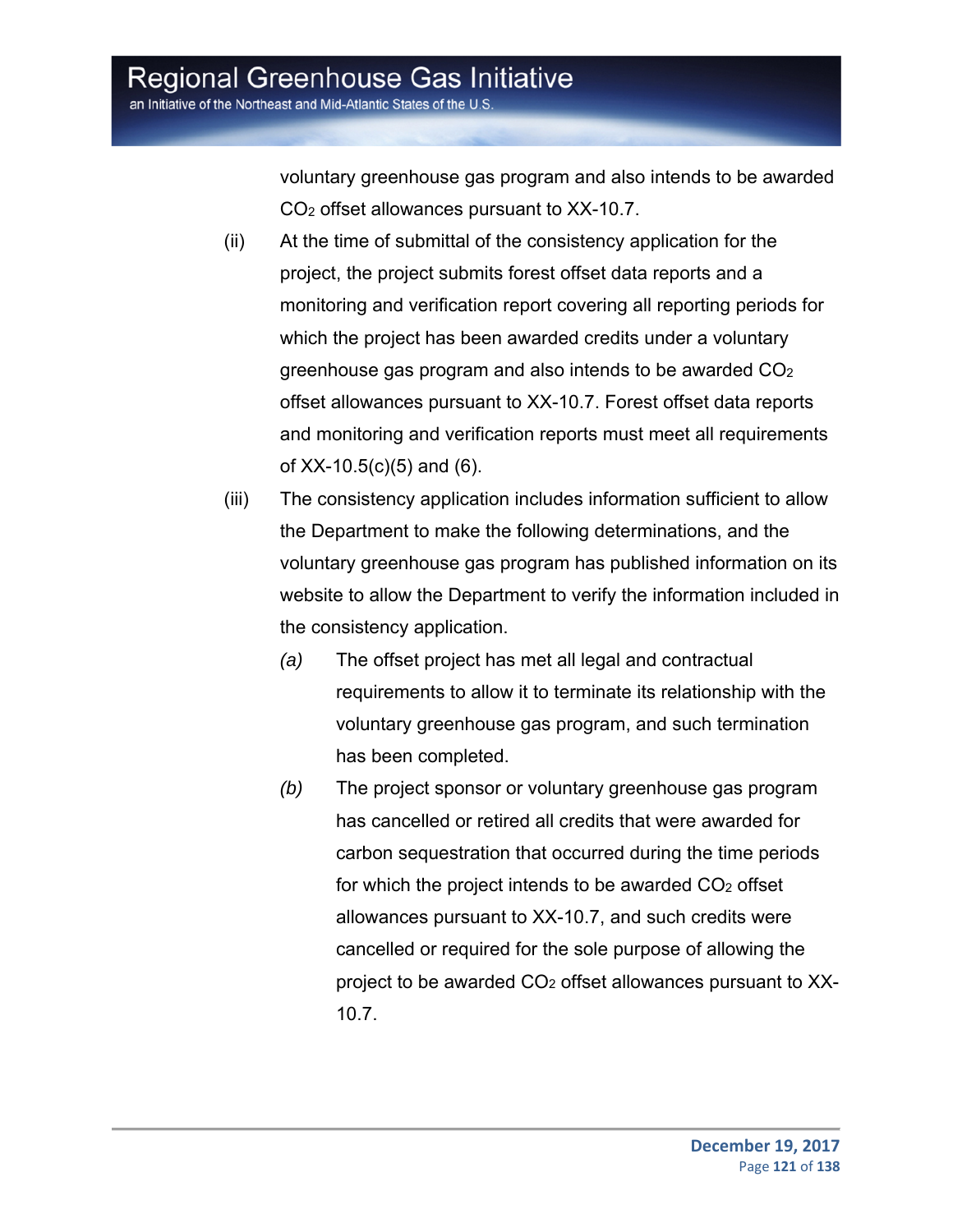voluntary greenhouse gas program and also intends to be awarded $CO_2$ offset allowances pursuant to XX-10.7.

(ii) At the time of submittal of the consistency application for the project, the project submits forest offset data reports and a monitoring and verification report covering all reporting periods for which the project has been awarded credits under a voluntary greenhouse gas program and also intends to be awarded $CO_2$ offset allowances pursuant to XX-10.7. Forest offset data reports and monitoring and verification reports must meet all requirements of XX-10.5(c)(5) and (6).

(iii) The consistency application includes information sufficient to allow the Department to make the following determinations, and the voluntary greenhouse gas program has published information on its website to allow the Department to verify the information included in the consistency application.

*(a)* The offset project has met all legal and contractual requirements to allow it to terminate its relationship with the voluntary greenhouse gas program, and such termination has been completed.

*(b)* The project sponsor or voluntary greenhouse gas program has cancelled or retired all credits that were awarded for carbon sequestration that occurred during the time periods for which the project intends to be awarded $CO_2$ offset allowances pursuant to XX-10.7, and such credits were cancelled or required for the sole purpose of allowing the project to be awarded $CO_2$ offset allowances pursuant to XX-10.7.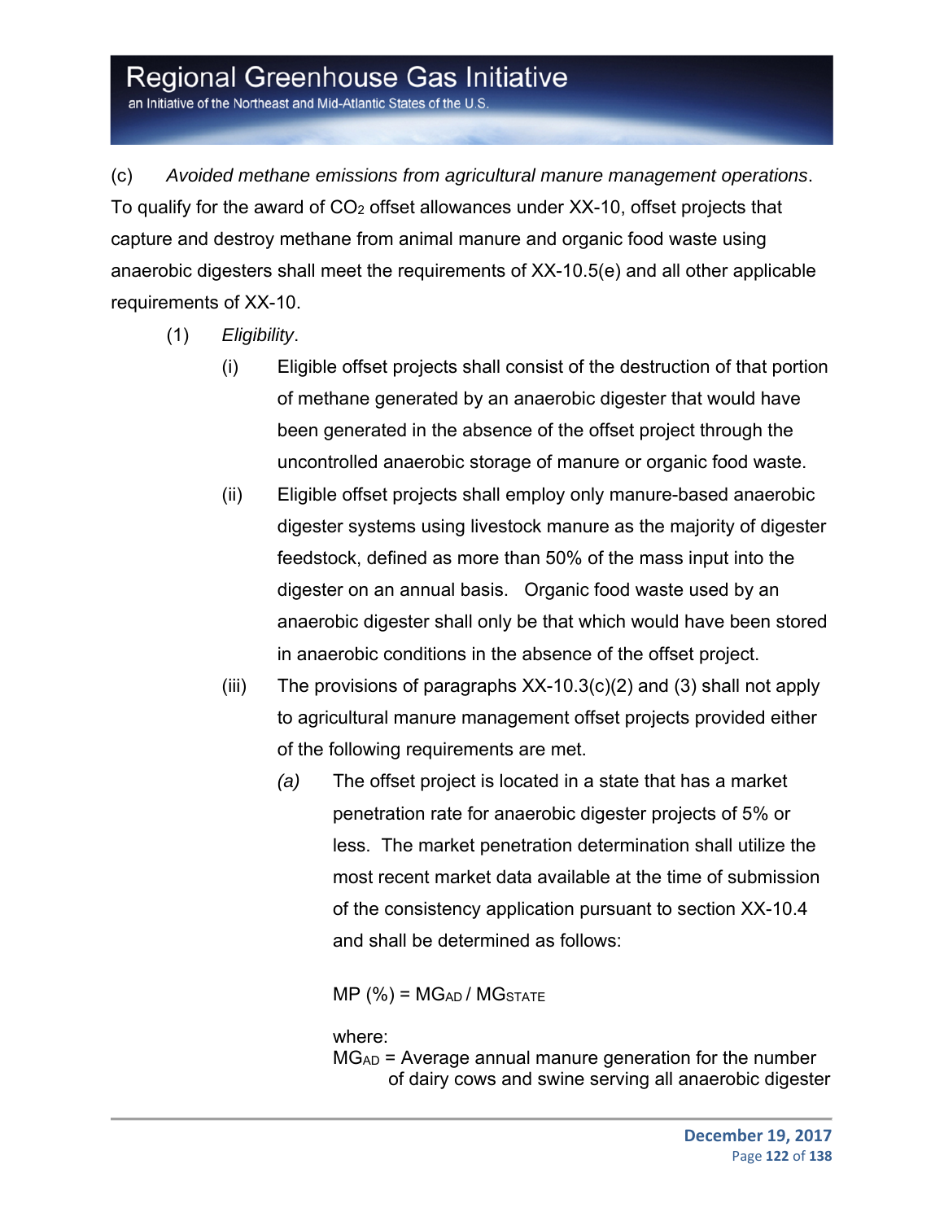(c) *Avoided methane emissions from agricultural manure management operations*. To qualify for the award of $CO_2$ offset allowances under XX-10, offset projects that capture and destroy methane from animal manure and organic food waste using anaerobic digesters shall meet the requirements of XX-10.5(e) and all other applicable requirements of XX-10.

(1) *Eligibility*.

(i) Eligible offset projects shall consist of the destruction of that portion of methane generated by an anaerobic digester that would have been generated in the absence of the offset project through the uncontrolled anaerobic storage of manure or organic food waste.

(ii) Eligible offset projects shall employ only manure-based anaerobic digester systems using livestock manure as the majority of digester feedstock, defined as more than 50% of the mass input into the digester on an annual basis. Organic food waste used by an anaerobic digester shall only be that which would have been stored in anaerobic conditions in the absence of the offset project.

(iii) The provisions of paragraphs XX-10.3(c)(2) and (3) shall not apply to agricultural manure management offset projects provided either of the following requirements are met.

*(a)* The offset project is located in a state that has a market penetration rate for anaerobic digester projects of 5% or less. The market penetration determination shall utilize the most recent market data available at the time of submission of the consistency application pursuant to section XX-10.4 and shall be determined as follows:

$$MP\ (\%) = MG_{AD} / MG_{STATE}$$

where:

$MG_{AD}$ = Average annual manure generation for the number of dairy cows and swine serving all anaerobic digester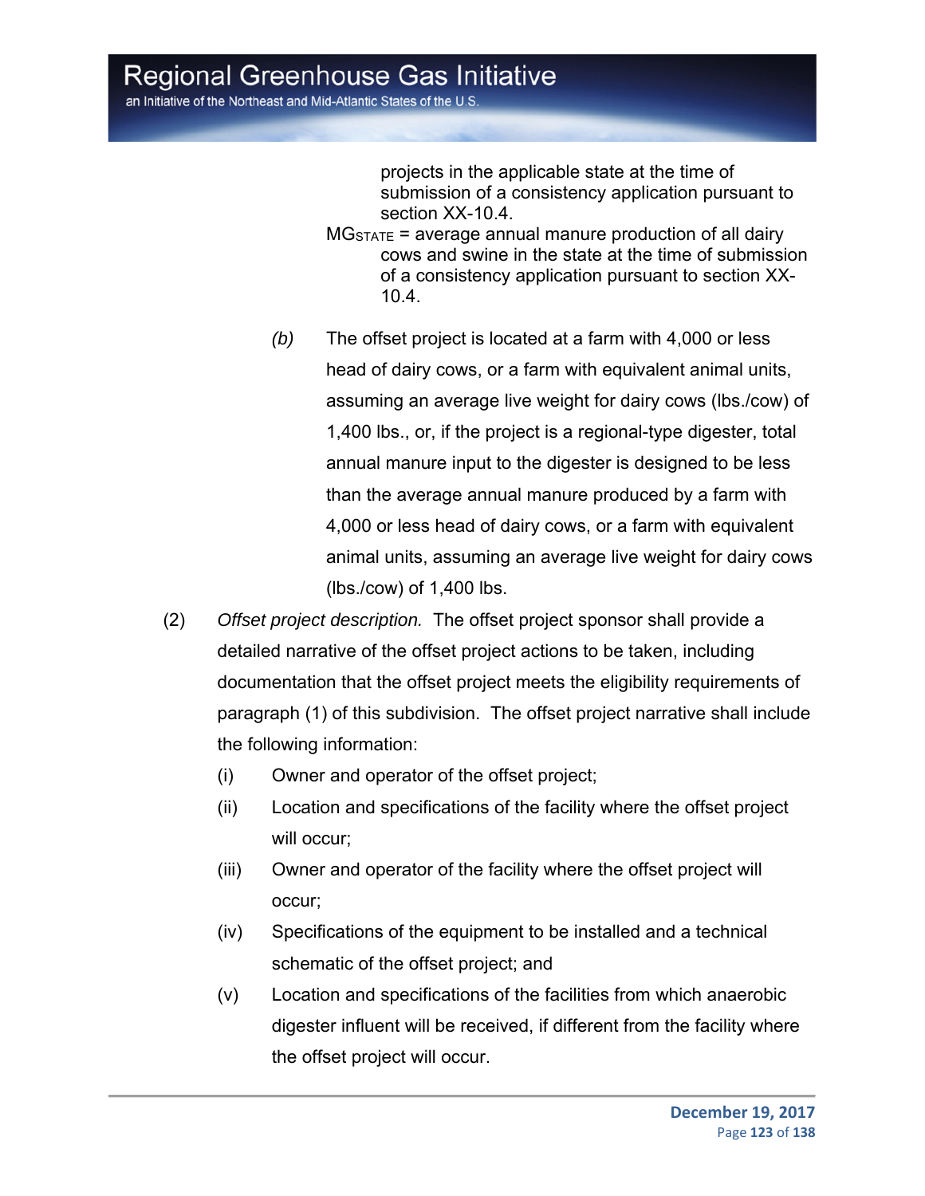projects in the applicable state at the time of submission of a consistency application pursuant to section XX-10.4.

$MG_{STATE}$ = average annual manure production of all dairy cows and swine in the state at the time of submission of a consistency application pursuant to section XX-10.4.

*(b)* The offset project is located at a farm with 4,000 or less head of dairy cows, or a farm with equivalent animal units, assuming an average live weight for dairy cows (lbs./cow) of 1,400 lbs., or, if the project is a regional-type digester, total annual manure input to the digester is designed to be less than the average annual manure produced by a farm with 4,000 or less head of dairy cows, or a farm with equivalent animal units, assuming an average live weight for dairy cows (lbs./cow) of 1,400 lbs.

(2) *Offset project description.* The offset project sponsor shall provide a detailed narrative of the offset project actions to be taken, including documentation that the offset project meets the eligibility requirements of paragraph (1) of this subdivision. The offset project narrative shall include the following information:

(i) Owner and operator of the offset project;

(ii) Location and specifications of the facility where the offset project will occur;

(iii) Owner and operator of the facility where the offset project will occur;

(iv) Specifications of the equipment to be installed and a technical schematic of the offset project; and

(v) Location and specifications of the facilities from which anaerobic digester influent will be received, if different from the facility where the offset project will occur.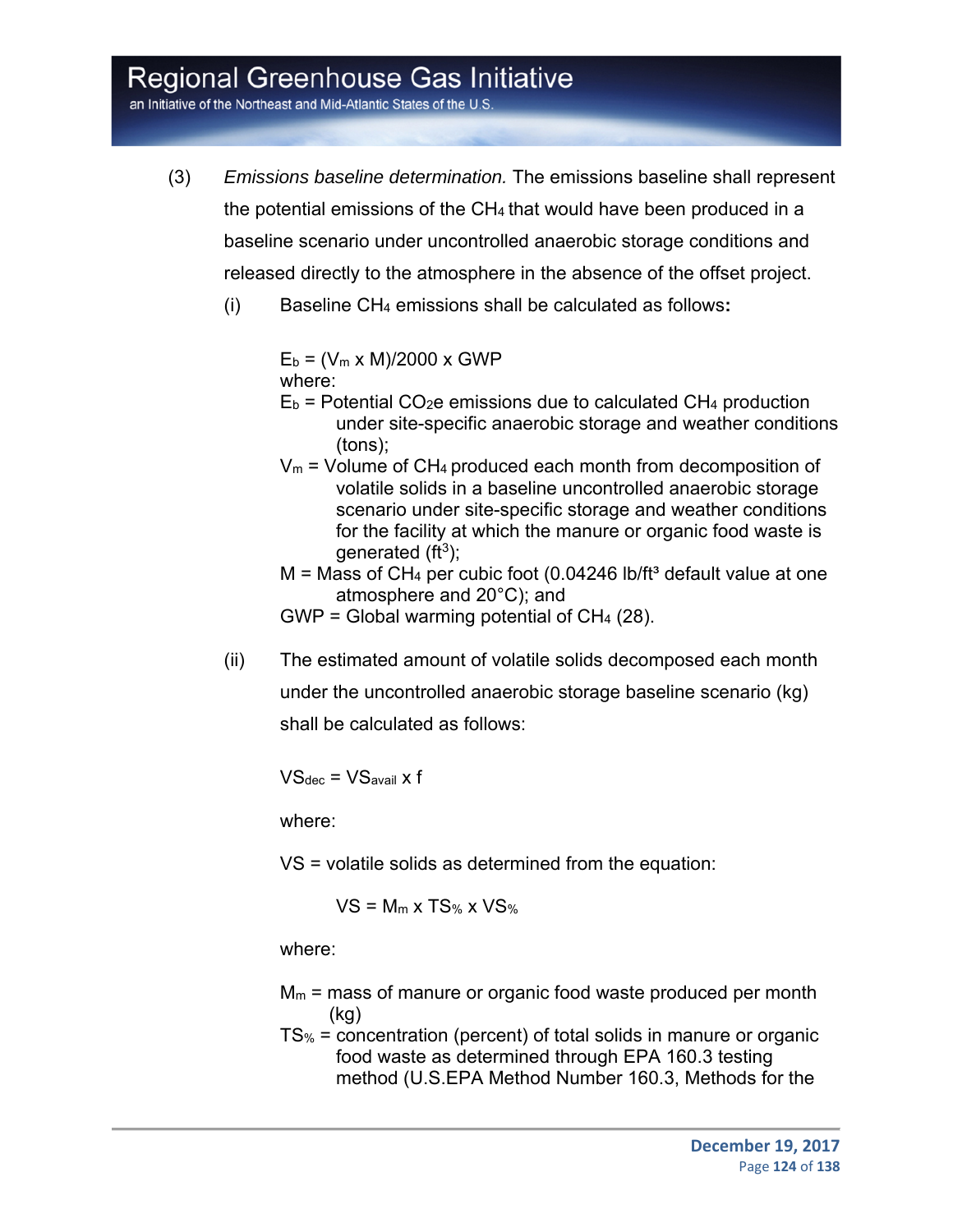(3) *Emissions baseline determination.* The emissions baseline shall represent the potential emissions of the $CH_4$ that would have been produced in a baseline scenario under uncontrolled anaerobic storage conditions and released directly to the atmosphere in the absence of the offset project.

(i) Baseline $CH_4$ emissions shall be calculated as follows**:**

$$E_b = (V_m \times M)/2000 \times GWP$$

where:

$E_b$ = Potential $CO_2e$ emissions due to calculated $CH_4$ production under site-specific anaerobic storage and weather conditions (tons);

$V_m$ = Volume of $CH_4$ produced each month from decomposition of volatile solids in a baseline uncontrolled anaerobic storage scenario under site-specific storage and weather conditions for the facility at which the manure or organic food waste is generated ($ft^3$);

M = Mass of $CH_4$ per cubic foot (0.04246 lb/ft³ default value at one atmosphere and 20°C); and

GWP = Global warming potential of $CH_4$ (28).

(ii) The estimated amount of volatile solids decomposed each month under the uncontrolled anaerobic storage baseline scenario (kg) shall be calculated as follows:

$$VS_{dec} = VS_{avail} \times f$$

where:

VS = volatile solids as determined from the equation:

$$VS = M_m \times TS_{\%} \times VS_{\%}$$

where:

$M_m$ = mass of manure or organic food waste produced per month (kg)

$TS_{\%}$ = concentration (percent) of total solids in manure or organic food waste as determined through EPA 160.3 testing method (U.S.EPA Method Number 160.3, Methods for the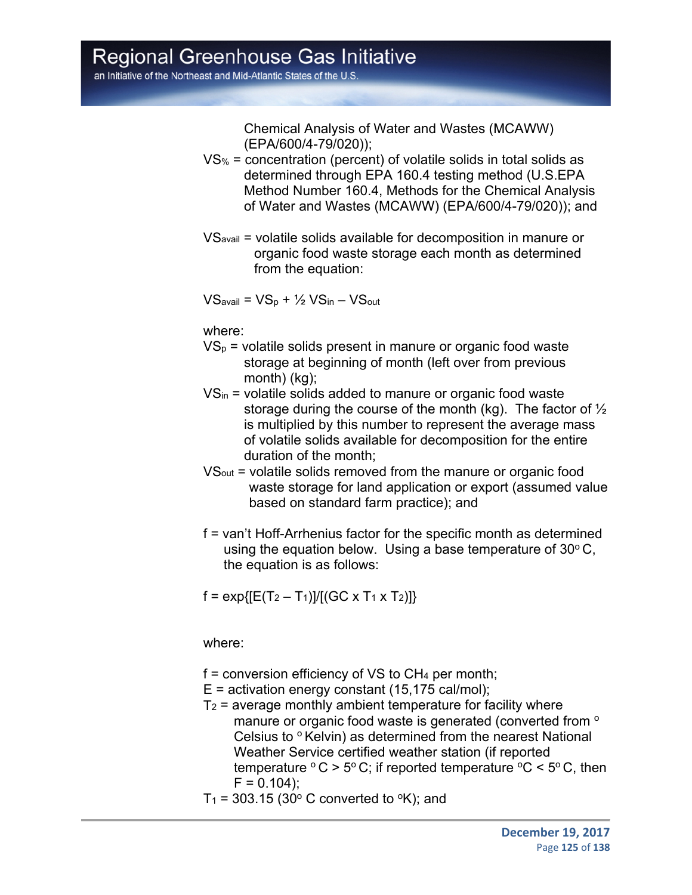Chemical Analysis of Water and Wastes (MCAWW) (EPA/600/4-79/020));

$VS_{\%}$ = concentration (percent) of volatile solids in total solids as determined through EPA 160.4 testing method (U.S.EPA Method Number 160.4, Methods for the Chemical Analysis of Water and Wastes (MCAWW) (EPA/600/4-79/020)); and

$VS_{avail}$ = volatile solids available for decomposition in manure or organic food waste storage each month as determined from the equation:

$$VS_{avail} = VS_p + \frac{1}{2} VS_{in} - VS_{out}$$

where:

$VS_p$ = volatile solids present in manure or organic food waste storage at beginning of month (left over from previous month) (kg);

$VS_{in}$ = volatile solids added to manure or organic food waste storage during the course of the month (kg). The factor of ½ is multiplied by this number to represent the average mass of volatile solids available for decomposition for the entire duration of the month;

$VS_{out}$ = volatile solids removed from the manure or organic food waste storage for land application or export (assumed value based on standard farm practice); and

f = van't Hoff-Arrhenius factor for the specific month as determined using the equation below. Using a base temperature of 30° C, the equation is as follows:

$$f = \exp\{[E(T_2 - T_1)]/[(GC \times T_1 \times T_2)]\}$$

where:

f = conversion efficiency of VS to $CH_4$ per month;

E = activation energy constant (15,175 cal/mol);

$T_2$ = average monthly ambient temperature for facility where manure or organic food waste is generated (converted from ° Celsius to ° Kelvin) as determined from the nearest National Weather Service certified weather station (if reported temperature °C > 5° C; if reported temperature °C < 5° C, then F = 0.104);

$T_1$ = 303.15 (30° C converted to °K); and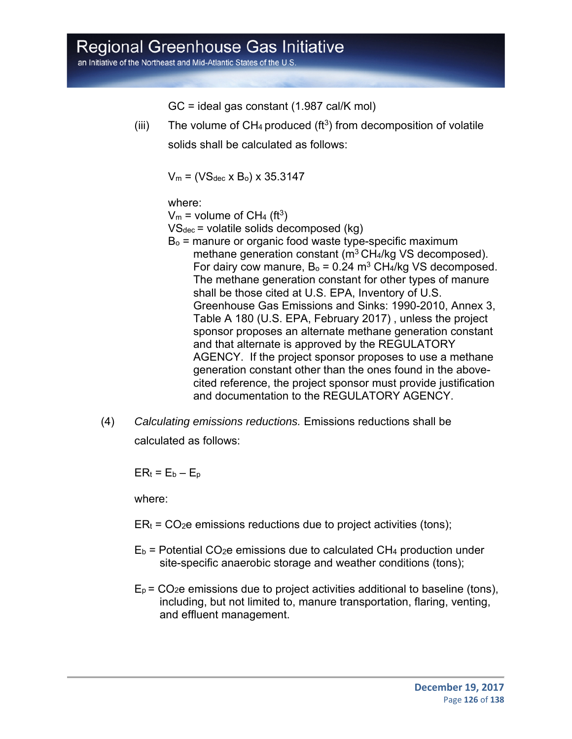GC = ideal gas constant (1.987 cal/K mol)

(iii) The volume of $CH_4$ produced ($ft^3$) from decomposition of volatile solids shall be calculated as follows:

$$V_m = (VS_{dec} \times B_o) \times 35.3147$$

where:

$V_m$ = volume of $CH_4$ ($ft^3$)

$VS_{dec}$ = volatile solids decomposed (kg)

$B_o$ = manure or organic food waste type-specific maximum methane generation constant ($m^3$ $CH_4$/kg VS decomposed). For dairy cow manure, $B_o$ = 0.24 $m^3$ $CH_4$/kg VS decomposed. The methane generation constant for other types of manure shall be those cited at U.S. EPA, Inventory of U.S. Greenhouse Gas Emissions and Sinks: 1990-2010, Annex 3, Table A 180 (U.S. EPA, February 2017) , unless the project sponsor proposes an alternate methane generation constant and that alternate is approved by the REGULATORY AGENCY. If the project sponsor proposes to use a methane generation constant other than the ones found in the above-cited reference, the project sponsor must provide justification and documentation to the REGULATORY AGENCY.

(4) *Calculating emissions reductions.* Emissions reductions shall be calculated as follows:

$$ER_t = E_b - E_p$$

where:

$ER_t$ = $CO_2e$ emissions reductions due to project activities (tons);

$E_b$ = Potential $CO_2e$ emissions due to calculated $CH_4$ production under site-specific anaerobic storage and weather conditions (tons);

$E_p$ = $CO_2e$ emissions due to project activities additional to baseline (tons), including, but not limited to, manure transportation, flaring, venting, and effluent management.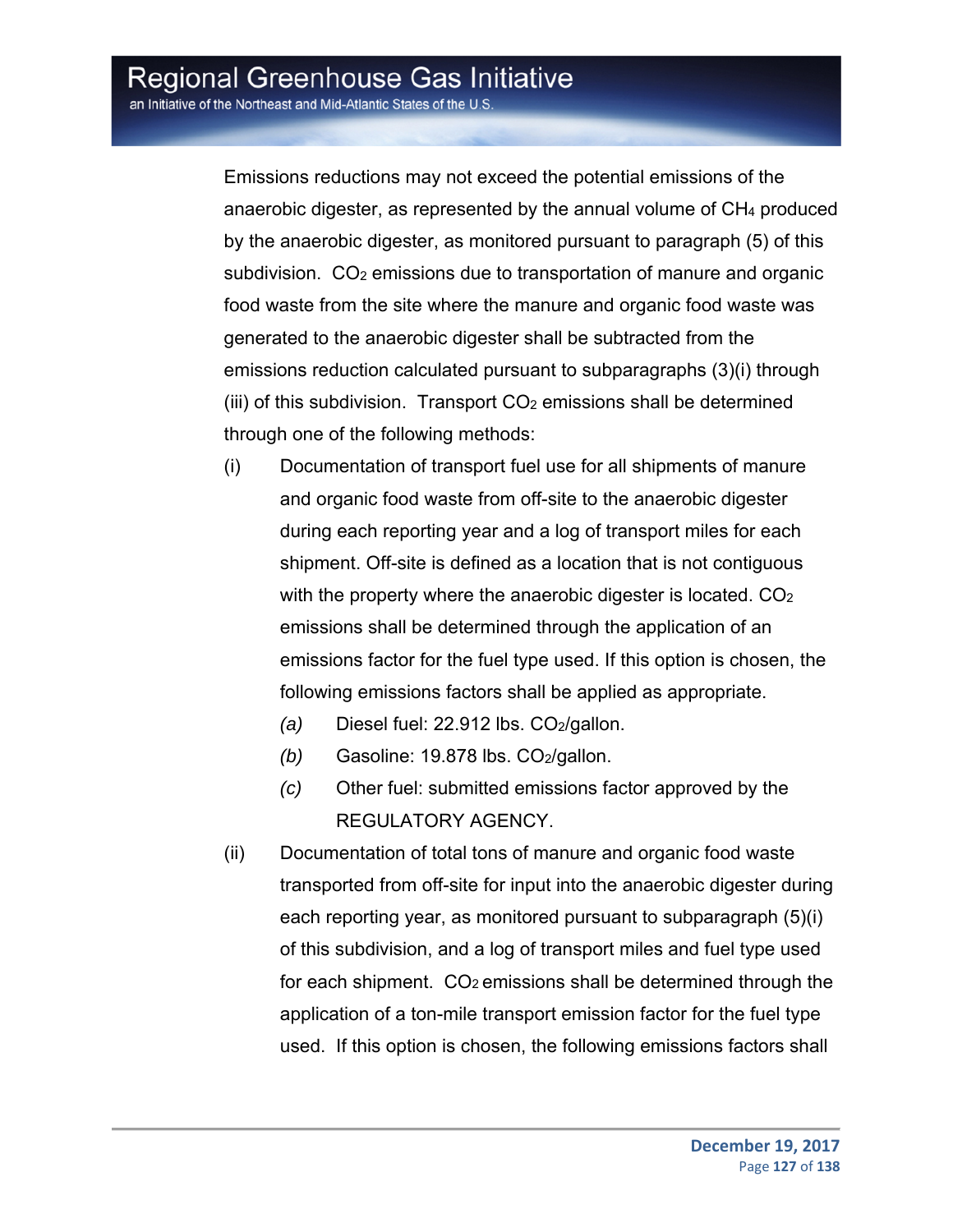Emissions reductions may not exceed the potential emissions of the anaerobic digester, as represented by the annual volume of $CH_4$ produced by the anaerobic digester, as monitored pursuant to paragraph (5) of this subdivision. $CO_2$ emissions due to transportation of manure and organic food waste from the site where the manure and organic food waste was generated to the anaerobic digester shall be subtracted from the emissions reduction calculated pursuant to subparagraphs (3)(i) through (iii) of this subdivision. Transport $CO_2$ emissions shall be determined through one of the following methods:

(i) Documentation of transport fuel use for all shipments of manure and organic food waste from off-site to the anaerobic digester during each reporting year and a log of transport miles for each shipment. Off-site is defined as a location that is not contiguous with the property where the anaerobic digester is located. $CO_2$ emissions shall be determined through the application of an emissions factor for the fuel type used. If this option is chosen, the following emissions factors shall be applied as appropriate.

*(a)* Diesel fuel: 22.912 lbs. $CO_2$/gallon.

*(b)* Gasoline: 19.878 lbs. $CO_2$/gallon.

*(c)* Other fuel: submitted emissions factor approved by the REGULATORY AGENCY.

(ii) Documentation of total tons of manure and organic food waste transported from off-site for input into the anaerobic digester during each reporting year, as monitored pursuant to subparagraph (5)(i) of this subdivision, and a log of transport miles and fuel type used for each shipment. $CO_2$ emissions shall be determined through the application of a ton-mile transport emission factor for the fuel type used. If this option is chosen, the following emissions factors shall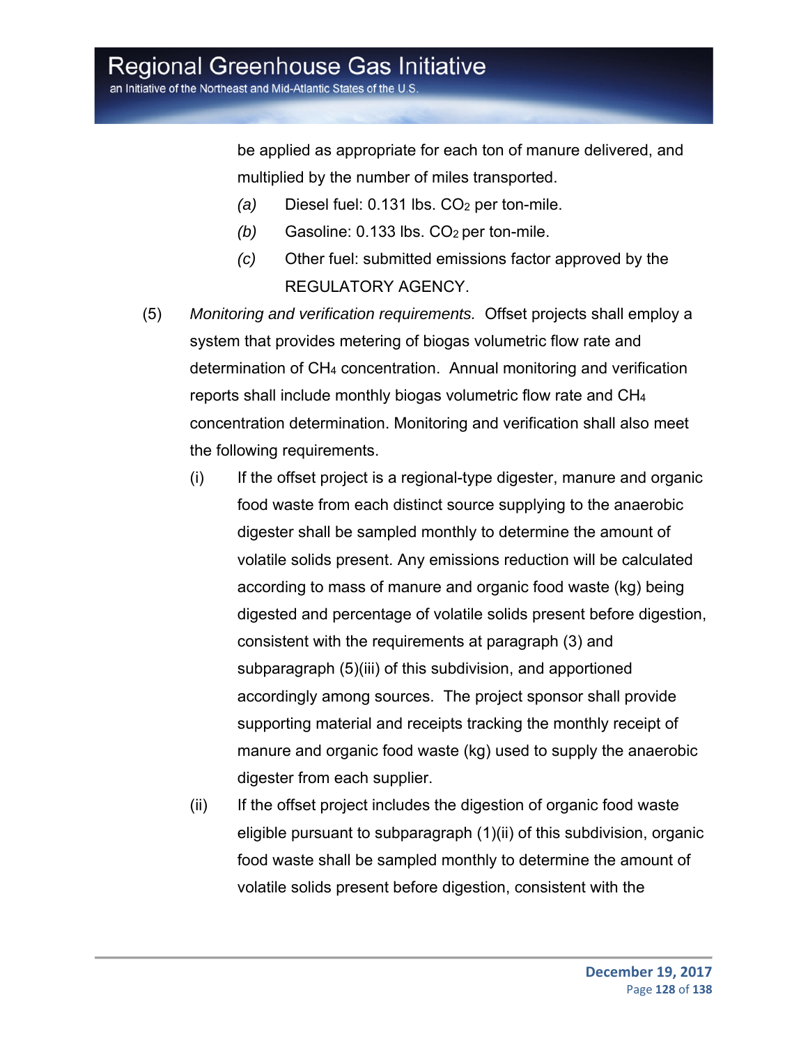be applied as appropriate for each ton of manure delivered, and multiplied by the number of miles transported.

*(a)* Diesel fuel: 0.131 lbs. $CO_2$ per ton-mile.

*(b)* Gasoline: 0.133 lbs. $CO_2$ per ton-mile.

*(c)* Other fuel: submitted emissions factor approved by the REGULATORY AGENCY.

(5) *Monitoring and verification requirements.* Offset projects shall employ a system that provides metering of biogas volumetric flow rate and determination of $CH_4$ concentration. Annual monitoring and verification reports shall include monthly biogas volumetric flow rate and $CH_4$ concentration determination. Monitoring and verification shall also meet the following requirements.

(i) If the offset project is a regional-type digester, manure and organic food waste from each distinct source supplying to the anaerobic digester shall be sampled monthly to determine the amount of volatile solids present. Any emissions reduction will be calculated according to mass of manure and organic food waste (kg) being digested and percentage of volatile solids present before digestion, consistent with the requirements at paragraph (3) and subparagraph (5)(iii) of this subdivision, and apportioned accordingly among sources. The project sponsor shall provide supporting material and receipts tracking the monthly receipt of manure and organic food waste (kg) used to supply the anaerobic digester from each supplier.

(ii) If the offset project includes the digestion of organic food waste eligible pursuant to subparagraph (1)(ii) of this subdivision, organic food waste shall be sampled monthly to determine the amount of volatile solids present before digestion, consistent with the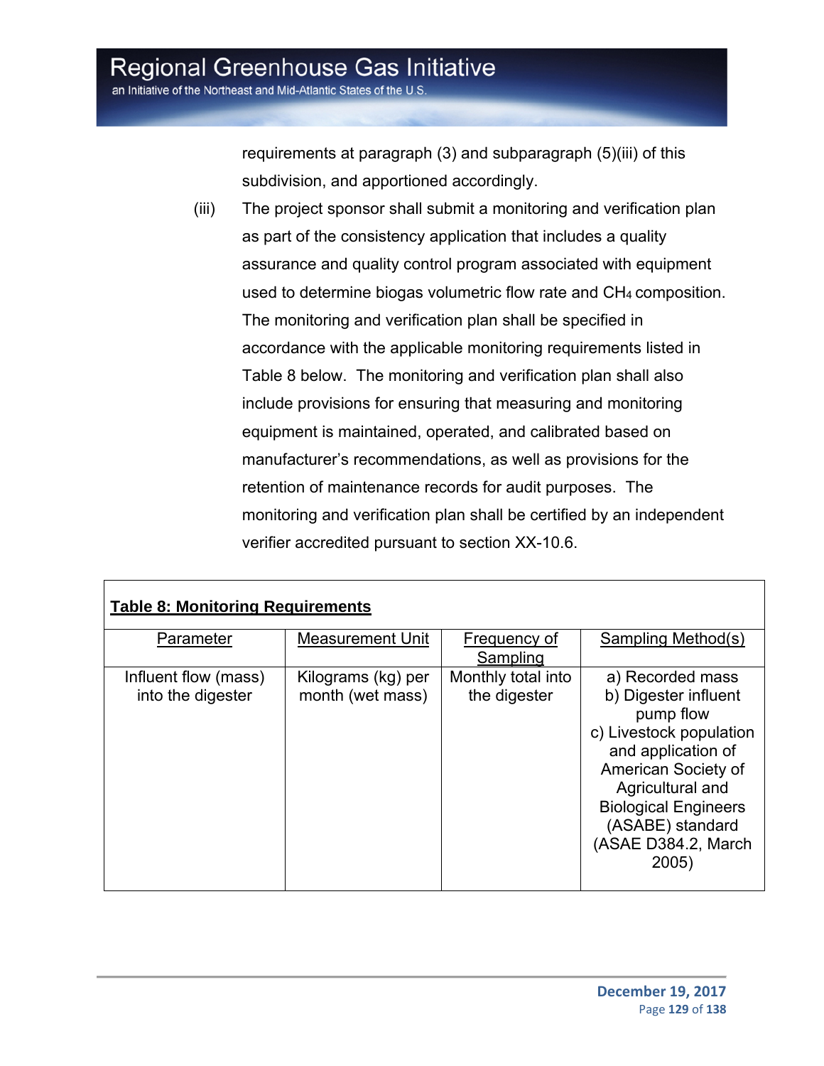requirements at paragraph (3) and subparagraph (5)(iii) of this subdivision, and apportioned accordingly.

(iii) The project sponsor shall submit a monitoring and verification plan as part of the consistency application that includes a quality assurance and quality control program associated with equipment used to determine biogas volumetric flow rate and $CH_4$ composition. The monitoring and verification plan shall be specified in accordance with the applicable monitoring requirements listed in Table 8 below. The monitoring and verification plan shall also include provisions for ensuring that measuring and monitoring equipment is maintained, operated, and calibrated based on manufacturer's recommendations, as well as provisions for the retention of maintenance records for audit purposes. The monitoring and verification plan shall be certified by an independent verifier accredited pursuant to section XX-10.6.

**Table 8: Monitoring Requirements**

| Parameter | Measurement Unit | Frequency of Sampling | Sampling Method(s) |
|---|---|---|---|
| Influent flow (mass) into the digester | Kilograms (kg) per month (wet mass) | Monthly total into the digester | a) Recorded mass<br>b) Digester influent pump flow<br>c) Livestock population and application of American Society of Agricultural and Biological Engineers (ASABE) standard (ASAE D384.2, March 2005) |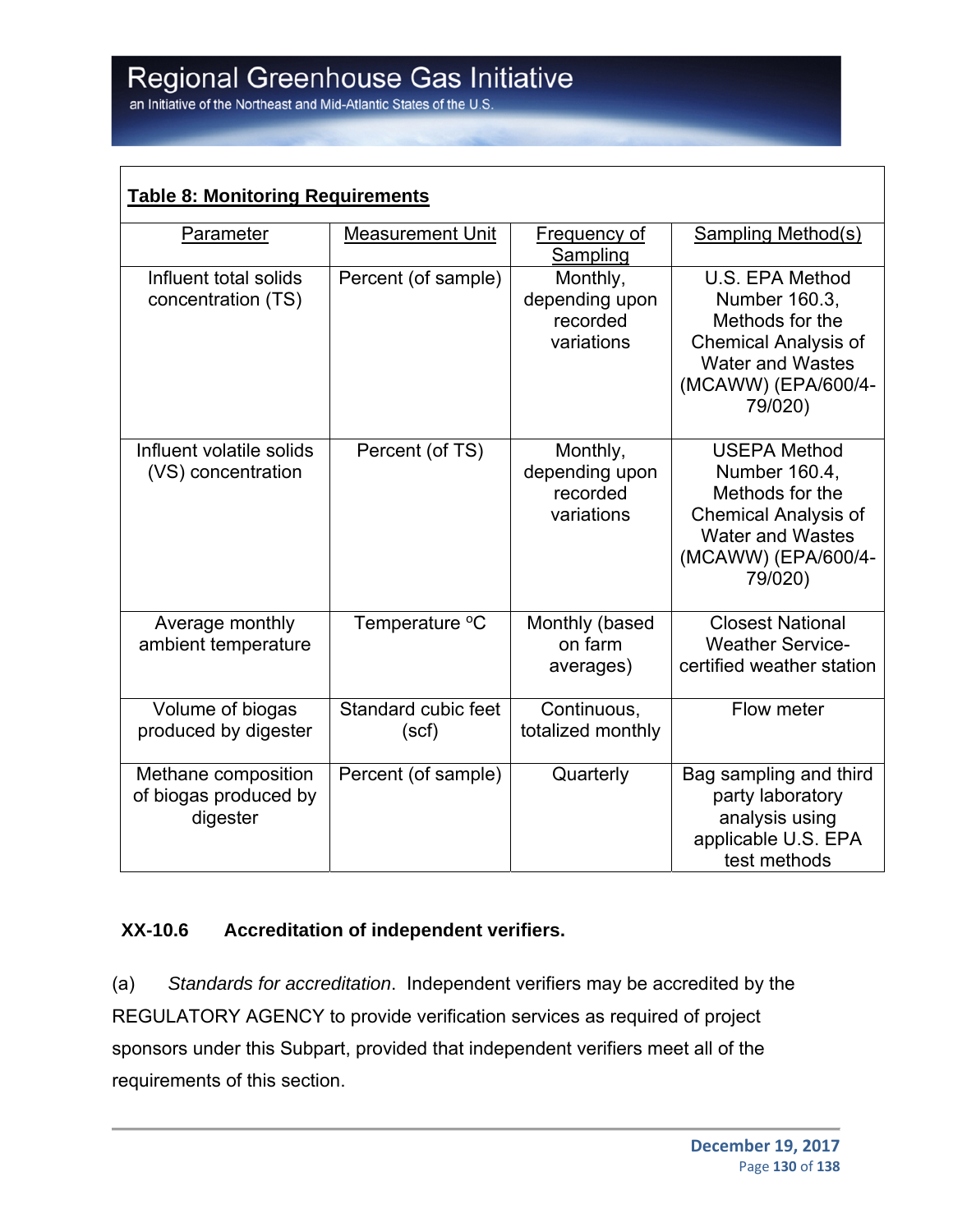**Table 8: Monitoring Requirements**

| Parameter | Measurement Unit | Frequency of Sampling | Sampling Method(s) |
|---|---|---|---|
| Influent total solids concentration (TS) | Percent (of sample) | Monthly, depending upon recorded variations | U.S. EPA Method Number 160.3, Methods for the Chemical Analysis of Water and Wastes (MCAWW) (EPA/600/4-79/020) |
| Influent volatile solids (VS) concentration | Percent (of TS) | Monthly, depending upon recorded variations | USEPA Method Number 160.4, Methods for the Chemical Analysis of Water and Wastes (MCAWW) (EPA/600/4-79/020) |
| Average monthly ambient temperature | Temperature ºC | Monthly (based on farm averages) | Closest National Weather Service-certified weather station |
| Volume of biogas produced by digester | Standard cubic feet (scf) | Continuous, totalized monthly | Flow meter |
| Methane composition of biogas produced by digester | Percent (of sample) | Quarterly | Bag sampling and third party laboratory analysis using applicable U.S. EPA test methods |

**XX-10.6 Accreditation of independent verifiers.**

(a) *Standards for accreditation*. Independent verifiers may be accredited by the REGULATORY AGENCY to provide verification services as required of project sponsors under this Subpart, provided that independent verifiers meet all of the requirements of this section.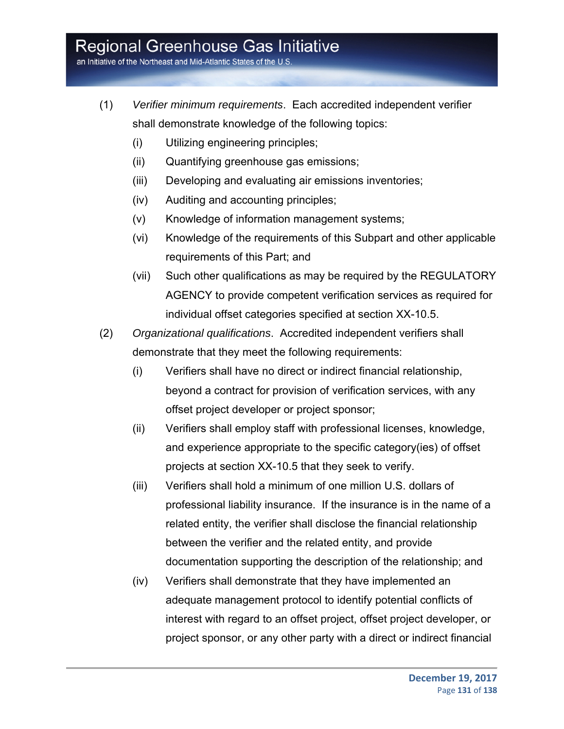(1) *Verifier minimum requirements*. Each accredited independent verifier shall demonstrate knowledge of the following topics:

   (i) Utilizing engineering principles;

   (ii) Quantifying greenhouse gas emissions;

   (iii) Developing and evaluating air emissions inventories;

   (iv) Auditing and accounting principles;

   (v) Knowledge of information management systems;

   (vi) Knowledge of the requirements of this Subpart and other applicable requirements of this Part; and

   (vii) Such other qualifications as may be required by the REGULATORY AGENCY to provide competent verification services as required for individual offset categories specified at section XX-10.5.

(2) *Organizational qualifications*. Accredited independent verifiers shall demonstrate that they meet the following requirements:

   (i) Verifiers shall have no direct or indirect financial relationship, beyond a contract for provision of verification services, with any offset project developer or project sponsor;

   (ii) Verifiers shall employ staff with professional licenses, knowledge, and experience appropriate to the specific category(ies) of offset projects at section XX-10.5 that they seek to verify.

   (iii) Verifiers shall hold a minimum of one million U.S. dollars of professional liability insurance. If the insurance is in the name of a related entity, the verifier shall disclose the financial relationship between the verifier and the related entity, and provide documentation supporting the description of the relationship; and

   (iv) Verifiers shall demonstrate that they have implemented an adequate management protocol to identify potential conflicts of interest with regard to an offset project, offset project developer, or project sponsor, or any other party with a direct or indirect financial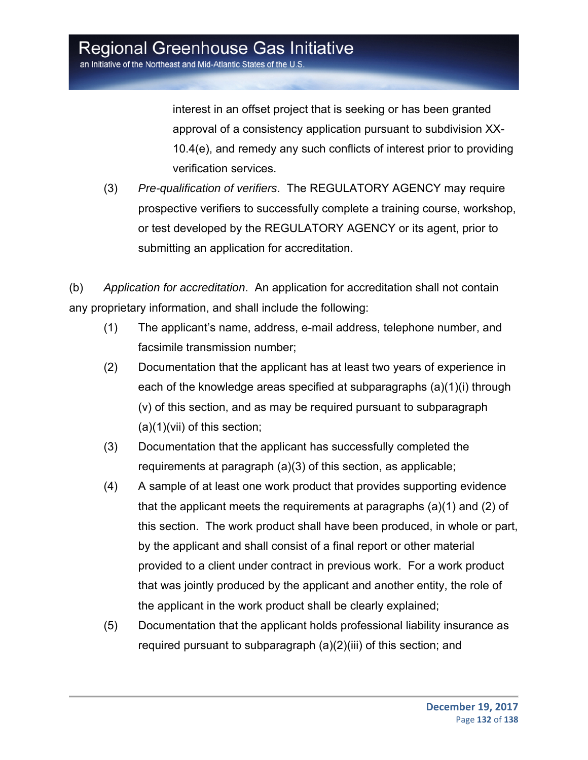interest in an offset project that is seeking or has been granted approval of a consistency application pursuant to subdivision XX-10.4(e), and remedy any such conflicts of interest prior to providing verification services.

(3) *Pre-qualification of verifiers*. The REGULATORY AGENCY may require prospective verifiers to successfully complete a training course, workshop, or test developed by the REGULATORY AGENCY or its agent, prior to submitting an application for accreditation.

(b) *Application for accreditation*. An application for accreditation shall not contain any proprietary information, and shall include the following:

(1) The applicant's name, address, e-mail address, telephone number, and facsimile transmission number;

(2) Documentation that the applicant has at least two years of experience in each of the knowledge areas specified at subparagraphs (a)(1)(i) through (v) of this section, and as may be required pursuant to subparagraph (a)(1)(vii) of this section;

(3) Documentation that the applicant has successfully completed the requirements at paragraph (a)(3) of this section, as applicable;

(4) A sample of at least one work product that provides supporting evidence that the applicant meets the requirements at paragraphs (a)(1) and (2) of this section. The work product shall have been produced, in whole or part, by the applicant and shall consist of a final report or other material provided to a client under contract in previous work. For a work product that was jointly produced by the applicant and another entity, the role of the applicant in the work product shall be clearly explained;

(5) Documentation that the applicant holds professional liability insurance as required pursuant to subparagraph (a)(2)(iii) of this section; and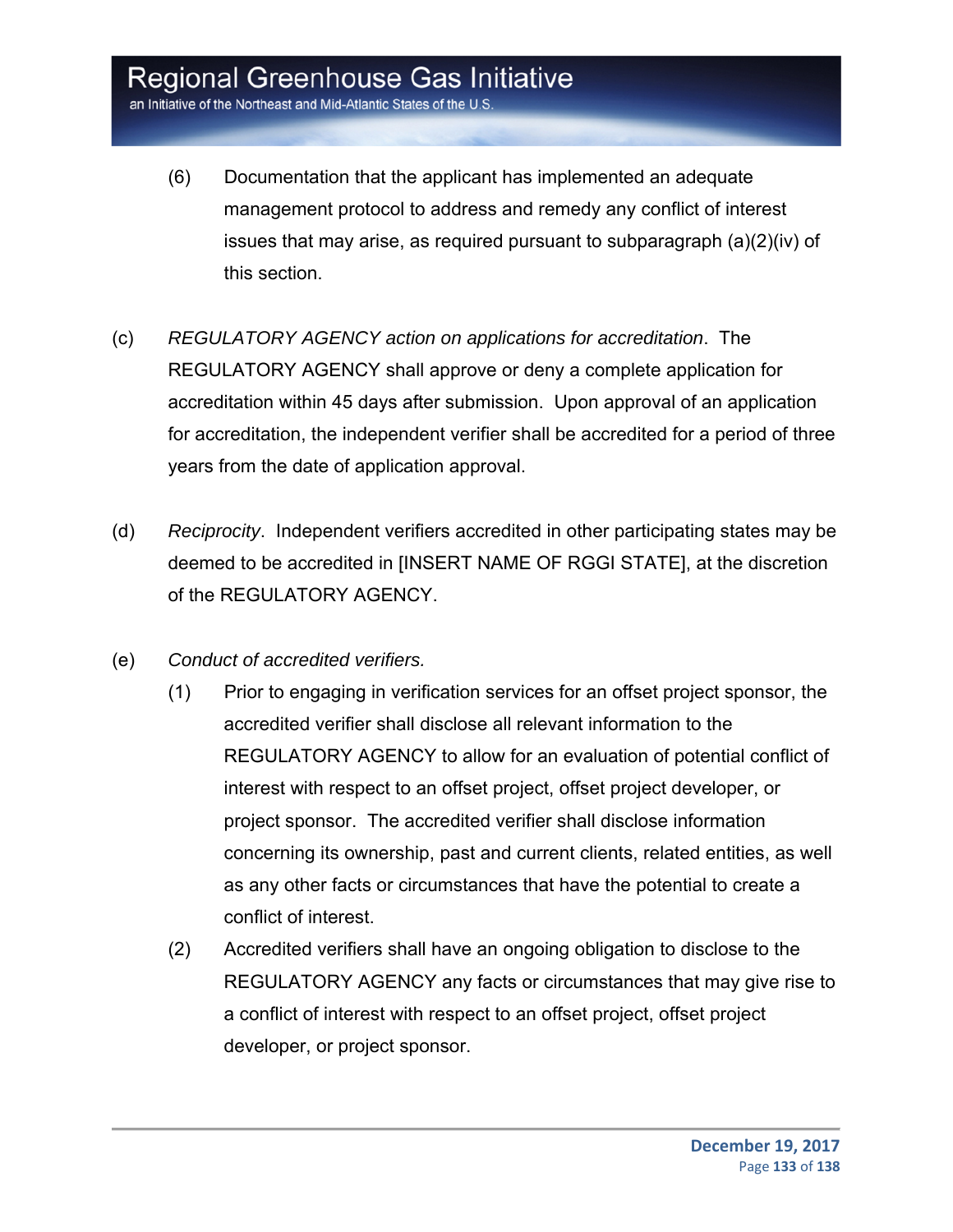(6) Documentation that the applicant has implemented an adequate management protocol to address and remedy any conflict of interest issues that may arise, as required pursuant to subparagraph (a)(2)(iv) of this section.

(c) *REGULATORY AGENCY action on applications for accreditation*. The REGULATORY AGENCY shall approve or deny a complete application for accreditation within 45 days after submission. Upon approval of an application for accreditation, the independent verifier shall be accredited for a period of three years from the date of application approval.

(d) *Reciprocity*. Independent verifiers accredited in other participating states may be deemed to be accredited in [INSERT NAME OF RGGI STATE], at the discretion of the REGULATORY AGENCY.

(e) *Conduct of accredited verifiers.*

(1) Prior to engaging in verification services for an offset project sponsor, the accredited verifier shall disclose all relevant information to the REGULATORY AGENCY to allow for an evaluation of potential conflict of interest with respect to an offset project, offset project developer, or project sponsor. The accredited verifier shall disclose information concerning its ownership, past and current clients, related entities, as well as any other facts or circumstances that have the potential to create a conflict of interest.

(2) Accredited verifiers shall have an ongoing obligation to disclose to the REGULATORY AGENCY any facts or circumstances that may give rise to a conflict of interest with respect to an offset project, offset project developer, or project sponsor.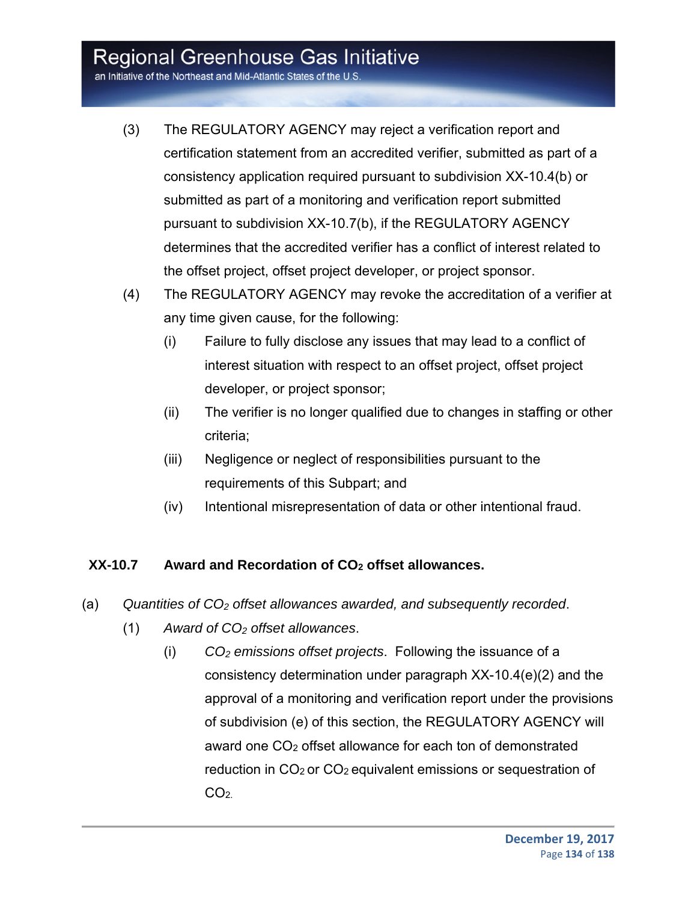(3) The REGULATORY AGENCY may reject a verification report and certification statement from an accredited verifier, submitted as part of a consistency application required pursuant to subdivision XX-10.4(b) or submitted as part of a monitoring and verification report submitted pursuant to subdivision XX-10.7(b), if the REGULATORY AGENCY determines that the accredited verifier has a conflict of interest related to the offset project, offset project developer, or project sponsor.

(4) The REGULATORY AGENCY may revoke the accreditation of a verifier at any time given cause, for the following:

(i) Failure to fully disclose any issues that may lead to a conflict of interest situation with respect to an offset project, offset project developer, or project sponsor;

(ii) The verifier is no longer qualified due to changes in staffing or other criteria;

(iii) Negligence or neglect of responsibilities pursuant to the requirements of this Subpart; and

(iv) Intentional misrepresentation of data or other intentional fraud.

## XX-10.7 Award and Recordation of $CO_2$ offset allowances.

(a) *Quantities of $CO_2$ offset allowances awarded, and subsequently recorded*.

(1) *Award of $CO_2$ offset allowances*.

(i) *$CO_2$ emissions offset projects*. Following the issuance of a consistency determination under paragraph XX-10.4(e)(2) and the approval of a monitoring and verification report under the provisions of subdivision (e) of this section, the REGULATORY AGENCY will award one $CO_2$ offset allowance for each ton of demonstrated reduction in $CO_2$ or $CO_2$ equivalent emissions or sequestration of $CO_2$.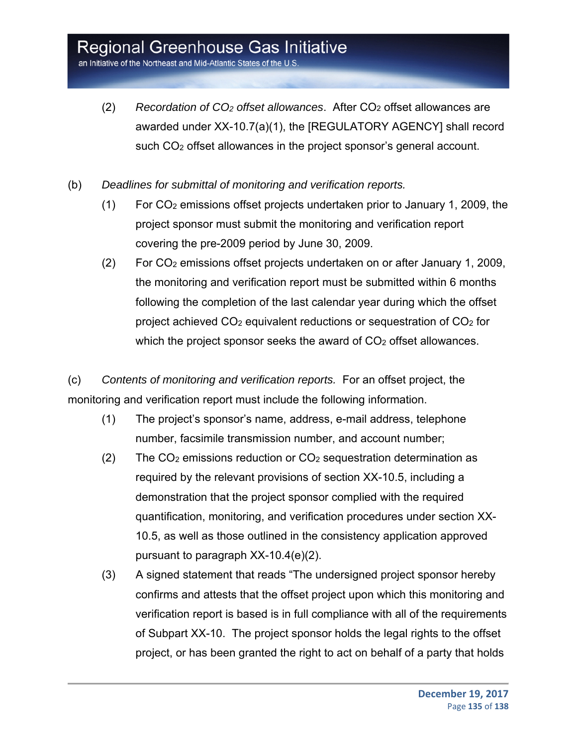(2) *Recordation of $CO_2$ offset allowances*. After $CO_2$ offset allowances are awarded under XX-10.7(a)(1), the [REGULATORY AGENCY] shall record such $CO_2$ offset allowances in the project sponsor's general account.

(b) *Deadlines for submittal of monitoring and verification reports.*

(1) For $CO_2$ emissions offset projects undertaken prior to January 1, 2009, the project sponsor must submit the monitoring and verification report covering the pre-2009 period by June 30, 2009.

(2) For $CO_2$ emissions offset projects undertaken on or after January 1, 2009, the monitoring and verification report must be submitted within 6 months following the completion of the last calendar year during which the offset project achieved $CO_2$ equivalent reductions or sequestration of $CO_2$ for which the project sponsor seeks the award of $CO_2$ offset allowances.

(c) *Contents of monitoring and verification reports.* For an offset project, the monitoring and verification report must include the following information.

(1) The project's sponsor's name, address, e-mail address, telephone number, facsimile transmission number, and account number;

(2) The $CO_2$ emissions reduction or $CO_2$ sequestration determination as required by the relevant provisions of section XX-10.5, including a demonstration that the project sponsor complied with the required quantification, monitoring, and verification procedures under section XX-10.5, as well as those outlined in the consistency application approved pursuant to paragraph XX-10.4(e)(2).

(3) A signed statement that reads "The undersigned project sponsor hereby confirms and attests that the offset project upon which this monitoring and verification report is based is in full compliance with all of the requirements of Subpart XX-10. The project sponsor holds the legal rights to the offset project, or has been granted the right to act on behalf of a party that holds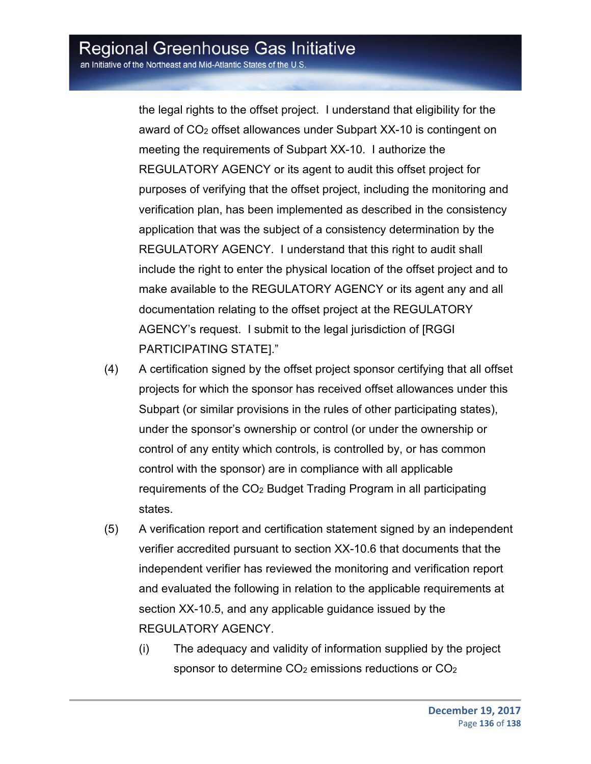the legal rights to the offset project. I understand that eligibility for the award of $CO_2$ offset allowances under Subpart XX-10 is contingent on meeting the requirements of Subpart XX-10. I authorize the REGULATORY AGENCY or its agent to audit this offset project for purposes of verifying that the offset project, including the monitoring and verification plan, has been implemented as described in the consistency application that was the subject of a consistency determination by the REGULATORY AGENCY. I understand that this right to audit shall include the right to enter the physical location of the offset project and to make available to the REGULATORY AGENCY or its agent any and all documentation relating to the offset project at the REGULATORY AGENCY's request. I submit to the legal jurisdiction of [RGGI PARTICIPATING STATE]."

(4) A certification signed by the offset project sponsor certifying that all offset projects for which the sponsor has received offset allowances under this Subpart (or similar provisions in the rules of other participating states), under the sponsor's ownership or control (or under the ownership or control of any entity which controls, is controlled by, or has common control with the sponsor) are in compliance with all applicable requirements of the $CO_2$ Budget Trading Program in all participating states.

(5) A verification report and certification statement signed by an independent verifier accredited pursuant to section XX-10.6 that documents that the independent verifier has reviewed the monitoring and verification report and evaluated the following in relation to the applicable requirements at section XX-10.5, and any applicable guidance issued by the REGULATORY AGENCY.

   (i) The adequacy and validity of information supplied by the project sponsor to determine $CO_2$ emissions reductions or $CO_2$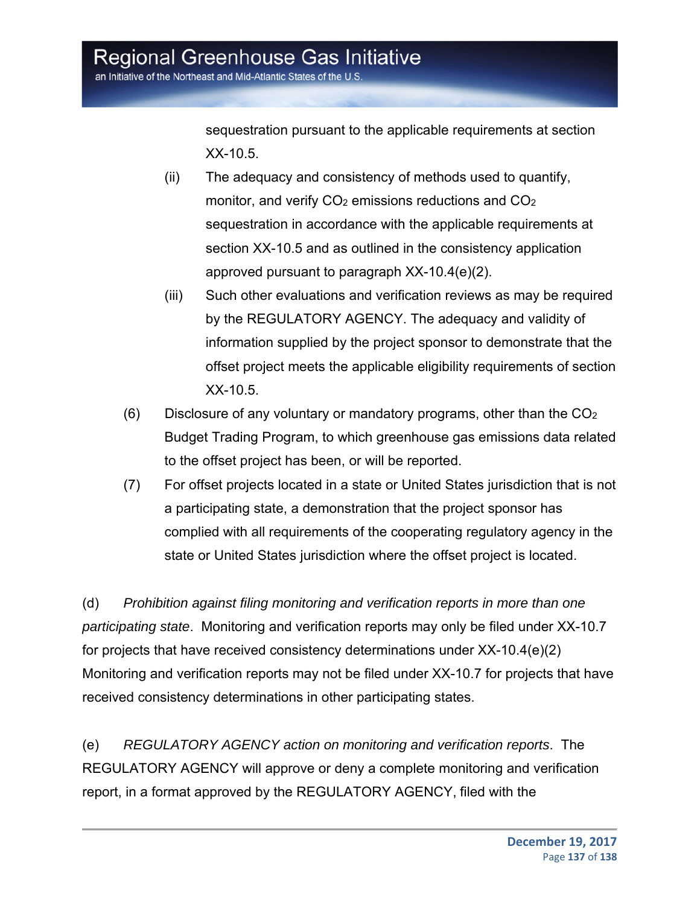sequestration pursuant to the applicable requirements at section XX-10.5.

(ii) The adequacy and consistency of methods used to quantify, monitor, and verify $CO_2$ emissions reductions and $CO_2$ sequestration in accordance with the applicable requirements at section XX-10.5 and as outlined in the consistency application approved pursuant to paragraph XX-10.4(e)(2).

(iii) Such other evaluations and verification reviews as may be required by the REGULATORY AGENCY. The adequacy and validity of information supplied by the project sponsor to demonstrate that the offset project meets the applicable eligibility requirements of section XX-10.5.

(6) Disclosure of any voluntary or mandatory programs, other than the $CO_2$ Budget Trading Program, to which greenhouse gas emissions data related to the offset project has been, or will be reported.

(7) For offset projects located in a state or United States jurisdiction that is not a participating state, a demonstration that the project sponsor has complied with all requirements of the cooperating regulatory agency in the state or United States jurisdiction where the offset project is located.

(d) *Prohibition against filing monitoring and verification reports in more than one participating state*. Monitoring and verification reports may only be filed under XX-10.7 for projects that have received consistency determinations under XX-10.4(e)(2) Monitoring and verification reports may not be filed under XX-10.7 for projects that have received consistency determinations in other participating states.

(e) *REGULATORY AGENCY action on monitoring and verification reports*. The REGULATORY AGENCY will approve or deny a complete monitoring and verification report, in a format approved by the REGULATORY AGENCY, filed with the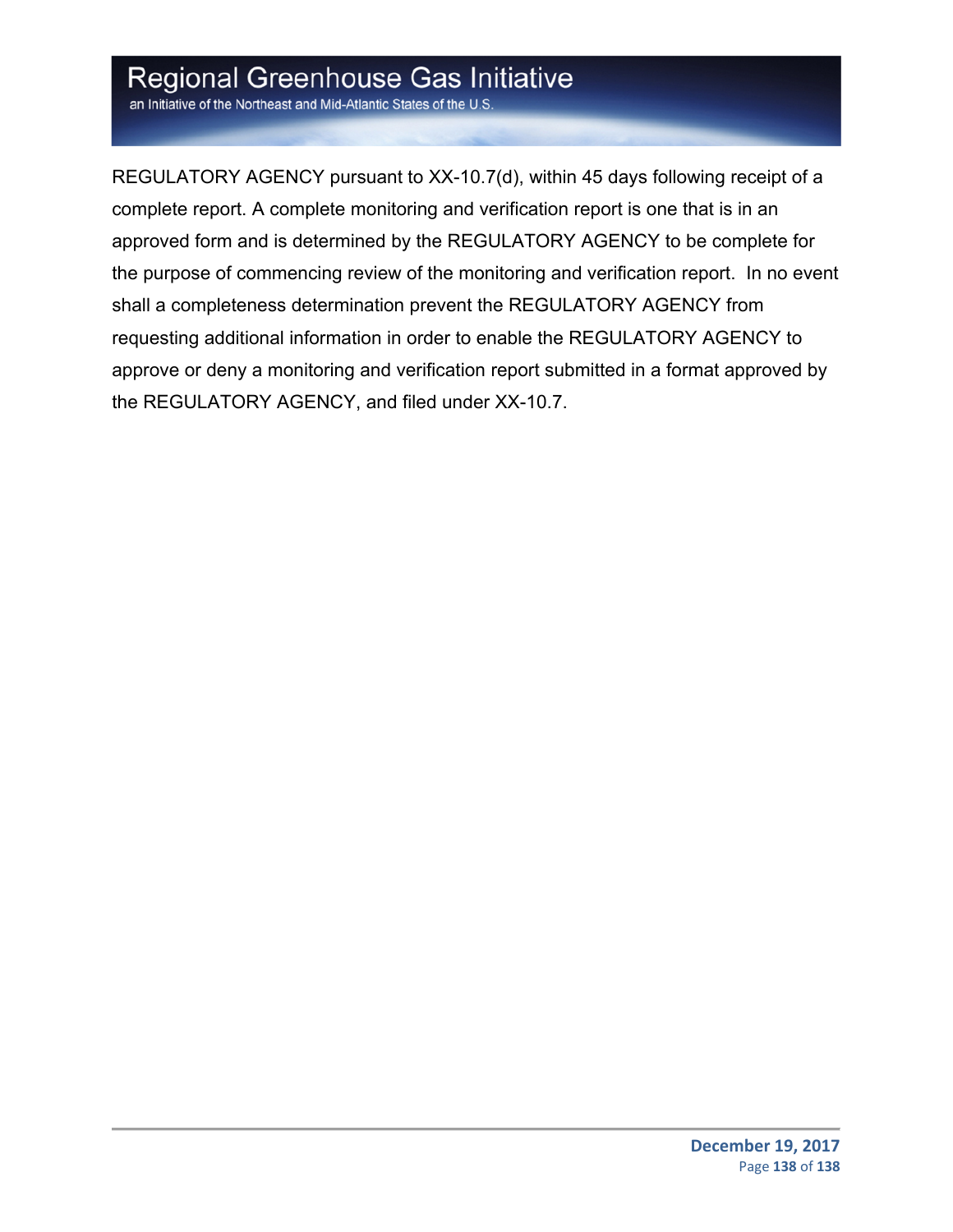REGULATORY AGENCY pursuant to XX-10.7(d), within 45 days following receipt of a complete report. A complete monitoring and verification report is one that is in an approved form and is determined by the REGULATORY AGENCY to be complete for the purpose of commencing review of the monitoring and verification report. In no event shall a completeness determination prevent the REGULATORY AGENCY from requesting additional information in order to enable the REGULATORY AGENCY to approve or deny a monitoring and verification report submitted in a format approved by the REGULATORY AGENCY, and filed under XX-10.7.